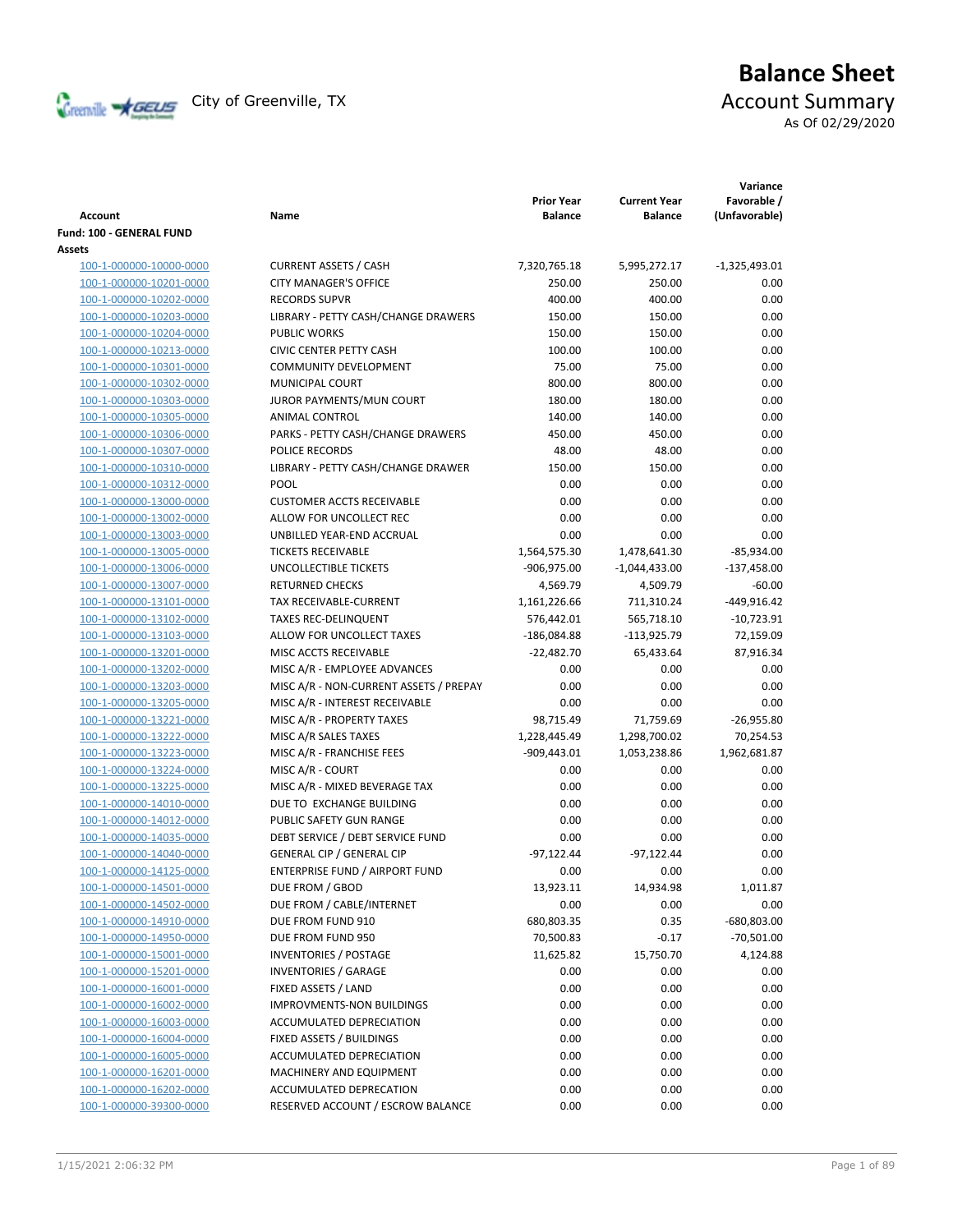# Balance Sheet

City of Greenville, TX

## Account Summary

As Of 02/29/2020

| Account | Name | Prior Year Balance | Current Year Balance | Variance Favorable / (Unfavorable) |
|---|---|---|---|---|
| **Fund: 100 - GENERAL FUND** | | | | |
| **Assets** | | | | |
| 100-1-000000-10000-0000 | CURRENT ASSETS / CASH | 7,320,765.18 | 5,995,272.17 | -1,325,493.01 |
| 100-1-000000-10201-0000 | CITY MANAGER'S OFFICE | 250.00 | 250.00 | 0.00 |
| 100-1-000000-10202-0000 | RECORDS SUPVR | 400.00 | 400.00 | 0.00 |
| 100-1-000000-10203-0000 | LIBRARY - PETTY CASH/CHANGE DRAWERS | 150.00 | 150.00 | 0.00 |
| 100-1-000000-10204-0000 | PUBLIC WORKS | 150.00 | 150.00 | 0.00 |
| 100-1-000000-10213-0000 | CIVIC CENTER PETTY CASH | 100.00 | 100.00 | 0.00 |
| 100-1-000000-10301-0000 | COMMUNITY DEVELOPMENT | 75.00 | 75.00 | 0.00 |
| 100-1-000000-10302-0000 | MUNICIPAL COURT | 800.00 | 800.00 | 0.00 |
| 100-1-000000-10303-0000 | JUROR PAYMENTS/MUN COURT | 180.00 | 180.00 | 0.00 |
| 100-1-000000-10305-0000 | ANIMAL CONTROL | 140.00 | 140.00 | 0.00 |
| 100-1-000000-10306-0000 | PARKS - PETTY CASH/CHANGE DRAWERS | 450.00 | 450.00 | 0.00 |
| 100-1-000000-10307-0000 | POLICE RECORDS | 48.00 | 48.00 | 0.00 |
| 100-1-000000-10310-0000 | LIBRARY - PETTY CASH/CHANGE DRAWER | 150.00 | 150.00 | 0.00 |
| 100-1-000000-10312-0000 | POOL | 0.00 | 0.00 | 0.00 |
| 100-1-000000-13000-0000 | CUSTOMER ACCTS RECEIVABLE | 0.00 | 0.00 | 0.00 |
| 100-1-000000-13002-0000 | ALLOW FOR UNCOLLECT REC | 0.00 | 0.00 | 0.00 |
| 100-1-000000-13003-0000 | UNBILLED YEAR-END ACCRUAL | 0.00 | 0.00 | 0.00 |
| 100-1-000000-13005-0000 | TICKETS RECEIVABLE | 1,564,575.30 | 1,478,641.30 | -85,934.00 |
| 100-1-000000-13006-0000 | UNCOLLECTIBLE TICKETS | -906,975.00 | -1,044,433.00 | -137,458.00 |
| 100-1-000000-13007-0000 | RETURNED CHECKS | 4,569.79 | 4,509.79 | -60.00 |
| 100-1-000000-13101-0000 | TAX RECEIVABLE-CURRENT | 1,161,226.66 | 711,310.24 | -449,916.42 |
| 100-1-000000-13102-0000 | TAXES REC-DELINQUENT | 576,442.01 | 565,718.10 | -10,723.91 |
| 100-1-000000-13103-0000 | ALLOW FOR UNCOLLECT TAXES | -186,084.88 | -113,925.79 | 72,159.09 |
| 100-1-000000-13201-0000 | MISC ACCTS RECEIVABLE | -22,482.70 | 65,433.64 | 87,916.34 |
| 100-1-000000-13202-0000 | MISC A/R - EMPLOYEE ADVANCES | 0.00 | 0.00 | 0.00 |
| 100-1-000000-13203-0000 | MISC A/R - NON-CURRENT ASSETS / PREPAY | 0.00 | 0.00 | 0.00 |
| 100-1-000000-13205-0000 | MISC A/R - INTEREST RECEIVABLE | 0.00 | 0.00 | 0.00 |
| 100-1-000000-13221-0000 | MISC A/R - PROPERTY TAXES | 98,715.49 | 71,759.69 | -26,955.80 |
| 100-1-000000-13222-0000 | MISC A/R SALES TAXES | 1,228,445.49 | 1,298,700.02 | 70,254.53 |
| 100-1-000000-13223-0000 | MISC A/R - FRANCHISE FEES | -909,443.01 | 1,053,238.86 | 1,962,681.87 |
| 100-1-000000-13224-0000 | MISC A/R - COURT | 0.00 | 0.00 | 0.00 |
| 100-1-000000-13225-0000 | MISC A/R - MIXED BEVERAGE TAX | 0.00 | 0.00 | 0.00 |
| 100-1-000000-14010-0000 | DUE TO EXCHANGE BUILDING | 0.00 | 0.00 | 0.00 |
| 100-1-000000-14012-0000 | PUBLIC SAFETY GUN RANGE | 0.00 | 0.00 | 0.00 |
| 100-1-000000-14035-0000 | DEBT SERVICE / DEBT SERVICE FUND | 0.00 | 0.00 | 0.00 |
| 100-1-000000-14040-0000 | GENERAL CIP / GENERAL CIP | -97,122.44 | -97,122.44 | 0.00 |
| 100-1-000000-14125-0000 | ENTERPRISE FUND / AIRPORT FUND | 0.00 | 0.00 | 0.00 |
| 100-1-000000-14501-0000 | DUE FROM / GBOD | 13,923.11 | 14,934.98 | 1,011.87 |
| 100-1-000000-14502-0000 | DUE FROM / CABLE/INTERNET | 0.00 | 0.00 | 0.00 |
| 100-1-000000-14910-0000 | DUE FROM FUND 910 | 680,803.35 | 0.35 | -680,803.00 |
| 100-1-000000-14950-0000 | DUE FROM FUND 950 | 70,500.83 | -0.17 | -70,501.00 |
| 100-1-000000-15001-0000 | INVENTORIES / POSTAGE | 11,625.82 | 15,750.70 | 4,124.88 |
| 100-1-000000-15201-0000 | INVENTORIES / GARAGE | 0.00 | 0.00 | 0.00 |
| 100-1-000000-16001-0000 | FIXED ASSETS / LAND | 0.00 | 0.00 | 0.00 |
| 100-1-000000-16002-0000 | IMPROVMENTS-NON BUILDINGS | 0.00 | 0.00 | 0.00 |
| 100-1-000000-16003-0000 | ACCUMULATED DEPRECIATION | 0.00 | 0.00 | 0.00 |
| 100-1-000000-16004-0000 | FIXED ASSETS / BUILDINGS | 0.00 | 0.00 | 0.00 |
| 100-1-000000-16005-0000 | ACCUMULATED DEPRECIATION | 0.00 | 0.00 | 0.00 |
| 100-1-000000-16201-0000 | MACHINERY AND EQUIPMENT | 0.00 | 0.00 | 0.00 |
| 100-1-000000-16202-0000 | ACCUMULATED DEPRECATION | 0.00 | 0.00 | 0.00 |
| 100-1-000000-39300-0000 | RESERVED ACCOUNT / ESCROW BALANCE | 0.00 | 0.00 | 0.00 |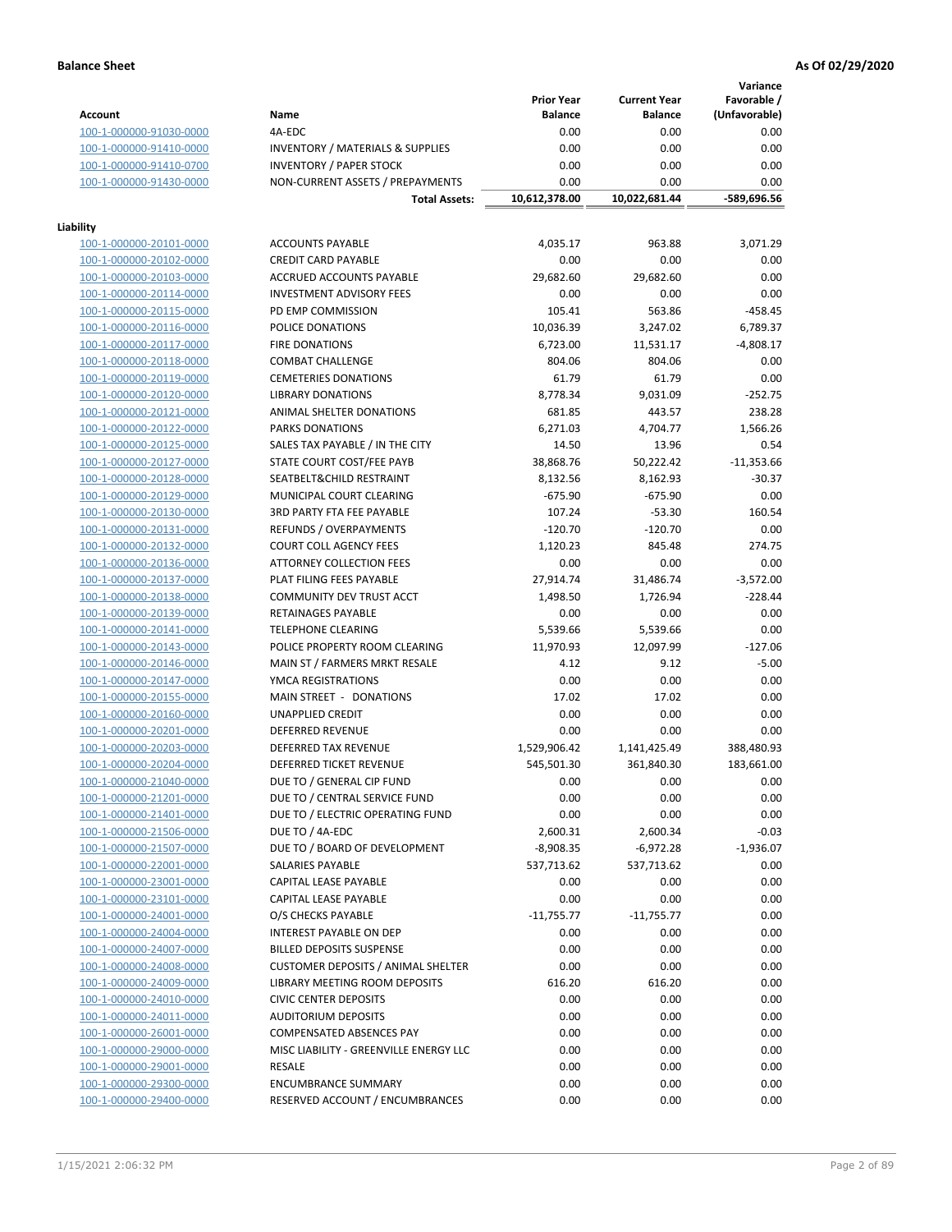**Balance Sheet** **As Of 02/29/2020**

| Account | Name | Prior Year Balance | Current Year Balance | Variance Favorable / (Unfavorable) |
|---|---|---|---|---|
| 100-1-000000-91030-0000 | 4A-EDC | 0.00 | 0.00 | 0.00 |
| 100-1-000000-91410-0000 | INVENTORY / MATERIALS & SUPPLIES | 0.00 | 0.00 | 0.00 |
| 100-1-000000-91410-0700 | INVENTORY / PAPER STOCK | 0.00 | 0.00 | 0.00 |
| 100-1-000000-91430-0000 | NON-CURRENT ASSETS / PREPAYMENTS | 0.00 | 0.00 | 0.00 |
| | **Total Assets:** | 10,612,378.00 | 10,022,681.44 | -589,696.56 |

**Liability**

| Account | Name | Prior Year Balance | Current Year Balance | Variance Favorable / (Unfavorable) |
|---|---|---|---|---|
| 100-1-000000-20101-0000 | ACCOUNTS PAYABLE | 4,035.17 | 963.88 | 3,071.29 |
| 100-1-000000-20102-0000 | CREDIT CARD PAYABLE | 0.00 | 0.00 | 0.00 |
| 100-1-000000-20103-0000 | ACCRUED ACCOUNTS PAYABLE | 29,682.60 | 29,682.60 | 0.00 |
| 100-1-000000-20114-0000 | INVESTMENT ADVISORY FEES | 0.00 | 0.00 | 0.00 |
| 100-1-000000-20115-0000 | PD EMP COMMISSION | 105.41 | 563.86 | -458.45 |
| 100-1-000000-20116-0000 | POLICE DONATIONS | 10,036.39 | 3,247.02 | 6,789.37 |
| 100-1-000000-20117-0000 | FIRE DONATIONS | 6,723.00 | 11,531.17 | -4,808.17 |
| 100-1-000000-20118-0000 | COMBAT CHALLENGE | 804.06 | 804.06 | 0.00 |
| 100-1-000000-20119-0000 | CEMETERIES DONATIONS | 61.79 | 61.79 | 0.00 |
| 100-1-000000-20120-0000 | LIBRARY DONATIONS | 8,778.34 | 9,031.09 | -252.75 |
| 100-1-000000-20121-0000 | ANIMAL SHELTER DONATIONS | 681.85 | 443.57 | 238.28 |
| 100-1-000000-20122-0000 | PARKS DONATIONS | 6,271.03 | 4,704.77 | 1,566.26 |
| 100-1-000000-20125-0000 | SALES TAX PAYABLE / IN THE CITY | 14.50 | 13.96 | 0.54 |
| 100-1-000000-20127-0000 | STATE COURT COST/FEE PAYB | 38,868.76 | 50,222.42 | -11,353.66 |
| 100-1-000000-20128-0000 | SEATBELT&CHILD RESTRAINT | 8,132.56 | 8,162.93 | -30.37 |
| 100-1-000000-20129-0000 | MUNICIPAL COURT CLEARING | -675.90 | -675.90 | 0.00 |
| 100-1-000000-20130-0000 | 3RD PARTY FTA FEE PAYABLE | 107.24 | -53.30 | 160.54 |
| 100-1-000000-20131-0000 | REFUNDS / OVERPAYMENTS | -120.70 | -120.70 | 0.00 |
| 100-1-000000-20132-0000 | COURT COLL AGENCY FEES | 1,120.23 | 845.48 | 274.75 |
| 100-1-000000-20136-0000 | ATTORNEY COLLECTION FEES | 0.00 | 0.00 | 0.00 |
| 100-1-000000-20137-0000 | PLAT FILING FEES PAYABLE | 27,914.74 | 31,486.74 | -3,572.00 |
| 100-1-000000-20138-0000 | COMMUNITY DEV TRUST ACCT | 1,498.50 | 1,726.94 | -228.44 |
| 100-1-000000-20139-0000 | RETAINAGES PAYABLE | 0.00 | 0.00 | 0.00 |
| 100-1-000000-20141-0000 | TELEPHONE CLEARING | 5,539.66 | 5,539.66 | 0.00 |
| 100-1-000000-20143-0000 | POLICE PROPERTY ROOM CLEARING | 11,970.93 | 12,097.99 | -127.06 |
| 100-1-000000-20146-0000 | MAIN ST / FARMERS MRKT RESALE | 4.12 | 9.12 | -5.00 |
| 100-1-000000-20147-0000 | YMCA REGISTRATIONS | 0.00 | 0.00 | 0.00 |
| 100-1-000000-20155-0000 | MAIN STREET - DONATIONS | 17.02 | 17.02 | 0.00 |
| 100-1-000000-20160-0000 | UNAPPLIED CREDIT | 0.00 | 0.00 | 0.00 |
| 100-1-000000-20201-0000 | DEFERRED REVENUE | 0.00 | 0.00 | 0.00 |
| 100-1-000000-20203-0000 | DEFERRED TAX REVENUE | 1,529,906.42 | 1,141,425.49 | 388,480.93 |
| 100-1-000000-20204-0000 | DEFERRED TICKET REVENUE | 545,501.30 | 361,840.30 | 183,661.00 |
| 100-1-000000-21040-0000 | DUE TO / GENERAL CIP FUND | 0.00 | 0.00 | 0.00 |
| 100-1-000000-21201-0000 | DUE TO / CENTRAL SERVICE FUND | 0.00 | 0.00 | 0.00 |
| 100-1-000000-21401-0000 | DUE TO / ELECTRIC OPERATING FUND | 0.00 | 0.00 | 0.00 |
| 100-1-000000-21506-0000 | DUE TO / 4A-EDC | 2,600.31 | 2,600.34 | -0.03 |
| 100-1-000000-21507-0000 | DUE TO / BOARD OF DEVELOPMENT | -8,908.35 | -6,972.28 | -1,936.07 |
| 100-1-000000-22001-0000 | SALARIES PAYABLE | 537,713.62 | 537,713.62 | 0.00 |
| 100-1-000000-23001-0000 | CAPITAL LEASE PAYABLE | 0.00 | 0.00 | 0.00 |
| 100-1-000000-23101-0000 | CAPITAL LEASE PAYABLE | 0.00 | 0.00 | 0.00 |
| 100-1-000000-24001-0000 | O/S CHECKS PAYABLE | -11,755.77 | -11,755.77 | 0.00 |
| 100-1-000000-24004-0000 | INTEREST PAYABLE ON DEP | 0.00 | 0.00 | 0.00 |
| 100-1-000000-24007-0000 | BILLED DEPOSITS SUSPENSE | 0.00 | 0.00 | 0.00 |
| 100-1-000000-24008-0000 | CUSTOMER DEPOSITS / ANIMAL SHELTER | 0.00 | 0.00 | 0.00 |
| 100-1-000000-24009-0000 | LIBRARY MEETING ROOM DEPOSITS | 616.20 | 616.20 | 0.00 |
| 100-1-000000-24010-0000 | CIVIC CENTER DEPOSITS | 0.00 | 0.00 | 0.00 |
| 100-1-000000-24011-0000 | AUDITORIUM DEPOSITS | 0.00 | 0.00 | 0.00 |
| 100-1-000000-26001-0000 | COMPENSATED ABSENCES PAY | 0.00 | 0.00 | 0.00 |
| 100-1-000000-29000-0000 | MISC LIABILITY - GREENVILLE ENERGY LLC | 0.00 | 0.00 | 0.00 |
| 100-1-000000-29001-0000 | RESALE | 0.00 | 0.00 | 0.00 |
| 100-1-000000-29300-0000 | ENCUMBRANCE SUMMARY | 0.00 | 0.00 | 0.00 |
| 100-1-000000-29400-0000 | RESERVED ACCOUNT / ENCUMBRANCES | 0.00 | 0.00 | 0.00 |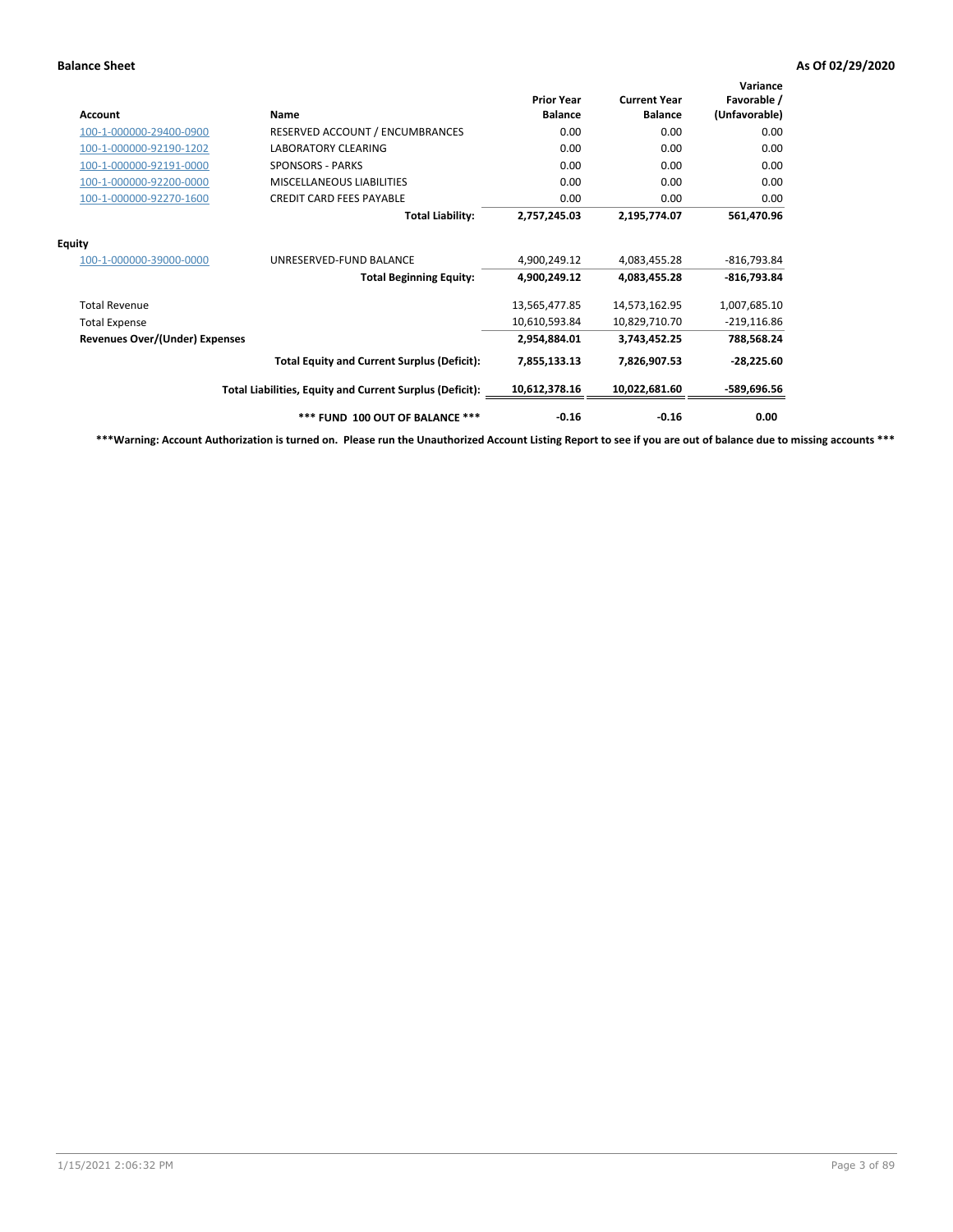**Balance Sheet** **As Of 02/29/2020**

| Account | Name | Prior Year Balance | Current Year Balance | Variance Favorable / (Unfavorable) |
|---|---|---|---|---|
| 100-1-000000-29400-0900 | RESERVED ACCOUNT / ENCUMBRANCES | 0.00 | 0.00 | 0.00 |
| 100-1-000000-92190-1202 | LABORATORY CLEARING | 0.00 | 0.00 | 0.00 |
| 100-1-000000-92191-0000 | SPONSORS - PARKS | 0.00 | 0.00 | 0.00 |
| 100-1-000000-92200-0000 | MISCELLANEOUS LIABILITIES | 0.00 | 0.00 | 0.00 |
| 100-1-000000-92270-1600 | CREDIT CARD FEES PAYABLE | 0.00 | 0.00 | 0.00 |
| | **Total Liability:** | **2,757,245.03** | **2,195,774.07** | **561,470.96** |
| **Equity** | | | | |
| 100-1-000000-39000-0000 | UNRESERVED-FUND BALANCE | 4,900,249.12 | 4,083,455.28 | -816,793.84 |
| | **Total Beginning Equity:** | **4,900,249.12** | **4,083,455.28** | **-816,793.84** |
| Total Revenue | | 13,565,477.85 | 14,573,162.95 | 1,007,685.10 |
| Total Expense | | 10,610,593.84 | 10,829,710.70 | -219,116.86 |
| **Revenues Over/(Under) Expenses** | | **2,954,884.01** | **3,743,452.25** | **788,568.24** |
| | **Total Equity and Current Surplus (Deficit):** | **7,855,133.13** | **7,826,907.53** | **-28,225.60** |
| | **Total Liabilities, Equity and Current Surplus (Deficit):** | **10,612,378.16** | **10,022,681.60** | **-589,696.56** |
| | **\*\*\* FUND 100 OUT OF BALANCE \*\*\*** | **-0.16** | **-0.16** | **0.00** |

**\*\*\*Warning: Account Authorization is turned on. Please run the Unauthorized Account Listing Report to see if you are out of balance due to missing accounts \*\*\***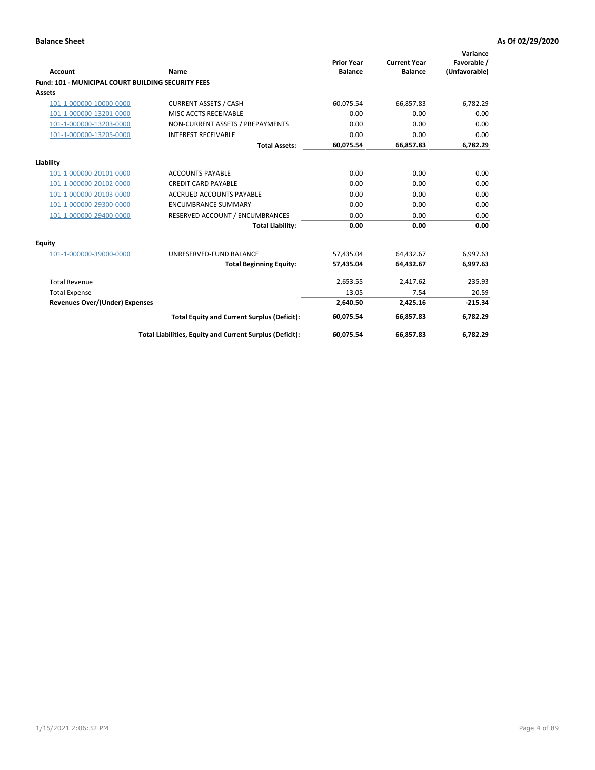**Balance Sheet** **As Of 02/29/2020**

| Account | Name | Prior Year Balance | Current Year Balance | Variance Favorable / (Unfavorable) |
|---|---|---|---|---|
| **Fund: 101 - MUNICIPAL COURT BUILDING SECURITY FEES** | | | | |
| **Assets** | | | | |
| 101-1-000000-10000-0000 | CURRENT ASSETS / CASH | 60,075.54 | 66,857.83 | 6,782.29 |
| 101-1-000000-13201-0000 | MISC ACCTS RECEIVABLE | 0.00 | 0.00 | 0.00 |
| 101-1-000000-13203-0000 | NON-CURRENT ASSETS / PREPAYMENTS | 0.00 | 0.00 | 0.00 |
| 101-1-000000-13205-0000 | INTEREST RECEIVABLE | 0.00 | 0.00 | 0.00 |
| | **Total Assets:** | **60,075.54** | **66,857.83** | **6,782.29** |
| **Liability** | | | | |
| 101-1-000000-20101-0000 | ACCOUNTS PAYABLE | 0.00 | 0.00 | 0.00 |
| 101-1-000000-20102-0000 | CREDIT CARD PAYABLE | 0.00 | 0.00 | 0.00 |
| 101-1-000000-20103-0000 | ACCRUED ACCOUNTS PAYABLE | 0.00 | 0.00 | 0.00 |
| 101-1-000000-29300-0000 | ENCUMBRANCE SUMMARY | 0.00 | 0.00 | 0.00 |
| 101-1-000000-29400-0000 | RESERVED ACCOUNT / ENCUMBRANCES | 0.00 | 0.00 | 0.00 |
| | **Total Liability:** | **0.00** | **0.00** | **0.00** |
| **Equity** | | | | |
| 101-1-000000-39000-0000 | UNRESERVED-FUND BALANCE | 57,435.04 | 64,432.67 | 6,997.63 |
| | **Total Beginning Equity:** | **57,435.04** | **64,432.67** | **6,997.63** |
| Total Revenue | | 2,653.55 | 2,417.62 | -235.93 |
| Total Expense | | 13.05 | -7.54 | 20.59 |
| **Revenues Over/(Under) Expenses** | | **2,640.50** | **2,425.16** | **-215.34** |
| | **Total Equity and Current Surplus (Deficit):** | **60,075.54** | **66,857.83** | **6,782.29** |
| | **Total Liabilities, Equity and Current Surplus (Deficit):** | **60,075.54** | **66,857.83** | **6,782.29** |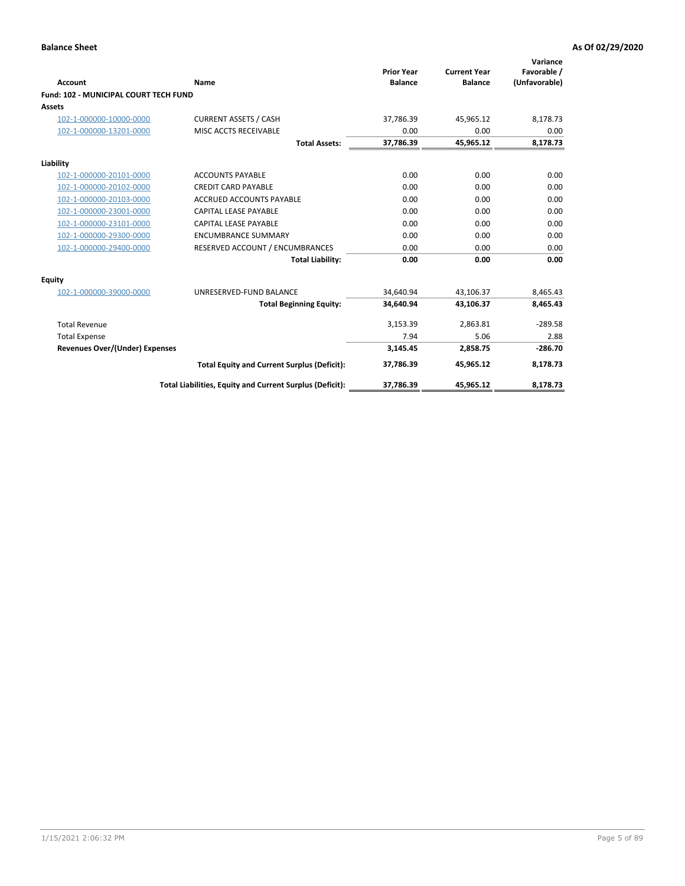**Balance Sheet** | **As Of 02/29/2020**

| Account | Name | Prior Year Balance | Current Year Balance | Variance Favorable / (Unfavorable) |
|---|---|---|---|---|
| **Fund: 102 - MUNICIPAL COURT TECH FUND** | | | | |
| **Assets** | | | | |
| 102-1-000000-10000-0000 | CURRENT ASSETS / CASH | 37,786.39 | 45,965.12 | 8,178.73 |
| 102-1-000000-13201-0000 | MISC ACCTS RECEIVABLE | 0.00 | 0.00 | 0.00 |
| | **Total Assets:** | **37,786.39** | **45,965.12** | **8,178.73** |
| **Liability** | | | | |
| 102-1-000000-20101-0000 | ACCOUNTS PAYABLE | 0.00 | 0.00 | 0.00 |
| 102-1-000000-20102-0000 | CREDIT CARD PAYABLE | 0.00 | 0.00 | 0.00 |
| 102-1-000000-20103-0000 | ACCRUED ACCOUNTS PAYABLE | 0.00 | 0.00 | 0.00 |
| 102-1-000000-23001-0000 | CAPITAL LEASE PAYABLE | 0.00 | 0.00 | 0.00 |
| 102-1-000000-23101-0000 | CAPITAL LEASE PAYABLE | 0.00 | 0.00 | 0.00 |
| 102-1-000000-29300-0000 | ENCUMBRANCE SUMMARY | 0.00 | 0.00 | 0.00 |
| 102-1-000000-29400-0000 | RESERVED ACCOUNT / ENCUMBRANCES | 0.00 | 0.00 | 0.00 |
| | **Total Liability:** | **0.00** | **0.00** | **0.00** |
| **Equity** | | | | |
| 102-1-000000-39000-0000 | UNRESERVED-FUND BALANCE | 34,640.94 | 43,106.37 | 8,465.43 |
| | **Total Beginning Equity:** | **34,640.94** | **43,106.37** | **8,465.43** |
| Total Revenue | | 3,153.39 | 2,863.81 | -289.58 |
| Total Expense | | 7.94 | 5.06 | 2.88 |
| **Revenues Over/(Under) Expenses** | | **3,145.45** | **2,858.75** | **-286.70** |
| | **Total Equity and Current Surplus (Deficit):** | **37,786.39** | **45,965.12** | **8,178.73** |
| | **Total Liabilities, Equity and Current Surplus (Deficit):** | **37,786.39** | **45,965.12** | **8,178.73** |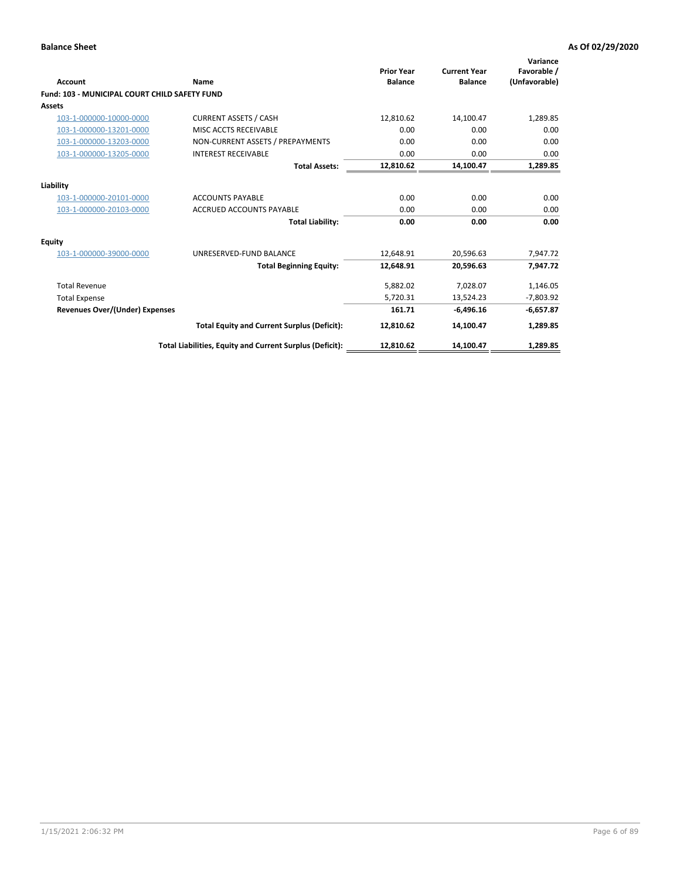**Balance Sheet** **As Of 02/29/2020**

| Account | Name | Prior Year Balance | Current Year Balance | Variance Favorable / (Unfavorable) |
|---|---|---|---|---|
| **Fund: 103 - MUNICIPAL COURT CHILD SAFETY FUND** | | | | |
| **Assets** | | | | |
| 103-1-000000-10000-0000 | CURRENT ASSETS / CASH | 12,810.62 | 14,100.47 | 1,289.85 |
| 103-1-000000-13201-0000 | MISC ACCTS RECEIVABLE | 0.00 | 0.00 | 0.00 |
| 103-1-000000-13203-0000 | NON-CURRENT ASSETS / PREPAYMENTS | 0.00 | 0.00 | 0.00 |
| 103-1-000000-13205-0000 | INTEREST RECEIVABLE | 0.00 | 0.00 | 0.00 |
| | **Total Assets:** | **12,810.62** | **14,100.47** | **1,289.85** |
| **Liability** | | | | |
| 103-1-000000-20101-0000 | ACCOUNTS PAYABLE | 0.00 | 0.00 | 0.00 |
| 103-1-000000-20103-0000 | ACCRUED ACCOUNTS PAYABLE | 0.00 | 0.00 | 0.00 |
| | **Total Liability:** | **0.00** | **0.00** | **0.00** |
| **Equity** | | | | |
| 103-1-000000-39000-0000 | UNRESERVED-FUND BALANCE | 12,648.91 | 20,596.63 | 7,947.72 |
| | **Total Beginning Equity:** | **12,648.91** | **20,596.63** | **7,947.72** |
| Total Revenue | | 5,882.02 | 7,028.07 | 1,146.05 |
| Total Expense | | 5,720.31 | 13,524.23 | -7,803.92 |
| **Revenues Over/(Under) Expenses** | | **161.71** | **-6,496.16** | **-6,657.87** |
| | **Total Equity and Current Surplus (Deficit):** | **12,810.62** | **14,100.47** | **1,289.85** |
| | **Total Liabilities, Equity and Current Surplus (Deficit):** | **12,810.62** | **14,100.47** | **1,289.85** |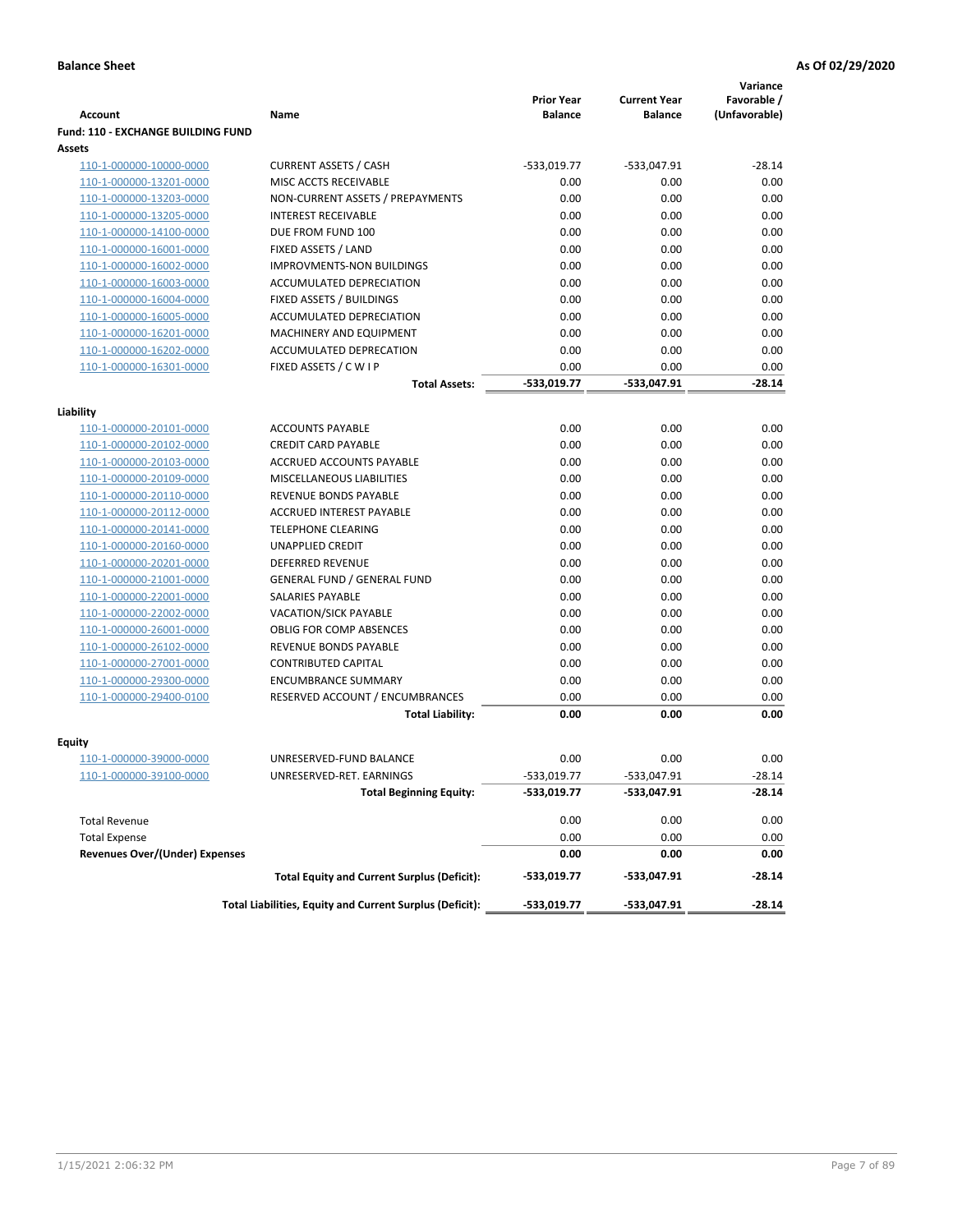**Balance Sheet** | **As Of 02/29/2020**

| Account | Name | Prior Year Balance | Current Year Balance | Variance Favorable / (Unfavorable) |
|---|---|---|---|---|
| **Fund: 110 - EXCHANGE BUILDING FUND** | | | | |
| **Assets** | | | | |
| 110-1-000000-10000-0000 | CURRENT ASSETS / CASH | -533,019.77 | -533,047.91 | -28.14 |
| 110-1-000000-13201-0000 | MISC ACCTS RECEIVABLE | 0.00 | 0.00 | 0.00 |
| 110-1-000000-13203-0000 | NON-CURRENT ASSETS / PREPAYMENTS | 0.00 | 0.00 | 0.00 |
| 110-1-000000-13205-0000 | INTEREST RECEIVABLE | 0.00 | 0.00 | 0.00 |
| 110-1-000000-14100-0000 | DUE FROM FUND 100 | 0.00 | 0.00 | 0.00 |
| 110-1-000000-16001-0000 | FIXED ASSETS / LAND | 0.00 | 0.00 | 0.00 |
| 110-1-000000-16002-0000 | IMPROVMENTS-NON BUILDINGS | 0.00 | 0.00 | 0.00 |
| 110-1-000000-16003-0000 | ACCUMULATED DEPRECIATION | 0.00 | 0.00 | 0.00 |
| 110-1-000000-16004-0000 | FIXED ASSETS / BUILDINGS | 0.00 | 0.00 | 0.00 |
| 110-1-000000-16005-0000 | ACCUMULATED DEPRECIATION | 0.00 | 0.00 | 0.00 |
| 110-1-000000-16201-0000 | MACHINERY AND EQUIPMENT | 0.00 | 0.00 | 0.00 |
| 110-1-000000-16202-0000 | ACCUMULATED DEPRECATION | 0.00 | 0.00 | 0.00 |
| 110-1-000000-16301-0000 | FIXED ASSETS / C W I P | 0.00 | 0.00 | 0.00 |
| | **Total Assets:** | **-533,019.77** | **-533,047.91** | **-28.14** |
| **Liability** | | | | |
| 110-1-000000-20101-0000 | ACCOUNTS PAYABLE | 0.00 | 0.00 | 0.00 |
| 110-1-000000-20102-0000 | CREDIT CARD PAYABLE | 0.00 | 0.00 | 0.00 |
| 110-1-000000-20103-0000 | ACCRUED ACCOUNTS PAYABLE | 0.00 | 0.00 | 0.00 |
| 110-1-000000-20109-0000 | MISCELLANEOUS LIABILITIES | 0.00 | 0.00 | 0.00 |
| 110-1-000000-20110-0000 | REVENUE BONDS PAYABLE | 0.00 | 0.00 | 0.00 |
| 110-1-000000-20112-0000 | ACCRUED INTEREST PAYABLE | 0.00 | 0.00 | 0.00 |
| 110-1-000000-20141-0000 | TELEPHONE CLEARING | 0.00 | 0.00 | 0.00 |
| 110-1-000000-20160-0000 | UNAPPLIED CREDIT | 0.00 | 0.00 | 0.00 |
| 110-1-000000-20201-0000 | DEFERRED REVENUE | 0.00 | 0.00 | 0.00 |
| 110-1-000000-21001-0000 | GENERAL FUND / GENERAL FUND | 0.00 | 0.00 | 0.00 |
| 110-1-000000-22001-0000 | SALARIES PAYABLE | 0.00 | 0.00 | 0.00 |
| 110-1-000000-22002-0000 | VACATION/SICK PAYABLE | 0.00 | 0.00 | 0.00 |
| 110-1-000000-26001-0000 | OBLIG FOR COMP ABSENCES | 0.00 | 0.00 | 0.00 |
| 110-1-000000-26102-0000 | REVENUE BONDS PAYABLE | 0.00 | 0.00 | 0.00 |
| 110-1-000000-27001-0000 | CONTRIBUTED CAPITAL | 0.00 | 0.00 | 0.00 |
| 110-1-000000-29300-0000 | ENCUMBRANCE SUMMARY | 0.00 | 0.00 | 0.00 |
| 110-1-000000-29400-0100 | RESERVED ACCOUNT / ENCUMBRANCES | 0.00 | 0.00 | 0.00 |
| | **Total Liability:** | **0.00** | **0.00** | **0.00** |
| **Equity** | | | | |
| 110-1-000000-39000-0000 | UNRESERVED-FUND BALANCE | 0.00 | 0.00 | 0.00 |
| 110-1-000000-39100-0000 | UNRESERVED-RET. EARNINGS | -533,019.77 | -533,047.91 | -28.14 |
| | **Total Beginning Equity:** | **-533,019.77** | **-533,047.91** | **-28.14** |
| Total Revenue | | 0.00 | 0.00 | 0.00 |
| Total Expense | | 0.00 | 0.00 | 0.00 |
| **Revenues Over/(Under) Expenses** | | **0.00** | **0.00** | **0.00** |
| | **Total Equity and Current Surplus (Deficit):** | **-533,019.77** | **-533,047.91** | **-28.14** |
| | **Total Liabilities, Equity and Current Surplus (Deficit):** | **-533,019.77** | **-533,047.91** | **-28.14** |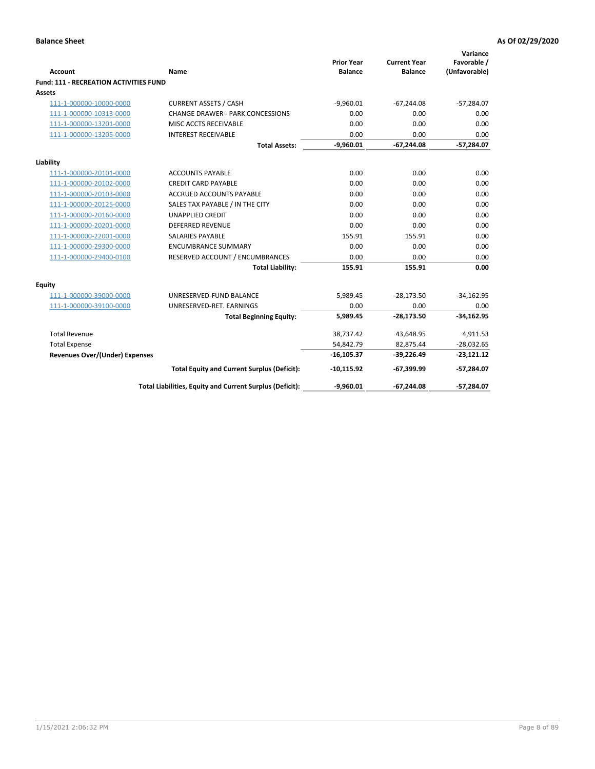**Balance Sheet** — As Of 02/29/2020

| Account | Name | Prior Year Balance | Current Year Balance | Variance Favorable / (Unfavorable) |
|---|---|---|---|---|
| **Fund: 111 - RECREATION ACTIVITIES FUND** | | | | |
| **Assets** | | | | |
| 111-1-000000-10000-0000 | CURRENT ASSETS / CASH | -9,960.01 | -67,244.08 | -57,284.07 |
| 111-1-000000-10313-0000 | CHANGE DRAWER - PARK CONCESSIONS | 0.00 | 0.00 | 0.00 |
| 111-1-000000-13201-0000 | MISC ACCTS RECEIVABLE | 0.00 | 0.00 | 0.00 |
| 111-1-000000-13205-0000 | INTEREST RECEIVABLE | 0.00 | 0.00 | 0.00 |
| | **Total Assets:** | **-9,960.01** | **-67,244.08** | **-57,284.07** |
| **Liability** | | | | |
| 111-1-000000-20101-0000 | ACCOUNTS PAYABLE | 0.00 | 0.00 | 0.00 |
| 111-1-000000-20102-0000 | CREDIT CARD PAYABLE | 0.00 | 0.00 | 0.00 |
| 111-1-000000-20103-0000 | ACCRUED ACCOUNTS PAYABLE | 0.00 | 0.00 | 0.00 |
| 111-1-000000-20125-0000 | SALES TAX PAYABLE / IN THE CITY | 0.00 | 0.00 | 0.00 |
| 111-1-000000-20160-0000 | UNAPPLIED CREDIT | 0.00 | 0.00 | 0.00 |
| 111-1-000000-20201-0000 | DEFERRED REVENUE | 0.00 | 0.00 | 0.00 |
| 111-1-000000-22001-0000 | SALARIES PAYABLE | 155.91 | 155.91 | 0.00 |
| 111-1-000000-29300-0000 | ENCUMBRANCE SUMMARY | 0.00 | 0.00 | 0.00 |
| 111-1-000000-29400-0100 | RESERVED ACCOUNT / ENCUMBRANCES | 0.00 | 0.00 | 0.00 |
| | **Total Liability:** | **155.91** | **155.91** | **0.00** |
| **Equity** | | | | |
| 111-1-000000-39000-0000 | UNRESERVED-FUND BALANCE | 5,989.45 | -28,173.50 | -34,162.95 |
| 111-1-000000-39100-0000 | UNRESERVED-RET. EARNINGS | 0.00 | 0.00 | 0.00 |
| | **Total Beginning Equity:** | **5,989.45** | **-28,173.50** | **-34,162.95** |
| Total Revenue | | 38,737.42 | 43,648.95 | 4,911.53 |
| Total Expense | | 54,842.79 | 82,875.44 | -28,032.65 |
| **Revenues Over/(Under) Expenses** | | **-16,105.37** | **-39,226.49** | **-23,121.12** |
| | **Total Equity and Current Surplus (Deficit):** | **-10,115.92** | **-67,399.99** | **-57,284.07** |
| | **Total Liabilities, Equity and Current Surplus (Deficit):** | **-9,960.01** | **-67,244.08** | **-57,284.07** |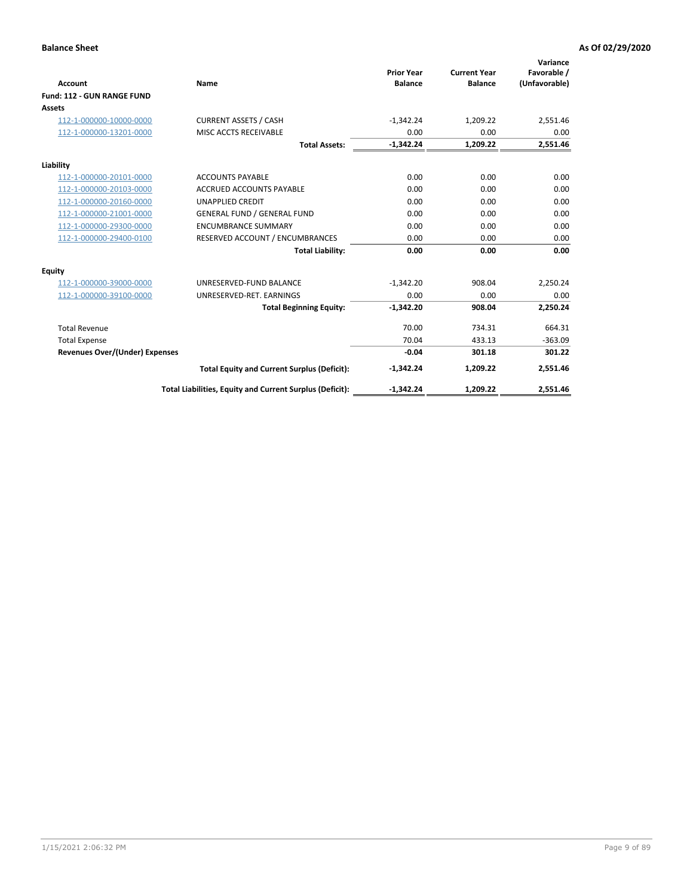**Balance Sheet** **As Of 02/29/2020**

| Account | Name | Prior Year Balance | Current Year Balance | Variance Favorable / (Unfavorable) |
|---|---|---|---|---|
| **Fund: 112 - GUN RANGE FUND** | | | | |
| **Assets** | | | | |
| 112-1-000000-10000-0000 | CURRENT ASSETS / CASH | -1,342.24 | 1,209.22 | 2,551.46 |
| 112-1-000000-13201-0000 | MISC ACCTS RECEIVABLE | 0.00 | 0.00 | 0.00 |
| | **Total Assets:** | **-1,342.24** | **1,209.22** | **2,551.46** |
| **Liability** | | | | |
| 112-1-000000-20101-0000 | ACCOUNTS PAYABLE | 0.00 | 0.00 | 0.00 |
| 112-1-000000-20103-0000 | ACCRUED ACCOUNTS PAYABLE | 0.00 | 0.00 | 0.00 |
| 112-1-000000-20160-0000 | UNAPPLIED CREDIT | 0.00 | 0.00 | 0.00 |
| 112-1-000000-21001-0000 | GENERAL FUND / GENERAL FUND | 0.00 | 0.00 | 0.00 |
| 112-1-000000-29300-0000 | ENCUMBRANCE SUMMARY | 0.00 | 0.00 | 0.00 |
| 112-1-000000-29400-0100 | RESERVED ACCOUNT / ENCUMBRANCES | 0.00 | 0.00 | 0.00 |
| | **Total Liability:** | **0.00** | **0.00** | **0.00** |
| **Equity** | | | | |
| 112-1-000000-39000-0000 | UNRESERVED-FUND BALANCE | -1,342.20 | 908.04 | 2,250.24 |
| 112-1-000000-39100-0000 | UNRESERVED-RET. EARNINGS | 0.00 | 0.00 | 0.00 |
| | **Total Beginning Equity:** | **-1,342.20** | **908.04** | **2,250.24** |
| Total Revenue | | 70.00 | 734.31 | 664.31 |
| Total Expense | | 70.04 | 433.13 | -363.09 |
| **Revenues Over/(Under) Expenses** | | **-0.04** | **301.18** | **301.22** |
| | **Total Equity and Current Surplus (Deficit):** | **-1,342.24** | **1,209.22** | **2,551.46** |
| | **Total Liabilities, Equity and Current Surplus (Deficit):** | **-1,342.24** | **1,209.22** | **2,551.46** |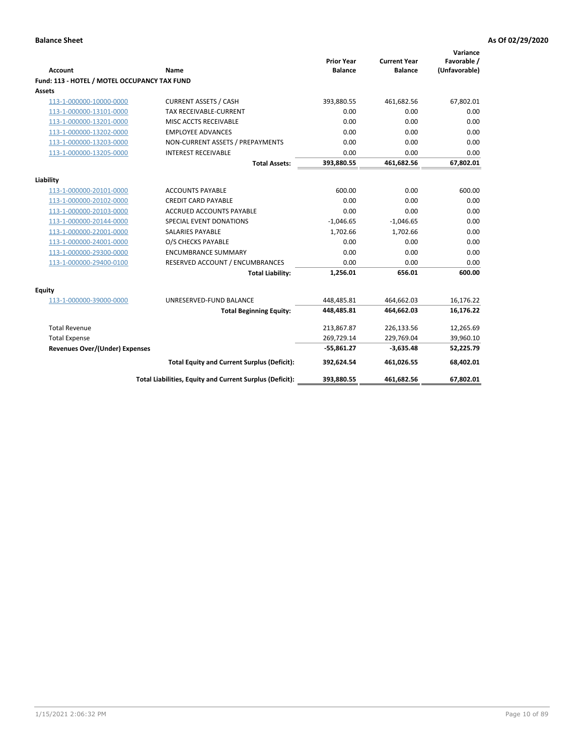**Balance Sheet** | **As Of 02/29/2020**

| Account | Name | Prior Year Balance | Current Year Balance | Variance Favorable / (Unfavorable) |
|---|---|---|---|---|
| **Fund: 113 - HOTEL / MOTEL OCCUPANCY TAX FUND** | | | | |
| **Assets** | | | | |
| 113-1-000000-10000-0000 | CURRENT ASSETS / CASH | 393,880.55 | 461,682.56 | 67,802.01 |
| 113-1-000000-13101-0000 | TAX RECEIVABLE-CURRENT | 0.00 | 0.00 | 0.00 |
| 113-1-000000-13201-0000 | MISC ACCTS RECEIVABLE | 0.00 | 0.00 | 0.00 |
| 113-1-000000-13202-0000 | EMPLOYEE ADVANCES | 0.00 | 0.00 | 0.00 |
| 113-1-000000-13203-0000 | NON-CURRENT ASSETS / PREPAYMENTS | 0.00 | 0.00 | 0.00 |
| 113-1-000000-13205-0000 | INTEREST RECEIVABLE | 0.00 | 0.00 | 0.00 |
| | **Total Assets:** | **393,880.55** | **461,682.56** | **67,802.01** |
| **Liability** | | | | |
| 113-1-000000-20101-0000 | ACCOUNTS PAYABLE | 600.00 | 0.00 | 600.00 |
| 113-1-000000-20102-0000 | CREDIT CARD PAYABLE | 0.00 | 0.00 | 0.00 |
| 113-1-000000-20103-0000 | ACCRUED ACCOUNTS PAYABLE | 0.00 | 0.00 | 0.00 |
| 113-1-000000-20144-0000 | SPECIAL EVENT DONATIONS | -1,046.65 | -1,046.65 | 0.00 |
| 113-1-000000-22001-0000 | SALARIES PAYABLE | 1,702.66 | 1,702.66 | 0.00 |
| 113-1-000000-24001-0000 | O/S CHECKS PAYABLE | 0.00 | 0.00 | 0.00 |
| 113-1-000000-29300-0000 | ENCUMBRANCE SUMMARY | 0.00 | 0.00 | 0.00 |
| 113-1-000000-29400-0100 | RESERVED ACCOUNT / ENCUMBRANCES | 0.00 | 0.00 | 0.00 |
| | **Total Liability:** | **1,256.01** | **656.01** | **600.00** |
| **Equity** | | | | |
| 113-1-000000-39000-0000 | UNRESERVED-FUND BALANCE | 448,485.81 | 464,662.03 | 16,176.22 |
| | **Total Beginning Equity:** | **448,485.81** | **464,662.03** | **16,176.22** |
| Total Revenue | | 213,867.87 | 226,133.56 | 12,265.69 |
| Total Expense | | 269,729.14 | 229,769.04 | 39,960.10 |
| **Revenues Over/(Under) Expenses** | | **-55,861.27** | **-3,635.48** | **52,225.79** |
| | **Total Equity and Current Surplus (Deficit):** | **392,624.54** | **461,026.55** | **68,402.01** |
| | **Total Liabilities, Equity and Current Surplus (Deficit):** | **393,880.55** | **461,682.56** | **67,802.01** |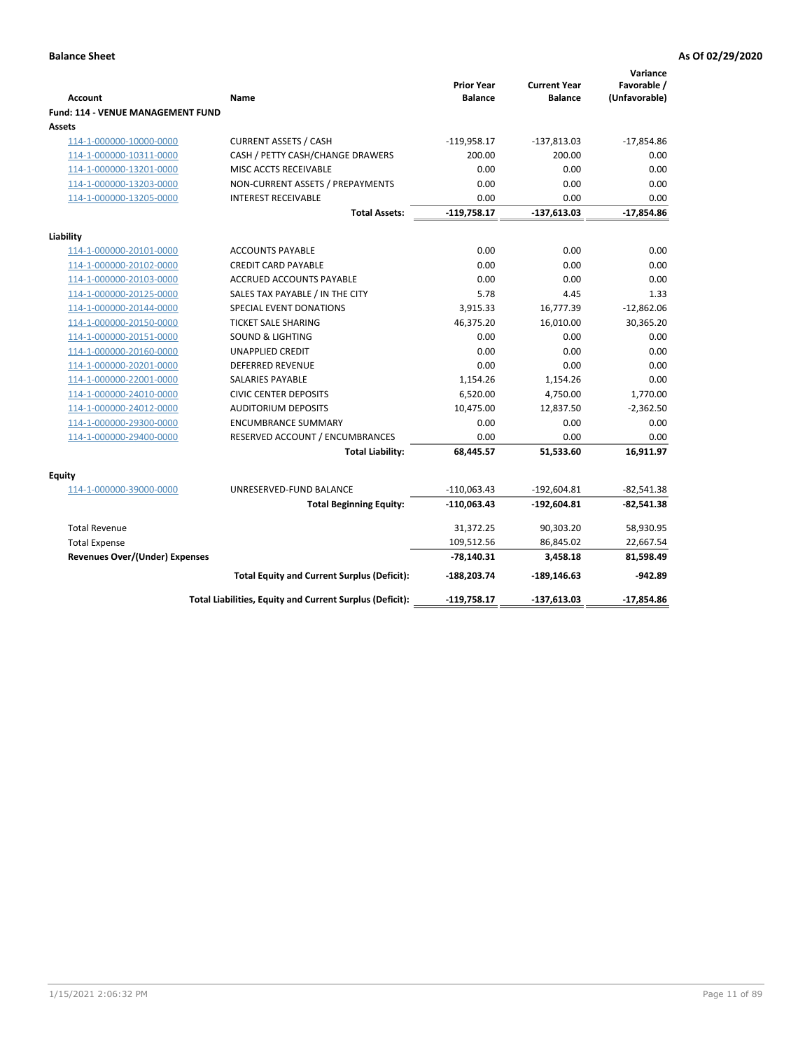**Balance Sheet** | **As Of 02/29/2020**

| Account | Name | Prior Year Balance | Current Year Balance | Variance Favorable / (Unfavorable) |
|---|---|---|---|---|
| **Fund: 114 - VENUE MANAGEMENT FUND** | | | | |
| **Assets** | | | | |
| 114-1-000000-10000-0000 | CURRENT ASSETS / CASH | -119,958.17 | -137,813.03 | -17,854.86 |
| 114-1-000000-10311-0000 | CASH / PETTY CASH/CHANGE DRAWERS | 200.00 | 200.00 | 0.00 |
| 114-1-000000-13201-0000 | MISC ACCTS RECEIVABLE | 0.00 | 0.00 | 0.00 |
| 114-1-000000-13203-0000 | NON-CURRENT ASSETS / PREPAYMENTS | 0.00 | 0.00 | 0.00 |
| 114-1-000000-13205-0000 | INTEREST RECEIVABLE | 0.00 | 0.00 | 0.00 |
| | **Total Assets:** | **-119,758.17** | **-137,613.03** | **-17,854.86** |
| **Liability** | | | | |
| 114-1-000000-20101-0000 | ACCOUNTS PAYABLE | 0.00 | 0.00 | 0.00 |
| 114-1-000000-20102-0000 | CREDIT CARD PAYABLE | 0.00 | 0.00 | 0.00 |
| 114-1-000000-20103-0000 | ACCRUED ACCOUNTS PAYABLE | 0.00 | 0.00 | 0.00 |
| 114-1-000000-20125-0000 | SALES TAX PAYABLE / IN THE CITY | 5.78 | 4.45 | 1.33 |
| 114-1-000000-20144-0000 | SPECIAL EVENT DONATIONS | 3,915.33 | 16,777.39 | -12,862.06 |
| 114-1-000000-20150-0000 | TICKET SALE SHARING | 46,375.20 | 16,010.00 | 30,365.20 |
| 114-1-000000-20151-0000 | SOUND & LIGHTING | 0.00 | 0.00 | 0.00 |
| 114-1-000000-20160-0000 | UNAPPLIED CREDIT | 0.00 | 0.00 | 0.00 |
| 114-1-000000-20201-0000 | DEFERRED REVENUE | 0.00 | 0.00 | 0.00 |
| 114-1-000000-22001-0000 | SALARIES PAYABLE | 1,154.26 | 1,154.26 | 0.00 |
| 114-1-000000-24010-0000 | CIVIC CENTER DEPOSITS | 6,520.00 | 4,750.00 | 1,770.00 |
| 114-1-000000-24012-0000 | AUDITORIUM DEPOSITS | 10,475.00 | 12,837.50 | -2,362.50 |
| 114-1-000000-29300-0000 | ENCUMBRANCE SUMMARY | 0.00 | 0.00 | 0.00 |
| 114-1-000000-29400-0000 | RESERVED ACCOUNT / ENCUMBRANCES | 0.00 | 0.00 | 0.00 |
| | **Total Liability:** | **68,445.57** | **51,533.60** | **16,911.97** |
| **Equity** | | | | |
| 114-1-000000-39000-0000 | UNRESERVED-FUND BALANCE | -110,063.43 | -192,604.81 | -82,541.38 |
| | **Total Beginning Equity:** | **-110,063.43** | **-192,604.81** | **-82,541.38** |
| Total Revenue | | 31,372.25 | 90,303.20 | 58,930.95 |
| Total Expense | | 109,512.56 | 86,845.02 | 22,667.54 |
| **Revenues Over/(Under) Expenses** | | **-78,140.31** | **3,458.18** | **81,598.49** |
| | **Total Equity and Current Surplus (Deficit):** | **-188,203.74** | **-189,146.63** | **-942.89** |
| | **Total Liabilities, Equity and Current Surplus (Deficit):** | **-119,758.17** | **-137,613.03** | **-17,854.86** |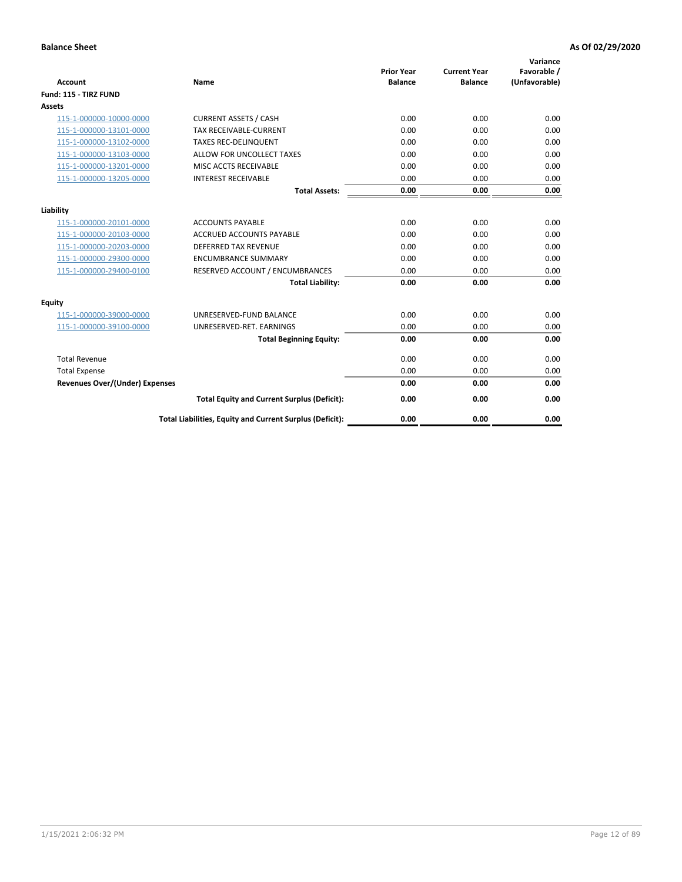**Balance Sheet** **As Of 02/29/2020**

| Account | Name | Prior Year Balance | Current Year Balance | Variance Favorable / (Unfavorable) |
|---|---|---|---|---|
| **Fund: 115 - TIRZ FUND** | | | | |
| **Assets** | | | | |
| 115-1-000000-10000-0000 | CURRENT ASSETS / CASH | 0.00 | 0.00 | 0.00 |
| 115-1-000000-13101-0000 | TAX RECEIVABLE-CURRENT | 0.00 | 0.00 | 0.00 |
| 115-1-000000-13102-0000 | TAXES REC-DELINQUENT | 0.00 | 0.00 | 0.00 |
| 115-1-000000-13103-0000 | ALLOW FOR UNCOLLECT TAXES | 0.00 | 0.00 | 0.00 |
| 115-1-000000-13201-0000 | MISC ACCTS RECEIVABLE | 0.00 | 0.00 | 0.00 |
| 115-1-000000-13205-0000 | INTEREST RECEIVABLE | 0.00 | 0.00 | 0.00 |
| | **Total Assets:** | **0.00** | **0.00** | **0.00** |
| **Liability** | | | | |
| 115-1-000000-20101-0000 | ACCOUNTS PAYABLE | 0.00 | 0.00 | 0.00 |
| 115-1-000000-20103-0000 | ACCRUED ACCOUNTS PAYABLE | 0.00 | 0.00 | 0.00 |
| 115-1-000000-20203-0000 | DEFERRED TAX REVENUE | 0.00 | 0.00 | 0.00 |
| 115-1-000000-29300-0000 | ENCUMBRANCE SUMMARY | 0.00 | 0.00 | 0.00 |
| 115-1-000000-29400-0100 | RESERVED ACCOUNT / ENCUMBRANCES | 0.00 | 0.00 | 0.00 |
| | **Total Liability:** | **0.00** | **0.00** | **0.00** |
| **Equity** | | | | |
| 115-1-000000-39000-0000 | UNRESERVED-FUND BALANCE | 0.00 | 0.00 | 0.00 |
| 115-1-000000-39100-0000 | UNRESERVED-RET. EARNINGS | 0.00 | 0.00 | 0.00 |
| | **Total Beginning Equity:** | **0.00** | **0.00** | **0.00** |
| Total Revenue | | 0.00 | 0.00 | 0.00 |
| Total Expense | | 0.00 | 0.00 | 0.00 |
| **Revenues Over/(Under) Expenses** | | **0.00** | **0.00** | **0.00** |
| | **Total Equity and Current Surplus (Deficit):** | **0.00** | **0.00** | **0.00** |
| | **Total Liabilities, Equity and Current Surplus (Deficit):** | **0.00** | **0.00** | **0.00** |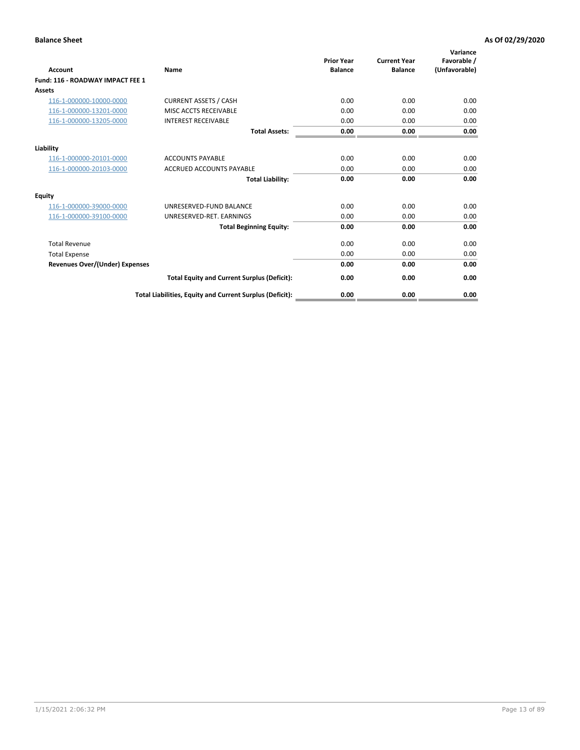**Balance Sheet** **As Of 02/29/2020**

| Account | Name | Prior Year Balance | Current Year Balance | Variance Favorable / (Unfavorable) |
|---|---|---|---|---|
| **Fund: 116 - ROADWAY IMPACT FEE 1** | | | | |
| **Assets** | | | | |
| 116-1-000000-10000-0000 | CURRENT ASSETS / CASH | 0.00 | 0.00 | 0.00 |
| 116-1-000000-13201-0000 | MISC ACCTS RECEIVABLE | 0.00 | 0.00 | 0.00 |
| 116-1-000000-13205-0000 | INTEREST RECEIVABLE | 0.00 | 0.00 | 0.00 |
| | **Total Assets:** | **0.00** | **0.00** | **0.00** |
| **Liability** | | | | |
| 116-1-000000-20101-0000 | ACCOUNTS PAYABLE | 0.00 | 0.00 | 0.00 |
| 116-1-000000-20103-0000 | ACCRUED ACCOUNTS PAYABLE | 0.00 | 0.00 | 0.00 |
| | **Total Liability:** | **0.00** | **0.00** | **0.00** |
| **Equity** | | | | |
| 116-1-000000-39000-0000 | UNRESERVED-FUND BALANCE | 0.00 | 0.00 | 0.00 |
| 116-1-000000-39100-0000 | UNRESERVED-RET. EARNINGS | 0.00 | 0.00 | 0.00 |
| | **Total Beginning Equity:** | **0.00** | **0.00** | **0.00** |
| Total Revenue | | 0.00 | 0.00 | 0.00 |
| Total Expense | | 0.00 | 0.00 | 0.00 |
| **Revenues Over/(Under) Expenses** | | **0.00** | **0.00** | **0.00** |
| | **Total Equity and Current Surplus (Deficit):** | **0.00** | **0.00** | **0.00** |
| | **Total Liabilities, Equity and Current Surplus (Deficit):** | **0.00** | **0.00** | **0.00** |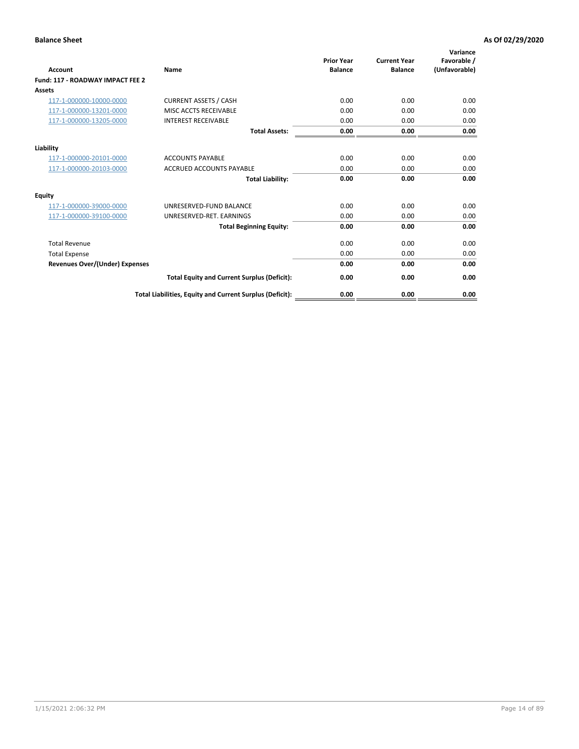**Balance Sheet** **As Of 02/29/2020**

| Account | Name | Prior Year Balance | Current Year Balance | Variance Favorable / (Unfavorable) |
|---|---|---|---|---|
| **Fund: 117 - ROADWAY IMPACT FEE 2** | | | | |
| **Assets** | | | | |
| 117-1-000000-10000-0000 | CURRENT ASSETS / CASH | 0.00 | 0.00 | 0.00 |
| 117-1-000000-13201-0000 | MISC ACCTS RECEIVABLE | 0.00 | 0.00 | 0.00 |
| 117-1-000000-13205-0000 | INTEREST RECEIVABLE | 0.00 | 0.00 | 0.00 |
| | **Total Assets:** | **0.00** | **0.00** | **0.00** |
| **Liability** | | | | |
| 117-1-000000-20101-0000 | ACCOUNTS PAYABLE | 0.00 | 0.00 | 0.00 |
| 117-1-000000-20103-0000 | ACCRUED ACCOUNTS PAYABLE | 0.00 | 0.00 | 0.00 |
| | **Total Liability:** | **0.00** | **0.00** | **0.00** |
| **Equity** | | | | |
| 117-1-000000-39000-0000 | UNRESERVED-FUND BALANCE | 0.00 | 0.00 | 0.00 |
| 117-1-000000-39100-0000 | UNRESERVED-RET. EARNINGS | 0.00 | 0.00 | 0.00 |
| | **Total Beginning Equity:** | **0.00** | **0.00** | **0.00** |
| Total Revenue | | 0.00 | 0.00 | 0.00 |
| Total Expense | | 0.00 | 0.00 | 0.00 |
| **Revenues Over/(Under) Expenses** | | **0.00** | **0.00** | **0.00** |
| | **Total Equity and Current Surplus (Deficit):** | **0.00** | **0.00** | **0.00** |
| | **Total Liabilities, Equity and Current Surplus (Deficit):** | **0.00** | **0.00** | **0.00** |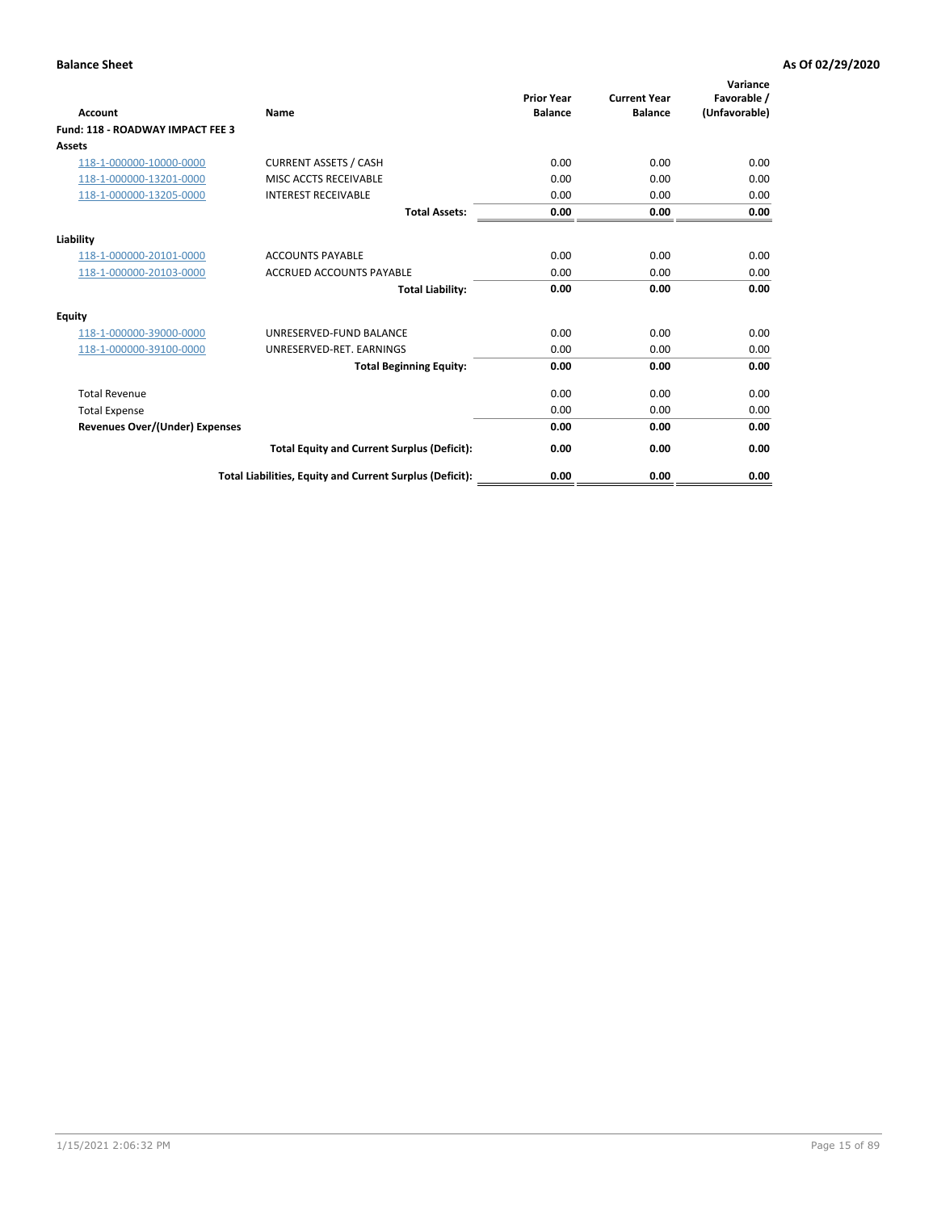**Balance Sheet** **As Of 02/29/2020**

| Account | Name | Prior Year Balance | Current Year Balance | Variance Favorable / (Unfavorable) |
|---|---|---|---|---|
| **Fund: 118 - ROADWAY IMPACT FEE 3** | | | | |
| **Assets** | | | | |
| 118-1-000000-10000-0000 | CURRENT ASSETS / CASH | 0.00 | 0.00 | 0.00 |
| 118-1-000000-13201-0000 | MISC ACCTS RECEIVABLE | 0.00 | 0.00 | 0.00 |
| 118-1-000000-13205-0000 | INTEREST RECEIVABLE | 0.00 | 0.00 | 0.00 |
| | **Total Assets:** | **0.00** | **0.00** | **0.00** |
| **Liability** | | | | |
| 118-1-000000-20101-0000 | ACCOUNTS PAYABLE | 0.00 | 0.00 | 0.00 |
| 118-1-000000-20103-0000 | ACCRUED ACCOUNTS PAYABLE | 0.00 | 0.00 | 0.00 |
| | **Total Liability:** | **0.00** | **0.00** | **0.00** |
| **Equity** | | | | |
| 118-1-000000-39000-0000 | UNRESERVED-FUND BALANCE | 0.00 | 0.00 | 0.00 |
| 118-1-000000-39100-0000 | UNRESERVED-RET. EARNINGS | 0.00 | 0.00 | 0.00 |
| | **Total Beginning Equity:** | **0.00** | **0.00** | **0.00** |
| Total Revenue | | 0.00 | 0.00 | 0.00 |
| Total Expense | | 0.00 | 0.00 | 0.00 |
| **Revenues Over/(Under) Expenses** | | **0.00** | **0.00** | **0.00** |
| | **Total Equity and Current Surplus (Deficit):** | **0.00** | **0.00** | **0.00** |
| | **Total Liabilities, Equity and Current Surplus (Deficit):** | **0.00** | **0.00** | **0.00** |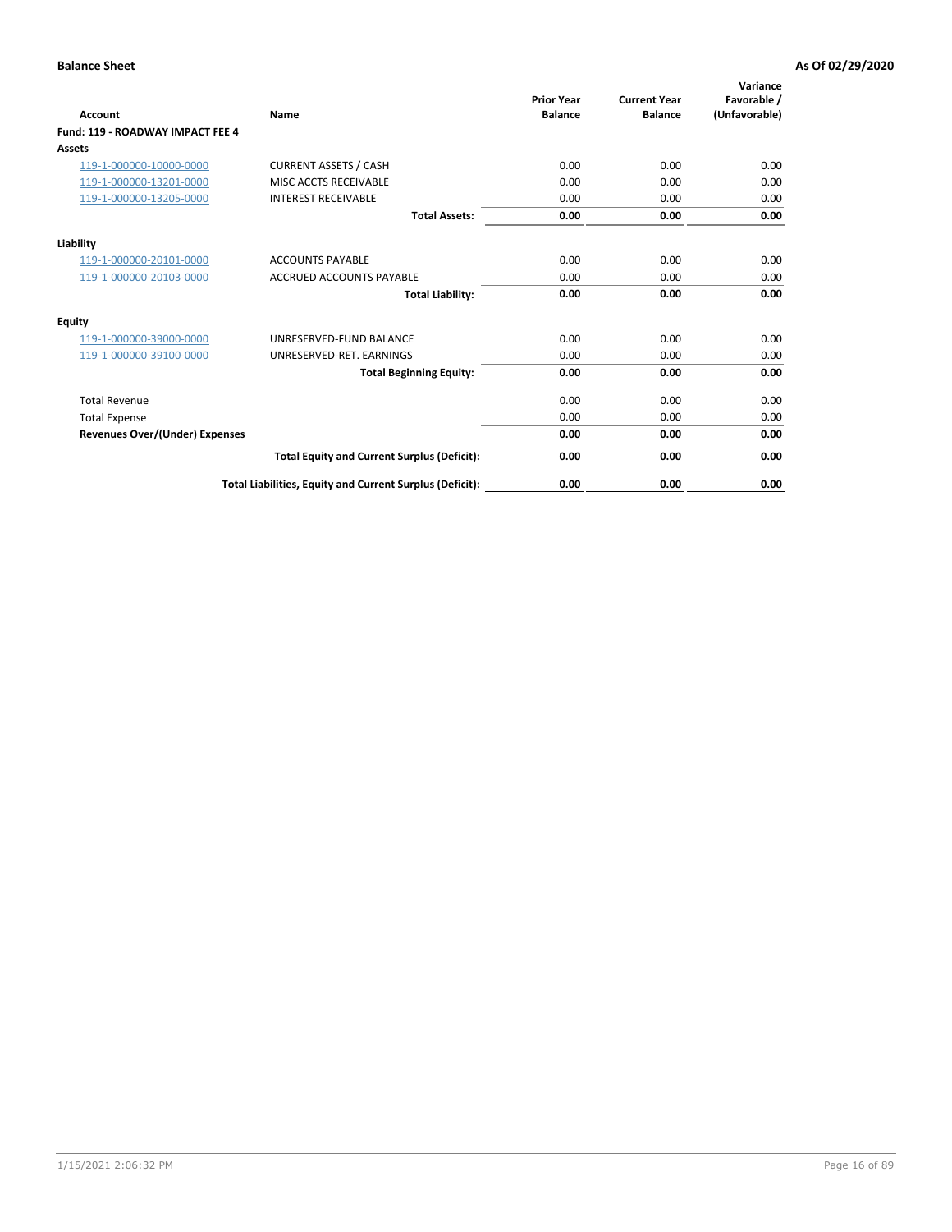**Balance Sheet** **As Of 02/29/2020**

| Account | Name | Prior Year Balance | Current Year Balance | Variance Favorable / (Unfavorable) |
|---|---|---|---|---|
| **Fund: 119 - ROADWAY IMPACT FEE 4** | | | | |
| **Assets** | | | | |
| 119-1-000000-10000-0000 | CURRENT ASSETS / CASH | 0.00 | 0.00 | 0.00 |
| 119-1-000000-13201-0000 | MISC ACCTS RECEIVABLE | 0.00 | 0.00 | 0.00 |
| 119-1-000000-13205-0000 | INTEREST RECEIVABLE | 0.00 | 0.00 | 0.00 |
| | **Total Assets:** | **0.00** | **0.00** | **0.00** |
| **Liability** | | | | |
| 119-1-000000-20101-0000 | ACCOUNTS PAYABLE | 0.00 | 0.00 | 0.00 |
| 119-1-000000-20103-0000 | ACCRUED ACCOUNTS PAYABLE | 0.00 | 0.00 | 0.00 |
| | **Total Liability:** | **0.00** | **0.00** | **0.00** |
| **Equity** | | | | |
| 119-1-000000-39000-0000 | UNRESERVED-FUND BALANCE | 0.00 | 0.00 | 0.00 |
| 119-1-000000-39100-0000 | UNRESERVED-RET. EARNINGS | 0.00 | 0.00 | 0.00 |
| | **Total Beginning Equity:** | **0.00** | **0.00** | **0.00** |
| Total Revenue | | 0.00 | 0.00 | 0.00 |
| Total Expense | | 0.00 | 0.00 | 0.00 |
| **Revenues Over/(Under) Expenses** | | **0.00** | **0.00** | **0.00** |
| | **Total Equity and Current Surplus (Deficit):** | **0.00** | **0.00** | **0.00** |
| | **Total Liabilities, Equity and Current Surplus (Deficit):** | **0.00** | **0.00** | **0.00** |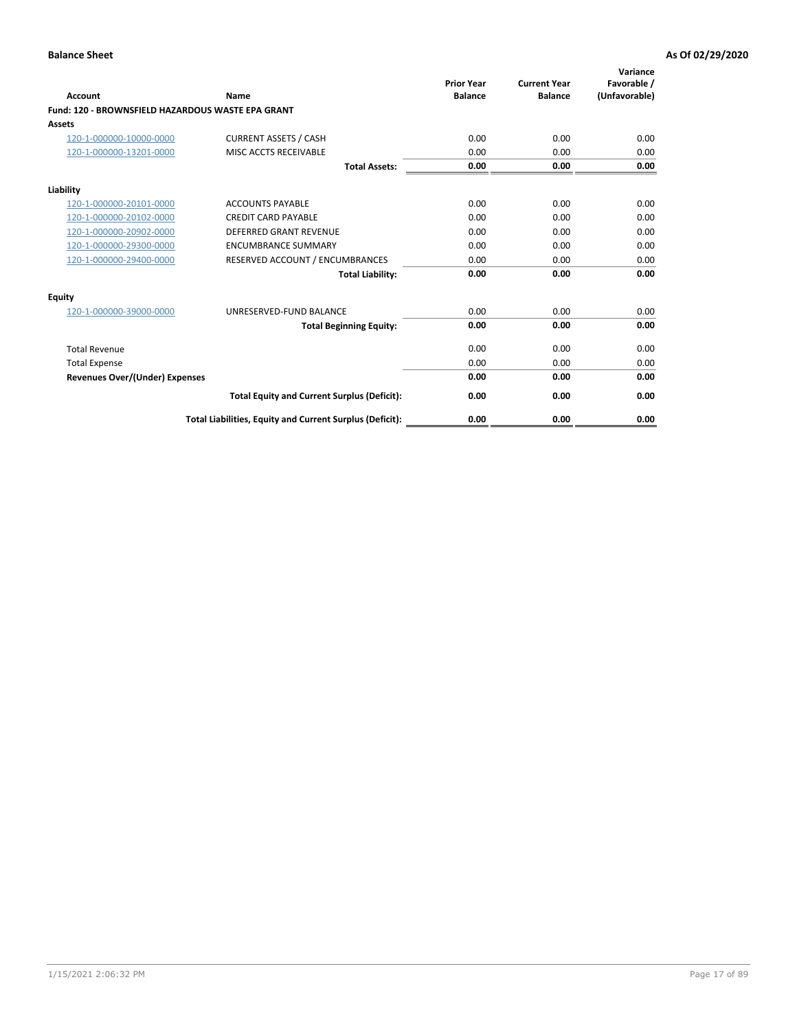**Balance Sheet** **As Of 02/29/2020**

| Account | Name | Prior Year Balance | Current Year Balance | Variance Favorable / (Unfavorable) |
|---|---|---|---|---|
| **Fund: 120 - BROWNSFIELD HAZARDOUS WASTE EPA GRANT** | | | | |
| **Assets** | | | | |
| 120-1-000000-10000-0000 | CURRENT ASSETS / CASH | 0.00 | 0.00 | 0.00 |
| 120-1-000000-13201-0000 | MISC ACCTS RECEIVABLE | 0.00 | 0.00 | 0.00 |
| | **Total Assets:** | **0.00** | **0.00** | **0.00** |
| **Liability** | | | | |
| 120-1-000000-20101-0000 | ACCOUNTS PAYABLE | 0.00 | 0.00 | 0.00 |
| 120-1-000000-20102-0000 | CREDIT CARD PAYABLE | 0.00 | 0.00 | 0.00 |
| 120-1-000000-20902-0000 | DEFERRED GRANT REVENUE | 0.00 | 0.00 | 0.00 |
| 120-1-000000-29300-0000 | ENCUMBRANCE SUMMARY | 0.00 | 0.00 | 0.00 |
| 120-1-000000-29400-0000 | RESERVED ACCOUNT / ENCUMBRANCES | 0.00 | 0.00 | 0.00 |
| | **Total Liability:** | **0.00** | **0.00** | **0.00** |
| **Equity** | | | | |
| 120-1-000000-39000-0000 | UNRESERVED-FUND BALANCE | 0.00 | 0.00 | 0.00 |
| | **Total Beginning Equity:** | **0.00** | **0.00** | **0.00** |
| Total Revenue | | 0.00 | 0.00 | 0.00 |
| Total Expense | | 0.00 | 0.00 | 0.00 |
| **Revenues Over/(Under) Expenses** | | **0.00** | **0.00** | **0.00** |
| | **Total Equity and Current Surplus (Deficit):** | **0.00** | **0.00** | **0.00** |
| | **Total Liabilities, Equity and Current Surplus (Deficit):** | **0.00** | **0.00** | **0.00** |

1/15/2021 2:06:32 PM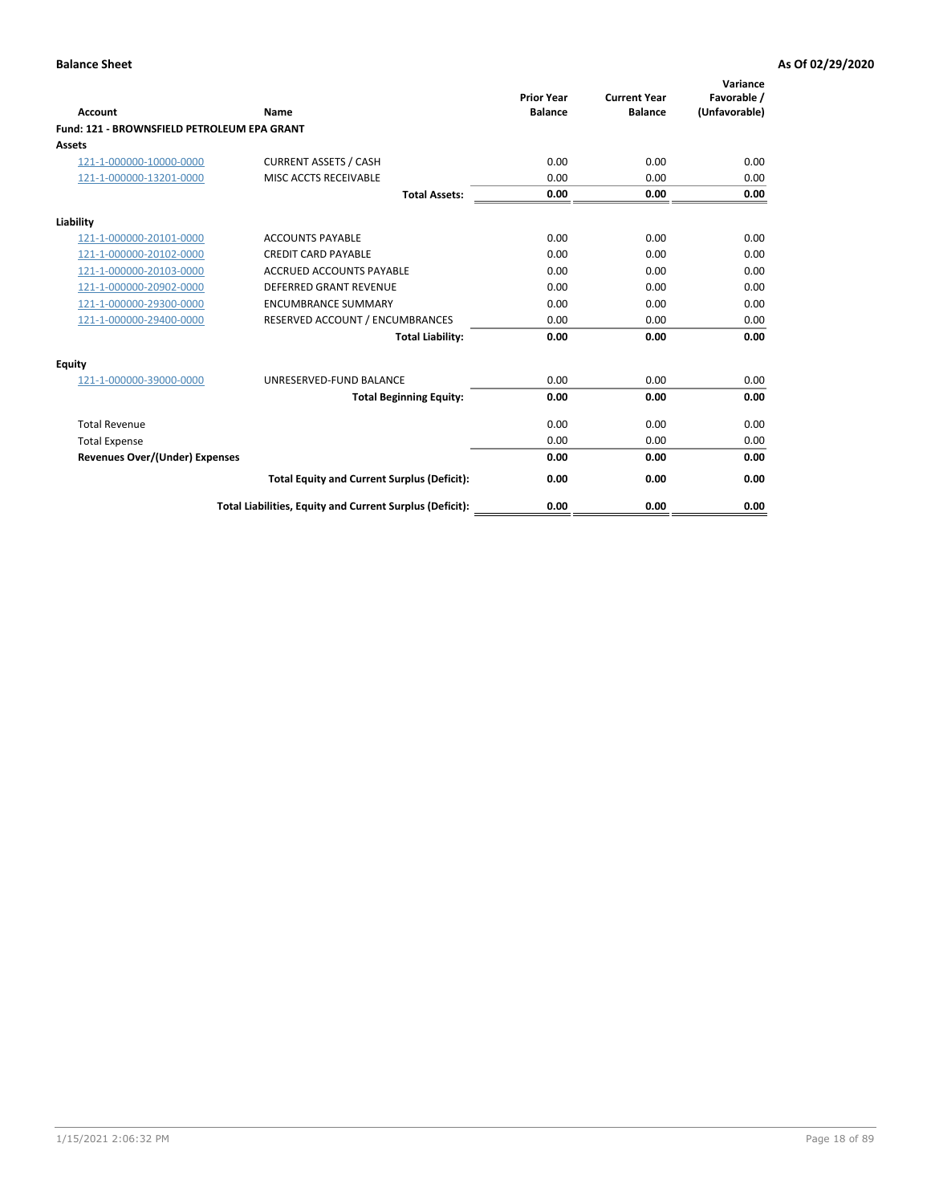**Balance Sheet** | **As Of 02/29/2020**

| Account | Name | Prior Year Balance | Current Year Balance | Variance Favorable / (Unfavorable) |
|---|---|---|---|---|
| **Fund: 121 - BROWNSFIELD PETROLEUM EPA GRANT** | | | | |
| **Assets** | | | | |
| 121-1-000000-10000-0000 | CURRENT ASSETS / CASH | 0.00 | 0.00 | 0.00 |
| 121-1-000000-13201-0000 | MISC ACCTS RECEIVABLE | 0.00 | 0.00 | 0.00 |
| | **Total Assets:** | **0.00** | **0.00** | **0.00** |
| **Liability** | | | | |
| 121-1-000000-20101-0000 | ACCOUNTS PAYABLE | 0.00 | 0.00 | 0.00 |
| 121-1-000000-20102-0000 | CREDIT CARD PAYABLE | 0.00 | 0.00 | 0.00 |
| 121-1-000000-20103-0000 | ACCRUED ACCOUNTS PAYABLE | 0.00 | 0.00 | 0.00 |
| 121-1-000000-20902-0000 | DEFERRED GRANT REVENUE | 0.00 | 0.00 | 0.00 |
| 121-1-000000-29300-0000 | ENCUMBRANCE SUMMARY | 0.00 | 0.00 | 0.00 |
| 121-1-000000-29400-0000 | RESERVED ACCOUNT / ENCUMBRANCES | 0.00 | 0.00 | 0.00 |
| | **Total Liability:** | **0.00** | **0.00** | **0.00** |
| **Equity** | | | | |
| 121-1-000000-39000-0000 | UNRESERVED-FUND BALANCE | 0.00 | 0.00 | 0.00 |
| | **Total Beginning Equity:** | **0.00** | **0.00** | **0.00** |
| Total Revenue | | 0.00 | 0.00 | 0.00 |
| Total Expense | | 0.00 | 0.00 | 0.00 |
| **Revenues Over/(Under) Expenses** | | **0.00** | **0.00** | **0.00** |
| | **Total Equity and Current Surplus (Deficit):** | **0.00** | **0.00** | **0.00** |
| | **Total Liabilities, Equity and Current Surplus (Deficit):** | **0.00** | **0.00** | **0.00** |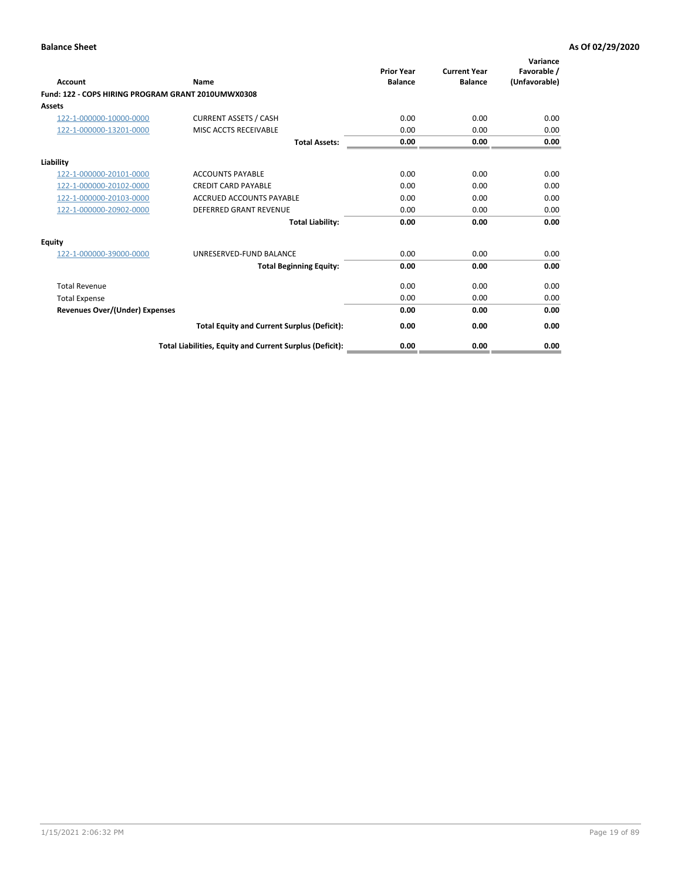**Balance Sheet** — **As Of 02/29/2020**

| Account | Name | Prior Year Balance | Current Year Balance | Variance Favorable / (Unfavorable) |
|---|---|---|---|---|
| **Fund: 122 - COPS HIRING PROGRAM GRANT 2010UMWX0308** | | | | |
| **Assets** | | | | |
| 122-1-000000-10000-0000 | CURRENT ASSETS / CASH | 0.00 | 0.00 | 0.00 |
| 122-1-000000-13201-0000 | MISC ACCTS RECEIVABLE | 0.00 | 0.00 | 0.00 |
| | **Total Assets:** | **0.00** | **0.00** | **0.00** |
| **Liability** | | | | |
| 122-1-000000-20101-0000 | ACCOUNTS PAYABLE | 0.00 | 0.00 | 0.00 |
| 122-1-000000-20102-0000 | CREDIT CARD PAYABLE | 0.00 | 0.00 | 0.00 |
| 122-1-000000-20103-0000 | ACCRUED ACCOUNTS PAYABLE | 0.00 | 0.00 | 0.00 |
| 122-1-000000-20902-0000 | DEFERRED GRANT REVENUE | 0.00 | 0.00 | 0.00 |
| | **Total Liability:** | **0.00** | **0.00** | **0.00** |
| **Equity** | | | | |
| 122-1-000000-39000-0000 | UNRESERVED-FUND BALANCE | 0.00 | 0.00 | 0.00 |
| | **Total Beginning Equity:** | **0.00** | **0.00** | **0.00** |
| Total Revenue | | 0.00 | 0.00 | 0.00 |
| Total Expense | | 0.00 | 0.00 | 0.00 |
| **Revenues Over/(Under) Expenses** | | **0.00** | **0.00** | **0.00** |
| | **Total Equity and Current Surplus (Deficit):** | **0.00** | **0.00** | **0.00** |
| | **Total Liabilities, Equity and Current Surplus (Deficit):** | **0.00** | **0.00** | **0.00** |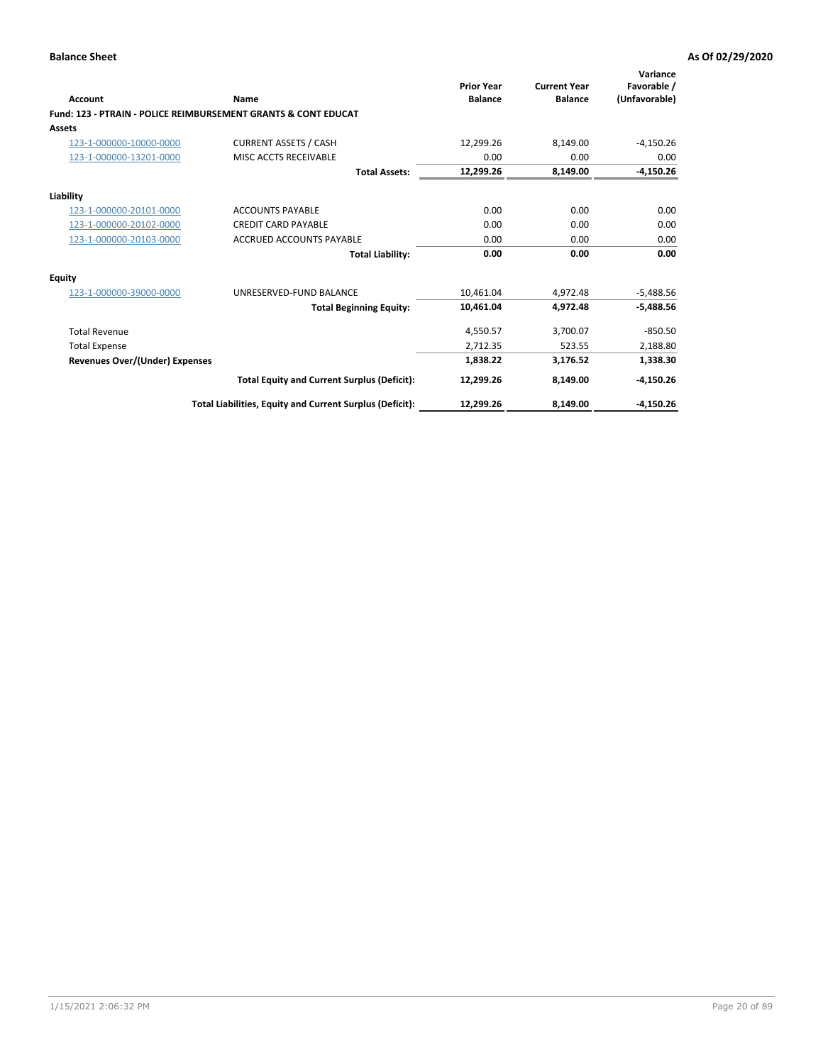**Balance Sheet** **As Of 02/29/2020**

| Account | Name | Prior Year Balance | Current Year Balance | Variance Favorable / (Unfavorable) |
|---|---|---|---|---|
| **Fund: 123 - PTRAIN - POLICE REIMBURSEMENT GRANTS & CONT EDUCAT** | | | | |
| **Assets** | | | | |
| 123-1-000000-10000-0000 | CURRENT ASSETS / CASH | 12,299.26 | 8,149.00 | -4,150.26 |
| 123-1-000000-13201-0000 | MISC ACCTS RECEIVABLE | 0.00 | 0.00 | 0.00 |
| | **Total Assets:** | **12,299.26** | **8,149.00** | **-4,150.26** |
| **Liability** | | | | |
| 123-1-000000-20101-0000 | ACCOUNTS PAYABLE | 0.00 | 0.00 | 0.00 |
| 123-1-000000-20102-0000 | CREDIT CARD PAYABLE | 0.00 | 0.00 | 0.00 |
| 123-1-000000-20103-0000 | ACCRUED ACCOUNTS PAYABLE | 0.00 | 0.00 | 0.00 |
| | **Total Liability:** | **0.00** | **0.00** | **0.00** |
| **Equity** | | | | |
| 123-1-000000-39000-0000 | UNRESERVED-FUND BALANCE | 10,461.04 | 4,972.48 | -5,488.56 |
| | **Total Beginning Equity:** | **10,461.04** | **4,972.48** | **-5,488.56** |
| Total Revenue | | 4,550.57 | 3,700.07 | -850.50 |
| Total Expense | | 2,712.35 | 523.55 | 2,188.80 |
| **Revenues Over/(Under) Expenses** | | **1,838.22** | **3,176.52** | **1,338.30** |
| | **Total Equity and Current Surplus (Deficit):** | **12,299.26** | **8,149.00** | **-4,150.26** |
| | **Total Liabilities, Equity and Current Surplus (Deficit):** | **12,299.26** | **8,149.00** | **-4,150.26** |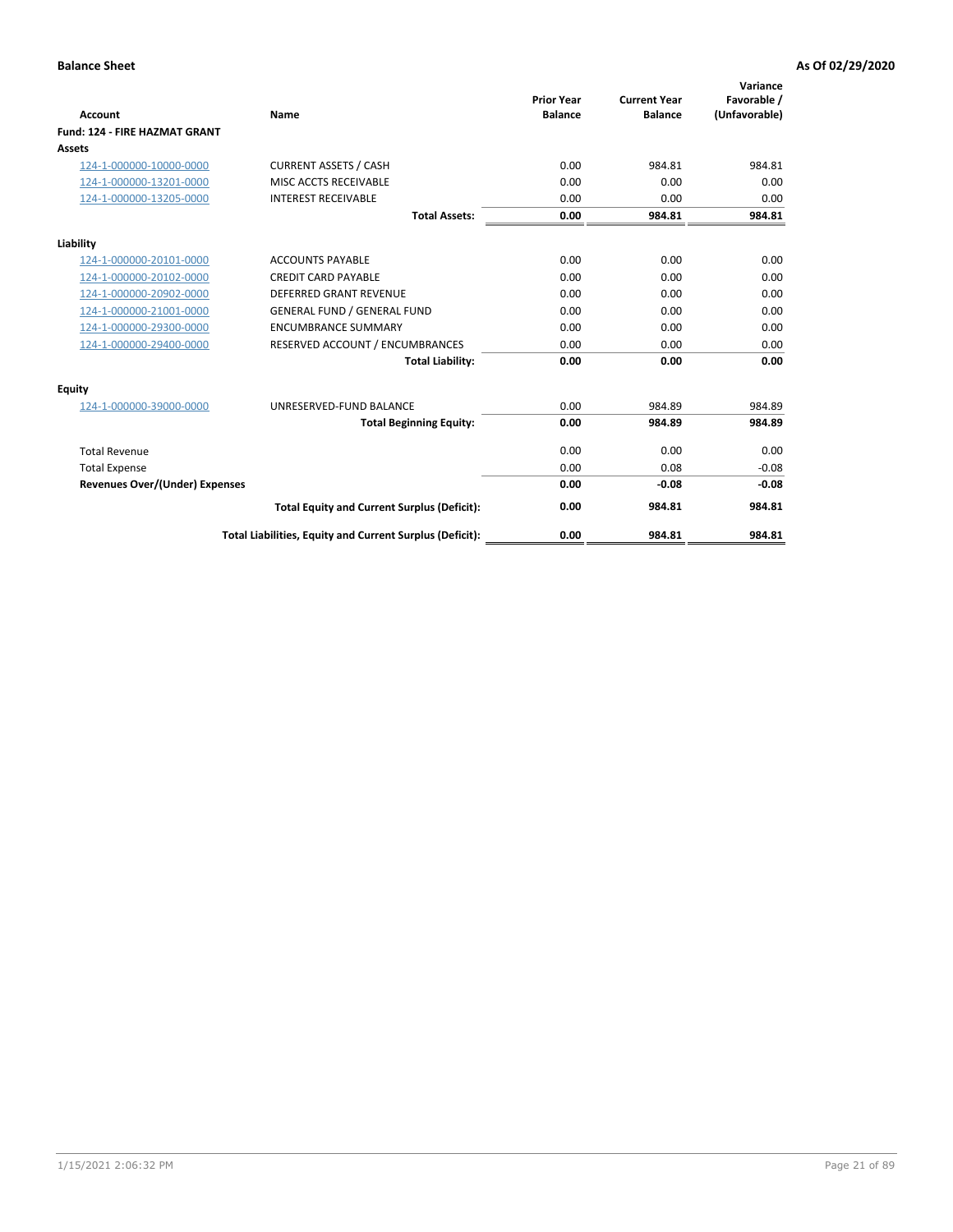**Balance Sheet** **As Of 02/29/2020**

| Account | Name | Prior Year Balance | Current Year Balance | Variance Favorable / (Unfavorable) |
|---|---|---|---|---|
| **Fund: 124 - FIRE HAZMAT GRANT** | | | | |
| **Assets** | | | | |
| 124-1-000000-10000-0000 | CURRENT ASSETS / CASH | 0.00 | 984.81 | 984.81 |
| 124-1-000000-13201-0000 | MISC ACCTS RECEIVABLE | 0.00 | 0.00 | 0.00 |
| 124-1-000000-13205-0000 | INTEREST RECEIVABLE | 0.00 | 0.00 | 0.00 |
| | **Total Assets:** | **0.00** | **984.81** | **984.81** |
| **Liability** | | | | |
| 124-1-000000-20101-0000 | ACCOUNTS PAYABLE | 0.00 | 0.00 | 0.00 |
| 124-1-000000-20102-0000 | CREDIT CARD PAYABLE | 0.00 | 0.00 | 0.00 |
| 124-1-000000-20902-0000 | DEFERRED GRANT REVENUE | 0.00 | 0.00 | 0.00 |
| 124-1-000000-21001-0000 | GENERAL FUND / GENERAL FUND | 0.00 | 0.00 | 0.00 |
| 124-1-000000-29300-0000 | ENCUMBRANCE SUMMARY | 0.00 | 0.00 | 0.00 |
| 124-1-000000-29400-0000 | RESERVED ACCOUNT / ENCUMBRANCES | 0.00 | 0.00 | 0.00 |
| | **Total Liability:** | **0.00** | **0.00** | **0.00** |
| **Equity** | | | | |
| 124-1-000000-39000-0000 | UNRESERVED-FUND BALANCE | 0.00 | 984.89 | 984.89 |
| | **Total Beginning Equity:** | **0.00** | **984.89** | **984.89** |
| Total Revenue | | 0.00 | 0.00 | 0.00 |
| Total Expense | | 0.00 | 0.08 | -0.08 |
| **Revenues Over/(Under) Expenses** | | **0.00** | **-0.08** | **-0.08** |
| | **Total Equity and Current Surplus (Deficit):** | **0.00** | **984.81** | **984.81** |
| | **Total Liabilities, Equity and Current Surplus (Deficit):** | **0.00** | **984.81** | **984.81** |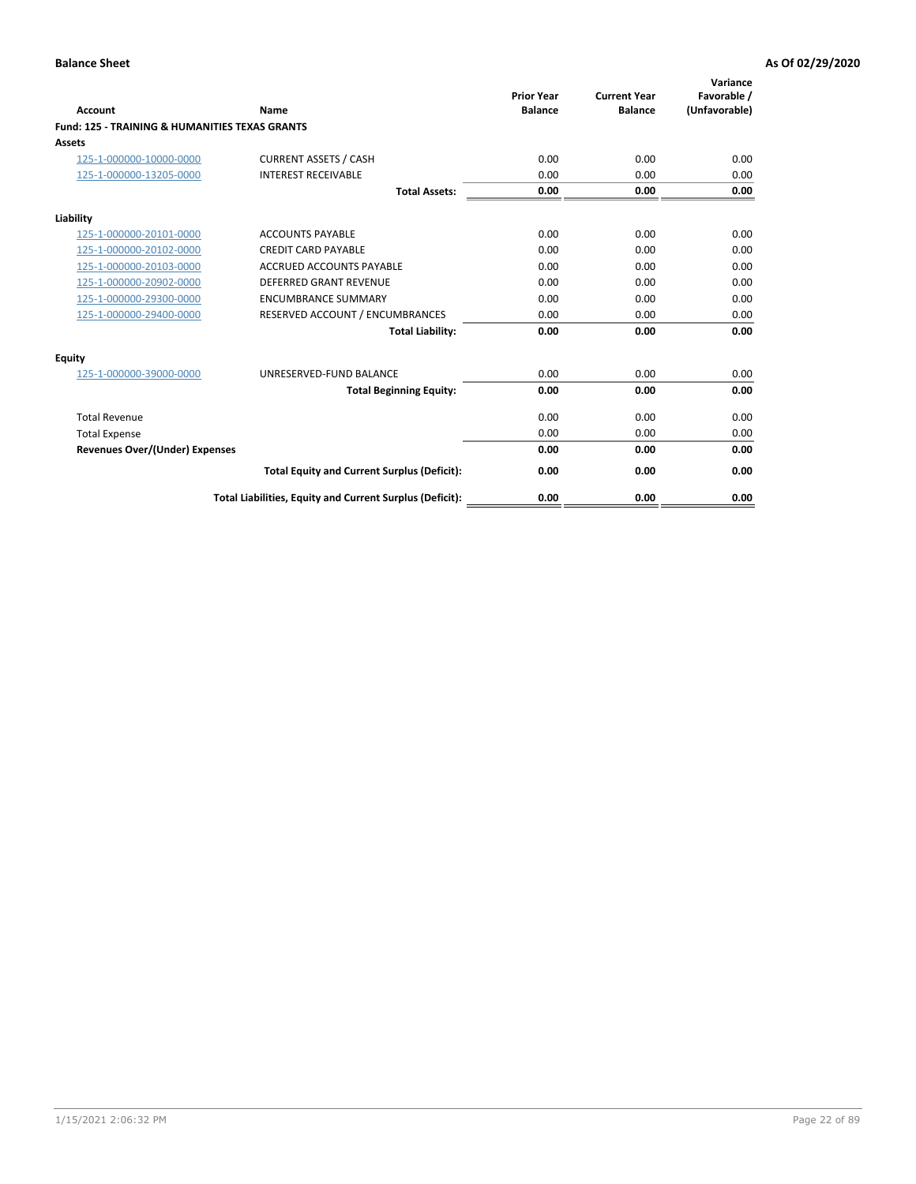**Balance Sheet** **As Of 02/29/2020**

| Account | Name | Prior Year Balance | Current Year Balance | Variance Favorable / (Unfavorable) |
|---|---|---|---|---|
| **Fund: 125 - TRAINING & HUMANITIES TEXAS GRANTS** | | | | |
| **Assets** | | | | |
| 125-1-000000-10000-0000 | CURRENT ASSETS / CASH | 0.00 | 0.00 | 0.00 |
| 125-1-000000-13205-0000 | INTEREST RECEIVABLE | 0.00 | 0.00 | 0.00 |
| | **Total Assets:** | **0.00** | **0.00** | **0.00** |
| **Liability** | | | | |
| 125-1-000000-20101-0000 | ACCOUNTS PAYABLE | 0.00 | 0.00 | 0.00 |
| 125-1-000000-20102-0000 | CREDIT CARD PAYABLE | 0.00 | 0.00 | 0.00 |
| 125-1-000000-20103-0000 | ACCRUED ACCOUNTS PAYABLE | 0.00 | 0.00 | 0.00 |
| 125-1-000000-20902-0000 | DEFERRED GRANT REVENUE | 0.00 | 0.00 | 0.00 |
| 125-1-000000-29300-0000 | ENCUMBRANCE SUMMARY | 0.00 | 0.00 | 0.00 |
| 125-1-000000-29400-0000 | RESERVED ACCOUNT / ENCUMBRANCES | 0.00 | 0.00 | 0.00 |
| | **Total Liability:** | **0.00** | **0.00** | **0.00** |
| **Equity** | | | | |
| 125-1-000000-39000-0000 | UNRESERVED-FUND BALANCE | 0.00 | 0.00 | 0.00 |
| | **Total Beginning Equity:** | **0.00** | **0.00** | **0.00** |
| Total Revenue | | 0.00 | 0.00 | 0.00 |
| Total Expense | | 0.00 | 0.00 | 0.00 |
| **Revenues Over/(Under) Expenses** | | **0.00** | **0.00** | **0.00** |
| | **Total Equity and Current Surplus (Deficit):** | **0.00** | **0.00** | **0.00** |
| | **Total Liabilities, Equity and Current Surplus (Deficit):** | **0.00** | **0.00** | **0.00** |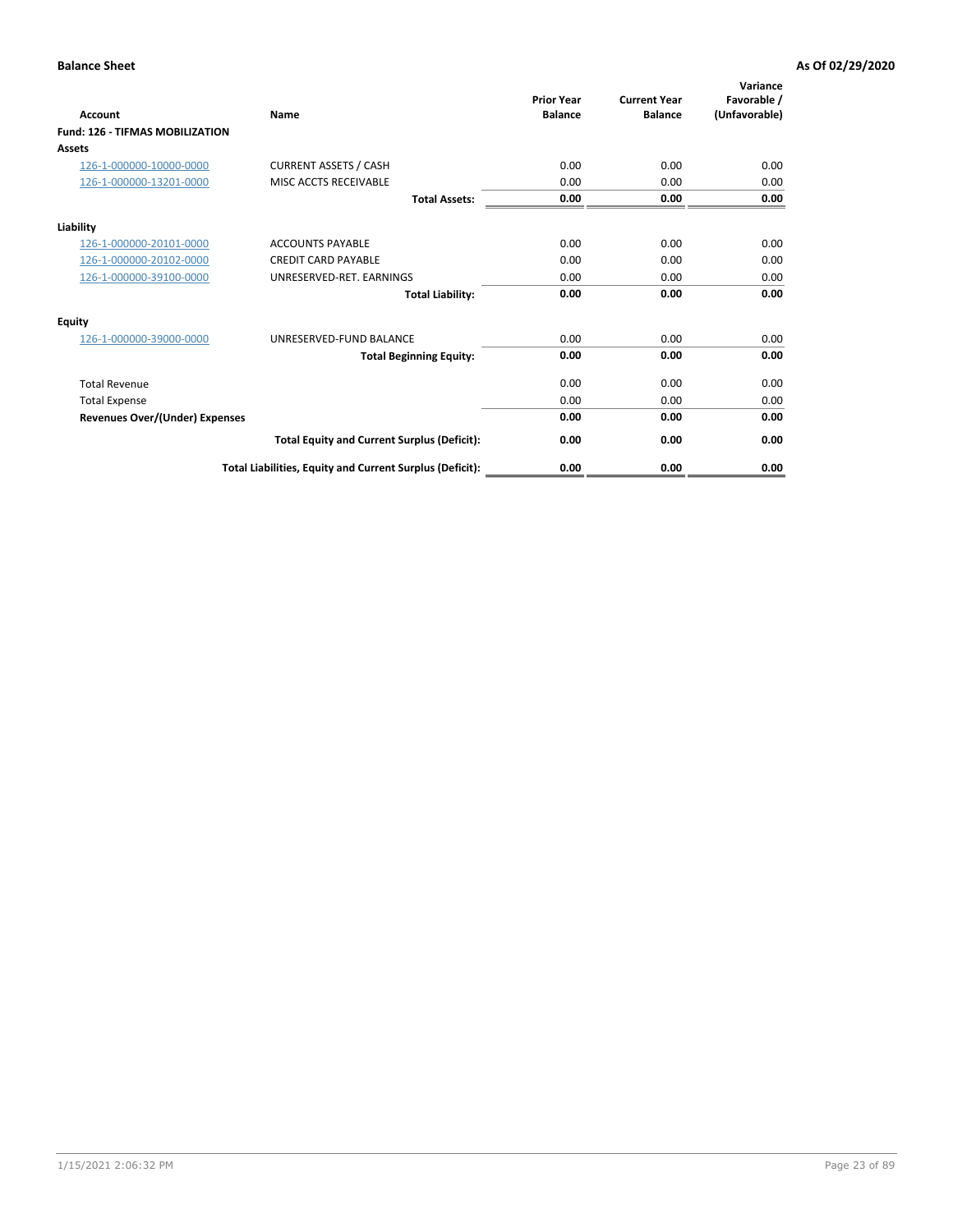**Balance Sheet** **As Of 02/29/2020**

| Account | Name | Prior Year Balance | Current Year Balance | Variance Favorable / (Unfavorable) |
|---|---|---|---|---|
| **Fund: 126 - TIFMAS MOBILIZATION** | | | | |
| **Assets** | | | | |
| 126-1-000000-10000-0000 | CURRENT ASSETS / CASH | 0.00 | 0.00 | 0.00 |
| 126-1-000000-13201-0000 | MISC ACCTS RECEIVABLE | 0.00 | 0.00 | 0.00 |
| | **Total Assets:** | **0.00** | **0.00** | **0.00** |
| **Liability** | | | | |
| 126-1-000000-20101-0000 | ACCOUNTS PAYABLE | 0.00 | 0.00 | 0.00 |
| 126-1-000000-20102-0000 | CREDIT CARD PAYABLE | 0.00 | 0.00 | 0.00 |
| 126-1-000000-39100-0000 | UNRESERVED-RET. EARNINGS | 0.00 | 0.00 | 0.00 |
| | **Total Liability:** | **0.00** | **0.00** | **0.00** |
| **Equity** | | | | |
| 126-1-000000-39000-0000 | UNRESERVED-FUND BALANCE | 0.00 | 0.00 | 0.00 |
| | **Total Beginning Equity:** | **0.00** | **0.00** | **0.00** |
| Total Revenue | | 0.00 | 0.00 | 0.00 |
| Total Expense | | 0.00 | 0.00 | 0.00 |
| **Revenues Over/(Under) Expenses** | | **0.00** | **0.00** | **0.00** |
| | **Total Equity and Current Surplus (Deficit):** | **0.00** | **0.00** | **0.00** |
| | **Total Liabilities, Equity and Current Surplus (Deficit):** | **0.00** | **0.00** | **0.00** |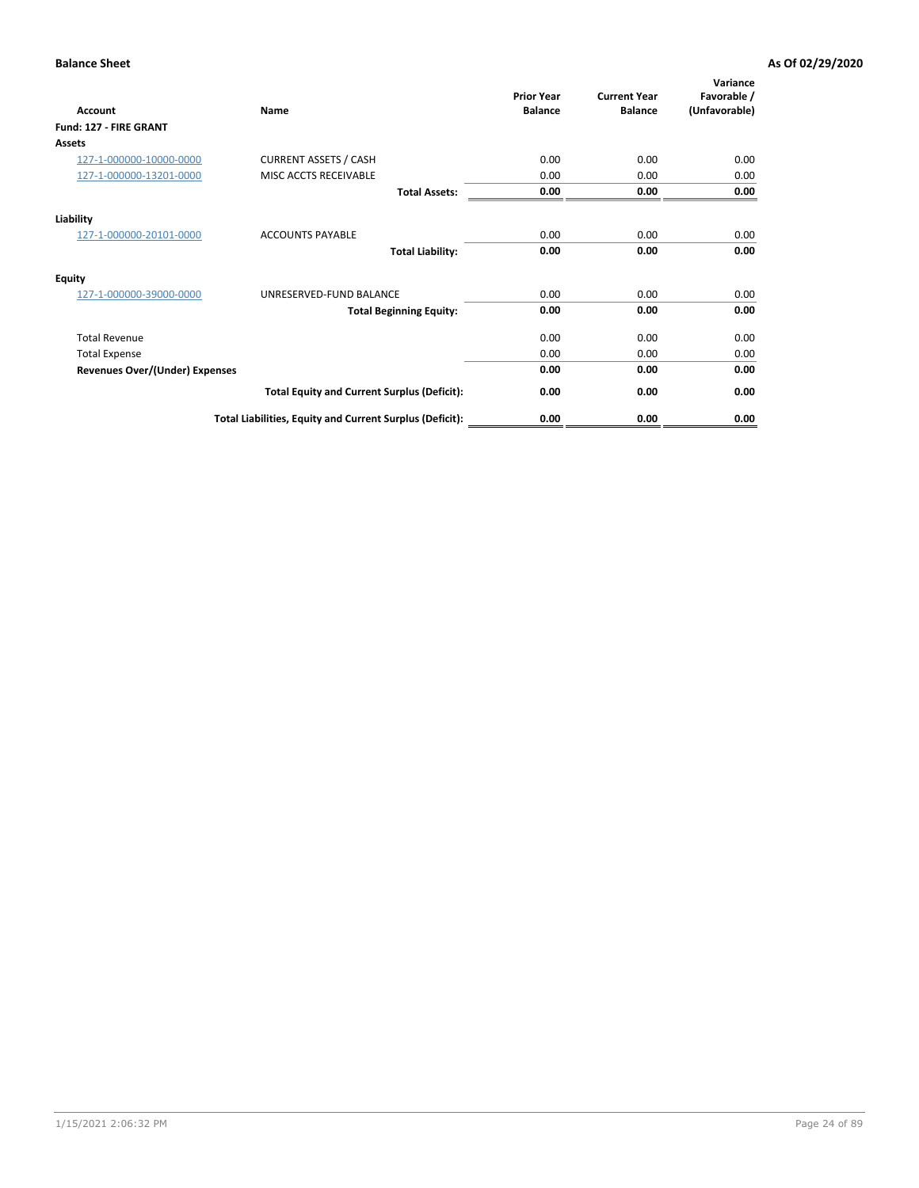**Balance Sheet** **As Of 02/29/2020**

| Account | Name | Prior Year Balance | Current Year Balance | Variance Favorable / (Unfavorable) |
|---|---|---|---|---|
| **Fund: 127 - FIRE GRANT** | | | | |
| **Assets** | | | | |
| 127-1-000000-10000-0000 | CURRENT ASSETS / CASH | 0.00 | 0.00 | 0.00 |
| 127-1-000000-13201-0000 | MISC ACCTS RECEIVABLE | 0.00 | 0.00 | 0.00 |
| | **Total Assets:** | **0.00** | **0.00** | **0.00** |
| **Liability** | | | | |
| 127-1-000000-20101-0000 | ACCOUNTS PAYABLE | 0.00 | 0.00 | 0.00 |
| | **Total Liability:** | **0.00** | **0.00** | **0.00** |
| **Equity** | | | | |
| 127-1-000000-39000-0000 | UNRESERVED-FUND BALANCE | 0.00 | 0.00 | 0.00 |
| | **Total Beginning Equity:** | **0.00** | **0.00** | **0.00** |
| Total Revenue | | 0.00 | 0.00 | 0.00 |
| Total Expense | | 0.00 | 0.00 | 0.00 |
| **Revenues Over/(Under) Expenses** | | **0.00** | **0.00** | **0.00** |
| | **Total Equity and Current Surplus (Deficit):** | **0.00** | **0.00** | **0.00** |
| | **Total Liabilities, Equity and Current Surplus (Deficit):** | **0.00** | **0.00** | **0.00** |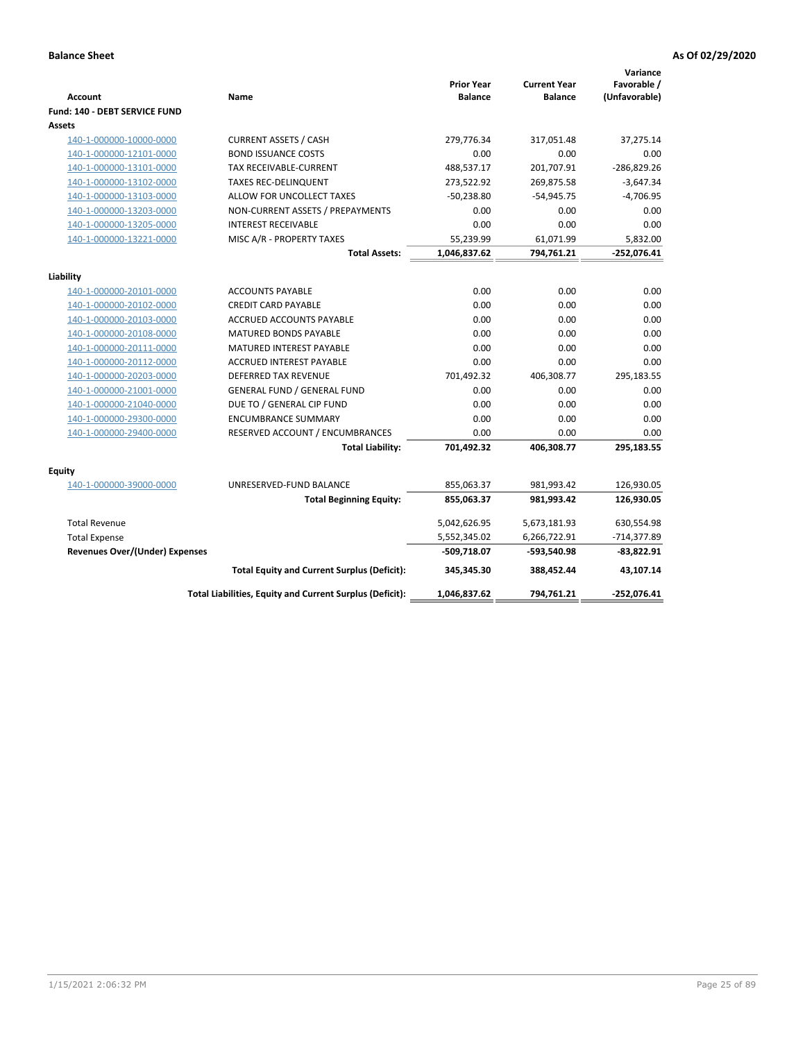**Balance Sheet** **As Of 02/29/2020**

| Account | Name | Prior Year Balance | Current Year Balance | Variance Favorable / (Unfavorable) |
|---|---|---|---|---|
| **Fund: 140 - DEBT SERVICE FUND** | | | | |
| **Assets** | | | | |
| 140-1-000000-10000-0000 | CURRENT ASSETS / CASH | 279,776.34 | 317,051.48 | 37,275.14 |
| 140-1-000000-12101-0000 | BOND ISSUANCE COSTS | 0.00 | 0.00 | 0.00 |
| 140-1-000000-13101-0000 | TAX RECEIVABLE-CURRENT | 488,537.17 | 201,707.91 | -286,829.26 |
| 140-1-000000-13102-0000 | TAXES REC-DELINQUENT | 273,522.92 | 269,875.58 | -3,647.34 |
| 140-1-000000-13103-0000 | ALLOW FOR UNCOLLECT TAXES | -50,238.80 | -54,945.75 | -4,706.95 |
| 140-1-000000-13203-0000 | NON-CURRENT ASSETS / PREPAYMENTS | 0.00 | 0.00 | 0.00 |
| 140-1-000000-13205-0000 | INTEREST RECEIVABLE | 0.00 | 0.00 | 0.00 |
| 140-1-000000-13221-0000 | MISC A/R - PROPERTY TAXES | 55,239.99 | 61,071.99 | 5,832.00 |
| | **Total Assets:** | **1,046,837.62** | **794,761.21** | **-252,076.41** |
| **Liability** | | | | |
| 140-1-000000-20101-0000 | ACCOUNTS PAYABLE | 0.00 | 0.00 | 0.00 |
| 140-1-000000-20102-0000 | CREDIT CARD PAYABLE | 0.00 | 0.00 | 0.00 |
| 140-1-000000-20103-0000 | ACCRUED ACCOUNTS PAYABLE | 0.00 | 0.00 | 0.00 |
| 140-1-000000-20108-0000 | MATURED BONDS PAYABLE | 0.00 | 0.00 | 0.00 |
| 140-1-000000-20111-0000 | MATURED INTEREST PAYABLE | 0.00 | 0.00 | 0.00 |
| 140-1-000000-20112-0000 | ACCRUED INTEREST PAYABLE | 0.00 | 0.00 | 0.00 |
| 140-1-000000-20203-0000 | DEFERRED TAX REVENUE | 701,492.32 | 406,308.77 | 295,183.55 |
| 140-1-000000-21001-0000 | GENERAL FUND / GENERAL FUND | 0.00 | 0.00 | 0.00 |
| 140-1-000000-21040-0000 | DUE TO / GENERAL CIP FUND | 0.00 | 0.00 | 0.00 |
| 140-1-000000-29300-0000 | ENCUMBRANCE SUMMARY | 0.00 | 0.00 | 0.00 |
| 140-1-000000-29400-0000 | RESERVED ACCOUNT / ENCUMBRANCES | 0.00 | 0.00 | 0.00 |
| | **Total Liability:** | **701,492.32** | **406,308.77** | **295,183.55** |
| **Equity** | | | | |
| 140-1-000000-39000-0000 | UNRESERVED-FUND BALANCE | 855,063.37 | 981,993.42 | 126,930.05 |
| | **Total Beginning Equity:** | **855,063.37** | **981,993.42** | **126,930.05** |
| Total Revenue | | 5,042,626.95 | 5,673,181.93 | 630,554.98 |
| Total Expense | | 5,552,345.02 | 6,266,722.91 | -714,377.89 |
| **Revenues Over/(Under) Expenses** | | **-509,718.07** | **-593,540.98** | **-83,822.91** |
| | **Total Equity and Current Surplus (Deficit):** | **345,345.30** | **388,452.44** | **43,107.14** |
| | **Total Liabilities, Equity and Current Surplus (Deficit):** | **1,046,837.62** | **794,761.21** | **-252,076.41** |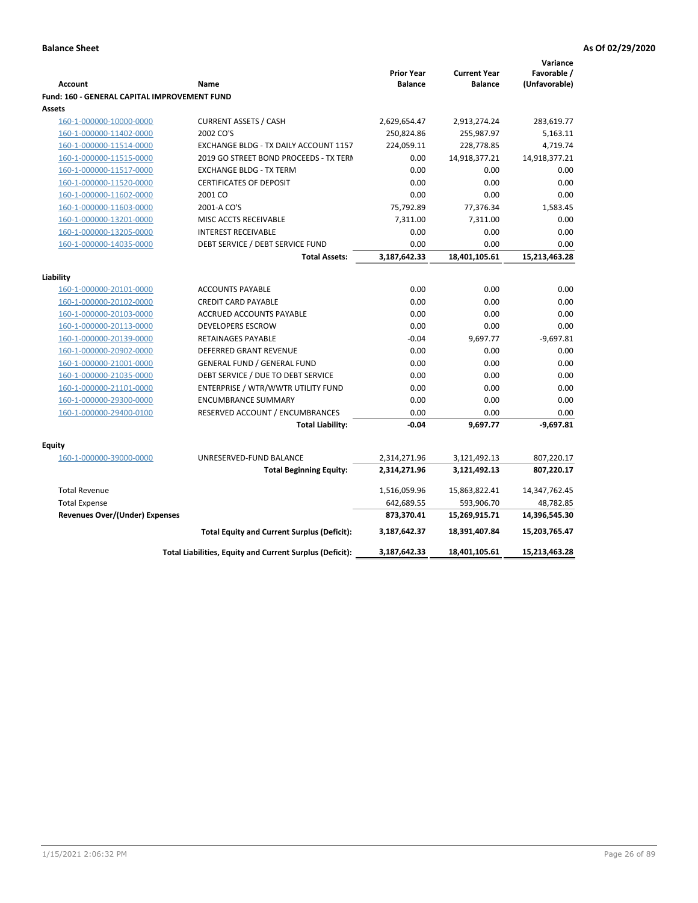**Balance Sheet** **As Of 02/29/2020**

| Account | Name | Prior Year Balance | Current Year Balance | Variance Favorable / (Unfavorable) |
|---|---|---|---|---|
| **Fund: 160 - GENERAL CAPITAL IMPROVEMENT FUND** | | | | |
| **Assets** | | | | |
| 160-1-000000-10000-0000 | CURRENT ASSETS / CASH | 2,629,654.47 | 2,913,274.24 | 283,619.77 |
| 160-1-000000-11402-0000 | 2002 CO'S | 250,824.86 | 255,987.97 | 5,163.11 |
| 160-1-000000-11514-0000 | EXCHANGE BLDG - TX DAILY ACCOUNT 1157 | 224,059.11 | 228,778.85 | 4,719.74 |
| 160-1-000000-11515-0000 | 2019 GO STREET BOND PROCEEDS - TX TERM | 0.00 | 14,918,377.21 | 14,918,377.21 |
| 160-1-000000-11517-0000 | EXCHANGE BLDG - TX TERM | 0.00 | 0.00 | 0.00 |
| 160-1-000000-11520-0000 | CERTIFICATES OF DEPOSIT | 0.00 | 0.00 | 0.00 |
| 160-1-000000-11602-0000 | 2001 CO | 0.00 | 0.00 | 0.00 |
| 160-1-000000-11603-0000 | 2001-A CO'S | 75,792.89 | 77,376.34 | 1,583.45 |
| 160-1-000000-13201-0000 | MISC ACCTS RECEIVABLE | 7,311.00 | 7,311.00 | 0.00 |
| 160-1-000000-13205-0000 | INTEREST RECEIVABLE | 0.00 | 0.00 | 0.00 |
| 160-1-000000-14035-0000 | DEBT SERVICE / DEBT SERVICE FUND | 0.00 | 0.00 | 0.00 |
| | **Total Assets:** | **3,187,642.33** | **18,401,105.61** | **15,213,463.28** |
| **Liability** | | | | |
| 160-1-000000-20101-0000 | ACCOUNTS PAYABLE | 0.00 | 0.00 | 0.00 |
| 160-1-000000-20102-0000 | CREDIT CARD PAYABLE | 0.00 | 0.00 | 0.00 |
| 160-1-000000-20103-0000 | ACCRUED ACCOUNTS PAYABLE | 0.00 | 0.00 | 0.00 |
| 160-1-000000-20113-0000 | DEVELOPERS ESCROW | 0.00 | 0.00 | 0.00 |
| 160-1-000000-20139-0000 | RETAINAGES PAYABLE | -0.04 | 9,697.77 | -9,697.81 |
| 160-1-000000-20902-0000 | DEFERRED GRANT REVENUE | 0.00 | 0.00 | 0.00 |
| 160-1-000000-21001-0000 | GENERAL FUND / GENERAL FUND | 0.00 | 0.00 | 0.00 |
| 160-1-000000-21035-0000 | DEBT SERVICE / DUE TO DEBT SERVICE | 0.00 | 0.00 | 0.00 |
| 160-1-000000-21101-0000 | ENTERPRISE / WTR/WWTR UTILITY FUND | 0.00 | 0.00 | 0.00 |
| 160-1-000000-29300-0000 | ENCUMBRANCE SUMMARY | 0.00 | 0.00 | 0.00 |
| 160-1-000000-29400-0100 | RESERVED ACCOUNT / ENCUMBRANCES | 0.00 | 0.00 | 0.00 |
| | **Total Liability:** | **-0.04** | **9,697.77** | **-9,697.81** |
| **Equity** | | | | |
| 160-1-000000-39000-0000 | UNRESERVED-FUND BALANCE | 2,314,271.96 | 3,121,492.13 | 807,220.17 |
| | **Total Beginning Equity:** | **2,314,271.96** | **3,121,492.13** | **807,220.17** |
| Total Revenue | | 1,516,059.96 | 15,863,822.41 | 14,347,762.45 |
| Total Expense | | 642,689.55 | 593,906.70 | 48,782.85 |
| **Revenues Over/(Under) Expenses** | | **873,370.41** | **15,269,915.71** | **14,396,545.30** |
| | **Total Equity and Current Surplus (Deficit):** | **3,187,642.37** | **18,391,407.84** | **15,203,765.47** |
| | **Total Liabilities, Equity and Current Surplus (Deficit):** | **3,187,642.33** | **18,401,105.61** | **15,213,463.28** |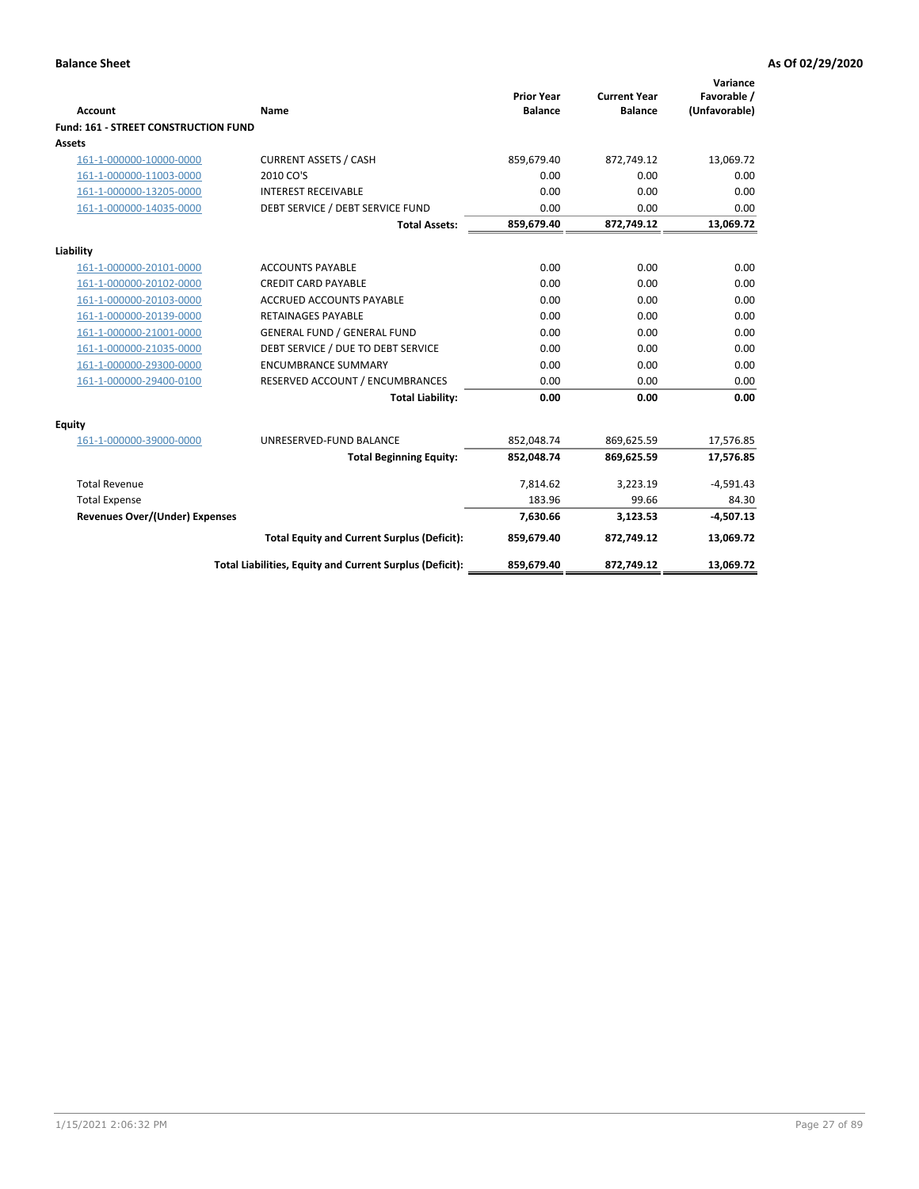**Balance Sheet** **As Of 02/29/2020**

| Account | Name | Prior Year Balance | Current Year Balance | Variance Favorable / (Unfavorable) |
|---|---|---|---|---|
| **Fund: 161 - STREET CONSTRUCTION FUND** | | | | |
| **Assets** | | | | |
| 161-1-000000-10000-0000 | CURRENT ASSETS / CASH | 859,679.40 | 872,749.12 | 13,069.72 |
| 161-1-000000-11003-0000 | 2010 CO'S | 0.00 | 0.00 | 0.00 |
| 161-1-000000-13205-0000 | INTEREST RECEIVABLE | 0.00 | 0.00 | 0.00 |
| 161-1-000000-14035-0000 | DEBT SERVICE / DEBT SERVICE FUND | 0.00 | 0.00 | 0.00 |
| | **Total Assets:** | **859,679.40** | **872,749.12** | **13,069.72** |
| **Liability** | | | | |
| 161-1-000000-20101-0000 | ACCOUNTS PAYABLE | 0.00 | 0.00 | 0.00 |
| 161-1-000000-20102-0000 | CREDIT CARD PAYABLE | 0.00 | 0.00 | 0.00 |
| 161-1-000000-20103-0000 | ACCRUED ACCOUNTS PAYABLE | 0.00 | 0.00 | 0.00 |
| 161-1-000000-20139-0000 | RETAINAGES PAYABLE | 0.00 | 0.00 | 0.00 |
| 161-1-000000-21001-0000 | GENERAL FUND / GENERAL FUND | 0.00 | 0.00 | 0.00 |
| 161-1-000000-21035-0000 | DEBT SERVICE / DUE TO DEBT SERVICE | 0.00 | 0.00 | 0.00 |
| 161-1-000000-29300-0000 | ENCUMBRANCE SUMMARY | 0.00 | 0.00 | 0.00 |
| 161-1-000000-29400-0100 | RESERVED ACCOUNT / ENCUMBRANCES | 0.00 | 0.00 | 0.00 |
| | **Total Liability:** | **0.00** | **0.00** | **0.00** |
| **Equity** | | | | |
| 161-1-000000-39000-0000 | UNRESERVED-FUND BALANCE | 852,048.74 | 869,625.59 | 17,576.85 |
| | **Total Beginning Equity:** | **852,048.74** | **869,625.59** | **17,576.85** |
| Total Revenue | | 7,814.62 | 3,223.19 | -4,591.43 |
| Total Expense | | 183.96 | 99.66 | 84.30 |
| **Revenues Over/(Under) Expenses** | | **7,630.66** | **3,123.53** | **-4,507.13** |
| | **Total Equity and Current Surplus (Deficit):** | **859,679.40** | **872,749.12** | **13,069.72** |
| | **Total Liabilities, Equity and Current Surplus (Deficit):** | **859,679.40** | **872,749.12** | **13,069.72** |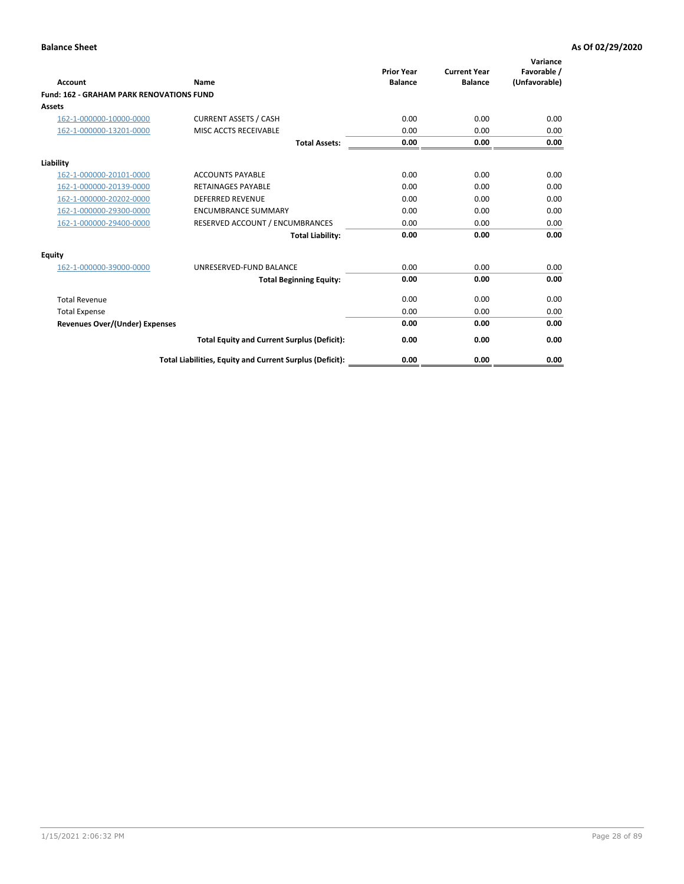**Balance Sheet** **As Of 02/29/2020**

| Account | Name | Prior Year Balance | Current Year Balance | Variance Favorable / (Unfavorable) |
|---|---|---|---|---|
| **Fund: 162 - GRAHAM PARK RENOVATIONS FUND** | | | | |
| **Assets** | | | | |
| 162-1-000000-10000-0000 | CURRENT ASSETS / CASH | 0.00 | 0.00 | 0.00 |
| 162-1-000000-13201-0000 | MISC ACCTS RECEIVABLE | 0.00 | 0.00 | 0.00 |
| | **Total Assets:** | **0.00** | **0.00** | **0.00** |
| **Liability** | | | | |
| 162-1-000000-20101-0000 | ACCOUNTS PAYABLE | 0.00 | 0.00 | 0.00 |
| 162-1-000000-20139-0000 | RETAINAGES PAYABLE | 0.00 | 0.00 | 0.00 |
| 162-1-000000-20202-0000 | DEFERRED REVENUE | 0.00 | 0.00 | 0.00 |
| 162-1-000000-29300-0000 | ENCUMBRANCE SUMMARY | 0.00 | 0.00 | 0.00 |
| 162-1-000000-29400-0000 | RESERVED ACCOUNT / ENCUMBRANCES | 0.00 | 0.00 | 0.00 |
| | **Total Liability:** | **0.00** | **0.00** | **0.00** |
| **Equity** | | | | |
| 162-1-000000-39000-0000 | UNRESERVED-FUND BALANCE | 0.00 | 0.00 | 0.00 |
| | **Total Beginning Equity:** | **0.00** | **0.00** | **0.00** |
| Total Revenue | | 0.00 | 0.00 | 0.00 |
| Total Expense | | 0.00 | 0.00 | 0.00 |
| **Revenues Over/(Under) Expenses** | | **0.00** | **0.00** | **0.00** |
| | **Total Equity and Current Surplus (Deficit):** | **0.00** | **0.00** | **0.00** |
| | **Total Liabilities, Equity and Current Surplus (Deficit):** | **0.00** | **0.00** | **0.00** |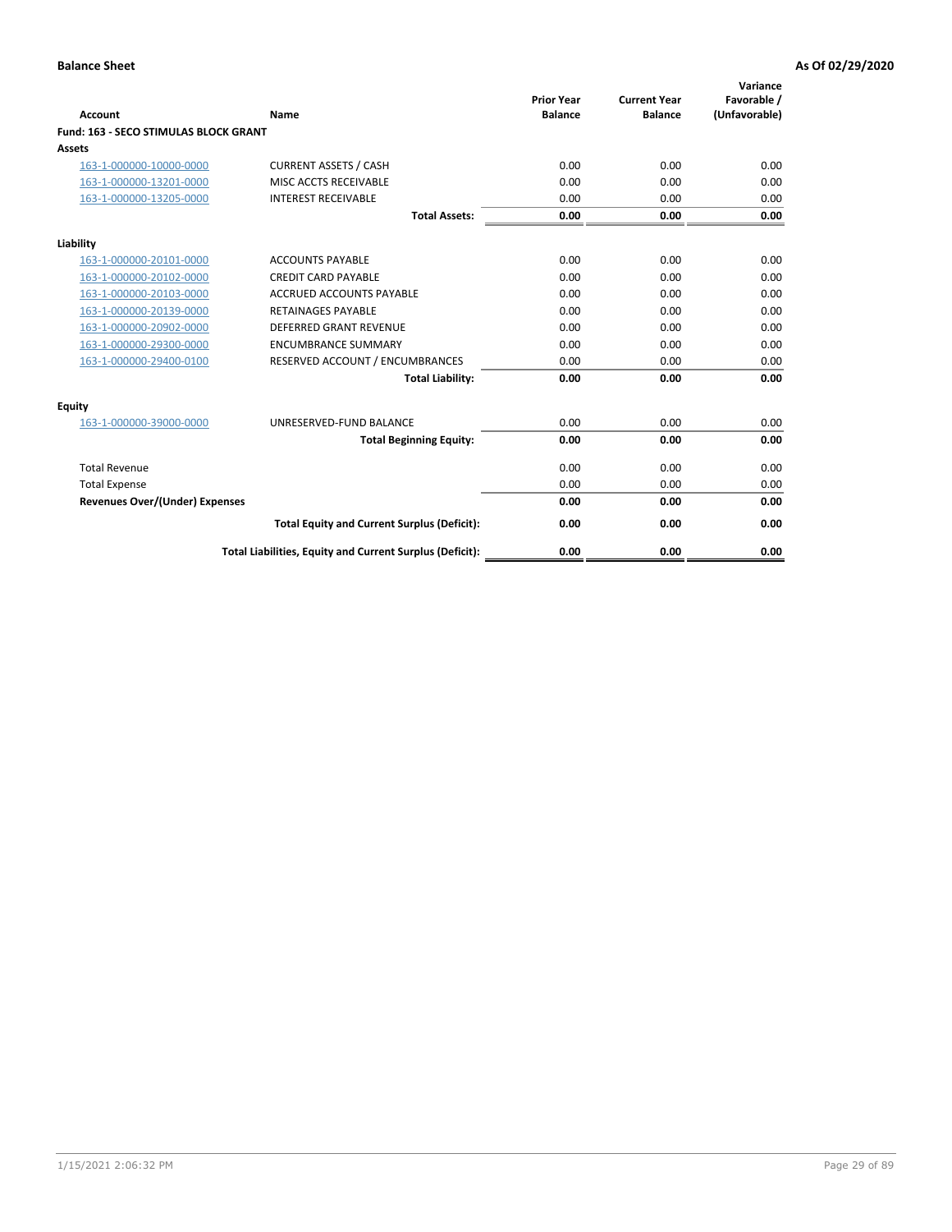**Balance Sheet** **As Of 02/29/2020**

| Account | Name | Prior Year Balance | Current Year Balance | Variance Favorable / (Unfavorable) |
|---|---|---|---|---|
| **Fund: 163 - SECO STIMULAS BLOCK GRANT** | | | | |
| **Assets** | | | | |
| 163-1-000000-10000-0000 | CURRENT ASSETS / CASH | 0.00 | 0.00 | 0.00 |
| 163-1-000000-13201-0000 | MISC ACCTS RECEIVABLE | 0.00 | 0.00 | 0.00 |
| 163-1-000000-13205-0000 | INTEREST RECEIVABLE | 0.00 | 0.00 | 0.00 |
| | **Total Assets:** | **0.00** | **0.00** | **0.00** |
| **Liability** | | | | |
| 163-1-000000-20101-0000 | ACCOUNTS PAYABLE | 0.00 | 0.00 | 0.00 |
| 163-1-000000-20102-0000 | CREDIT CARD PAYABLE | 0.00 | 0.00 | 0.00 |
| 163-1-000000-20103-0000 | ACCRUED ACCOUNTS PAYABLE | 0.00 | 0.00 | 0.00 |
| 163-1-000000-20139-0000 | RETAINAGES PAYABLE | 0.00 | 0.00 | 0.00 |
| 163-1-000000-20902-0000 | DEFERRED GRANT REVENUE | 0.00 | 0.00 | 0.00 |
| 163-1-000000-29300-0000 | ENCUMBRANCE SUMMARY | 0.00 | 0.00 | 0.00 |
| 163-1-000000-29400-0100 | RESERVED ACCOUNT / ENCUMBRANCES | 0.00 | 0.00 | 0.00 |
| | **Total Liability:** | **0.00** | **0.00** | **0.00** |
| **Equity** | | | | |
| 163-1-000000-39000-0000 | UNRESERVED-FUND BALANCE | 0.00 | 0.00 | 0.00 |
| | **Total Beginning Equity:** | **0.00** | **0.00** | **0.00** |
| Total Revenue | | 0.00 | 0.00 | 0.00 |
| Total Expense | | 0.00 | 0.00 | 0.00 |
| **Revenues Over/(Under) Expenses** | | **0.00** | **0.00** | **0.00** |
| | **Total Equity and Current Surplus (Deficit):** | **0.00** | **0.00** | **0.00** |
| | **Total Liabilities, Equity and Current Surplus (Deficit):** | **0.00** | **0.00** | **0.00** |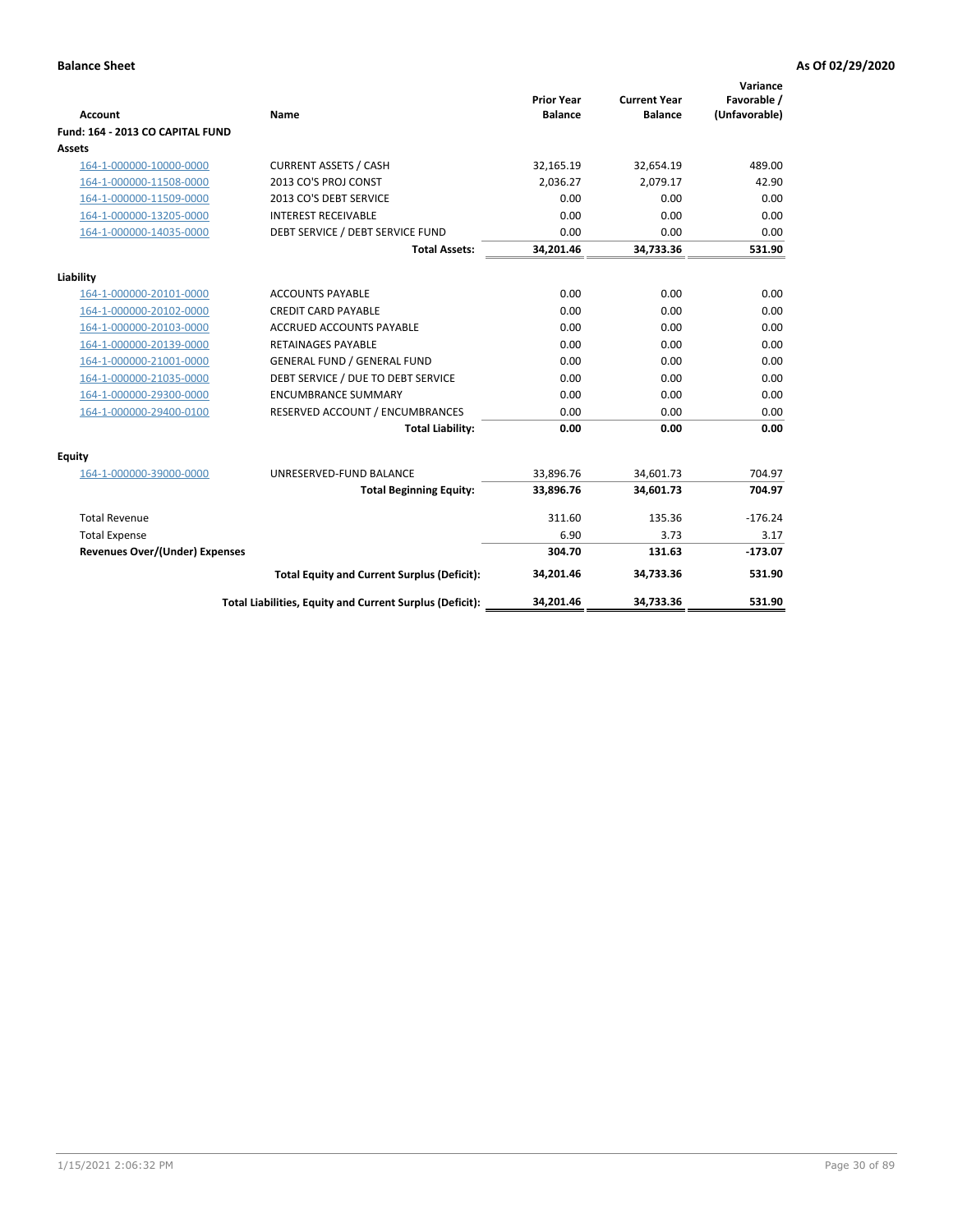**Balance Sheet** **As Of 02/29/2020**

| Account | Name | Prior Year Balance | Current Year Balance | Variance Favorable / (Unfavorable) |
|---|---|---|---|---|
| **Fund: 164 - 2013 CO CAPITAL FUND** | | | | |
| **Assets** | | | | |
| 164-1-000000-10000-0000 | CURRENT ASSETS / CASH | 32,165.19 | 32,654.19 | 489.00 |
| 164-1-000000-11508-0000 | 2013 CO'S PROJ CONST | 2,036.27 | 2,079.17 | 42.90 |
| 164-1-000000-11509-0000 | 2013 CO'S DEBT SERVICE | 0.00 | 0.00 | 0.00 |
| 164-1-000000-13205-0000 | INTEREST RECEIVABLE | 0.00 | 0.00 | 0.00 |
| 164-1-000000-14035-0000 | DEBT SERVICE / DEBT SERVICE FUND | 0.00 | 0.00 | 0.00 |
| | **Total Assets:** | **34,201.46** | **34,733.36** | **531.90** |
| **Liability** | | | | |
| 164-1-000000-20101-0000 | ACCOUNTS PAYABLE | 0.00 | 0.00 | 0.00 |
| 164-1-000000-20102-0000 | CREDIT CARD PAYABLE | 0.00 | 0.00 | 0.00 |
| 164-1-000000-20103-0000 | ACCRUED ACCOUNTS PAYABLE | 0.00 | 0.00 | 0.00 |
| 164-1-000000-20139-0000 | RETAINAGES PAYABLE | 0.00 | 0.00 | 0.00 |
| 164-1-000000-21001-0000 | GENERAL FUND / GENERAL FUND | 0.00 | 0.00 | 0.00 |
| 164-1-000000-21035-0000 | DEBT SERVICE / DUE TO DEBT SERVICE | 0.00 | 0.00 | 0.00 |
| 164-1-000000-29300-0000 | ENCUMBRANCE SUMMARY | 0.00 | 0.00 | 0.00 |
| 164-1-000000-29400-0100 | RESERVED ACCOUNT / ENCUMBRANCES | 0.00 | 0.00 | 0.00 |
| | **Total Liability:** | **0.00** | **0.00** | **0.00** |
| **Equity** | | | | |
| 164-1-000000-39000-0000 | UNRESERVED-FUND BALANCE | 33,896.76 | 34,601.73 | 704.97 |
| | **Total Beginning Equity:** | **33,896.76** | **34,601.73** | **704.97** |
| Total Revenue | | 311.60 | 135.36 | -176.24 |
| Total Expense | | 6.90 | 3.73 | 3.17 |
| **Revenues Over/(Under) Expenses** | | **304.70** | **131.63** | **-173.07** |
| | **Total Equity and Current Surplus (Deficit):** | **34,201.46** | **34,733.36** | **531.90** |
| | **Total Liabilities, Equity and Current Surplus (Deficit):** | **34,201.46** | **34,733.36** | **531.90** |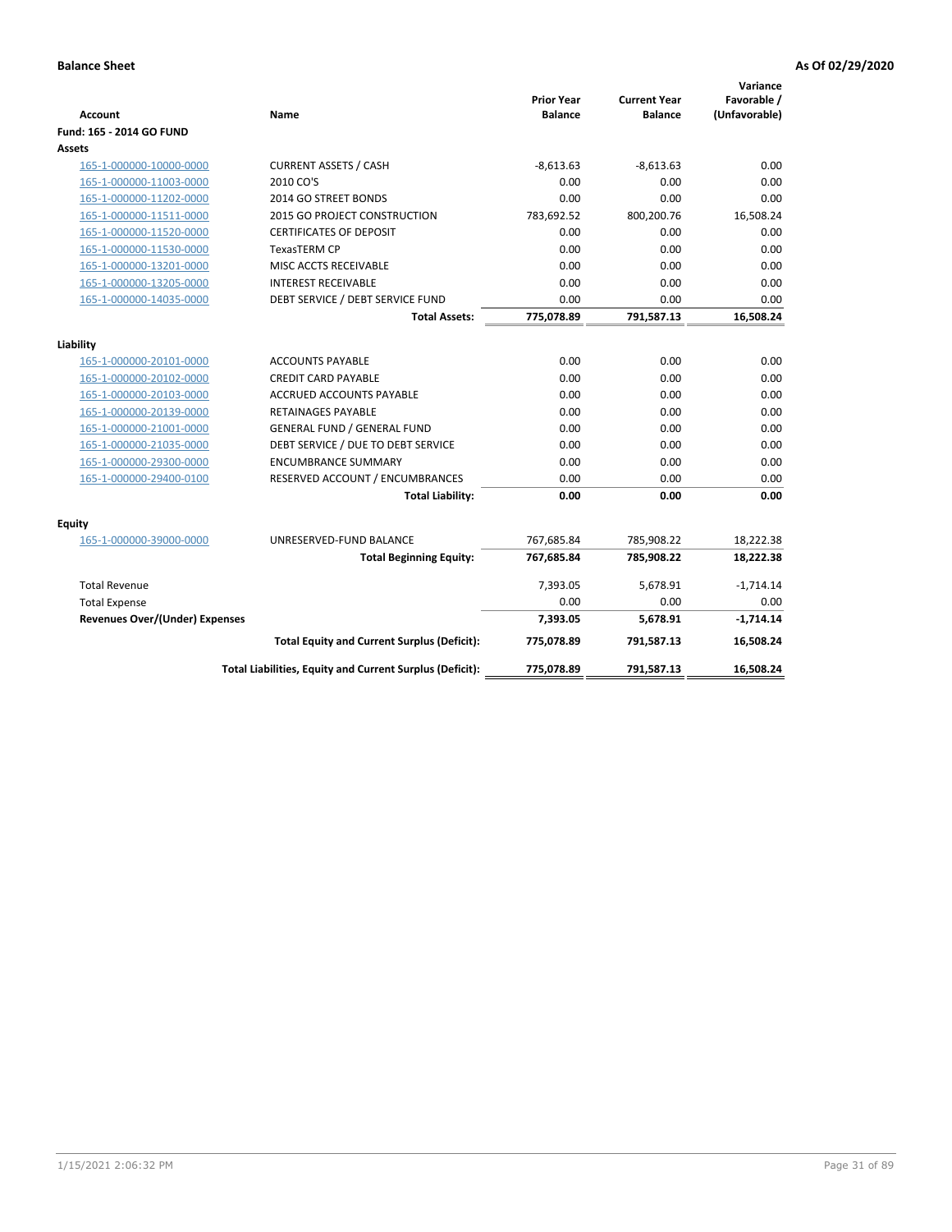**Balance Sheet** | **As Of 02/29/2020**

| Account | Name | Prior Year Balance | Current Year Balance | Variance Favorable / (Unfavorable) |
|---|---|---|---|---|
| **Fund: 165 - 2014 GO FUND** | | | | |
| **Assets** | | | | |
| 165-1-000000-10000-0000 | CURRENT ASSETS / CASH | -8,613.63 | -8,613.63 | 0.00 |
| 165-1-000000-11003-0000 | 2010 CO'S | 0.00 | 0.00 | 0.00 |
| 165-1-000000-11202-0000 | 2014 GO STREET BONDS | 0.00 | 0.00 | 0.00 |
| 165-1-000000-11511-0000 | 2015 GO PROJECT CONSTRUCTION | 783,692.52 | 800,200.76 | 16,508.24 |
| 165-1-000000-11520-0000 | CERTIFICATES OF DEPOSIT | 0.00 | 0.00 | 0.00 |
| 165-1-000000-11530-0000 | TexasTERM CP | 0.00 | 0.00 | 0.00 |
| 165-1-000000-13201-0000 | MISC ACCTS RECEIVABLE | 0.00 | 0.00 | 0.00 |
| 165-1-000000-13205-0000 | INTEREST RECEIVABLE | 0.00 | 0.00 | 0.00 |
| 165-1-000000-14035-0000 | DEBT SERVICE / DEBT SERVICE FUND | 0.00 | 0.00 | 0.00 |
| | **Total Assets:** | **775,078.89** | **791,587.13** | **16,508.24** |
| **Liability** | | | | |
| 165-1-000000-20101-0000 | ACCOUNTS PAYABLE | 0.00 | 0.00 | 0.00 |
| 165-1-000000-20102-0000 | CREDIT CARD PAYABLE | 0.00 | 0.00 | 0.00 |
| 165-1-000000-20103-0000 | ACCRUED ACCOUNTS PAYABLE | 0.00 | 0.00 | 0.00 |
| 165-1-000000-20139-0000 | RETAINAGES PAYABLE | 0.00 | 0.00 | 0.00 |
| 165-1-000000-21001-0000 | GENERAL FUND / GENERAL FUND | 0.00 | 0.00 | 0.00 |
| 165-1-000000-21035-0000 | DEBT SERVICE / DUE TO DEBT SERVICE | 0.00 | 0.00 | 0.00 |
| 165-1-000000-29300-0000 | ENCUMBRANCE SUMMARY | 0.00 | 0.00 | 0.00 |
| 165-1-000000-29400-0100 | RESERVED ACCOUNT / ENCUMBRANCES | 0.00 | 0.00 | 0.00 |
| | **Total Liability:** | **0.00** | **0.00** | **0.00** |
| **Equity** | | | | |
| 165-1-000000-39000-0000 | UNRESERVED-FUND BALANCE | 767,685.84 | 785,908.22 | 18,222.38 |
| | **Total Beginning Equity:** | **767,685.84** | **785,908.22** | **18,222.38** |
| Total Revenue | | 7,393.05 | 5,678.91 | -1,714.14 |
| Total Expense | | 0.00 | 0.00 | 0.00 |
| **Revenues Over/(Under) Expenses** | | **7,393.05** | **5,678.91** | **-1,714.14** |
| | **Total Equity and Current Surplus (Deficit):** | **775,078.89** | **791,587.13** | **16,508.24** |
| | **Total Liabilities, Equity and Current Surplus (Deficit):** | **775,078.89** | **791,587.13** | **16,508.24** |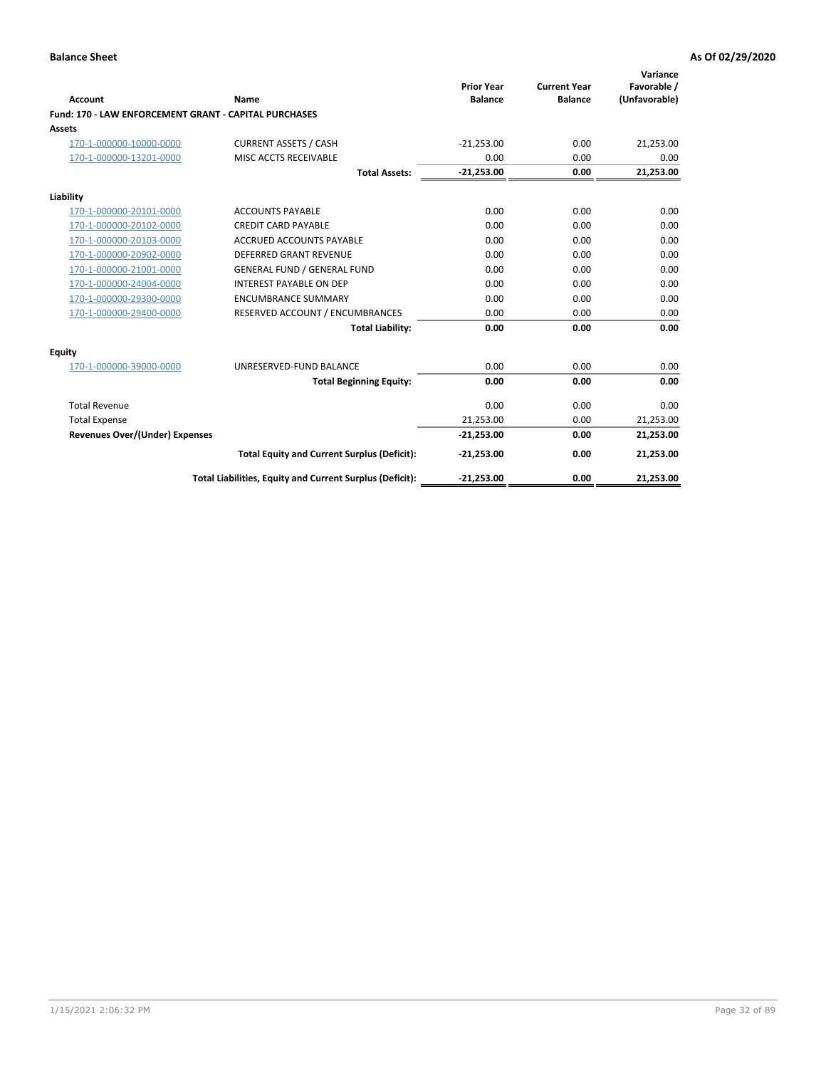**Balance Sheet** | **As Of 02/29/2020**

| Account | Name | Prior Year Balance | Current Year Balance | Variance Favorable / (Unfavorable) |
|---|---|---|---|---|
| **Fund: 170 - LAW ENFORCEMENT GRANT - CAPITAL PURCHASES** | | | | |
| **Assets** | | | | |
| 170-1-000000-10000-0000 | CURRENT ASSETS / CASH | -21,253.00 | 0.00 | 21,253.00 |
| 170-1-000000-13201-0000 | MISC ACCTS RECEIVABLE | 0.00 | 0.00 | 0.00 |
| | **Total Assets:** | **-21,253.00** | **0.00** | **21,253.00** |
| **Liability** | | | | |
| 170-1-000000-20101-0000 | ACCOUNTS PAYABLE | 0.00 | 0.00 | 0.00 |
| 170-1-000000-20102-0000 | CREDIT CARD PAYABLE | 0.00 | 0.00 | 0.00 |
| 170-1-000000-20103-0000 | ACCRUED ACCOUNTS PAYABLE | 0.00 | 0.00 | 0.00 |
| 170-1-000000-20902-0000 | DEFERRED GRANT REVENUE | 0.00 | 0.00 | 0.00 |
| 170-1-000000-21001-0000 | GENERAL FUND / GENERAL FUND | 0.00 | 0.00 | 0.00 |
| 170-1-000000-24004-0000 | INTEREST PAYABLE ON DEP | 0.00 | 0.00 | 0.00 |
| 170-1-000000-29300-0000 | ENCUMBRANCE SUMMARY | 0.00 | 0.00 | 0.00 |
| 170-1-000000-29400-0000 | RESERVED ACCOUNT / ENCUMBRANCES | 0.00 | 0.00 | 0.00 |
| | **Total Liability:** | **0.00** | **0.00** | **0.00** |
| **Equity** | | | | |
| 170-1-000000-39000-0000 | UNRESERVED-FUND BALANCE | 0.00 | 0.00 | 0.00 |
| | **Total Beginning Equity:** | **0.00** | **0.00** | **0.00** |
| Total Revenue | | 0.00 | 0.00 | 0.00 |
| Total Expense | | 21,253.00 | 0.00 | 21,253.00 |
| **Revenues Over/(Under) Expenses** | | **-21,253.00** | **0.00** | **21,253.00** |
| | **Total Equity and Current Surplus (Deficit):** | **-21,253.00** | **0.00** | **21,253.00** |
| | **Total Liabilities, Equity and Current Surplus (Deficit):** | **-21,253.00** | **0.00** | **21,253.00** |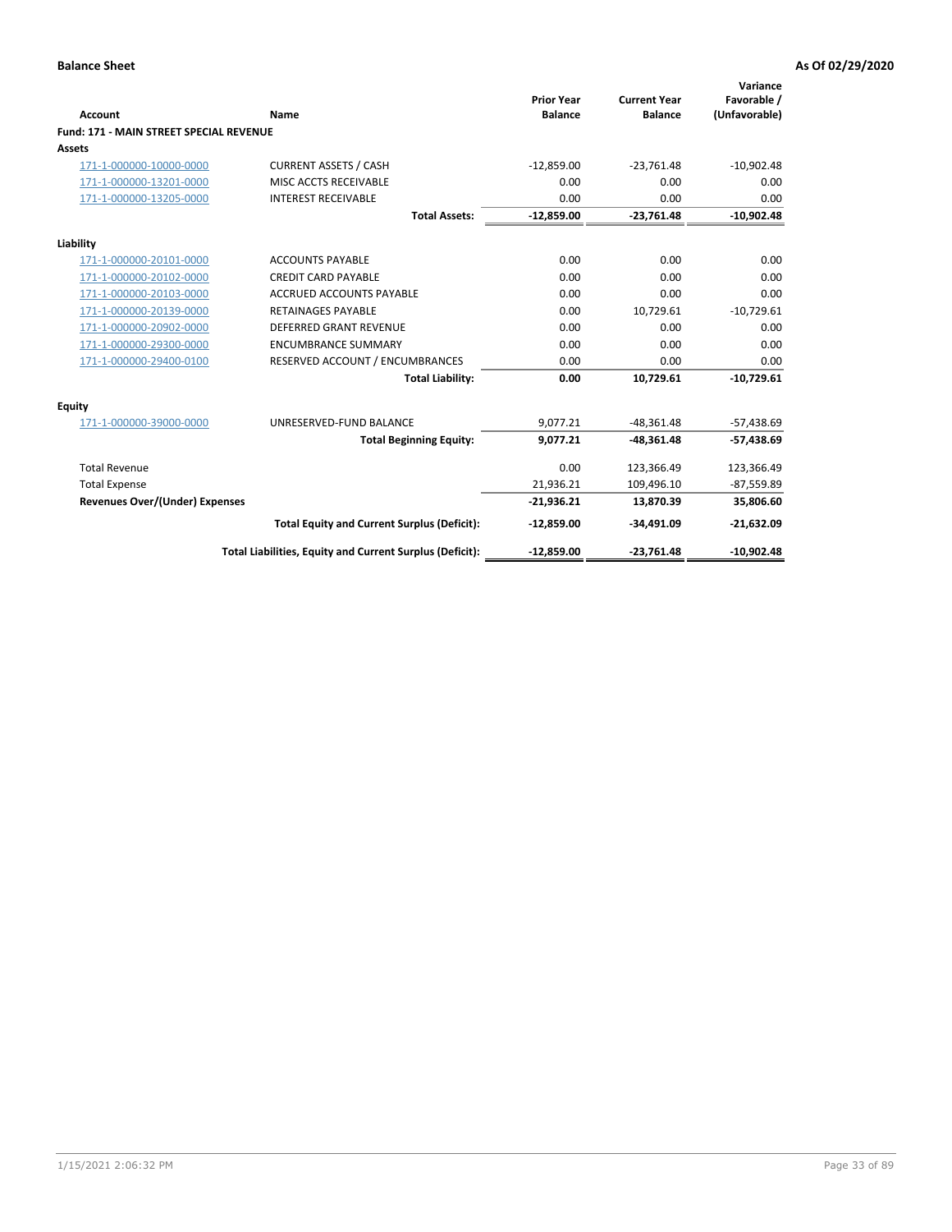**Balance Sheet** **As Of 02/29/2020**

| Account | Name | Prior Year Balance | Current Year Balance | Variance Favorable / (Unfavorable) |
|---|---|---|---|---|
| **Fund: 171 - MAIN STREET SPECIAL REVENUE** | | | | |
| **Assets** | | | | |
| 171-1-000000-10000-0000 | CURRENT ASSETS / CASH | -12,859.00 | -23,761.48 | -10,902.48 |
| 171-1-000000-13201-0000 | MISC ACCTS RECEIVABLE | 0.00 | 0.00 | 0.00 |
| 171-1-000000-13205-0000 | INTEREST RECEIVABLE | 0.00 | 0.00 | 0.00 |
| | **Total Assets:** | **-12,859.00** | **-23,761.48** | **-10,902.48** |
| **Liability** | | | | |
| 171-1-000000-20101-0000 | ACCOUNTS PAYABLE | 0.00 | 0.00 | 0.00 |
| 171-1-000000-20102-0000 | CREDIT CARD PAYABLE | 0.00 | 0.00 | 0.00 |
| 171-1-000000-20103-0000 | ACCRUED ACCOUNTS PAYABLE | 0.00 | 0.00 | 0.00 |
| 171-1-000000-20139-0000 | RETAINAGES PAYABLE | 0.00 | 10,729.61 | -10,729.61 |
| 171-1-000000-20902-0000 | DEFERRED GRANT REVENUE | 0.00 | 0.00 | 0.00 |
| 171-1-000000-29300-0000 | ENCUMBRANCE SUMMARY | 0.00 | 0.00 | 0.00 |
| 171-1-000000-29400-0100 | RESERVED ACCOUNT / ENCUMBRANCES | 0.00 | 0.00 | 0.00 |
| | **Total Liability:** | **0.00** | **10,729.61** | **-10,729.61** |
| **Equity** | | | | |
| 171-1-000000-39000-0000 | UNRESERVED-FUND BALANCE | 9,077.21 | -48,361.48 | -57,438.69 |
| | **Total Beginning Equity:** | **9,077.21** | **-48,361.48** | **-57,438.69** |
| Total Revenue | | 0.00 | 123,366.49 | 123,366.49 |
| Total Expense | | 21,936.21 | 109,496.10 | -87,559.89 |
| **Revenues Over/(Under) Expenses** | | **-21,936.21** | **13,870.39** | **35,806.60** |
| | **Total Equity and Current Surplus (Deficit):** | **-12,859.00** | **-34,491.09** | **-21,632.09** |
| | **Total Liabilities, Equity and Current Surplus (Deficit):** | **-12,859.00** | **-23,761.48** | **-10,902.48** |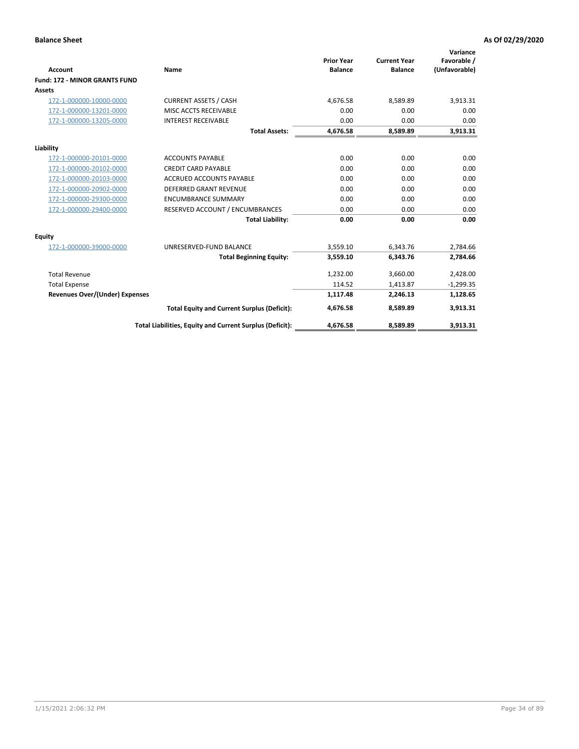**Balance Sheet** **As Of 02/29/2020**

| Account | Name | Prior Year Balance | Current Year Balance | Variance Favorable / (Unfavorable) |
|---|---|---|---|---|
| **Fund: 172 - MINOR GRANTS FUND** | | | | |
| **Assets** | | | | |
| 172-1-000000-10000-0000 | CURRENT ASSETS / CASH | 4,676.58 | 8,589.89 | 3,913.31 |
| 172-1-000000-13201-0000 | MISC ACCTS RECEIVABLE | 0.00 | 0.00 | 0.00 |
| 172-1-000000-13205-0000 | INTEREST RECEIVABLE | 0.00 | 0.00 | 0.00 |
| | **Total Assets:** | **4,676.58** | **8,589.89** | **3,913.31** |
| **Liability** | | | | |
| 172-1-000000-20101-0000 | ACCOUNTS PAYABLE | 0.00 | 0.00 | 0.00 |
| 172-1-000000-20102-0000 | CREDIT CARD PAYABLE | 0.00 | 0.00 | 0.00 |
| 172-1-000000-20103-0000 | ACCRUED ACCOUNTS PAYABLE | 0.00 | 0.00 | 0.00 |
| 172-1-000000-20902-0000 | DEFERRED GRANT REVENUE | 0.00 | 0.00 | 0.00 |
| 172-1-000000-29300-0000 | ENCUMBRANCE SUMMARY | 0.00 | 0.00 | 0.00 |
| 172-1-000000-29400-0000 | RESERVED ACCOUNT / ENCUMBRANCES | 0.00 | 0.00 | 0.00 |
| | **Total Liability:** | **0.00** | **0.00** | **0.00** |
| **Equity** | | | | |
| 172-1-000000-39000-0000 | UNRESERVED-FUND BALANCE | 3,559.10 | 6,343.76 | 2,784.66 |
| | **Total Beginning Equity:** | **3,559.10** | **6,343.76** | **2,784.66** |
| Total Revenue | | 1,232.00 | 3,660.00 | 2,428.00 |
| Total Expense | | 114.52 | 1,413.87 | -1,299.35 |
| **Revenues Over/(Under) Expenses** | | **1,117.48** | **2,246.13** | **1,128.65** |
| | **Total Equity and Current Surplus (Deficit):** | **4,676.58** | **8,589.89** | **3,913.31** |
| | **Total Liabilities, Equity and Current Surplus (Deficit):** | **4,676.58** | **8,589.89** | **3,913.31** |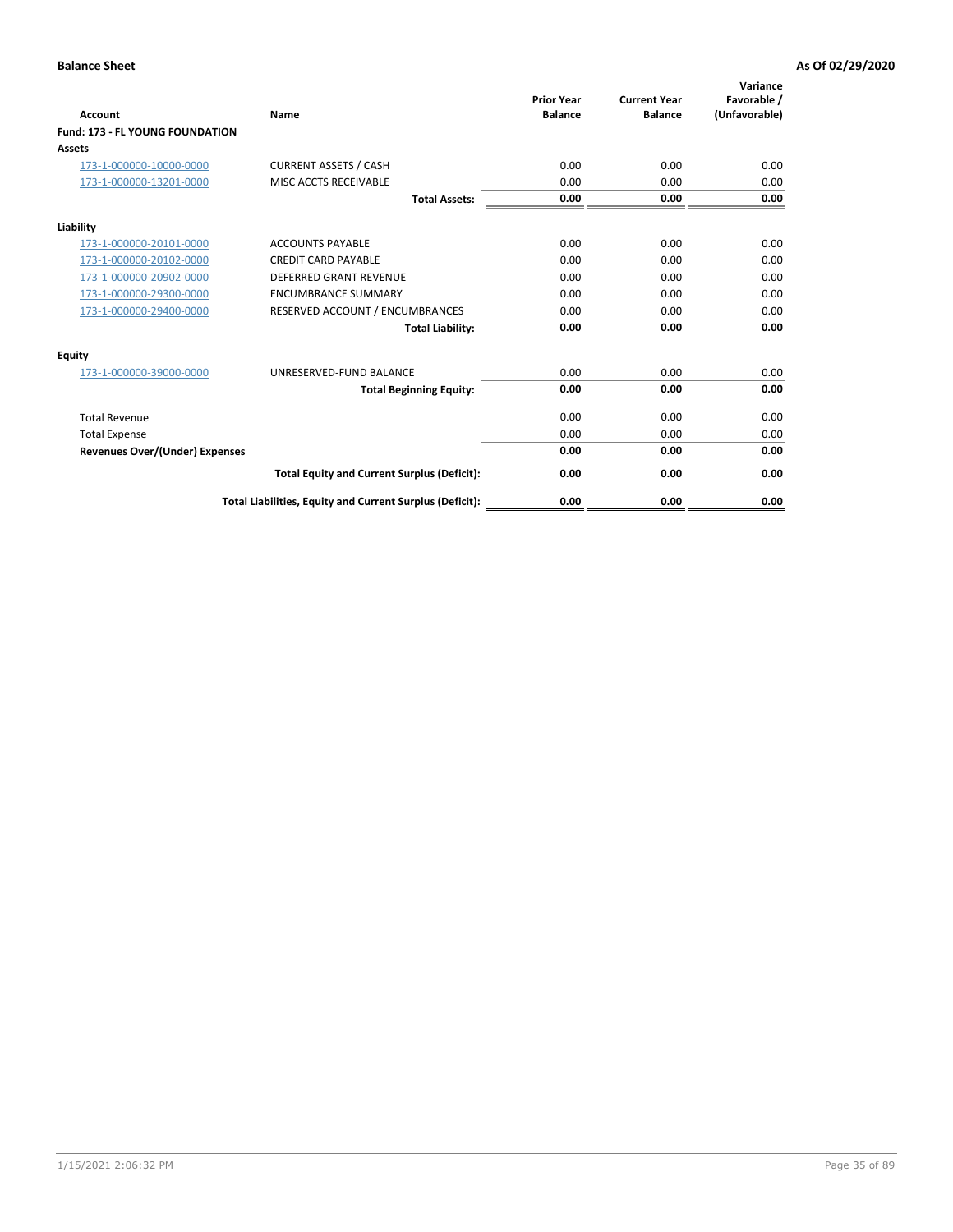**Balance Sheet** | **As Of 02/29/2020**

| Account | Name | Prior Year Balance | Current Year Balance | Variance Favorable / (Unfavorable) |
|---|---|---|---|---|
| **Fund: 173 - FL YOUNG FOUNDATION** | | | | |
| **Assets** | | | | |
| 173-1-000000-10000-0000 | CURRENT ASSETS / CASH | 0.00 | 0.00 | 0.00 |
| 173-1-000000-13201-0000 | MISC ACCTS RECEIVABLE | 0.00 | 0.00 | 0.00 |
| | **Total Assets:** | **0.00** | **0.00** | **0.00** |
| **Liability** | | | | |
| 173-1-000000-20101-0000 | ACCOUNTS PAYABLE | 0.00 | 0.00 | 0.00 |
| 173-1-000000-20102-0000 | CREDIT CARD PAYABLE | 0.00 | 0.00 | 0.00 |
| 173-1-000000-20902-0000 | DEFERRED GRANT REVENUE | 0.00 | 0.00 | 0.00 |
| 173-1-000000-29300-0000 | ENCUMBRANCE SUMMARY | 0.00 | 0.00 | 0.00 |
| 173-1-000000-29400-0000 | RESERVED ACCOUNT / ENCUMBRANCES | 0.00 | 0.00 | 0.00 |
| | **Total Liability:** | **0.00** | **0.00** | **0.00** |
| **Equity** | | | | |
| 173-1-000000-39000-0000 | UNRESERVED-FUND BALANCE | 0.00 | 0.00 | 0.00 |
| | **Total Beginning Equity:** | **0.00** | **0.00** | **0.00** |
| Total Revenue | | 0.00 | 0.00 | 0.00 |
| Total Expense | | 0.00 | 0.00 | 0.00 |
| **Revenues Over/(Under) Expenses** | | **0.00** | **0.00** | **0.00** |
| | **Total Equity and Current Surplus (Deficit):** | **0.00** | **0.00** | **0.00** |
| | **Total Liabilities, Equity and Current Surplus (Deficit):** | **0.00** | **0.00** | **0.00** |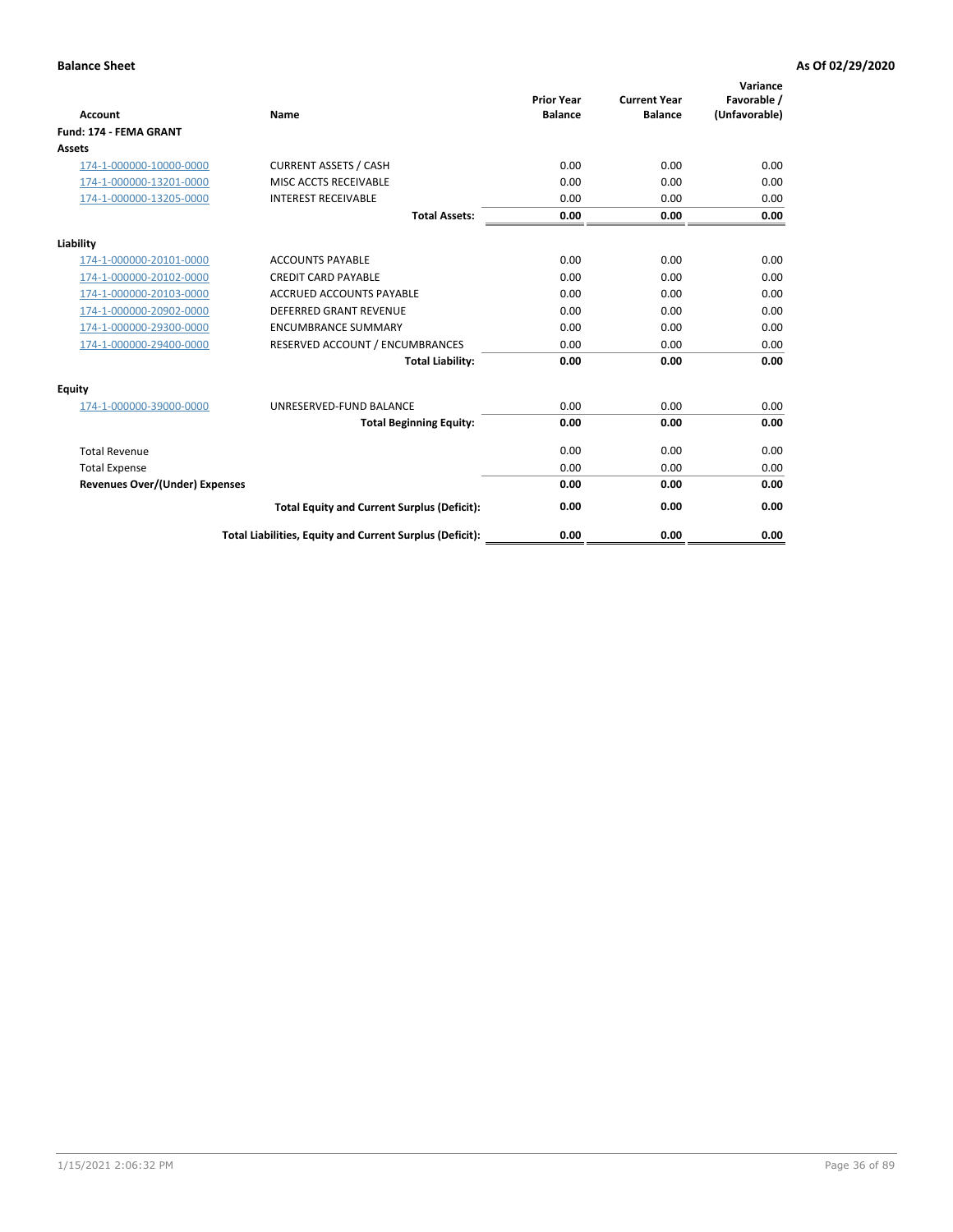**Balance Sheet** **As Of 02/29/2020**

| Account | Name | Prior Year Balance | Current Year Balance | Variance Favorable / (Unfavorable) |
|---|---|---|---|---|
| **Fund: 174 - FEMA GRANT** | | | | |
| **Assets** | | | | |
| 174-1-000000-10000-0000 | CURRENT ASSETS / CASH | 0.00 | 0.00 | 0.00 |
| 174-1-000000-13201-0000 | MISC ACCTS RECEIVABLE | 0.00 | 0.00 | 0.00 |
| 174-1-000000-13205-0000 | INTEREST RECEIVABLE | 0.00 | 0.00 | 0.00 |
| | **Total Assets:** | **0.00** | **0.00** | **0.00** |
| **Liability** | | | | |
| 174-1-000000-20101-0000 | ACCOUNTS PAYABLE | 0.00 | 0.00 | 0.00 |
| 174-1-000000-20102-0000 | CREDIT CARD PAYABLE | 0.00 | 0.00 | 0.00 |
| 174-1-000000-20103-0000 | ACCRUED ACCOUNTS PAYABLE | 0.00 | 0.00 | 0.00 |
| 174-1-000000-20902-0000 | DEFERRED GRANT REVENUE | 0.00 | 0.00 | 0.00 |
| 174-1-000000-29300-0000 | ENCUMBRANCE SUMMARY | 0.00 | 0.00 | 0.00 |
| 174-1-000000-29400-0000 | RESERVED ACCOUNT / ENCUMBRANCES | 0.00 | 0.00 | 0.00 |
| | **Total Liability:** | **0.00** | **0.00** | **0.00** |
| **Equity** | | | | |
| 174-1-000000-39000-0000 | UNRESERVED-FUND BALANCE | 0.00 | 0.00 | 0.00 |
| | **Total Beginning Equity:** | **0.00** | **0.00** | **0.00** |
| Total Revenue | | 0.00 | 0.00 | 0.00 |
| Total Expense | | 0.00 | 0.00 | 0.00 |
| **Revenues Over/(Under) Expenses** | | **0.00** | **0.00** | **0.00** |
| | **Total Equity and Current Surplus (Deficit):** | **0.00** | **0.00** | **0.00** |
| | **Total Liabilities, Equity and Current Surplus (Deficit):** | **0.00** | **0.00** | **0.00** |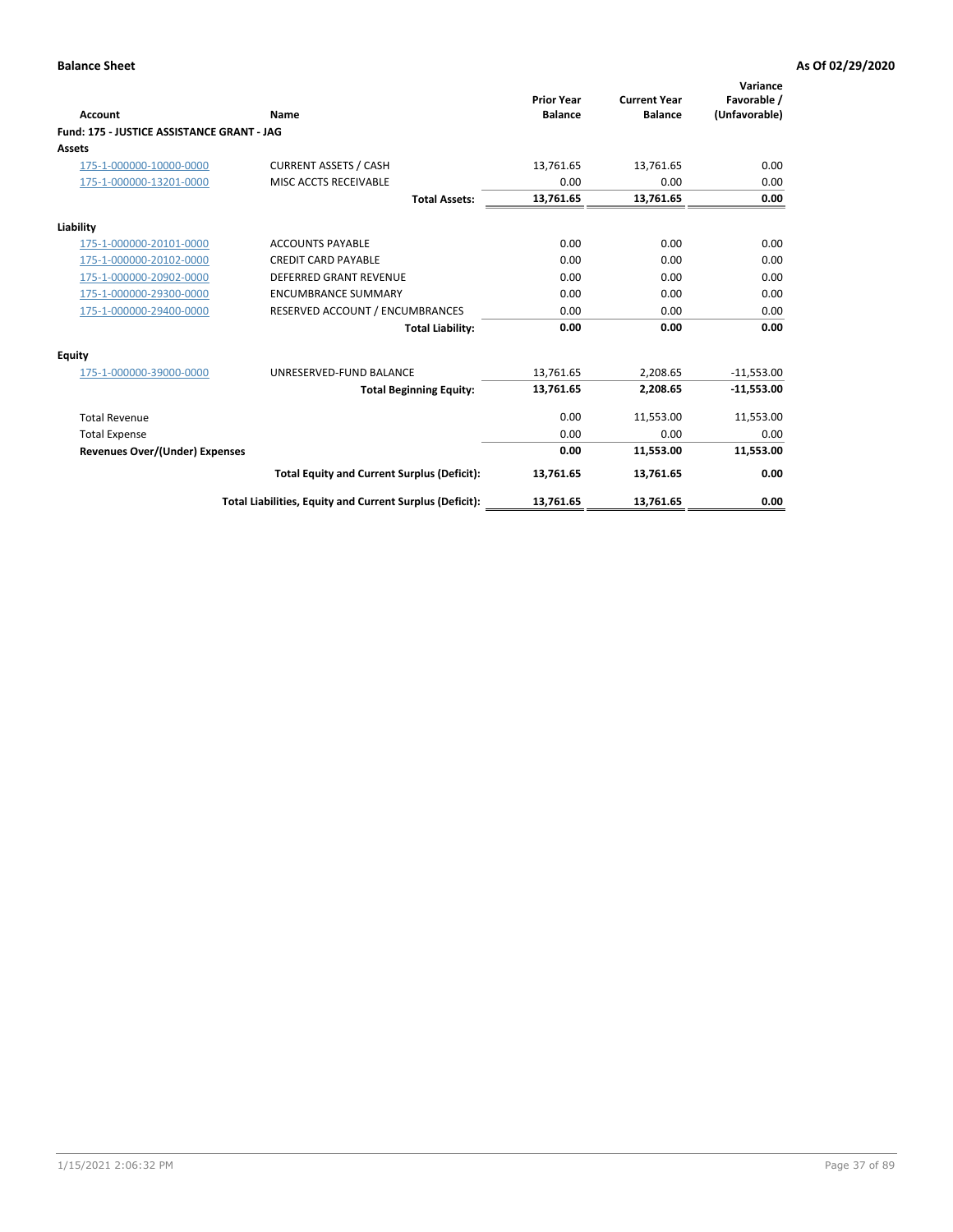**Balance Sheet** **As Of 02/29/2020**

| Account | Name | Prior Year Balance | Current Year Balance | Variance Favorable / (Unfavorable) |
|---|---|---|---|---|
| **Fund: 175 - JUSTICE ASSISTANCE GRANT - JAG** | | | | |
| **Assets** | | | | |
| 175-1-000000-10000-0000 | CURRENT ASSETS / CASH | 13,761.65 | 13,761.65 | 0.00 |
| 175-1-000000-13201-0000 | MISC ACCTS RECEIVABLE | 0.00 | 0.00 | 0.00 |
| | **Total Assets:** | **13,761.65** | **13,761.65** | **0.00** |
| **Liability** | | | | |
| 175-1-000000-20101-0000 | ACCOUNTS PAYABLE | 0.00 | 0.00 | 0.00 |
| 175-1-000000-20102-0000 | CREDIT CARD PAYABLE | 0.00 | 0.00 | 0.00 |
| 175-1-000000-20902-0000 | DEFERRED GRANT REVENUE | 0.00 | 0.00 | 0.00 |
| 175-1-000000-29300-0000 | ENCUMBRANCE SUMMARY | 0.00 | 0.00 | 0.00 |
| 175-1-000000-29400-0000 | RESERVED ACCOUNT / ENCUMBRANCES | 0.00 | 0.00 | 0.00 |
| | **Total Liability:** | **0.00** | **0.00** | **0.00** |
| **Equity** | | | | |
| 175-1-000000-39000-0000 | UNRESERVED-FUND BALANCE | 13,761.65 | 2,208.65 | -11,553.00 |
| | **Total Beginning Equity:** | **13,761.65** | **2,208.65** | **-11,553.00** |
| Total Revenue | | 0.00 | 11,553.00 | 11,553.00 |
| Total Expense | | 0.00 | 0.00 | 0.00 |
| **Revenues Over/(Under) Expenses** | | **0.00** | **11,553.00** | **11,553.00** |
| | **Total Equity and Current Surplus (Deficit):** | **13,761.65** | **13,761.65** | **0.00** |
| | **Total Liabilities, Equity and Current Surplus (Deficit):** | **13,761.65** | **13,761.65** | **0.00** |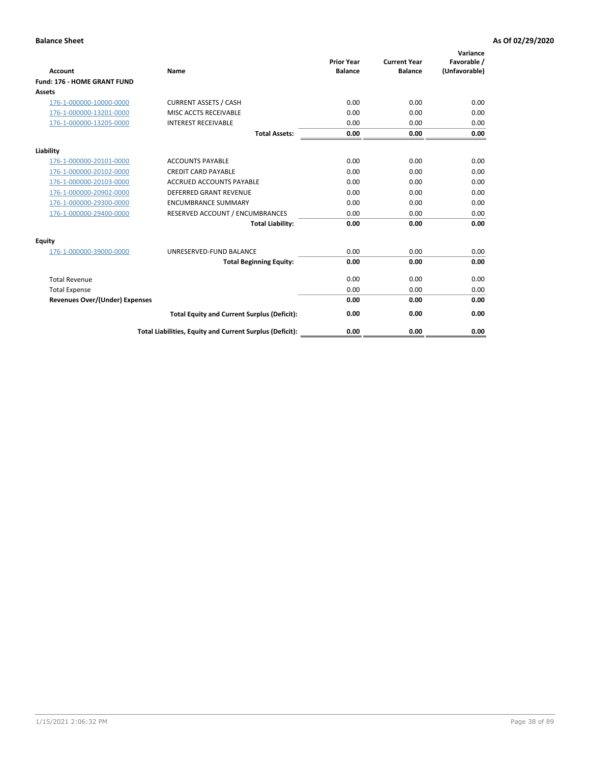**Balance Sheet** **As Of 02/29/2020**

| Account | Name | Prior Year Balance | Current Year Balance | Variance Favorable / (Unfavorable) |
|---|---|---|---|---|
| **Fund: 176 - HOME GRANT FUND** | | | | |
| **Assets** | | | | |
| 176-1-000000-10000-0000 | CURRENT ASSETS / CASH | 0.00 | 0.00 | 0.00 |
| 176-1-000000-13201-0000 | MISC ACCTS RECEIVABLE | 0.00 | 0.00 | 0.00 |
| 176-1-000000-13205-0000 | INTEREST RECEIVABLE | 0.00 | 0.00 | 0.00 |
| | **Total Assets:** | **0.00** | **0.00** | **0.00** |
| **Liability** | | | | |
| 176-1-000000-20101-0000 | ACCOUNTS PAYABLE | 0.00 | 0.00 | 0.00 |
| 176-1-000000-20102-0000 | CREDIT CARD PAYABLE | 0.00 | 0.00 | 0.00 |
| 176-1-000000-20103-0000 | ACCRUED ACCOUNTS PAYABLE | 0.00 | 0.00 | 0.00 |
| 176-1-000000-20902-0000 | DEFERRED GRANT REVENUE | 0.00 | 0.00 | 0.00 |
| 176-1-000000-29300-0000 | ENCUMBRANCE SUMMARY | 0.00 | 0.00 | 0.00 |
| 176-1-000000-29400-0000 | RESERVED ACCOUNT / ENCUMBRANCES | 0.00 | 0.00 | 0.00 |
| | **Total Liability:** | **0.00** | **0.00** | **0.00** |
| **Equity** | | | | |
| 176-1-000000-39000-0000 | UNRESERVED-FUND BALANCE | 0.00 | 0.00 | 0.00 |
| | **Total Beginning Equity:** | **0.00** | **0.00** | **0.00** |
| Total Revenue | | 0.00 | 0.00 | 0.00 |
| Total Expense | | 0.00 | 0.00 | 0.00 |
| **Revenues Over/(Under) Expenses** | | **0.00** | **0.00** | **0.00** |
| | **Total Equity and Current Surplus (Deficit):** | **0.00** | **0.00** | **0.00** |
| | **Total Liabilities, Equity and Current Surplus (Deficit):** | **0.00** | **0.00** | **0.00** |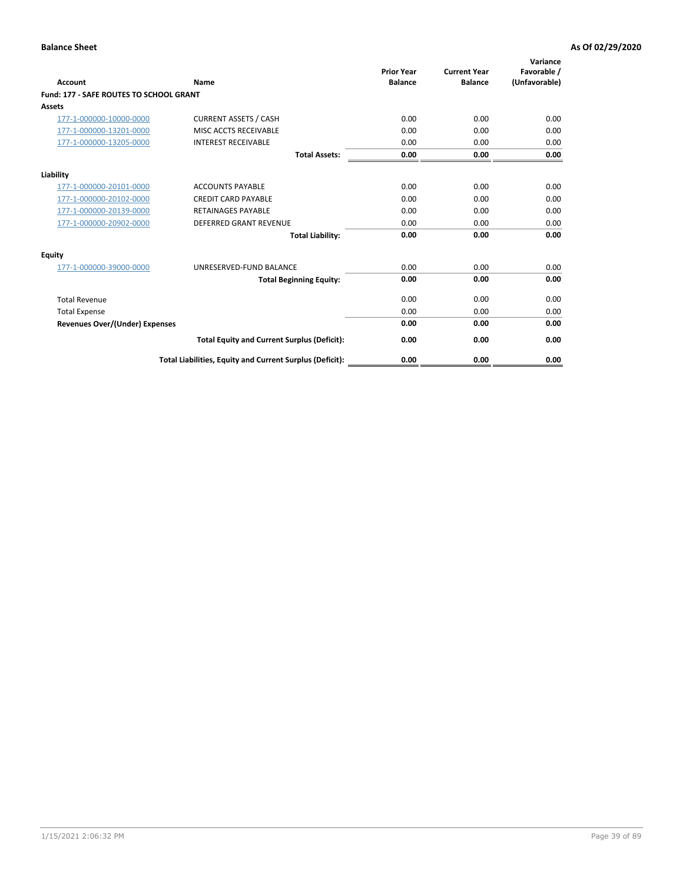**Balance Sheet** | **As Of 02/29/2020**

| Account | Name | Prior Year Balance | Current Year Balance | Variance Favorable / (Unfavorable) |
|---|---|---|---|---|
| **Fund: 177 - SAFE ROUTES TO SCHOOL GRANT** | | | | |
| **Assets** | | | | |
| 177-1-000000-10000-0000 | CURRENT ASSETS / CASH | 0.00 | 0.00 | 0.00 |
| 177-1-000000-13201-0000 | MISC ACCTS RECEIVABLE | 0.00 | 0.00 | 0.00 |
| 177-1-000000-13205-0000 | INTEREST RECEIVABLE | 0.00 | 0.00 | 0.00 |
| | **Total Assets:** | **0.00** | **0.00** | **0.00** |
| **Liability** | | | | |
| 177-1-000000-20101-0000 | ACCOUNTS PAYABLE | 0.00 | 0.00 | 0.00 |
| 177-1-000000-20102-0000 | CREDIT CARD PAYABLE | 0.00 | 0.00 | 0.00 |
| 177-1-000000-20139-0000 | RETAINAGES PAYABLE | 0.00 | 0.00 | 0.00 |
| 177-1-000000-20902-0000 | DEFERRED GRANT REVENUE | 0.00 | 0.00 | 0.00 |
| | **Total Liability:** | **0.00** | **0.00** | **0.00** |
| **Equity** | | | | |
| 177-1-000000-39000-0000 | UNRESERVED-FUND BALANCE | 0.00 | 0.00 | 0.00 |
| | **Total Beginning Equity:** | **0.00** | **0.00** | **0.00** |
| Total Revenue | | 0.00 | 0.00 | 0.00 |
| Total Expense | | 0.00 | 0.00 | 0.00 |
| **Revenues Over/(Under) Expenses** | | **0.00** | **0.00** | **0.00** |
| | **Total Equity and Current Surplus (Deficit):** | **0.00** | **0.00** | **0.00** |
| | **Total Liabilities, Equity and Current Surplus (Deficit):** | **0.00** | **0.00** | **0.00** |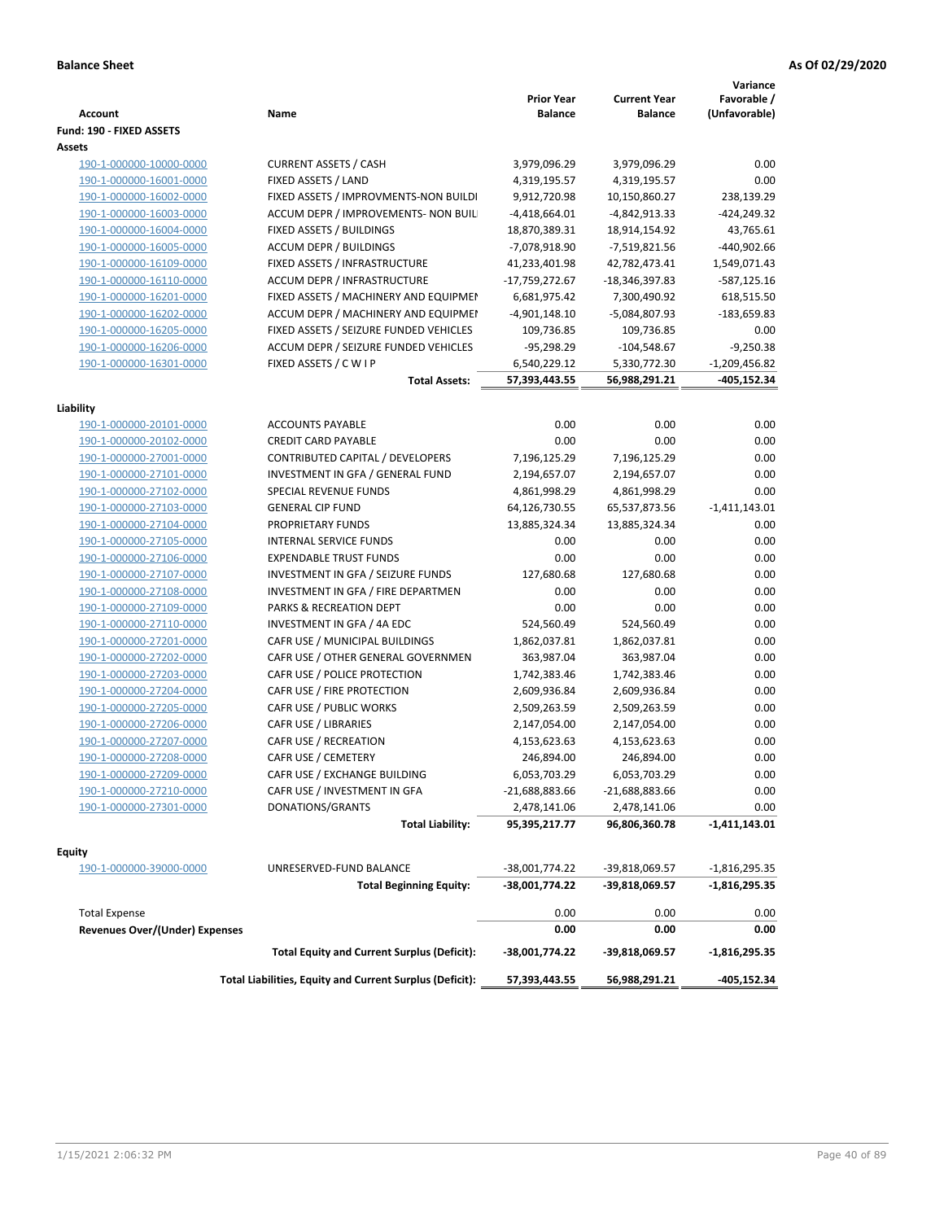**Balance Sheet** | **As Of 02/29/2020**

| Account | Name | Prior Year Balance | Current Year Balance | Variance Favorable / (Unfavorable) |
|---|---|---|---|---|
| **Fund: 190 - FIXED ASSETS** | | | | |
| **Assets** | | | | |
| 190-1-000000-10000-0000 | CURRENT ASSETS / CASH | 3,979,096.29 | 3,979,096.29 | 0.00 |
| 190-1-000000-16001-0000 | FIXED ASSETS / LAND | 4,319,195.57 | 4,319,195.57 | 0.00 |
| 190-1-000000-16002-0000 | FIXED ASSETS / IMPROVMENTS-NON BUILDI | 9,912,720.98 | 10,150,860.27 | 238,139.29 |
| 190-1-000000-16003-0000 | ACCUM DEPR / IMPROVEMENTS- NON BUIL | -4,418,664.01 | -4,842,913.33 | -424,249.32 |
| 190-1-000000-16004-0000 | FIXED ASSETS / BUILDINGS | 18,870,389.31 | 18,914,154.92 | 43,765.61 |
| 190-1-000000-16005-0000 | ACCUM DEPR / BUILDINGS | -7,078,918.90 | -7,519,821.56 | -440,902.66 |
| 190-1-000000-16109-0000 | FIXED ASSETS / INFRASTRUCTURE | 41,233,401.98 | 42,782,473.41 | 1,549,071.43 |
| 190-1-000000-16110-0000 | ACCUM DEPR / INFRASTRUCTURE | -17,759,272.67 | -18,346,397.83 | -587,125.16 |
| 190-1-000000-16201-0000 | FIXED ASSETS / MACHINERY AND EQUIPMEI | 6,681,975.42 | 7,300,490.92 | 618,515.50 |
| 190-1-000000-16202-0000 | ACCUM DEPR / MACHINERY AND EQUIPMEI | -4,901,148.10 | -5,084,807.93 | -183,659.83 |
| 190-1-000000-16205-0000 | FIXED ASSETS / SEIZURE FUNDED VEHICLES | 109,736.85 | 109,736.85 | 0.00 |
| 190-1-000000-16206-0000 | ACCUM DEPR / SEIZURE FUNDED VEHICLES | -95,298.29 | -104,548.67 | -9,250.38 |
| 190-1-000000-16301-0000 | FIXED ASSETS / C W I P | 6,540,229.12 | 5,330,772.30 | -1,209,456.82 |
| | **Total Assets:** | **57,393,443.55** | **56,988,291.21** | **-405,152.34** |
| **Liability** | | | | |
| 190-1-000000-20101-0000 | ACCOUNTS PAYABLE | 0.00 | 0.00 | 0.00 |
| 190-1-000000-20102-0000 | CREDIT CARD PAYABLE | 0.00 | 0.00 | 0.00 |
| 190-1-000000-27001-0000 | CONTRIBUTED CAPITAL / DEVELOPERS | 7,196,125.29 | 7,196,125.29 | 0.00 |
| 190-1-000000-27101-0000 | INVESTMENT IN GFA / GENERAL FUND | 2,194,657.07 | 2,194,657.07 | 0.00 |
| 190-1-000000-27102-0000 | SPECIAL REVENUE FUNDS | 4,861,998.29 | 4,861,998.29 | 0.00 |
| 190-1-000000-27103-0000 | GENERAL CIP FUND | 64,126,730.55 | 65,537,873.56 | -1,411,143.01 |
| 190-1-000000-27104-0000 | PROPRIETARY FUNDS | 13,885,324.34 | 13,885,324.34 | 0.00 |
| 190-1-000000-27105-0000 | INTERNAL SERVICE FUNDS | 0.00 | 0.00 | 0.00 |
| 190-1-000000-27106-0000 | EXPENDABLE TRUST FUNDS | 0.00 | 0.00 | 0.00 |
| 190-1-000000-27107-0000 | INVESTMENT IN GFA / SEIZURE FUNDS | 127,680.68 | 127,680.68 | 0.00 |
| 190-1-000000-27108-0000 | INVESTMENT IN GFA / FIRE DEPARTMEN | 0.00 | 0.00 | 0.00 |
| 190-1-000000-27109-0000 | PARKS & RECREATION DEPT | 0.00 | 0.00 | 0.00 |
| 190-1-000000-27110-0000 | INVESTMENT IN GFA / 4A EDC | 524,560.49 | 524,560.49 | 0.00 |
| 190-1-000000-27201-0000 | CAFR USE / MUNICIPAL BUILDINGS | 1,862,037.81 | 1,862,037.81 | 0.00 |
| 190-1-000000-27202-0000 | CAFR USE / OTHER GENERAL GOVERNMEN | 363,987.04 | 363,987.04 | 0.00 |
| 190-1-000000-27203-0000 | CAFR USE / POLICE PROTECTION | 1,742,383.46 | 1,742,383.46 | 0.00 |
| 190-1-000000-27204-0000 | CAFR USE / FIRE PROTECTION | 2,609,936.84 | 2,609,936.84 | 0.00 |
| 190-1-000000-27205-0000 | CAFR USE / PUBLIC WORKS | 2,509,263.59 | 2,509,263.59 | 0.00 |
| 190-1-000000-27206-0000 | CAFR USE / LIBRARIES | 2,147,054.00 | 2,147,054.00 | 0.00 |
| 190-1-000000-27207-0000 | CAFR USE / RECREATION | 4,153,623.63 | 4,153,623.63 | 0.00 |
| 190-1-000000-27208-0000 | CAFR USE / CEMETERY | 246,894.00 | 246,894.00 | 0.00 |
| 190-1-000000-27209-0000 | CAFR USE / EXCHANGE BUILDING | 6,053,703.29 | 6,053,703.29 | 0.00 |
| 190-1-000000-27210-0000 | CAFR USE / INVESTMENT IN GFA | -21,688,883.66 | -21,688,883.66 | 0.00 |
| 190-1-000000-27301-0000 | DONATIONS/GRANTS | 2,478,141.06 | 2,478,141.06 | 0.00 |
| | **Total Liability:** | **95,395,217.77** | **96,806,360.78** | **-1,411,143.01** |
| **Equity** | | | | |
| 190-1-000000-39000-0000 | UNRESERVED-FUND BALANCE | -38,001,774.22 | -39,818,069.57 | -1,816,295.35 |
| | **Total Beginning Equity:** | **-38,001,774.22** | **-39,818,069.57** | **-1,816,295.35** |
| Total Expense | | 0.00 | 0.00 | 0.00 |
| **Revenues Over/(Under) Expenses** | | **0.00** | **0.00** | **0.00** |
| | **Total Equity and Current Surplus (Deficit):** | **-38,001,774.22** | **-39,818,069.57** | **-1,816,295.35** |
| | **Total Liabilities, Equity and Current Surplus (Deficit):** | **57,393,443.55** | **56,988,291.21** | **-405,152.34** |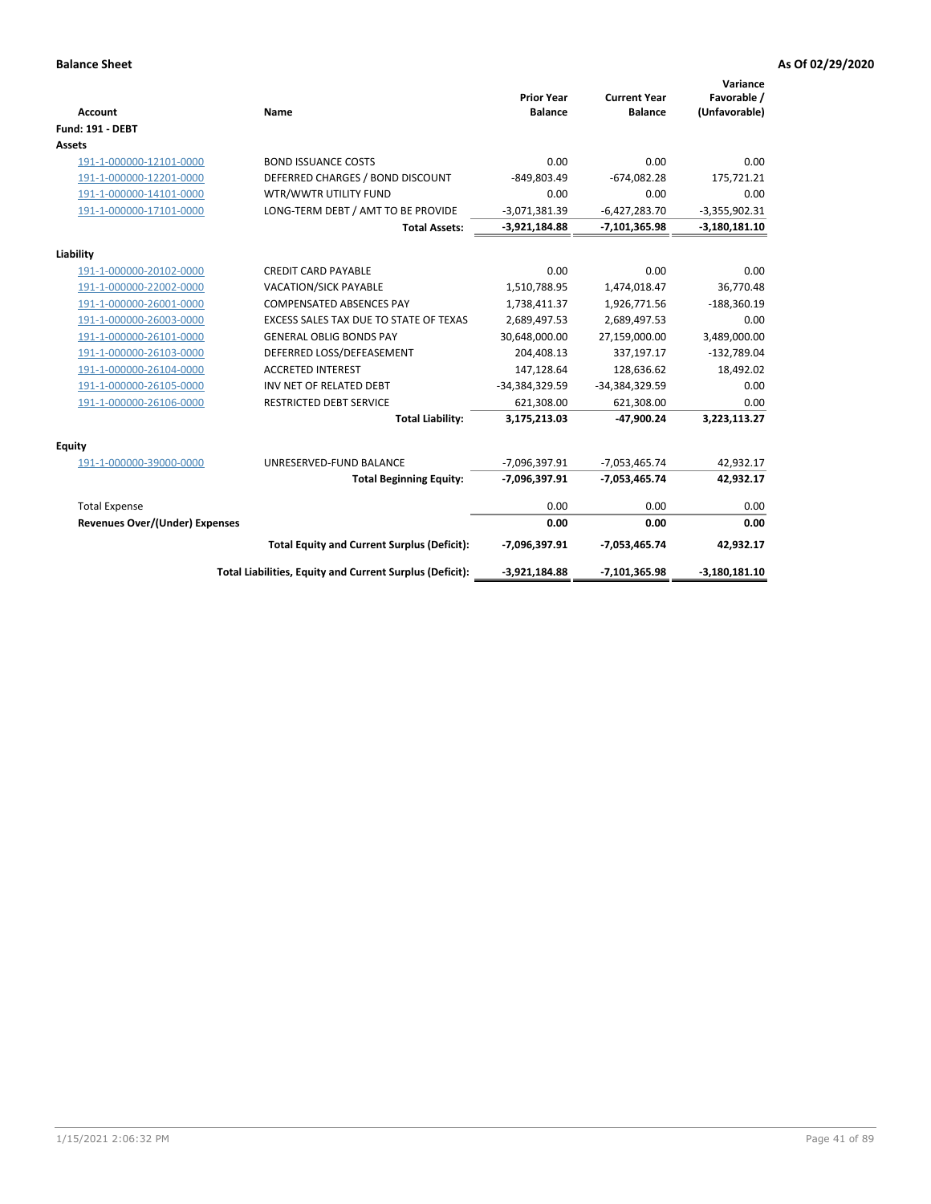**Balance Sheet** **As Of 02/29/2020**

| Account | Name | Prior Year Balance | Current Year Balance | Variance Favorable / (Unfavorable) |
|---|---|---|---|---|
| **Fund: 191 - DEBT** | | | | |
| **Assets** | | | | |
| 191-1-000000-12101-0000 | BOND ISSUANCE COSTS | 0.00 | 0.00 | 0.00 |
| 191-1-000000-12201-0000 | DEFERRED CHARGES / BOND DISCOUNT | -849,803.49 | -674,082.28 | 175,721.21 |
| 191-1-000000-14101-0000 | WTR/WWTR UTILITY FUND | 0.00 | 0.00 | 0.00 |
| 191-1-000000-17101-0000 | LONG-TERM DEBT / AMT TO BE PROVIDE | -3,071,381.39 | -6,427,283.70 | -3,355,902.31 |
| | **Total Assets:** | **-3,921,184.88** | **-7,101,365.98** | **-3,180,181.10** |
| **Liability** | | | | |
| 191-1-000000-20102-0000 | CREDIT CARD PAYABLE | 0.00 | 0.00 | 0.00 |
| 191-1-000000-22002-0000 | VACATION/SICK PAYABLE | 1,510,788.95 | 1,474,018.47 | 36,770.48 |
| 191-1-000000-26001-0000 | COMPENSATED ABSENCES PAY | 1,738,411.37 | 1,926,771.56 | -188,360.19 |
| 191-1-000000-26003-0000 | EXCESS SALES TAX DUE TO STATE OF TEXAS | 2,689,497.53 | 2,689,497.53 | 0.00 |
| 191-1-000000-26101-0000 | GENERAL OBLIG BONDS PAY | 30,648,000.00 | 27,159,000.00 | 3,489,000.00 |
| 191-1-000000-26103-0000 | DEFERRED LOSS/DEFEASEMENT | 204,408.13 | 337,197.17 | -132,789.04 |
| 191-1-000000-26104-0000 | ACCRETED INTEREST | 147,128.64 | 128,636.62 | 18,492.02 |
| 191-1-000000-26105-0000 | INV NET OF RELATED DEBT | -34,384,329.59 | -34,384,329.59 | 0.00 |
| 191-1-000000-26106-0000 | RESTRICTED DEBT SERVICE | 621,308.00 | 621,308.00 | 0.00 |
| | **Total Liability:** | **3,175,213.03** | **-47,900.24** | **3,223,113.27** |
| **Equity** | | | | |
| 191-1-000000-39000-0000 | UNRESERVED-FUND BALANCE | -7,096,397.91 | -7,053,465.74 | 42,932.17 |
| | **Total Beginning Equity:** | **-7,096,397.91** | **-7,053,465.74** | **42,932.17** |
| Total Expense | | 0.00 | 0.00 | 0.00 |
| **Revenues Over/(Under) Expenses** | | **0.00** | **0.00** | **0.00** |
| | **Total Equity and Current Surplus (Deficit):** | **-7,096,397.91** | **-7,053,465.74** | **42,932.17** |
| | **Total Liabilities, Equity and Current Surplus (Deficit):** | **-3,921,184.88** | **-7,101,365.98** | **-3,180,181.10** |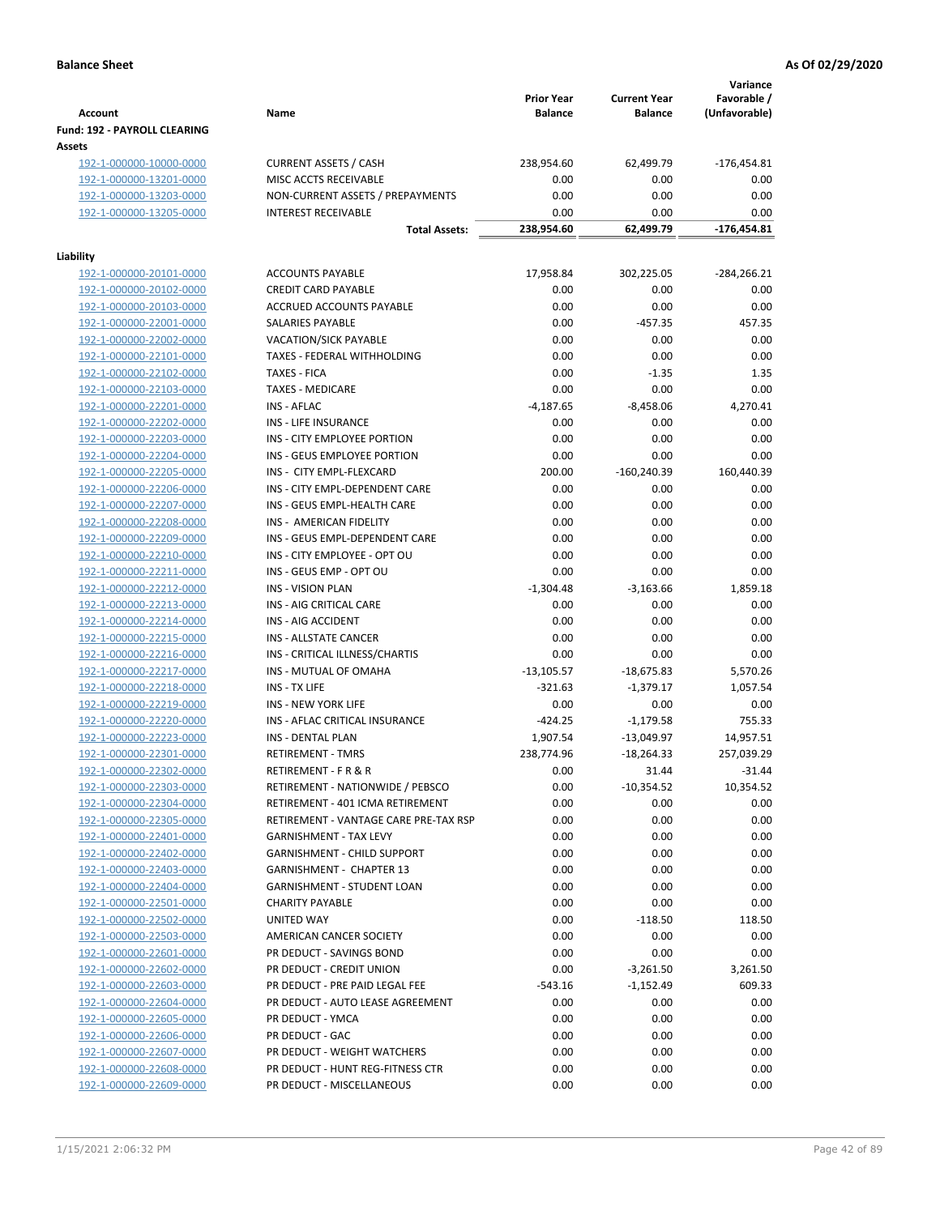**Balance Sheet** **As Of 02/29/2020**

| Account | Name | Prior Year Balance | Current Year Balance | Variance Favorable / (Unfavorable) |
|---|---|---|---|---|
| **Fund: 192 - PAYROLL CLEARING** | | | | |
| **Assets** | | | | |
| 192-1-000000-10000-0000 | CURRENT ASSETS / CASH | 238,954.60 | 62,499.79 | -176,454.81 |
| 192-1-000000-13201-0000 | MISC ACCTS RECEIVABLE | 0.00 | 0.00 | 0.00 |
| 192-1-000000-13203-0000 | NON-CURRENT ASSETS / PREPAYMENTS | 0.00 | 0.00 | 0.00 |
| 192-1-000000-13205-0000 | INTEREST RECEIVABLE | 0.00 | 0.00 | 0.00 |
| | **Total Assets:** | **238,954.60** | **62,499.79** | **-176,454.81** |
| **Liability** | | | | |
| 192-1-000000-20101-0000 | ACCOUNTS PAYABLE | 17,958.84 | 302,225.05 | -284,266.21 |
| 192-1-000000-20102-0000 | CREDIT CARD PAYABLE | 0.00 | 0.00 | 0.00 |
| 192-1-000000-20103-0000 | ACCRUED ACCOUNTS PAYABLE | 0.00 | 0.00 | 0.00 |
| 192-1-000000-22001-0000 | SALARIES PAYABLE | 0.00 | -457.35 | 457.35 |
| 192-1-000000-22002-0000 | VACATION/SICK PAYABLE | 0.00 | 0.00 | 0.00 |
| 192-1-000000-22101-0000 | TAXES - FEDERAL WITHHOLDING | 0.00 | 0.00 | 0.00 |
| 192-1-000000-22102-0000 | TAXES - FICA | 0.00 | -1.35 | 1.35 |
| 192-1-000000-22103-0000 | TAXES - MEDICARE | 0.00 | 0.00 | 0.00 |
| 192-1-000000-22201-0000 | INS - AFLAC | -4,187.65 | -8,458.06 | 4,270.41 |
| 192-1-000000-22202-0000 | INS - LIFE INSURANCE | 0.00 | 0.00 | 0.00 |
| 192-1-000000-22203-0000 | INS - CITY EMPLOYEE PORTION | 0.00 | 0.00 | 0.00 |
| 192-1-000000-22204-0000 | INS - GEUS EMPLOYEE PORTION | 0.00 | 0.00 | 0.00 |
| 192-1-000000-22205-0000 | INS - CITY EMPL-FLEXCARD | 200.00 | -160,240.39 | 160,440.39 |
| 192-1-000000-22206-0000 | INS - CITY EMPL-DEPENDENT CARE | 0.00 | 0.00 | 0.00 |
| 192-1-000000-22207-0000 | INS - GEUS EMPL-HEALTH CARE | 0.00 | 0.00 | 0.00 |
| 192-1-000000-22208-0000 | INS - AMERICAN FIDELITY | 0.00 | 0.00 | 0.00 |
| 192-1-000000-22209-0000 | INS - GEUS EMPL-DEPENDENT CARE | 0.00 | 0.00 | 0.00 |
| 192-1-000000-22210-0000 | INS - CITY EMPLOYEE - OPT OU | 0.00 | 0.00 | 0.00 |
| 192-1-000000-22211-0000 | INS - GEUS EMP - OPT OU | 0.00 | 0.00 | 0.00 |
| 192-1-000000-22212-0000 | INS - VISION PLAN | -1,304.48 | -3,163.66 | 1,859.18 |
| 192-1-000000-22213-0000 | INS - AIG CRITICAL CARE | 0.00 | 0.00 | 0.00 |
| 192-1-000000-22214-0000 | INS - AIG ACCIDENT | 0.00 | 0.00 | 0.00 |
| 192-1-000000-22215-0000 | INS - ALLSTATE CANCER | 0.00 | 0.00 | 0.00 |
| 192-1-000000-22216-0000 | INS - CRITICAL ILLNESS/CHARTIS | 0.00 | 0.00 | 0.00 |
| 192-1-000000-22217-0000 | INS - MUTUAL OF OMAHA | -13,105.57 | -18,675.83 | 5,570.26 |
| 192-1-000000-22218-0000 | INS - TX LIFE | -321.63 | -1,379.17 | 1,057.54 |
| 192-1-000000-22219-0000 | INS - NEW YORK LIFE | 0.00 | 0.00 | 0.00 |
| 192-1-000000-22220-0000 | INS - AFLAC CRITICAL INSURANCE | -424.25 | -1,179.58 | 755.33 |
| 192-1-000000-22223-0000 | INS - DENTAL PLAN | 1,907.54 | -13,049.97 | 14,957.51 |
| 192-1-000000-22301-0000 | RETIREMENT - TMRS | 238,774.96 | -18,264.33 | 257,039.29 |
| 192-1-000000-22302-0000 | RETIREMENT - F R & R | 0.00 | 31.44 | -31.44 |
| 192-1-000000-22303-0000 | RETIREMENT - NATIONWIDE / PEBSCO | 0.00 | -10,354.52 | 10,354.52 |
| 192-1-000000-22304-0000 | RETIREMENT - 401 ICMA RETIREMENT | 0.00 | 0.00 | 0.00 |
| 192-1-000000-22305-0000 | RETIREMENT - VANTAGE CARE PRE-TAX RSP | 0.00 | 0.00 | 0.00 |
| 192-1-000000-22401-0000 | GARNISHMENT - TAX LEVY | 0.00 | 0.00 | 0.00 |
| 192-1-000000-22402-0000 | GARNISHMENT - CHILD SUPPORT | 0.00 | 0.00 | 0.00 |
| 192-1-000000-22403-0000 | GARNISHMENT - CHAPTER 13 | 0.00 | 0.00 | 0.00 |
| 192-1-000000-22404-0000 | GARNISHMENT - STUDENT LOAN | 0.00 | 0.00 | 0.00 |
| 192-1-000000-22501-0000 | CHARITY PAYABLE | 0.00 | 0.00 | 0.00 |
| 192-1-000000-22502-0000 | UNITED WAY | 0.00 | -118.50 | 118.50 |
| 192-1-000000-22503-0000 | AMERICAN CANCER SOCIETY | 0.00 | 0.00 | 0.00 |
| 192-1-000000-22601-0000 | PR DEDUCT - SAVINGS BOND | 0.00 | 0.00 | 0.00 |
| 192-1-000000-22602-0000 | PR DEDUCT - CREDIT UNION | 0.00 | -3,261.50 | 3,261.50 |
| 192-1-000000-22603-0000 | PR DEDUCT - PRE PAID LEGAL FEE | -543.16 | -1,152.49 | 609.33 |
| 192-1-000000-22604-0000 | PR DEDUCT - AUTO LEASE AGREEMENT | 0.00 | 0.00 | 0.00 |
| 192-1-000000-22605-0000 | PR DEDUCT - YMCA | 0.00 | 0.00 | 0.00 |
| 192-1-000000-22606-0000 | PR DEDUCT - GAC | 0.00 | 0.00 | 0.00 |
| 192-1-000000-22607-0000 | PR DEDUCT - WEIGHT WATCHERS | 0.00 | 0.00 | 0.00 |
| 192-1-000000-22608-0000 | PR DEDUCT - HUNT REG-FITNESS CTR | 0.00 | 0.00 | 0.00 |
| 192-1-000000-22609-0000 | PR DEDUCT - MISCELLANEOUS | 0.00 | 0.00 | 0.00 |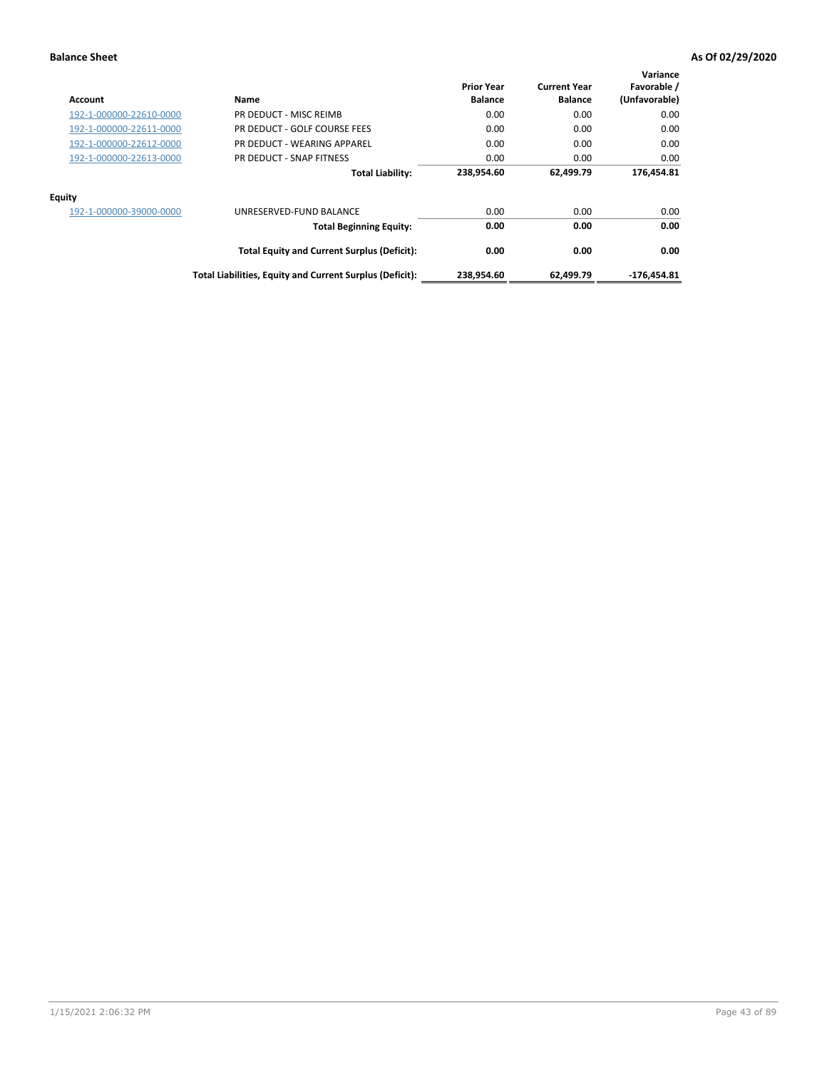**Balance Sheet** **As Of 02/29/2020**

| Account | Name | Prior Year Balance | Current Year Balance | Variance Favorable / (Unfavorable) |
|---|---|---|---|---|
| 192-1-000000-22610-0000 | PR DEDUCT - MISC REIMB | 0.00 | 0.00 | 0.00 |
| 192-1-000000-22611-0000 | PR DEDUCT - GOLF COURSE FEES | 0.00 | 0.00 | 0.00 |
| 192-1-000000-22612-0000 | PR DEDUCT - WEARING APPAREL | 0.00 | 0.00 | 0.00 |
| 192-1-000000-22613-0000 | PR DEDUCT - SNAP FITNESS | 0.00 | 0.00 | 0.00 |
| | **Total Liability:** | **238,954.60** | **62,499.79** | **176,454.81** |
| **Equity** | | | | |
| 192-1-000000-39000-0000 | UNRESERVED-FUND BALANCE | 0.00 | 0.00 | 0.00 |
| | **Total Beginning Equity:** | **0.00** | **0.00** | **0.00** |
| | **Total Equity and Current Surplus (Deficit):** | **0.00** | **0.00** | **0.00** |
| | **Total Liabilities, Equity and Current Surplus (Deficit):** | **238,954.60** | **62,499.79** | **-176,454.81** |

1/15/2021 2:06:32 PM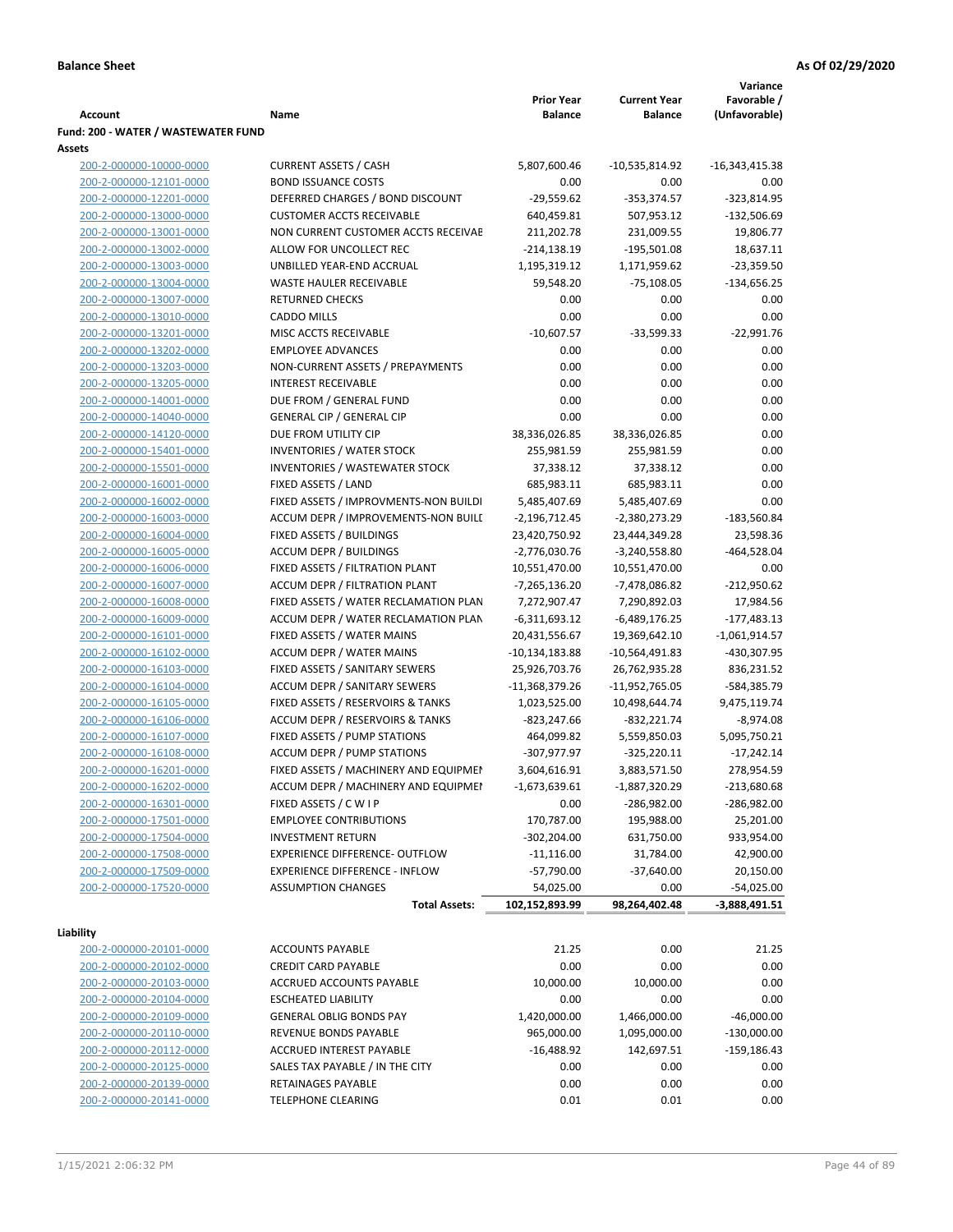**Balance Sheet** **As Of 02/29/2020**

| Account | Name | Prior Year Balance | Current Year Balance | Variance Favorable / (Unfavorable) |
|---|---|---|---|---|
| **Fund: 200 - WATER / WASTEWATER FUND** | | | | |
| **Assets** | | | | |
| 200-2-000000-10000-0000 | CURRENT ASSETS / CASH | 5,807,600.46 | -10,535,814.92 | -16,343,415.38 |
| 200-2-000000-12101-0000 | BOND ISSUANCE COSTS | 0.00 | 0.00 | 0.00 |
| 200-2-000000-12201-0000 | DEFERRED CHARGES / BOND DISCOUNT | -29,559.62 | -353,374.57 | -323,814.95 |
| 200-2-000000-13000-0000 | CUSTOMER ACCTS RECEIVABLE | 640,459.81 | 507,953.12 | -132,506.69 |
| 200-2-000000-13001-0000 | NON CURRENT CUSTOMER ACCTS RECEIVAE | 211,202.78 | 231,009.55 | 19,806.77 |
| 200-2-000000-13002-0000 | ALLOW FOR UNCOLLECT REC | -214,138.19 | -195,501.08 | 18,637.11 |
| 200-2-000000-13003-0000 | UNBILLED YEAR-END ACCRUAL | 1,195,319.12 | 1,171,959.62 | -23,359.50 |
| 200-2-000000-13004-0000 | WASTE HAULER RECEIVABLE | 59,548.20 | -75,108.05 | -134,656.25 |
| 200-2-000000-13007-0000 | RETURNED CHECKS | 0.00 | 0.00 | 0.00 |
| 200-2-000000-13010-0000 | CADDO MILLS | 0.00 | 0.00 | 0.00 |
| 200-2-000000-13201-0000 | MISC ACCTS RECEIVABLE | -10,607.57 | -33,599.33 | -22,991.76 |
| 200-2-000000-13202-0000 | EMPLOYEE ADVANCES | 0.00 | 0.00 | 0.00 |
| 200-2-000000-13203-0000 | NON-CURRENT ASSETS / PREPAYMENTS | 0.00 | 0.00 | 0.00 |
| 200-2-000000-13205-0000 | INTEREST RECEIVABLE | 0.00 | 0.00 | 0.00 |
| 200-2-000000-14001-0000 | DUE FROM / GENERAL FUND | 0.00 | 0.00 | 0.00 |
| 200-2-000000-14040-0000 | GENERAL CIP / GENERAL CIP | 0.00 | 0.00 | 0.00 |
| 200-2-000000-14120-0000 | DUE FROM UTILITY CIP | 38,336,026.85 | 38,336,026.85 | 0.00 |
| 200-2-000000-15401-0000 | INVENTORIES / WATER STOCK | 255,981.59 | 255,981.59 | 0.00 |
| 200-2-000000-15501-0000 | INVENTORIES / WASTEWATER STOCK | 37,338.12 | 37,338.12 | 0.00 |
| 200-2-000000-16001-0000 | FIXED ASSETS / LAND | 685,983.11 | 685,983.11 | 0.00 |
| 200-2-000000-16002-0000 | FIXED ASSETS / IMPROVMENTS-NON BUILDI | 5,485,407.69 | 5,485,407.69 | 0.00 |
| 200-2-000000-16003-0000 | ACCUM DEPR / IMPROVEMENTS-NON BUILI | -2,196,712.45 | -2,380,273.29 | -183,560.84 |
| 200-2-000000-16004-0000 | FIXED ASSETS / BUILDINGS | 23,420,750.92 | 23,444,349.28 | 23,598.36 |
| 200-2-000000-16005-0000 | ACCUM DEPR / BUILDINGS | -2,776,030.76 | -3,240,558.80 | -464,528.04 |
| 200-2-000000-16006-0000 | FIXED ASSETS / FILTRATION PLANT | 10,551,470.00 | 10,551,470.00 | 0.00 |
| 200-2-000000-16007-0000 | ACCUM DEPR / FILTRATION PLANT | -7,265,136.20 | -7,478,086.82 | -212,950.62 |
| 200-2-000000-16008-0000 | FIXED ASSETS / WATER RECLAMATION PLAN | 7,272,907.47 | 7,290,892.03 | 17,984.56 |
| 200-2-000000-16009-0000 | ACCUM DEPR / WATER RECLAMATION PLAN | -6,311,693.12 | -6,489,176.25 | -177,483.13 |
| 200-2-000000-16101-0000 | FIXED ASSETS / WATER MAINS | 20,431,556.67 | 19,369,642.10 | -1,061,914.57 |
| 200-2-000000-16102-0000 | ACCUM DEPR / WATER MAINS | -10,134,183.88 | -10,564,491.83 | -430,307.95 |
| 200-2-000000-16103-0000 | FIXED ASSETS / SANITARY SEWERS | 25,926,703.76 | 26,762,935.28 | 836,231.52 |
| 200-2-000000-16104-0000 | ACCUM DEPR / SANITARY SEWERS | -11,368,379.26 | -11,952,765.05 | -584,385.79 |
| 200-2-000000-16105-0000 | FIXED ASSETS / RESERVOIRS & TANKS | 1,023,525.00 | 10,498,644.74 | 9,475,119.74 |
| 200-2-000000-16106-0000 | ACCUM DEPR / RESERVOIRS & TANKS | -823,247.66 | -832,221.74 | -8,974.08 |
| 200-2-000000-16107-0000 | FIXED ASSETS / PUMP STATIONS | 464,099.82 | 5,559,850.03 | 5,095,750.21 |
| 200-2-000000-16108-0000 | ACCUM DEPR / PUMP STATIONS | -307,977.97 | -325,220.11 | -17,242.14 |
| 200-2-000000-16201-0000 | FIXED ASSETS / MACHINERY AND EQUIPMEI | 3,604,616.91 | 3,883,571.50 | 278,954.59 |
| 200-2-000000-16202-0000 | ACCUM DEPR / MACHINERY AND EQUIPMEI | -1,673,639.61 | -1,887,320.29 | -213,680.68 |
| 200-2-000000-16301-0000 | FIXED ASSETS / C W I P | 0.00 | -286,982.00 | -286,982.00 |
| 200-2-000000-17501-0000 | EMPLOYEE CONTRIBUTIONS | 170,787.00 | 195,988.00 | 25,201.00 |
| 200-2-000000-17504-0000 | INVESTMENT RETURN | -302,204.00 | 631,750.00 | 933,954.00 |
| 200-2-000000-17508-0000 | EXPERIENCE DIFFERENCE- OUTFLOW | -11,116.00 | 31,784.00 | 42,900.00 |
| 200-2-000000-17509-0000 | EXPERIENCE DIFFERENCE - INFLOW | -57,790.00 | -37,640.00 | 20,150.00 |
| 200-2-000000-17520-0000 | ASSUMPTION CHANGES | 54,025.00 | 0.00 | -54,025.00 |
| | **Total Assets:** | **102,152,893.99** | **98,264,402.48** | **-3,888,491.51** |
| **Liability** | | | | |
| 200-2-000000-20101-0000 | ACCOUNTS PAYABLE | 21.25 | 0.00 | 21.25 |
| 200-2-000000-20102-0000 | CREDIT CARD PAYABLE | 0.00 | 0.00 | 0.00 |
| 200-2-000000-20103-0000 | ACCRUED ACCOUNTS PAYABLE | 10,000.00 | 10,000.00 | 0.00 |
| 200-2-000000-20104-0000 | ESCHEATED LIABILITY | 0.00 | 0.00 | 0.00 |
| 200-2-000000-20109-0000 | GENERAL OBLIG BONDS PAY | 1,420,000.00 | 1,466,000.00 | -46,000.00 |
| 200-2-000000-20110-0000 | REVENUE BONDS PAYABLE | 965,000.00 | 1,095,000.00 | -130,000.00 |
| 200-2-000000-20112-0000 | ACCRUED INTEREST PAYABLE | -16,488.92 | 142,697.51 | -159,186.43 |
| 200-2-000000-20125-0000 | SALES TAX PAYABLE / IN THE CITY | 0.00 | 0.00 | 0.00 |
| 200-2-000000-20139-0000 | RETAINAGES PAYABLE | 0.00 | 0.00 | 0.00 |
| 200-2-000000-20141-0000 | TELEPHONE CLEARING | 0.01 | 0.01 | 0.00 |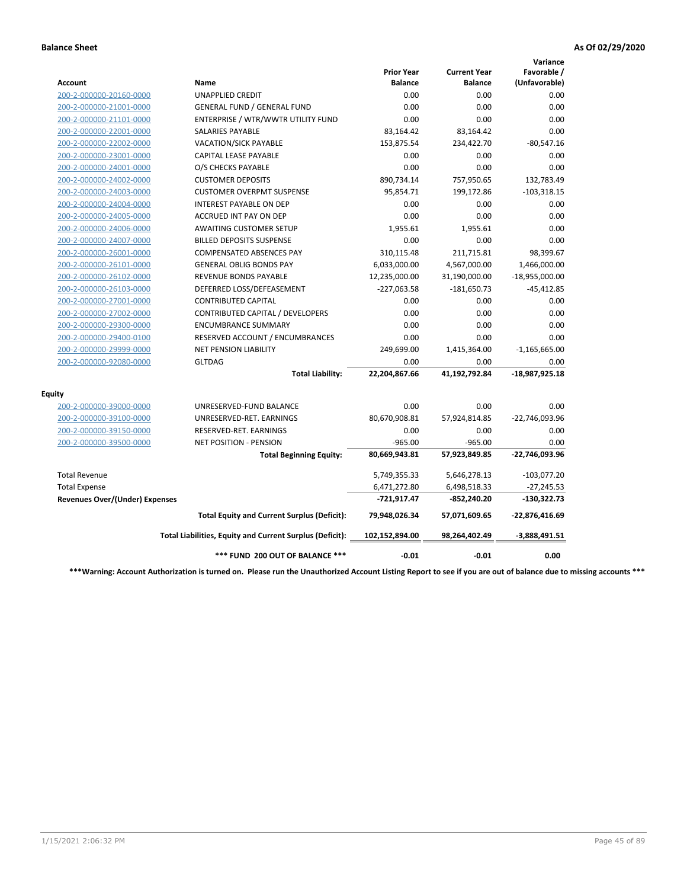**Balance Sheet** **As Of 02/29/2020**

| Account | Name | Prior Year Balance | Current Year Balance | Variance Favorable / (Unfavorable) |
|---|---|---|---|---|
| 200-2-000000-20160-0000 | UNAPPLIED CREDIT | 0.00 | 0.00 | 0.00 |
| 200-2-000000-21001-0000 | GENERAL FUND / GENERAL FUND | 0.00 | 0.00 | 0.00 |
| 200-2-000000-21101-0000 | ENTERPRISE / WTR/WWTR UTILITY FUND | 0.00 | 0.00 | 0.00 |
| 200-2-000000-22001-0000 | SALARIES PAYABLE | 83,164.42 | 83,164.42 | 0.00 |
| 200-2-000000-22002-0000 | VACATION/SICK PAYABLE | 153,875.54 | 234,422.70 | -80,547.16 |
| 200-2-000000-23001-0000 | CAPITAL LEASE PAYABLE | 0.00 | 0.00 | 0.00 |
| 200-2-000000-24001-0000 | O/S CHECKS PAYABLE | 0.00 | 0.00 | 0.00 |
| 200-2-000000-24002-0000 | CUSTOMER DEPOSITS | 890,734.14 | 757,950.65 | 132,783.49 |
| 200-2-000000-24003-0000 | CUSTOMER OVERPMT SUSPENSE | 95,854.71 | 199,172.86 | -103,318.15 |
| 200-2-000000-24004-0000 | INTEREST PAYABLE ON DEP | 0.00 | 0.00 | 0.00 |
| 200-2-000000-24005-0000 | ACCRUED INT PAY ON DEP | 0.00 | 0.00 | 0.00 |
| 200-2-000000-24006-0000 | AWAITING CUSTOMER SETUP | 1,955.61 | 1,955.61 | 0.00 |
| 200-2-000000-24007-0000 | BILLED DEPOSITS SUSPENSE | 0.00 | 0.00 | 0.00 |
| 200-2-000000-26001-0000 | COMPENSATED ABSENCES PAY | 310,115.48 | 211,715.81 | 98,399.67 |
| 200-2-000000-26101-0000 | GENERAL OBLIG BONDS PAY | 6,033,000.00 | 4,567,000.00 | 1,466,000.00 |
| 200-2-000000-26102-0000 | REVENUE BONDS PAYABLE | 12,235,000.00 | 31,190,000.00 | -18,955,000.00 |
| 200-2-000000-26103-0000 | DEFERRED LOSS/DEFEASEMENT | -227,063.58 | -181,650.73 | -45,412.85 |
| 200-2-000000-27001-0000 | CONTRIBUTED CAPITAL | 0.00 | 0.00 | 0.00 |
| 200-2-000000-27002-0000 | CONTRIBUTED CAPITAL / DEVELOPERS | 0.00 | 0.00 | 0.00 |
| 200-2-000000-29300-0000 | ENCUMBRANCE SUMMARY | 0.00 | 0.00 | 0.00 |
| 200-2-000000-29400-0100 | RESERVED ACCOUNT / ENCUMBRANCES | 0.00 | 0.00 | 0.00 |
| 200-2-000000-29999-0000 | NET PENSION LIABILITY | 249,699.00 | 1,415,364.00 | -1,165,665.00 |
| 200-2-000000-92080-0000 | GLTDAG | 0.00 | 0.00 | 0.00 |
| | **Total Liability:** | **22,204,867.66** | **41,192,792.84** | **-18,987,925.18** |
| **Equity** | | | | |
| 200-2-000000-39000-0000 | UNRESERVED-FUND BALANCE | 0.00 | 0.00 | 0.00 |
| 200-2-000000-39100-0000 | UNRESERVED-RET. EARNINGS | 80,670,908.81 | 57,924,814.85 | -22,746,093.96 |
| 200-2-000000-39150-0000 | RESERVED-RET. EARNINGS | 0.00 | 0.00 | 0.00 |
| 200-2-000000-39500-0000 | NET POSITION - PENSION | -965.00 | -965.00 | 0.00 |
| | **Total Beginning Equity:** | **80,669,943.81** | **57,923,849.85** | **-22,746,093.96** |
| Total Revenue | | 5,749,355.33 | 5,646,278.13 | -103,077.20 |
| Total Expense | | 6,471,272.80 | 6,498,518.33 | -27,245.53 |
| **Revenues Over/(Under) Expenses** | | **-721,917.47** | **-852,240.20** | **-130,322.73** |
| | **Total Equity and Current Surplus (Deficit):** | **79,948,026.34** | **57,071,609.65** | **-22,876,416.69** |
| | **Total Liabilities, Equity and Current Surplus (Deficit):** | **102,152,894.00** | **98,264,402.49** | **-3,888,491.51** |
| | **\*\*\* FUND 200 OUT OF BALANCE \*\*\*** | **-0.01** | **-0.01** | **0.00** |

**\*\*\*Warning: Account Authorization is turned on. Please run the Unauthorized Account Listing Report to see if you are out of balance due to missing accounts \*\*\***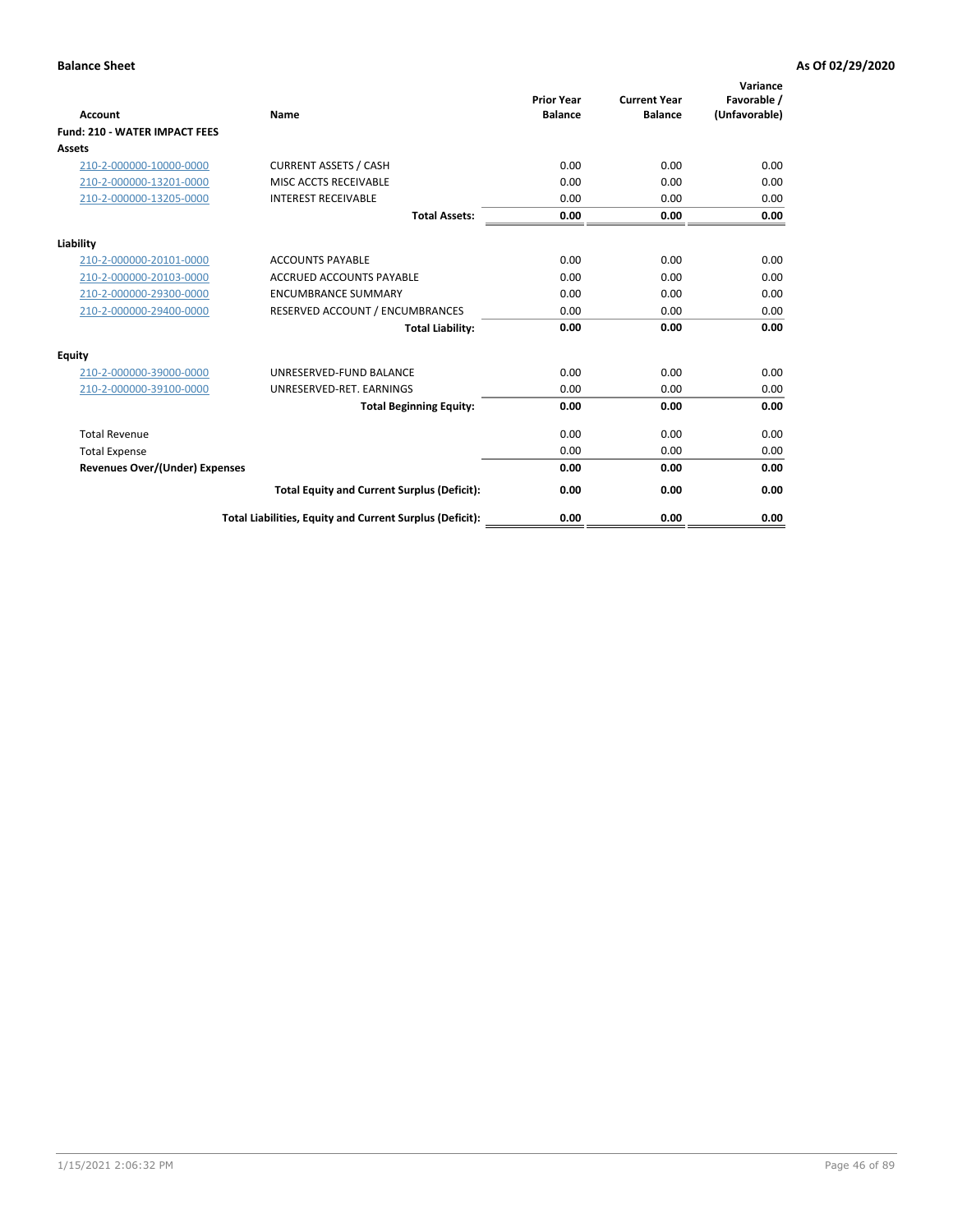**Balance Sheet** **As Of 02/29/2020**

| Account | Name | Prior Year Balance | Current Year Balance | Variance Favorable / (Unfavorable) |
|---|---|---|---|---|
| **Fund: 210 - WATER IMPACT FEES** | | | | |
| **Assets** | | | | |
| 210-2-000000-10000-0000 | CURRENT ASSETS / CASH | 0.00 | 0.00 | 0.00 |
| 210-2-000000-13201-0000 | MISC ACCTS RECEIVABLE | 0.00 | 0.00 | 0.00 |
| 210-2-000000-13205-0000 | INTEREST RECEIVABLE | 0.00 | 0.00 | 0.00 |
| | **Total Assets:** | **0.00** | **0.00** | **0.00** |
| **Liability** | | | | |
| 210-2-000000-20101-0000 | ACCOUNTS PAYABLE | 0.00 | 0.00 | 0.00 |
| 210-2-000000-20103-0000 | ACCRUED ACCOUNTS PAYABLE | 0.00 | 0.00 | 0.00 |
| 210-2-000000-29300-0000 | ENCUMBRANCE SUMMARY | 0.00 | 0.00 | 0.00 |
| 210-2-000000-29400-0000 | RESERVED ACCOUNT / ENCUMBRANCES | 0.00 | 0.00 | 0.00 |
| | **Total Liability:** | **0.00** | **0.00** | **0.00** |
| **Equity** | | | | |
| 210-2-000000-39000-0000 | UNRESERVED-FUND BALANCE | 0.00 | 0.00 | 0.00 |
| 210-2-000000-39100-0000 | UNRESERVED-RET. EARNINGS | 0.00 | 0.00 | 0.00 |
| | **Total Beginning Equity:** | **0.00** | **0.00** | **0.00** |
| Total Revenue | | 0.00 | 0.00 | 0.00 |
| Total Expense | | 0.00 | 0.00 | 0.00 |
| **Revenues Over/(Under) Expenses** | | **0.00** | **0.00** | **0.00** |
| | **Total Equity and Current Surplus (Deficit):** | **0.00** | **0.00** | **0.00** |
| | **Total Liabilities, Equity and Current Surplus (Deficit):** | **0.00** | **0.00** | **0.00** |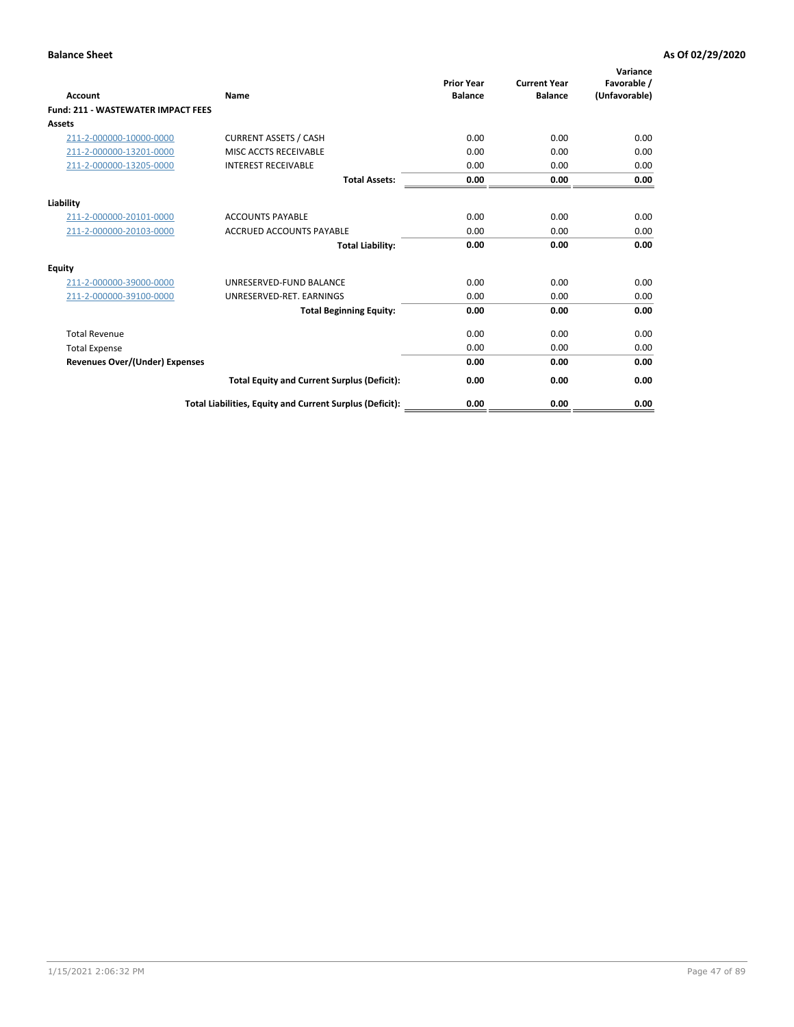**Balance Sheet** | **As Of 02/29/2020**

| Account | Name | Prior Year Balance | Current Year Balance | Variance Favorable / (Unfavorable) |
|---|---|---|---|---|
| **Fund: 211 - WASTEWATER IMPACT FEES** | | | | |
| **Assets** | | | | |
| 211-2-000000-10000-0000 | CURRENT ASSETS / CASH | 0.00 | 0.00 | 0.00 |
| 211-2-000000-13201-0000 | MISC ACCTS RECEIVABLE | 0.00 | 0.00 | 0.00 |
| 211-2-000000-13205-0000 | INTEREST RECEIVABLE | 0.00 | 0.00 | 0.00 |
| | **Total Assets:** | **0.00** | **0.00** | **0.00** |
| **Liability** | | | | |
| 211-2-000000-20101-0000 | ACCOUNTS PAYABLE | 0.00 | 0.00 | 0.00 |
| 211-2-000000-20103-0000 | ACCRUED ACCOUNTS PAYABLE | 0.00 | 0.00 | 0.00 |
| | **Total Liability:** | **0.00** | **0.00** | **0.00** |
| **Equity** | | | | |
| 211-2-000000-39000-0000 | UNRESERVED-FUND BALANCE | 0.00 | 0.00 | 0.00 |
| 211-2-000000-39100-0000 | UNRESERVED-RET. EARNINGS | 0.00 | 0.00 | 0.00 |
| | **Total Beginning Equity:** | **0.00** | **0.00** | **0.00** |
| Total Revenue | | 0.00 | 0.00 | 0.00 |
| Total Expense | | 0.00 | 0.00 | 0.00 |
| **Revenues Over/(Under) Expenses** | | **0.00** | **0.00** | **0.00** |
| | **Total Equity and Current Surplus (Deficit):** | **0.00** | **0.00** | **0.00** |
| | **Total Liabilities, Equity and Current Surplus (Deficit):** | **0.00** | **0.00** | **0.00** |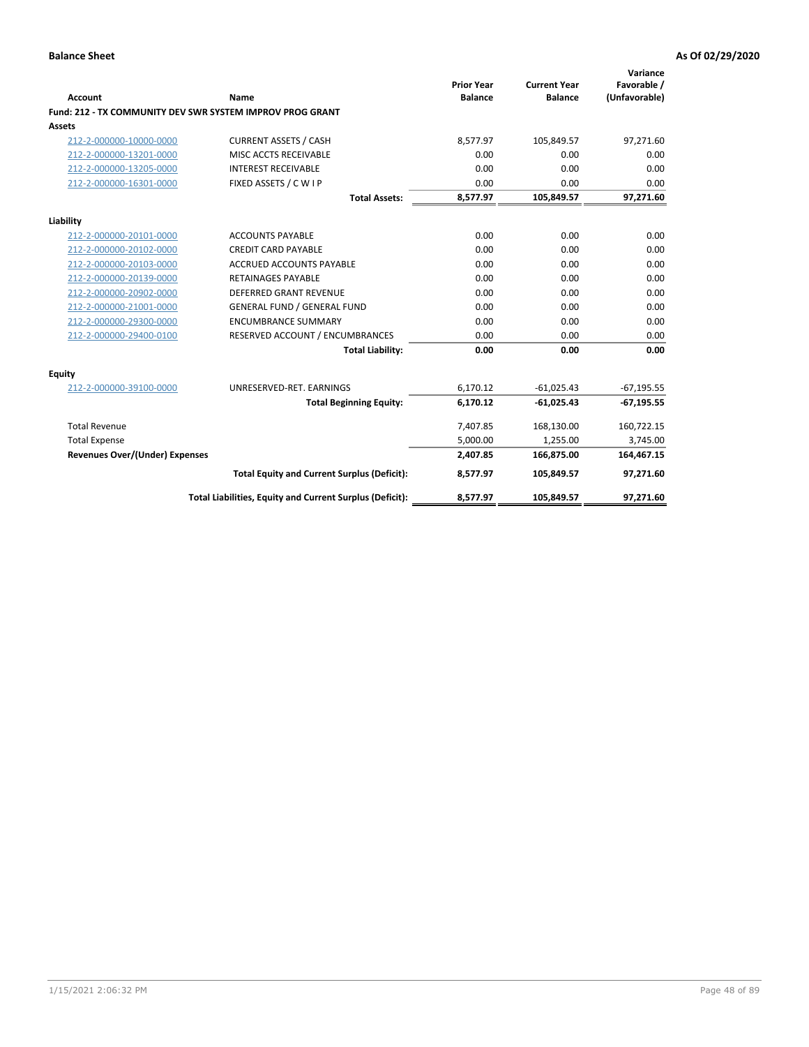**Balance Sheet** **As Of 02/29/2020**

| Account | Name | Prior Year Balance | Current Year Balance | Variance Favorable / (Unfavorable) |
|---|---|---|---|---|
| **Fund: 212 - TX COMMUNITY DEV SWR SYSTEM IMPROV PROG GRANT** | | | | |
| **Assets** | | | | |
| 212-2-000000-10000-0000 | CURRENT ASSETS / CASH | 8,577.97 | 105,849.57 | 97,271.60 |
| 212-2-000000-13201-0000 | MISC ACCTS RECEIVABLE | 0.00 | 0.00 | 0.00 |
| 212-2-000000-13205-0000 | INTEREST RECEIVABLE | 0.00 | 0.00 | 0.00 |
| 212-2-000000-16301-0000 | FIXED ASSETS / C W I P | 0.00 | 0.00 | 0.00 |
| | **Total Assets:** | **8,577.97** | **105,849.57** | **97,271.60** |
| **Liability** | | | | |
| 212-2-000000-20101-0000 | ACCOUNTS PAYABLE | 0.00 | 0.00 | 0.00 |
| 212-2-000000-20102-0000 | CREDIT CARD PAYABLE | 0.00 | 0.00 | 0.00 |
| 212-2-000000-20103-0000 | ACCRUED ACCOUNTS PAYABLE | 0.00 | 0.00 | 0.00 |
| 212-2-000000-20139-0000 | RETAINAGES PAYABLE | 0.00 | 0.00 | 0.00 |
| 212-2-000000-20902-0000 | DEFERRED GRANT REVENUE | 0.00 | 0.00 | 0.00 |
| 212-2-000000-21001-0000 | GENERAL FUND / GENERAL FUND | 0.00 | 0.00 | 0.00 |
| 212-2-000000-29300-0000 | ENCUMBRANCE SUMMARY | 0.00 | 0.00 | 0.00 |
| 212-2-000000-29400-0100 | RESERVED ACCOUNT / ENCUMBRANCES | 0.00 | 0.00 | 0.00 |
| | **Total Liability:** | **0.00** | **0.00** | **0.00** |
| **Equity** | | | | |
| 212-2-000000-39100-0000 | UNRESERVED-RET. EARNINGS | 6,170.12 | -61,025.43 | -67,195.55 |
| | **Total Beginning Equity:** | **6,170.12** | **-61,025.43** | **-67,195.55** |
| Total Revenue | | 7,407.85 | 168,130.00 | 160,722.15 |
| Total Expense | | 5,000.00 | 1,255.00 | 3,745.00 |
| **Revenues Over/(Under) Expenses** | | **2,407.85** | **166,875.00** | **164,467.15** |
| | **Total Equity and Current Surplus (Deficit):** | **8,577.97** | **105,849.57** | **97,271.60** |
| | **Total Liabilities, Equity and Current Surplus (Deficit):** | **8,577.97** | **105,849.57** | **97,271.60** |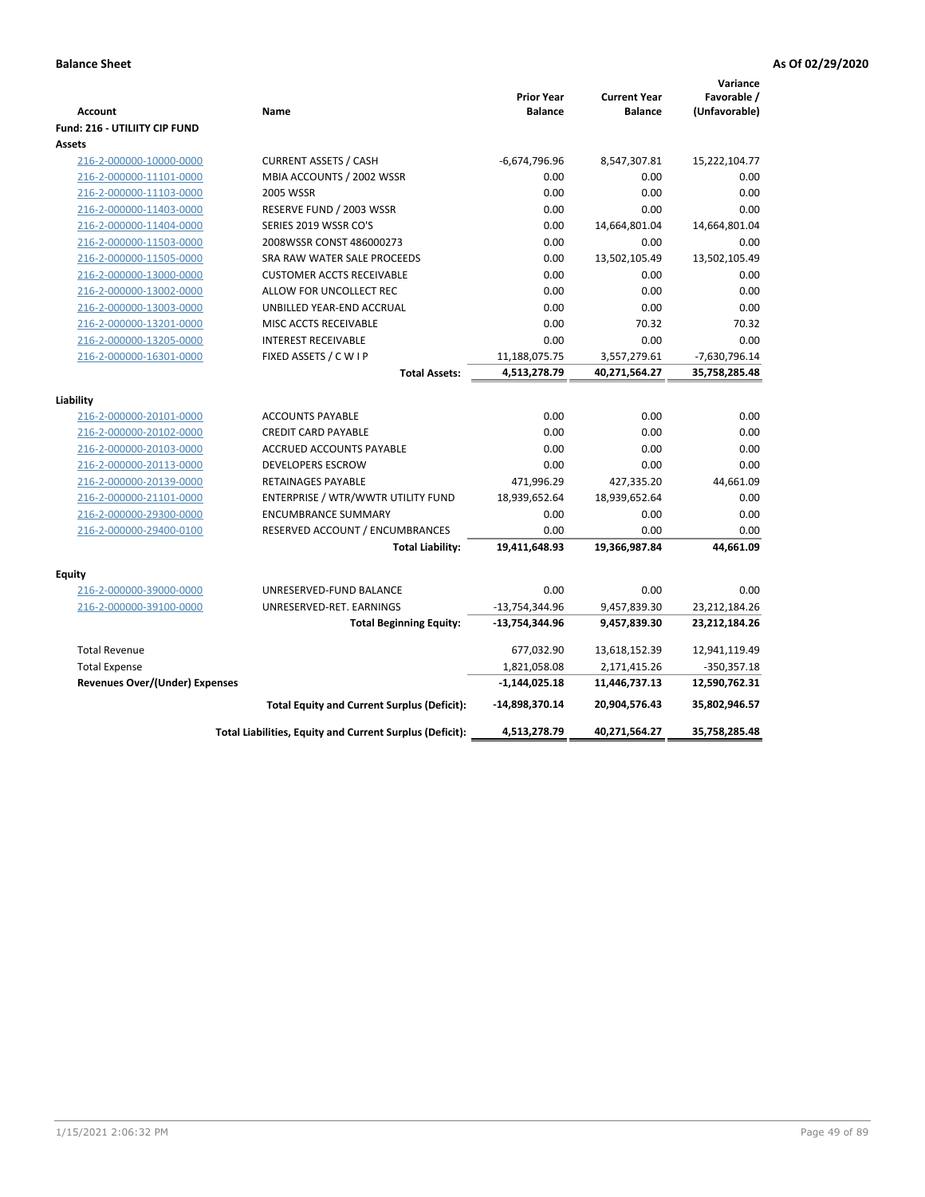**Balance Sheet** **As Of 02/29/2020**

| Account | Name | Prior Year Balance | Current Year Balance | Variance Favorable / (Unfavorable) |
|---|---|---|---|---|
| **Fund: 216 - UTILIITY CIP FUND** | | | | |
| **Assets** | | | | |
| 216-2-000000-10000-0000 | CURRENT ASSETS / CASH | -6,674,796.96 | 8,547,307.81 | 15,222,104.77 |
| 216-2-000000-11101-0000 | MBIA ACCOUNTS / 2002 WSSR | 0.00 | 0.00 | 0.00 |
| 216-2-000000-11103-0000 | 2005 WSSR | 0.00 | 0.00 | 0.00 |
| 216-2-000000-11403-0000 | RESERVE FUND / 2003 WSSR | 0.00 | 0.00 | 0.00 |
| 216-2-000000-11404-0000 | SERIES 2019 WSSR CO'S | 0.00 | 14,664,801.04 | 14,664,801.04 |
| 216-2-000000-11503-0000 | 2008WSSR CONST 486000273 | 0.00 | 0.00 | 0.00 |
| 216-2-000000-11505-0000 | SRA RAW WATER SALE PROCEEDS | 0.00 | 13,502,105.49 | 13,502,105.49 |
| 216-2-000000-13000-0000 | CUSTOMER ACCTS RECEIVABLE | 0.00 | 0.00 | 0.00 |
| 216-2-000000-13002-0000 | ALLOW FOR UNCOLLECT REC | 0.00 | 0.00 | 0.00 |
| 216-2-000000-13003-0000 | UNBILLED YEAR-END ACCRUAL | 0.00 | 0.00 | 0.00 |
| 216-2-000000-13201-0000 | MISC ACCTS RECEIVABLE | 0.00 | 70.32 | 70.32 |
| 216-2-000000-13205-0000 | INTEREST RECEIVABLE | 0.00 | 0.00 | 0.00 |
| 216-2-000000-16301-0000 | FIXED ASSETS / C W I P | 11,188,075.75 | 3,557,279.61 | -7,630,796.14 |
| | **Total Assets:** | **4,513,278.79** | **40,271,564.27** | **35,758,285.48** |
| **Liability** | | | | |
| 216-2-000000-20101-0000 | ACCOUNTS PAYABLE | 0.00 | 0.00 | 0.00 |
| 216-2-000000-20102-0000 | CREDIT CARD PAYABLE | 0.00 | 0.00 | 0.00 |
| 216-2-000000-20103-0000 | ACCRUED ACCOUNTS PAYABLE | 0.00 | 0.00 | 0.00 |
| 216-2-000000-20113-0000 | DEVELOPERS ESCROW | 0.00 | 0.00 | 0.00 |
| 216-2-000000-20139-0000 | RETAINAGES PAYABLE | 471,996.29 | 427,335.20 | 44,661.09 |
| 216-2-000000-21101-0000 | ENTERPRISE / WTR/WWTR UTILITY FUND | 18,939,652.64 | 18,939,652.64 | 0.00 |
| 216-2-000000-29300-0000 | ENCUMBRANCE SUMMARY | 0.00 | 0.00 | 0.00 |
| 216-2-000000-29400-0100 | RESERVED ACCOUNT / ENCUMBRANCES | 0.00 | 0.00 | 0.00 |
| | **Total Liability:** | **19,411,648.93** | **19,366,987.84** | **44,661.09** |
| **Equity** | | | | |
| 216-2-000000-39000-0000 | UNRESERVED-FUND BALANCE | 0.00 | 0.00 | 0.00 |
| 216-2-000000-39100-0000 | UNRESERVED-RET. EARNINGS | -13,754,344.96 | 9,457,839.30 | 23,212,184.26 |
| | **Total Beginning Equity:** | **-13,754,344.96** | **9,457,839.30** | **23,212,184.26** |
| Total Revenue | | 677,032.90 | 13,618,152.39 | 12,941,119.49 |
| Total Expense | | 1,821,058.08 | 2,171,415.26 | -350,357.18 |
| **Revenues Over/(Under) Expenses** | | **-1,144,025.18** | **11,446,737.13** | **12,590,762.31** |
| | **Total Equity and Current Surplus (Deficit):** | **-14,898,370.14** | **20,904,576.43** | **35,802,946.57** |
| | **Total Liabilities, Equity and Current Surplus (Deficit):** | **4,513,278.79** | **40,271,564.27** | **35,758,285.48** |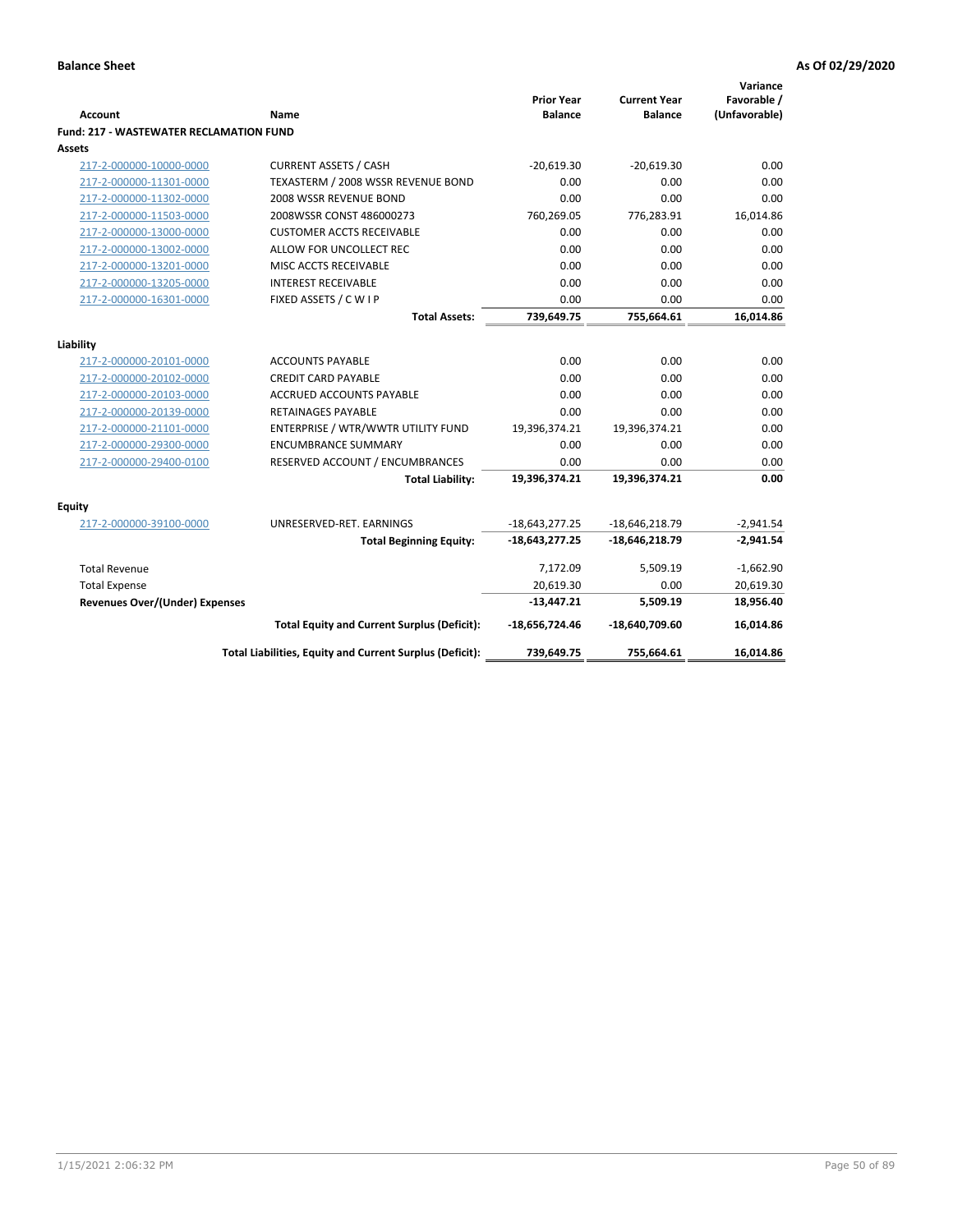**Balance Sheet** **As Of 02/29/2020**

| Account | Name | Prior Year Balance | Current Year Balance | Variance Favorable / (Unfavorable) |
|---|---|---|---|---|
| **Fund: 217 - WASTEWATER RECLAMATION FUND** | | | | |
| **Assets** | | | | |
| 217-2-000000-10000-0000 | CURRENT ASSETS / CASH | -20,619.30 | -20,619.30 | 0.00 |
| 217-2-000000-11301-0000 | TEXASTERM / 2008 WSSR REVENUE BOND | 0.00 | 0.00 | 0.00 |
| 217-2-000000-11302-0000 | 2008 WSSR REVENUE BOND | 0.00 | 0.00 | 0.00 |
| 217-2-000000-11503-0000 | 2008WSSR CONST 486000273 | 760,269.05 | 776,283.91 | 16,014.86 |
| 217-2-000000-13000-0000 | CUSTOMER ACCTS RECEIVABLE | 0.00 | 0.00 | 0.00 |
| 217-2-000000-13002-0000 | ALLOW FOR UNCOLLECT REC | 0.00 | 0.00 | 0.00 |
| 217-2-000000-13201-0000 | MISC ACCTS RECEIVABLE | 0.00 | 0.00 | 0.00 |
| 217-2-000000-13205-0000 | INTEREST RECEIVABLE | 0.00 | 0.00 | 0.00 |
| 217-2-000000-16301-0000 | FIXED ASSETS / C W I P | 0.00 | 0.00 | 0.00 |
| | **Total Assets:** | **739,649.75** | **755,664.61** | **16,014.86** |
| **Liability** | | | | |
| 217-2-000000-20101-0000 | ACCOUNTS PAYABLE | 0.00 | 0.00 | 0.00 |
| 217-2-000000-20102-0000 | CREDIT CARD PAYABLE | 0.00 | 0.00 | 0.00 |
| 217-2-000000-20103-0000 | ACCRUED ACCOUNTS PAYABLE | 0.00 | 0.00 | 0.00 |
| 217-2-000000-20139-0000 | RETAINAGES PAYABLE | 0.00 | 0.00 | 0.00 |
| 217-2-000000-21101-0000 | ENTERPRISE / WTR/WWTR UTILITY FUND | 19,396,374.21 | 19,396,374.21 | 0.00 |
| 217-2-000000-29300-0000 | ENCUMBRANCE SUMMARY | 0.00 | 0.00 | 0.00 |
| 217-2-000000-29400-0100 | RESERVED ACCOUNT / ENCUMBRANCES | 0.00 | 0.00 | 0.00 |
| | **Total Liability:** | **19,396,374.21** | **19,396,374.21** | **0.00** |
| **Equity** | | | | |
| 217-2-000000-39100-0000 | UNRESERVED-RET. EARNINGS | -18,643,277.25 | -18,646,218.79 | -2,941.54 |
| | **Total Beginning Equity:** | **-18,643,277.25** | **-18,646,218.79** | **-2,941.54** |
| Total Revenue | | 7,172.09 | 5,509.19 | -1,662.90 |
| Total Expense | | 20,619.30 | 0.00 | 20,619.30 |
| **Revenues Over/(Under) Expenses** | | **-13,447.21** | **5,509.19** | **18,956.40** |
| | **Total Equity and Current Surplus (Deficit):** | **-18,656,724.46** | **-18,640,709.60** | **16,014.86** |
| | **Total Liabilities, Equity and Current Surplus (Deficit):** | **739,649.75** | **755,664.61** | **16,014.86** |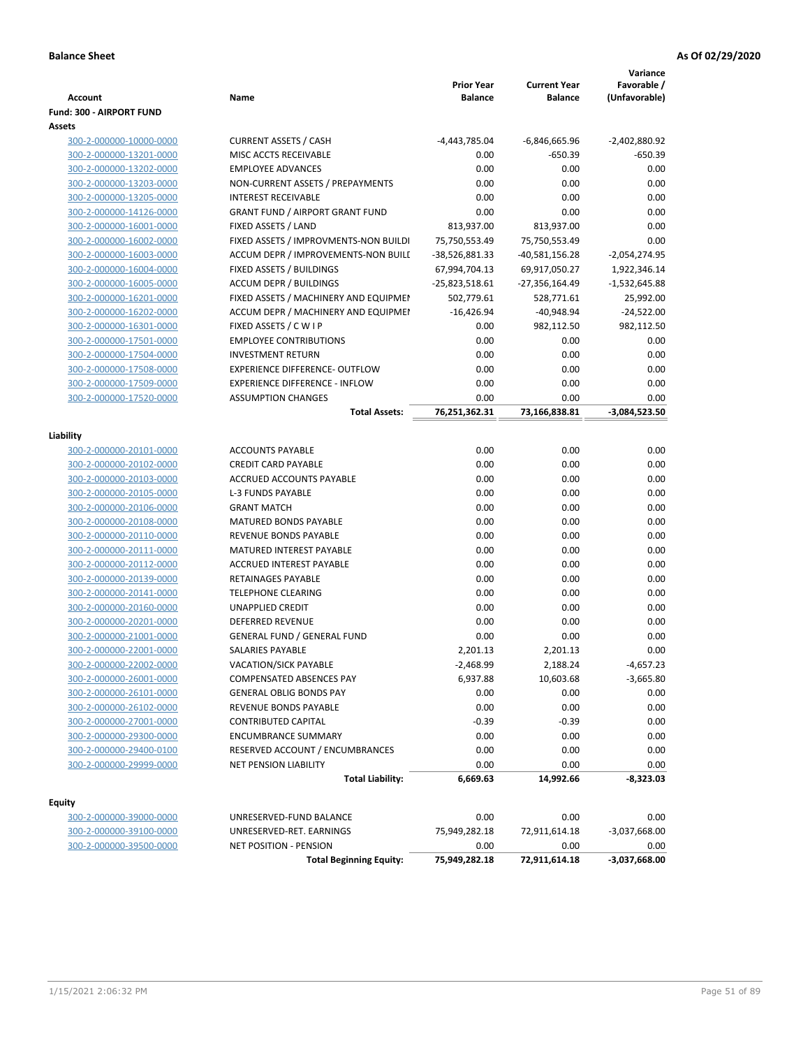**Balance Sheet** **As Of 02/29/2020**

| Account | Name | Prior Year Balance | Current Year Balance | Variance Favorable / (Unfavorable) |
|---|---|---|---|---|
| **Fund: 300 - AIRPORT FUND** | | | | |
| **Assets** | | | | |
| 300-2-000000-10000-0000 | CURRENT ASSETS / CASH | -4,443,785.04 | -6,846,665.96 | -2,402,880.92 |
| 300-2-000000-13201-0000 | MISC ACCTS RECEIVABLE | 0.00 | -650.39 | -650.39 |
| 300-2-000000-13202-0000 | EMPLOYEE ADVANCES | 0.00 | 0.00 | 0.00 |
| 300-2-000000-13203-0000 | NON-CURRENT ASSETS / PREPAYMENTS | 0.00 | 0.00 | 0.00 |
| 300-2-000000-13205-0000 | INTEREST RECEIVABLE | 0.00 | 0.00 | 0.00 |
| 300-2-000000-14126-0000 | GRANT FUND / AIRPORT GRANT FUND | 0.00 | 0.00 | 0.00 |
| 300-2-000000-16001-0000 | FIXED ASSETS / LAND | 813,937.00 | 813,937.00 | 0.00 |
| 300-2-000000-16002-0000 | FIXED ASSETS / IMPROVMENTS-NON BUILDI | 75,750,553.49 | 75,750,553.49 | 0.00 |
| 300-2-000000-16003-0000 | ACCUM DEPR / IMPROVEMENTS-NON BUILI | -38,526,881.33 | -40,581,156.28 | -2,054,274.95 |
| 300-2-000000-16004-0000 | FIXED ASSETS / BUILDINGS | 67,994,704.13 | 69,917,050.27 | 1,922,346.14 |
| 300-2-000000-16005-0000 | ACCUM DEPR / BUILDINGS | -25,823,518.61 | -27,356,164.49 | -1,532,645.88 |
| 300-2-000000-16201-0000 | FIXED ASSETS / MACHINERY AND EQUIPMEI | 502,779.61 | 528,771.61 | 25,992.00 |
| 300-2-000000-16202-0000 | ACCUM DEPR / MACHINERY AND EQUIPMEI | -16,426.94 | -40,948.94 | -24,522.00 |
| 300-2-000000-16301-0000 | FIXED ASSETS / C W I P | 0.00 | 982,112.50 | 982,112.50 |
| 300-2-000000-17501-0000 | EMPLOYEE CONTRIBUTIONS | 0.00 | 0.00 | 0.00 |
| 300-2-000000-17504-0000 | INVESTMENT RETURN | 0.00 | 0.00 | 0.00 |
| 300-2-000000-17508-0000 | EXPERIENCE DIFFERENCE- OUTFLOW | 0.00 | 0.00 | 0.00 |
| 300-2-000000-17509-0000 | EXPERIENCE DIFFERENCE - INFLOW | 0.00 | 0.00 | 0.00 |
| 300-2-000000-17520-0000 | ASSUMPTION CHANGES | 0.00 | 0.00 | 0.00 |
| | **Total Assets:** | **76,251,362.31** | **73,166,838.81** | **-3,084,523.50** |
| **Liability** | | | | |
| 300-2-000000-20101-0000 | ACCOUNTS PAYABLE | 0.00 | 0.00 | 0.00 |
| 300-2-000000-20102-0000 | CREDIT CARD PAYABLE | 0.00 | 0.00 | 0.00 |
| 300-2-000000-20103-0000 | ACCRUED ACCOUNTS PAYABLE | 0.00 | 0.00 | 0.00 |
| 300-2-000000-20105-0000 | L-3 FUNDS PAYABLE | 0.00 | 0.00 | 0.00 |
| 300-2-000000-20106-0000 | GRANT MATCH | 0.00 | 0.00 | 0.00 |
| 300-2-000000-20108-0000 | MATURED BONDS PAYABLE | 0.00 | 0.00 | 0.00 |
| 300-2-000000-20110-0000 | REVENUE BONDS PAYABLE | 0.00 | 0.00 | 0.00 |
| 300-2-000000-20111-0000 | MATURED INTEREST PAYABLE | 0.00 | 0.00 | 0.00 |
| 300-2-000000-20112-0000 | ACCRUED INTEREST PAYABLE | 0.00 | 0.00 | 0.00 |
| 300-2-000000-20139-0000 | RETAINAGES PAYABLE | 0.00 | 0.00 | 0.00 |
| 300-2-000000-20141-0000 | TELEPHONE CLEARING | 0.00 | 0.00 | 0.00 |
| 300-2-000000-20160-0000 | UNAPPLIED CREDIT | 0.00 | 0.00 | 0.00 |
| 300-2-000000-20201-0000 | DEFERRED REVENUE | 0.00 | 0.00 | 0.00 |
| 300-2-000000-21001-0000 | GENERAL FUND / GENERAL FUND | 0.00 | 0.00 | 0.00 |
| 300-2-000000-22001-0000 | SALARIES PAYABLE | 2,201.13 | 2,201.13 | 0.00 |
| 300-2-000000-22002-0000 | VACATION/SICK PAYABLE | -2,468.99 | 2,188.24 | -4,657.23 |
| 300-2-000000-26001-0000 | COMPENSATED ABSENCES PAY | 6,937.88 | 10,603.68 | -3,665.80 |
| 300-2-000000-26101-0000 | GENERAL OBLIG BONDS PAY | 0.00 | 0.00 | 0.00 |
| 300-2-000000-26102-0000 | REVENUE BONDS PAYABLE | 0.00 | 0.00 | 0.00 |
| 300-2-000000-27001-0000 | CONTRIBUTED CAPITAL | -0.39 | -0.39 | 0.00 |
| 300-2-000000-29300-0000 | ENCUMBRANCE SUMMARY | 0.00 | 0.00 | 0.00 |
| 300-2-000000-29400-0100 | RESERVED ACCOUNT / ENCUMBRANCES | 0.00 | 0.00 | 0.00 |
| 300-2-000000-29999-0000 | NET PENSION LIABILITY | 0.00 | 0.00 | 0.00 |
| | **Total Liability:** | **6,669.63** | **14,992.66** | **-8,323.03** |
| **Equity** | | | | |
| 300-2-000000-39000-0000 | UNRESERVED-FUND BALANCE | 0.00 | 0.00 | 0.00 |
| 300-2-000000-39100-0000 | UNRESERVED-RET. EARNINGS | 75,949,282.18 | 72,911,614.18 | -3,037,668.00 |
| 300-2-000000-39500-0000 | NET POSITION - PENSION | 0.00 | 0.00 | 0.00 |
| | **Total Beginning Equity:** | **75,949,282.18** | **72,911,614.18** | **-3,037,668.00** |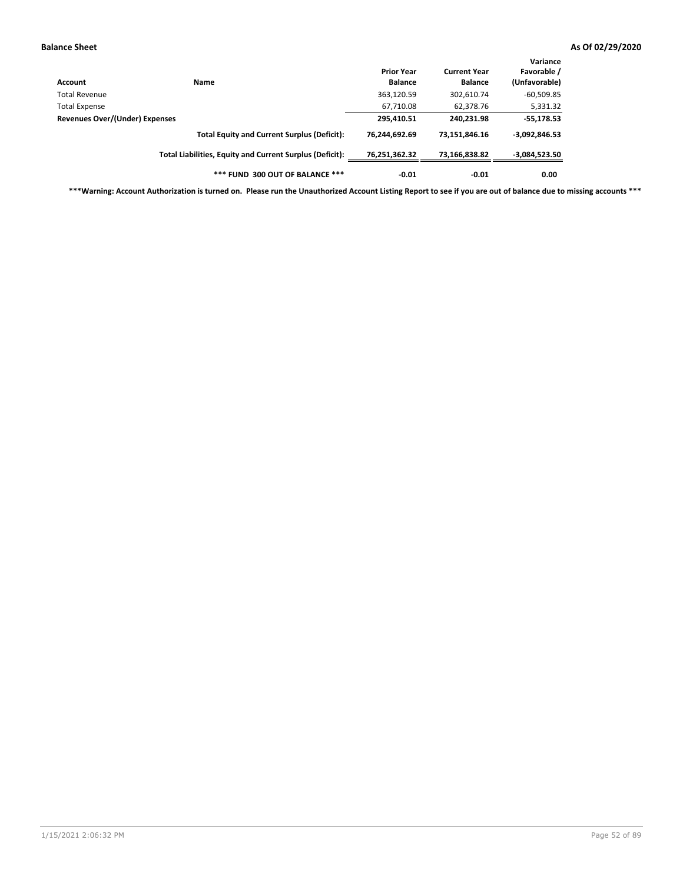**Balance Sheet** **As Of 02/29/2020**

| Account | Name | Prior Year Balance | Current Year Balance | Variance Favorable / (Unfavorable) |
|---|---|---|---|---|
| Total Revenue | | 363,120.59 | 302,610.74 | -60,509.85 |
| Total Expense | | 67,710.08 | 62,378.76 | 5,331.32 |
| **Revenues Over/(Under) Expenses** | | **295,410.51** | **240,231.98** | **-55,178.53** |
| | **Total Equity and Current Surplus (Deficit):** | **76,244,692.69** | **73,151,846.16** | **-3,092,846.53** |
| | **Total Liabilities, Equity and Current Surplus (Deficit):** | **76,251,362.32** | **73,166,838.82** | **-3,084,523.50** |
| | **\*\*\* FUND 300 OUT OF BALANCE \*\*\*** | **-0.01** | **-0.01** | **0.00** |

**\*\*\*Warning: Account Authorization is turned on. Please run the Unauthorized Account Listing Report to see if you are out of balance due to missing accounts \*\*\***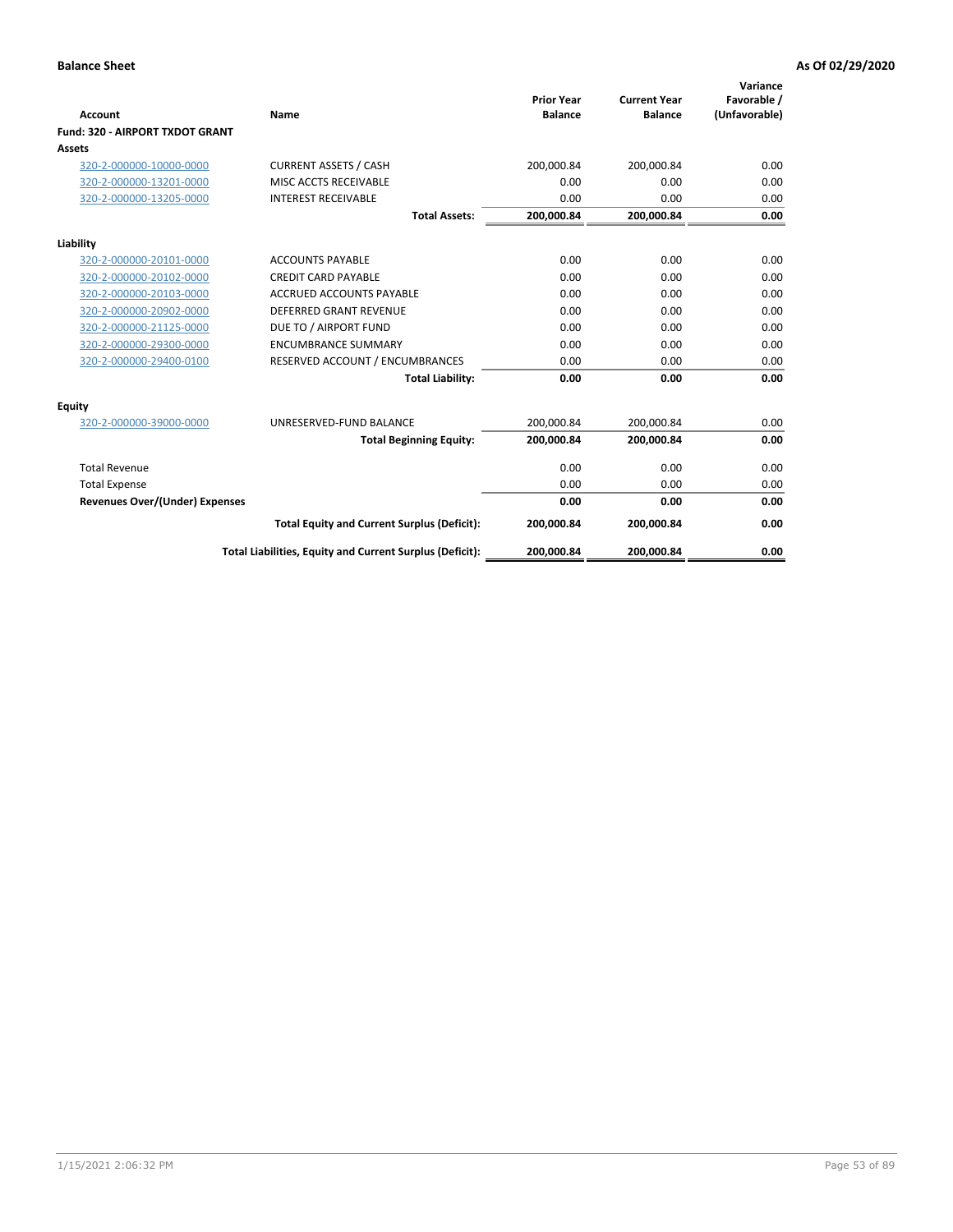**Balance Sheet** **As Of 02/29/2020**

| Account | Name | Prior Year Balance | Current Year Balance | Variance Favorable / (Unfavorable) |
|---|---|---|---|---|
| **Fund: 320 - AIRPORT TXDOT GRANT** | | | | |
| **Assets** | | | | |
| 320-2-000000-10000-0000 | CURRENT ASSETS / CASH | 200,000.84 | 200,000.84 | 0.00 |
| 320-2-000000-13201-0000 | MISC ACCTS RECEIVABLE | 0.00 | 0.00 | 0.00 |
| 320-2-000000-13205-0000 | INTEREST RECEIVABLE | 0.00 | 0.00 | 0.00 |
| | **Total Assets:** | **200,000.84** | **200,000.84** | **0.00** |
| **Liability** | | | | |
| 320-2-000000-20101-0000 | ACCOUNTS PAYABLE | 0.00 | 0.00 | 0.00 |
| 320-2-000000-20102-0000 | CREDIT CARD PAYABLE | 0.00 | 0.00 | 0.00 |
| 320-2-000000-20103-0000 | ACCRUED ACCOUNTS PAYABLE | 0.00 | 0.00 | 0.00 |
| 320-2-000000-20902-0000 | DEFERRED GRANT REVENUE | 0.00 | 0.00 | 0.00 |
| 320-2-000000-21125-0000 | DUE TO / AIRPORT FUND | 0.00 | 0.00 | 0.00 |
| 320-2-000000-29300-0000 | ENCUMBRANCE SUMMARY | 0.00 | 0.00 | 0.00 |
| 320-2-000000-29400-0100 | RESERVED ACCOUNT / ENCUMBRANCES | 0.00 | 0.00 | 0.00 |
| | **Total Liability:** | **0.00** | **0.00** | **0.00** |
| **Equity** | | | | |
| 320-2-000000-39000-0000 | UNRESERVED-FUND BALANCE | 200,000.84 | 200,000.84 | 0.00 |
| | **Total Beginning Equity:** | **200,000.84** | **200,000.84** | **0.00** |
| Total Revenue | | 0.00 | 0.00 | 0.00 |
| Total Expense | | 0.00 | 0.00 | 0.00 |
| **Revenues Over/(Under) Expenses** | | **0.00** | **0.00** | **0.00** |
| | **Total Equity and Current Surplus (Deficit):** | **200,000.84** | **200,000.84** | **0.00** |
| | **Total Liabilities, Equity and Current Surplus (Deficit):** | **200,000.84** | **200,000.84** | **0.00** |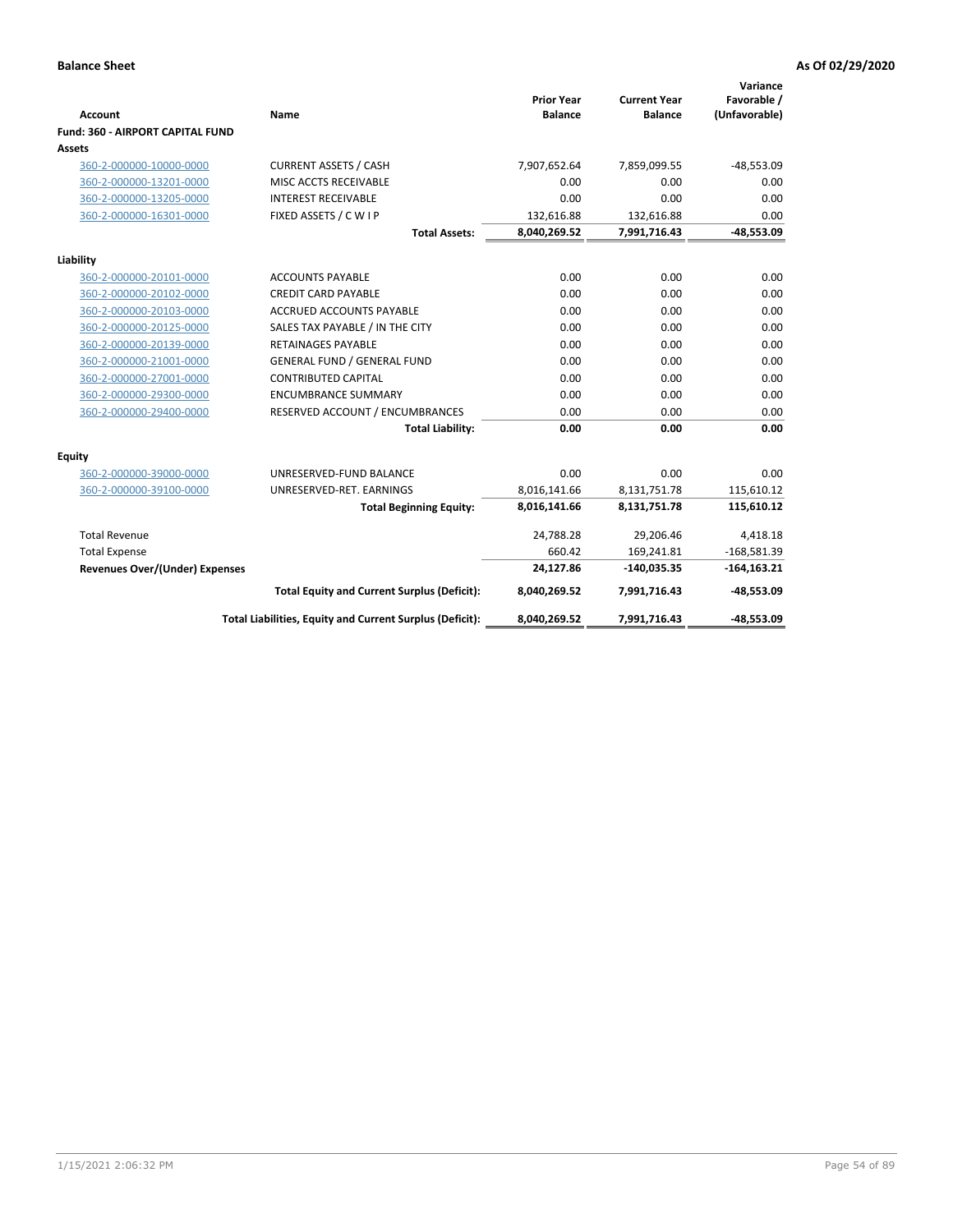**Balance Sheet** **As Of 02/29/2020**

| Account | Name | Prior Year Balance | Current Year Balance | Variance Favorable / (Unfavorable) |
|---|---|---|---|---|
| **Fund: 360 - AIRPORT CAPITAL FUND** | | | | |
| **Assets** | | | | |
| 360-2-000000-10000-0000 | CURRENT ASSETS / CASH | 7,907,652.64 | 7,859,099.55 | -48,553.09 |
| 360-2-000000-13201-0000 | MISC ACCTS RECEIVABLE | 0.00 | 0.00 | 0.00 |
| 360-2-000000-13205-0000 | INTEREST RECEIVABLE | 0.00 | 0.00 | 0.00 |
| 360-2-000000-16301-0000 | FIXED ASSETS / C W I P | 132,616.88 | 132,616.88 | 0.00 |
| | **Total Assets:** | **8,040,269.52** | **7,991,716.43** | **-48,553.09** |
| **Liability** | | | | |
| 360-2-000000-20101-0000 | ACCOUNTS PAYABLE | 0.00 | 0.00 | 0.00 |
| 360-2-000000-20102-0000 | CREDIT CARD PAYABLE | 0.00 | 0.00 | 0.00 |
| 360-2-000000-20103-0000 | ACCRUED ACCOUNTS PAYABLE | 0.00 | 0.00 | 0.00 |
| 360-2-000000-20125-0000 | SALES TAX PAYABLE / IN THE CITY | 0.00 | 0.00 | 0.00 |
| 360-2-000000-20139-0000 | RETAINAGES PAYABLE | 0.00 | 0.00 | 0.00 |
| 360-2-000000-21001-0000 | GENERAL FUND / GENERAL FUND | 0.00 | 0.00 | 0.00 |
| 360-2-000000-27001-0000 | CONTRIBUTED CAPITAL | 0.00 | 0.00 | 0.00 |
| 360-2-000000-29300-0000 | ENCUMBRANCE SUMMARY | 0.00 | 0.00 | 0.00 |
| 360-2-000000-29400-0000 | RESERVED ACCOUNT / ENCUMBRANCES | 0.00 | 0.00 | 0.00 |
| | **Total Liability:** | **0.00** | **0.00** | **0.00** |
| **Equity** | | | | |
| 360-2-000000-39000-0000 | UNRESERVED-FUND BALANCE | 0.00 | 0.00 | 0.00 |
| 360-2-000000-39100-0000 | UNRESERVED-RET. EARNINGS | 8,016,141.66 | 8,131,751.78 | 115,610.12 |
| | **Total Beginning Equity:** | **8,016,141.66** | **8,131,751.78** | **115,610.12** |
| Total Revenue | | 24,788.28 | 29,206.46 | 4,418.18 |
| Total Expense | | 660.42 | 169,241.81 | -168,581.39 |
| **Revenues Over/(Under) Expenses** | | **24,127.86** | **-140,035.35** | **-164,163.21** |
| | **Total Equity and Current Surplus (Deficit):** | **8,040,269.52** | **7,991,716.43** | **-48,553.09** |
| | **Total Liabilities, Equity and Current Surplus (Deficit):** | **8,040,269.52** | **7,991,716.43** | **-48,553.09** |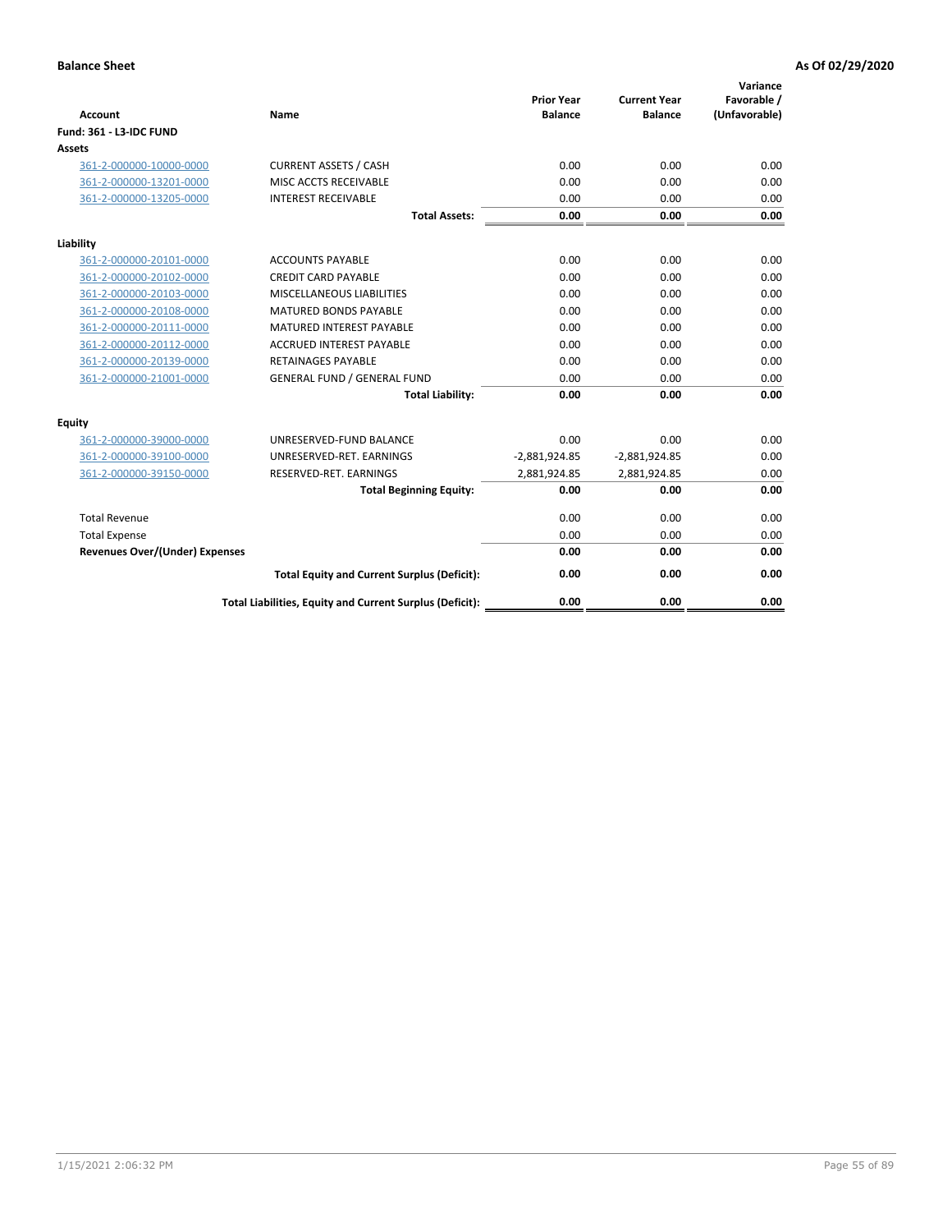**Balance Sheet** | **As Of 02/29/2020**

| Account | Name | Prior Year Balance | Current Year Balance | Variance Favorable / (Unfavorable) |
|---|---|---|---|---|
| **Fund: 361 - L3-IDC FUND** | | | | |
| **Assets** | | | | |
| 361-2-000000-10000-0000 | CURRENT ASSETS / CASH | 0.00 | 0.00 | 0.00 |
| 361-2-000000-13201-0000 | MISC ACCTS RECEIVABLE | 0.00 | 0.00 | 0.00 |
| 361-2-000000-13205-0000 | INTEREST RECEIVABLE | 0.00 | 0.00 | 0.00 |
| | **Total Assets:** | **0.00** | **0.00** | **0.00** |
| **Liability** | | | | |
| 361-2-000000-20101-0000 | ACCOUNTS PAYABLE | 0.00 | 0.00 | 0.00 |
| 361-2-000000-20102-0000 | CREDIT CARD PAYABLE | 0.00 | 0.00 | 0.00 |
| 361-2-000000-20103-0000 | MISCELLANEOUS LIABILITIES | 0.00 | 0.00 | 0.00 |
| 361-2-000000-20108-0000 | MATURED BONDS PAYABLE | 0.00 | 0.00 | 0.00 |
| 361-2-000000-20111-0000 | MATURED INTEREST PAYABLE | 0.00 | 0.00 | 0.00 |
| 361-2-000000-20112-0000 | ACCRUED INTEREST PAYABLE | 0.00 | 0.00 | 0.00 |
| 361-2-000000-20139-0000 | RETAINAGES PAYABLE | 0.00 | 0.00 | 0.00 |
| 361-2-000000-21001-0000 | GENERAL FUND / GENERAL FUND | 0.00 | 0.00 | 0.00 |
| | **Total Liability:** | **0.00** | **0.00** | **0.00** |
| **Equity** | | | | |
| 361-2-000000-39000-0000 | UNRESERVED-FUND BALANCE | 0.00 | 0.00 | 0.00 |
| 361-2-000000-39100-0000 | UNRESERVED-RET. EARNINGS | -2,881,924.85 | -2,881,924.85 | 0.00 |
| 361-2-000000-39150-0000 | RESERVED-RET. EARNINGS | 2,881,924.85 | 2,881,924.85 | 0.00 |
| | **Total Beginning Equity:** | **0.00** | **0.00** | **0.00** |
| Total Revenue | | 0.00 | 0.00 | 0.00 |
| Total Expense | | 0.00 | 0.00 | 0.00 |
| **Revenues Over/(Under) Expenses** | | **0.00** | **0.00** | **0.00** |
| | **Total Equity and Current Surplus (Deficit):** | **0.00** | **0.00** | **0.00** |
| | **Total Liabilities, Equity and Current Surplus (Deficit):** | **0.00** | **0.00** | **0.00** |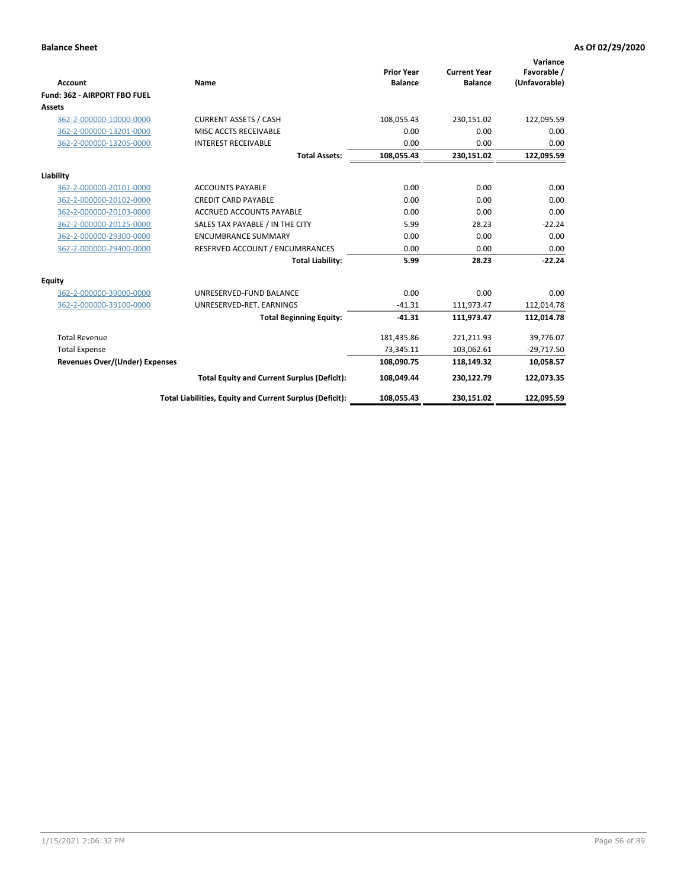**Balance Sheet** **As Of 02/29/2020**

| Account | Name | Prior Year Balance | Current Year Balance | Variance Favorable / (Unfavorable) |
|---|---|---|---|---|
| **Fund: 362 - AIRPORT FBO FUEL** | | | | |
| **Assets** | | | | |
| 362-2-000000-10000-0000 | CURRENT ASSETS / CASH | 108,055.43 | 230,151.02 | 122,095.59 |
| 362-2-000000-13201-0000 | MISC ACCTS RECEIVABLE | 0.00 | 0.00 | 0.00 |
| 362-2-000000-13205-0000 | INTEREST RECEIVABLE | 0.00 | 0.00 | 0.00 |
| | **Total Assets:** | **108,055.43** | **230,151.02** | **122,095.59** |
| **Liability** | | | | |
| 362-2-000000-20101-0000 | ACCOUNTS PAYABLE | 0.00 | 0.00 | 0.00 |
| 362-2-000000-20102-0000 | CREDIT CARD PAYABLE | 0.00 | 0.00 | 0.00 |
| 362-2-000000-20103-0000 | ACCRUED ACCOUNTS PAYABLE | 0.00 | 0.00 | 0.00 |
| 362-2-000000-20125-0000 | SALES TAX PAYABLE / IN THE CITY | 5.99 | 28.23 | -22.24 |
| 362-2-000000-29300-0000 | ENCUMBRANCE SUMMARY | 0.00 | 0.00 | 0.00 |
| 362-2-000000-29400-0000 | RESERVED ACCOUNT / ENCUMBRANCES | 0.00 | 0.00 | 0.00 |
| | **Total Liability:** | **5.99** | **28.23** | **-22.24** |
| **Equity** | | | | |
| 362-2-000000-39000-0000 | UNRESERVED-FUND BALANCE | 0.00 | 0.00 | 0.00 |
| 362-2-000000-39100-0000 | UNRESERVED-RET. EARNINGS | -41.31 | 111,973.47 | 112,014.78 |
| | **Total Beginning Equity:** | **-41.31** | **111,973.47** | **112,014.78** |
| Total Revenue | | 181,435.86 | 221,211.93 | 39,776.07 |
| Total Expense | | 73,345.11 | 103,062.61 | -29,717.50 |
| **Revenues Over/(Under) Expenses** | | **108,090.75** | **118,149.32** | **10,058.57** |
| | **Total Equity and Current Surplus (Deficit):** | **108,049.44** | **230,122.79** | **122,073.35** |
| | **Total Liabilities, Equity and Current Surplus (Deficit):** | **108,055.43** | **230,151.02** | **122,095.59** |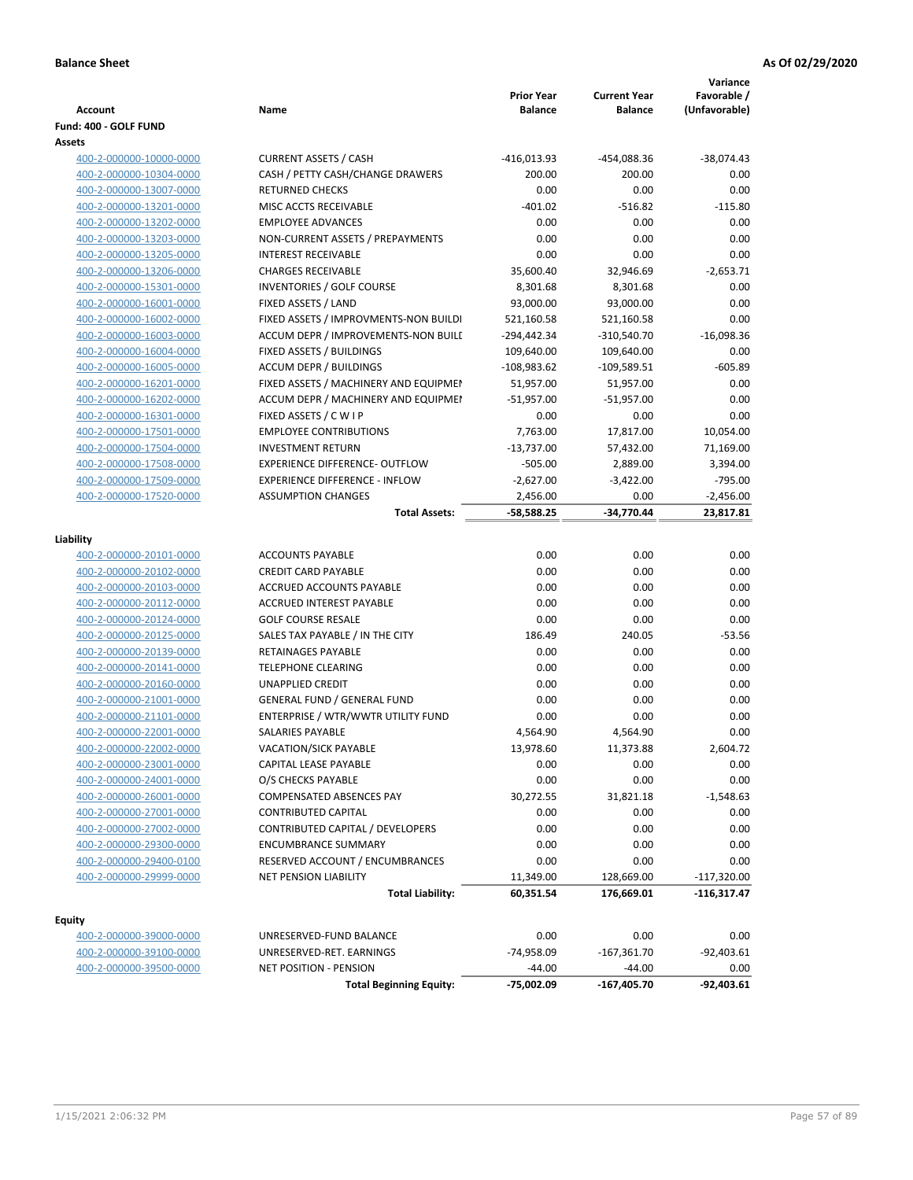**Balance Sheet** **As Of 02/29/2020**

| Account | Name | Prior Year Balance | Current Year Balance | Variance Favorable / (Unfavorable) |
|---|---|---|---|---|
| **Fund: 400 - GOLF FUND** | | | | |
| **Assets** | | | | |
| 400-2-000000-10000-0000 | CURRENT ASSETS / CASH | -416,013.93 | -454,088.36 | -38,074.43 |
| 400-2-000000-10304-0000 | CASH / PETTY CASH/CHANGE DRAWERS | 200.00 | 200.00 | 0.00 |
| 400-2-000000-13007-0000 | RETURNED CHECKS | 0.00 | 0.00 | 0.00 |
| 400-2-000000-13201-0000 | MISC ACCTS RECEIVABLE | -401.02 | -516.82 | -115.80 |
| 400-2-000000-13202-0000 | EMPLOYEE ADVANCES | 0.00 | 0.00 | 0.00 |
| 400-2-000000-13203-0000 | NON-CURRENT ASSETS / PREPAYMENTS | 0.00 | 0.00 | 0.00 |
| 400-2-000000-13205-0000 | INTEREST RECEIVABLE | 0.00 | 0.00 | 0.00 |
| 400-2-000000-13206-0000 | CHARGES RECEIVABLE | 35,600.40 | 32,946.69 | -2,653.71 |
| 400-2-000000-15301-0000 | INVENTORIES / GOLF COURSE | 8,301.68 | 8,301.68 | 0.00 |
| 400-2-000000-16001-0000 | FIXED ASSETS / LAND | 93,000.00 | 93,000.00 | 0.00 |
| 400-2-000000-16002-0000 | FIXED ASSETS / IMPROVMENTS-NON BUILDI | 521,160.58 | 521,160.58 | 0.00 |
| 400-2-000000-16003-0000 | ACCUM DEPR / IMPROVEMENTS-NON BUILD | -294,442.34 | -310,540.70 | -16,098.36 |
| 400-2-000000-16004-0000 | FIXED ASSETS / BUILDINGS | 109,640.00 | 109,640.00 | 0.00 |
| 400-2-000000-16005-0000 | ACCUM DEPR / BUILDINGS | -108,983.62 | -109,589.51 | -605.89 |
| 400-2-000000-16201-0000 | FIXED ASSETS / MACHINERY AND EQUIPMEN | 51,957.00 | 51,957.00 | 0.00 |
| 400-2-000000-16202-0000 | ACCUM DEPR / MACHINERY AND EQUIPMEI | -51,957.00 | -51,957.00 | 0.00 |
| 400-2-000000-16301-0000 | FIXED ASSETS / C W I P | 0.00 | 0.00 | 0.00 |
| 400-2-000000-17501-0000 | EMPLOYEE CONTRIBUTIONS | 7,763.00 | 17,817.00 | 10,054.00 |
| 400-2-000000-17504-0000 | INVESTMENT RETURN | -13,737.00 | 57,432.00 | 71,169.00 |
| 400-2-000000-17508-0000 | EXPERIENCE DIFFERENCE- OUTFLOW | -505.00 | 2,889.00 | 3,394.00 |
| 400-2-000000-17509-0000 | EXPERIENCE DIFFERENCE - INFLOW | -2,627.00 | -3,422.00 | -795.00 |
| 400-2-000000-17520-0000 | ASSUMPTION CHANGES | 2,456.00 | 0.00 | -2,456.00 |
| | **Total Assets:** | **-58,588.25** | **-34,770.44** | **23,817.81** |
| **Liability** | | | | |
| 400-2-000000-20101-0000 | ACCOUNTS PAYABLE | 0.00 | 0.00 | 0.00 |
| 400-2-000000-20102-0000 | CREDIT CARD PAYABLE | 0.00 | 0.00 | 0.00 |
| 400-2-000000-20103-0000 | ACCRUED ACCOUNTS PAYABLE | 0.00 | 0.00 | 0.00 |
| 400-2-000000-20112-0000 | ACCRUED INTEREST PAYABLE | 0.00 | 0.00 | 0.00 |
| 400-2-000000-20124-0000 | GOLF COURSE RESALE | 0.00 | 0.00 | 0.00 |
| 400-2-000000-20125-0000 | SALES TAX PAYABLE / IN THE CITY | 186.49 | 240.05 | -53.56 |
| 400-2-000000-20139-0000 | RETAINAGES PAYABLE | 0.00 | 0.00 | 0.00 |
| 400-2-000000-20141-0000 | TELEPHONE CLEARING | 0.00 | 0.00 | 0.00 |
| 400-2-000000-20160-0000 | UNAPPLIED CREDIT | 0.00 | 0.00 | 0.00 |
| 400-2-000000-21001-0000 | GENERAL FUND / GENERAL FUND | 0.00 | 0.00 | 0.00 |
| 400-2-000000-21101-0000 | ENTERPRISE / WTR/WWTR UTILITY FUND | 0.00 | 0.00 | 0.00 |
| 400-2-000000-22001-0000 | SALARIES PAYABLE | 4,564.90 | 4,564.90 | 0.00 |
| 400-2-000000-22002-0000 | VACATION/SICK PAYABLE | 13,978.60 | 11,373.88 | 2,604.72 |
| 400-2-000000-23001-0000 | CAPITAL LEASE PAYABLE | 0.00 | 0.00 | 0.00 |
| 400-2-000000-24001-0000 | O/S CHECKS PAYABLE | 0.00 | 0.00 | 0.00 |
| 400-2-000000-26001-0000 | COMPENSATED ABSENCES PAY | 30,272.55 | 31,821.18 | -1,548.63 |
| 400-2-000000-27001-0000 | CONTRIBUTED CAPITAL | 0.00 | 0.00 | 0.00 |
| 400-2-000000-27002-0000 | CONTRIBUTED CAPITAL / DEVELOPERS | 0.00 | 0.00 | 0.00 |
| 400-2-000000-29300-0000 | ENCUMBRANCE SUMMARY | 0.00 | 0.00 | 0.00 |
| 400-2-000000-29400-0100 | RESERVED ACCOUNT / ENCUMBRANCES | 0.00 | 0.00 | 0.00 |
| 400-2-000000-29999-0000 | NET PENSION LIABILITY | 11,349.00 | 128,669.00 | -117,320.00 |
| | **Total Liability:** | **60,351.54** | **176,669.01** | **-116,317.47** |
| **Equity** | | | | |
| 400-2-000000-39000-0000 | UNRESERVED-FUND BALANCE | 0.00 | 0.00 | 0.00 |
| 400-2-000000-39100-0000 | UNRESERVED-RET. EARNINGS | -74,958.09 | -167,361.70 | -92,403.61 |
| 400-2-000000-39500-0000 | NET POSITION - PENSION | -44.00 | -44.00 | 0.00 |
| | **Total Beginning Equity:** | **-75,002.09** | **-167,405.70** | **-92,403.61** |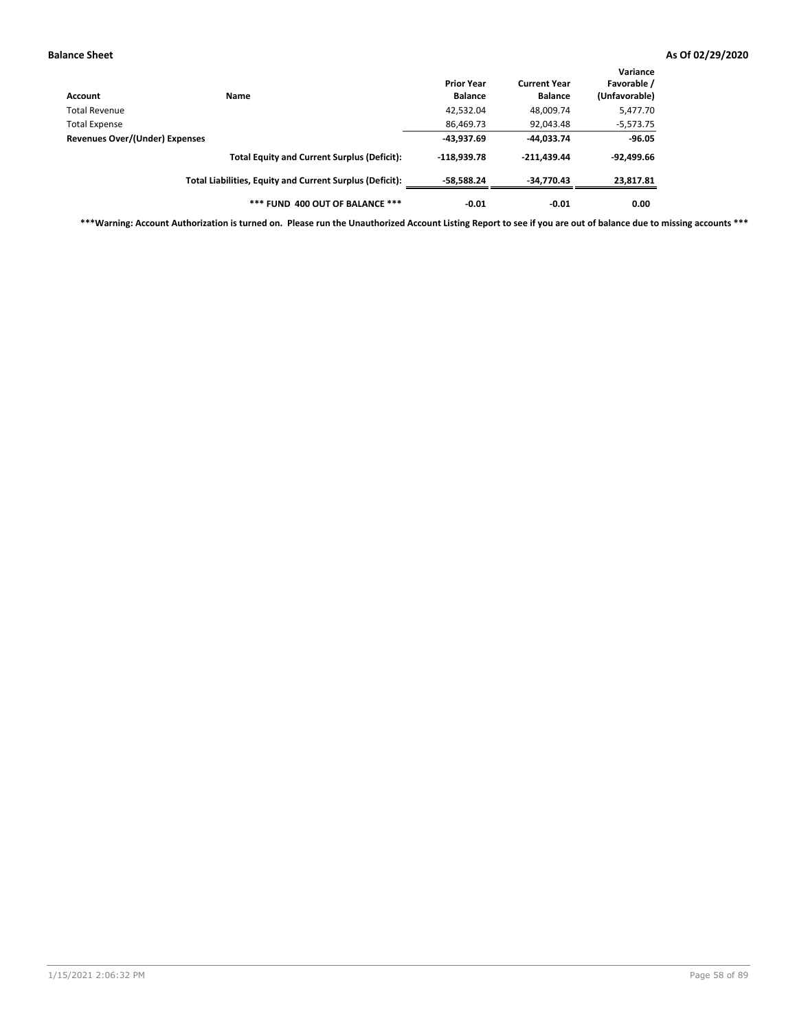**Balance Sheet** **As Of 02/29/2020**

| Account | Name | Prior Year Balance | Current Year Balance | Variance Favorable / (Unfavorable) |
|---|---|---|---|---|
| Total Revenue | | 42,532.04 | 48,009.74 | 5,477.70 |
| Total Expense | | 86,469.73 | 92,043.48 | -5,573.75 |
| **Revenues Over/(Under) Expenses** | | **-43,937.69** | **-44,033.74** | **-96.05** |
| | **Total Equity and Current Surplus (Deficit):** | **-118,939.78** | **-211,439.44** | **-92,499.66** |
| | **Total Liabilities, Equity and Current Surplus (Deficit):** | **-58,588.24** | **-34,770.43** | **23,817.81** |
| | **\*\*\* FUND 400 OUT OF BALANCE \*\*\*** | **-0.01** | **-0.01** | **0.00** |

**\*\*\*Warning: Account Authorization is turned on. Please run the Unauthorized Account Listing Report to see if you are out of balance due to missing accounts \*\*\***

1/15/2021 2:06:32 PM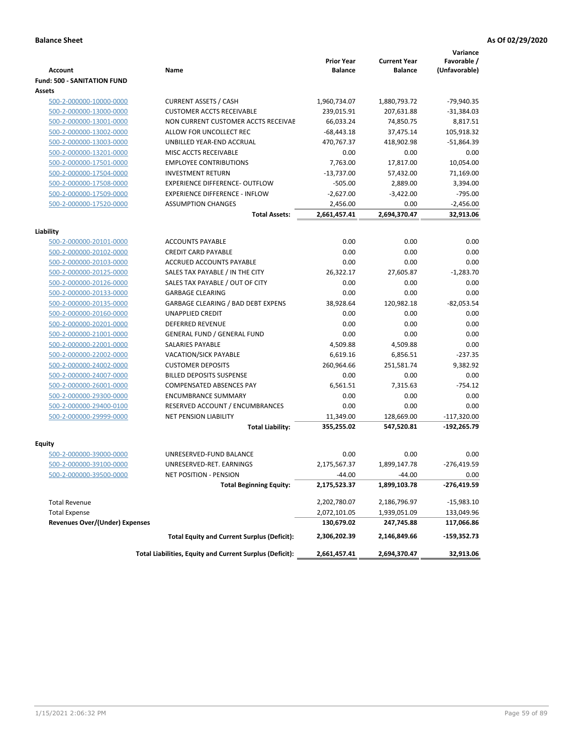**Balance Sheet** **As Of 02/29/2020**

| Account | Name | Prior Year Balance | Current Year Balance | Variance Favorable / (Unfavorable) |
|---|---|---|---|---|
| **Fund: 500 - SANITATION FUND** | | | | |
| **Assets** | | | | |
| 500-2-000000-10000-0000 | CURRENT ASSETS / CASH | 1,960,734.07 | 1,880,793.72 | -79,940.35 |
| 500-2-000000-13000-0000 | CUSTOMER ACCTS RECEIVABLE | 239,015.91 | 207,631.88 | -31,384.03 |
| 500-2-000000-13001-0000 | NON CURRENT CUSTOMER ACCTS RECEIVAE | 66,033.24 | 74,850.75 | 8,817.51 |
| 500-2-000000-13002-0000 | ALLOW FOR UNCOLLECT REC | -68,443.18 | 37,475.14 | 105,918.32 |
| 500-2-000000-13003-0000 | UNBILLED YEAR-END ACCRUAL | 470,767.37 | 418,902.98 | -51,864.39 |
| 500-2-000000-13201-0000 | MISC ACCTS RECEIVABLE | 0.00 | 0.00 | 0.00 |
| 500-2-000000-17501-0000 | EMPLOYEE CONTRIBUTIONS | 7,763.00 | 17,817.00 | 10,054.00 |
| 500-2-000000-17504-0000 | INVESTMENT RETURN | -13,737.00 | 57,432.00 | 71,169.00 |
| 500-2-000000-17508-0000 | EXPERIENCE DIFFERENCE- OUTFLOW | -505.00 | 2,889.00 | 3,394.00 |
| 500-2-000000-17509-0000 | EXPERIENCE DIFFERENCE - INFLOW | -2,627.00 | -3,422.00 | -795.00 |
| 500-2-000000-17520-0000 | ASSUMPTION CHANGES | 2,456.00 | 0.00 | -2,456.00 |
| | **Total Assets:** | **2,661,457.41** | **2,694,370.47** | **32,913.06** |
| **Liability** | | | | |
| 500-2-000000-20101-0000 | ACCOUNTS PAYABLE | 0.00 | 0.00 | 0.00 |
| 500-2-000000-20102-0000 | CREDIT CARD PAYABLE | 0.00 | 0.00 | 0.00 |
| 500-2-000000-20103-0000 | ACCRUED ACCOUNTS PAYABLE | 0.00 | 0.00 | 0.00 |
| 500-2-000000-20125-0000 | SALES TAX PAYABLE / IN THE CITY | 26,322.17 | 27,605.87 | -1,283.70 |
| 500-2-000000-20126-0000 | SALES TAX PAYABLE / OUT OF CITY | 0.00 | 0.00 | 0.00 |
| 500-2-000000-20133-0000 | GARBAGE CLEARING | 0.00 | 0.00 | 0.00 |
| 500-2-000000-20135-0000 | GARBAGE CLEARING / BAD DEBT EXPENS | 38,928.64 | 120,982.18 | -82,053.54 |
| 500-2-000000-20160-0000 | UNAPPLIED CREDIT | 0.00 | 0.00 | 0.00 |
| 500-2-000000-20201-0000 | DEFERRED REVENUE | 0.00 | 0.00 | 0.00 |
| 500-2-000000-21001-0000 | GENERAL FUND / GENERAL FUND | 0.00 | 0.00 | 0.00 |
| 500-2-000000-22001-0000 | SALARIES PAYABLE | 4,509.88 | 4,509.88 | 0.00 |
| 500-2-000000-22002-0000 | VACATION/SICK PAYABLE | 6,619.16 | 6,856.51 | -237.35 |
| 500-2-000000-24002-0000 | CUSTOMER DEPOSITS | 260,964.66 | 251,581.74 | 9,382.92 |
| 500-2-000000-24007-0000 | BILLED DEPOSITS SUSPENSE | 0.00 | 0.00 | 0.00 |
| 500-2-000000-26001-0000 | COMPENSATED ABSENCES PAY | 6,561.51 | 7,315.63 | -754.12 |
| 500-2-000000-29300-0000 | ENCUMBRANCE SUMMARY | 0.00 | 0.00 | 0.00 |
| 500-2-000000-29400-0100 | RESERVED ACCOUNT / ENCUMBRANCES | 0.00 | 0.00 | 0.00 |
| 500-2-000000-29999-0000 | NET PENSION LIABILITY | 11,349.00 | 128,669.00 | -117,320.00 |
| | **Total Liability:** | **355,255.02** | **547,520.81** | **-192,265.79** |
| **Equity** | | | | |
| 500-2-000000-39000-0000 | UNRESERVED-FUND BALANCE | 0.00 | 0.00 | 0.00 |
| 500-2-000000-39100-0000 | UNRESERVED-RET. EARNINGS | 2,175,567.37 | 1,899,147.78 | -276,419.59 |
| 500-2-000000-39500-0000 | NET POSITION - PENSION | -44.00 | -44.00 | 0.00 |
| | **Total Beginning Equity:** | **2,175,523.37** | **1,899,103.78** | **-276,419.59** |
| Total Revenue | | 2,202,780.07 | 2,186,796.97 | -15,983.10 |
| Total Expense | | 2,072,101.05 | 1,939,051.09 | 133,049.96 |
| **Revenues Over/(Under) Expenses** | | **130,679.02** | **247,745.88** | **117,066.86** |
| | **Total Equity and Current Surplus (Deficit):** | **2,306,202.39** | **2,146,849.66** | **-159,352.73** |
| | **Total Liabilities, Equity and Current Surplus (Deficit):** | **2,661,457.41** | **2,694,370.47** | **32,913.06** |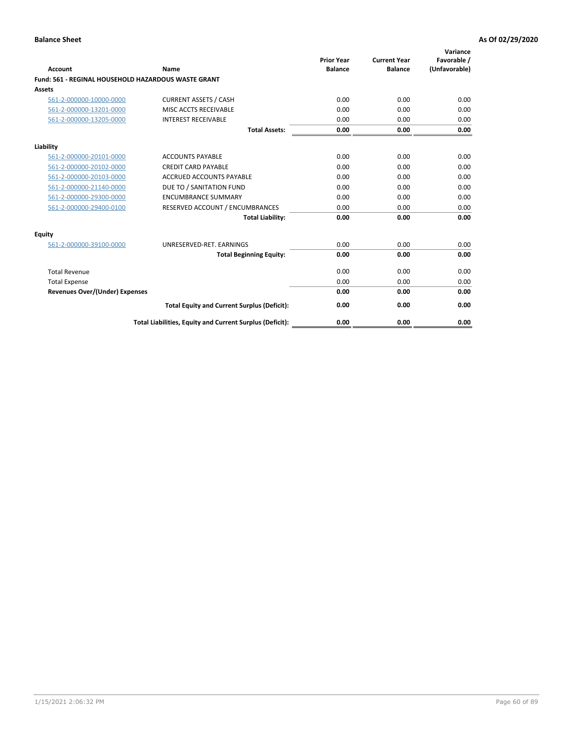**Balance Sheet** — **As Of 02/29/2020**

| Account | Name | Prior Year Balance | Current Year Balance | Variance Favorable / (Unfavorable) |
|---|---|---|---|---|
| **Fund: 561 - REGINAL HOUSEHOLD HAZARDOUS WASTE GRANT** | | | | |
| **Assets** | | | | |
| 561-2-000000-10000-0000 | CURRENT ASSETS / CASH | 0.00 | 0.00 | 0.00 |
| 561-2-000000-13201-0000 | MISC ACCTS RECEIVABLE | 0.00 | 0.00 | 0.00 |
| 561-2-000000-13205-0000 | INTEREST RECEIVABLE | 0.00 | 0.00 | 0.00 |
| | **Total Assets:** | **0.00** | **0.00** | **0.00** |
| **Liability** | | | | |
| 561-2-000000-20101-0000 | ACCOUNTS PAYABLE | 0.00 | 0.00 | 0.00 |
| 561-2-000000-20102-0000 | CREDIT CARD PAYABLE | 0.00 | 0.00 | 0.00 |
| 561-2-000000-20103-0000 | ACCRUED ACCOUNTS PAYABLE | 0.00 | 0.00 | 0.00 |
| 561-2-000000-21140-0000 | DUE TO / SANITATION FUND | 0.00 | 0.00 | 0.00 |
| 561-2-000000-29300-0000 | ENCUMBRANCE SUMMARY | 0.00 | 0.00 | 0.00 |
| 561-2-000000-29400-0100 | RESERVED ACCOUNT / ENCUMBRANCES | 0.00 | 0.00 | 0.00 |
| | **Total Liability:** | **0.00** | **0.00** | **0.00** |
| **Equity** | | | | |
| 561-2-000000-39100-0000 | UNRESERVED-RET. EARNINGS | 0.00 | 0.00 | 0.00 |
| | **Total Beginning Equity:** | **0.00** | **0.00** | **0.00** |
| Total Revenue | | 0.00 | 0.00 | 0.00 |
| Total Expense | | 0.00 | 0.00 | 0.00 |
| **Revenues Over/(Under) Expenses** | | **0.00** | **0.00** | **0.00** |
| | **Total Equity and Current Surplus (Deficit):** | **0.00** | **0.00** | **0.00** |
| | **Total Liabilities, Equity and Current Surplus (Deficit):** | **0.00** | **0.00** | **0.00** |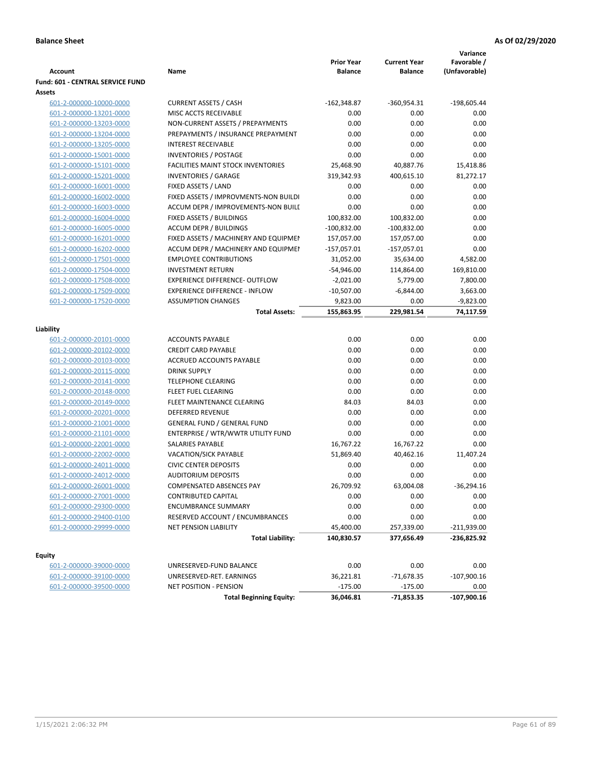**Balance Sheet** **As Of 02/29/2020**

| Account | Name | Prior Year Balance | Current Year Balance | Variance Favorable / (Unfavorable) |
|---|---|---|---|---|
| **Fund: 601 - CENTRAL SERVICE FUND** | | | | |
| **Assets** | | | | |
| 601-2-000000-10000-0000 | CURRENT ASSETS / CASH | -162,348.87 | -360,954.31 | -198,605.44 |
| 601-2-000000-13201-0000 | MISC ACCTS RECEIVABLE | 0.00 | 0.00 | 0.00 |
| 601-2-000000-13203-0000 | NON-CURRENT ASSETS / PREPAYMENTS | 0.00 | 0.00 | 0.00 |
| 601-2-000000-13204-0000 | PREPAYMENTS / INSURANCE PREPAYMENT | 0.00 | 0.00 | 0.00 |
| 601-2-000000-13205-0000 | INTEREST RECEIVABLE | 0.00 | 0.00 | 0.00 |
| 601-2-000000-15001-0000 | INVENTORIES / POSTAGE | 0.00 | 0.00 | 0.00 |
| 601-2-000000-15101-0000 | FACILITIES MAINT STOCK INVENTORIES | 25,468.90 | 40,887.76 | 15,418.86 |
| 601-2-000000-15201-0000 | INVENTORIES / GARAGE | 319,342.93 | 400,615.10 | 81,272.17 |
| 601-2-000000-16001-0000 | FIXED ASSETS / LAND | 0.00 | 0.00 | 0.00 |
| 601-2-000000-16002-0000 | FIXED ASSETS / IMPROVMENTS-NON BUILDI | 0.00 | 0.00 | 0.00 |
| 601-2-000000-16003-0000 | ACCUM DEPR / IMPROVEMENTS-NON BUILI | 0.00 | 0.00 | 0.00 |
| 601-2-000000-16004-0000 | FIXED ASSETS / BUILDINGS | 100,832.00 | 100,832.00 | 0.00 |
| 601-2-000000-16005-0000 | ACCUM DEPR / BUILDINGS | -100,832.00 | -100,832.00 | 0.00 |
| 601-2-000000-16201-0000 | FIXED ASSETS / MACHINERY AND EQUIPMEI | 157,057.00 | 157,057.00 | 0.00 |
| 601-2-000000-16202-0000 | ACCUM DEPR / MACHINERY AND EQUIPMEI | -157,057.01 | -157,057.01 | 0.00 |
| 601-2-000000-17501-0000 | EMPLOYEE CONTRIBUTIONS | 31,052.00 | 35,634.00 | 4,582.00 |
| 601-2-000000-17504-0000 | INVESTMENT RETURN | -54,946.00 | 114,864.00 | 169,810.00 |
| 601-2-000000-17508-0000 | EXPERIENCE DIFFERENCE- OUTFLOW | -2,021.00 | 5,779.00 | 7,800.00 |
| 601-2-000000-17509-0000 | EXPERIENCE DIFFERENCE - INFLOW | -10,507.00 | -6,844.00 | 3,663.00 |
| 601-2-000000-17520-0000 | ASSUMPTION CHANGES | 9,823.00 | 0.00 | -9,823.00 |
| | **Total Assets:** | **155,863.95** | **229,981.54** | **74,117.59** |
| **Liability** | | | | |
| 601-2-000000-20101-0000 | ACCOUNTS PAYABLE | 0.00 | 0.00 | 0.00 |
| 601-2-000000-20102-0000 | CREDIT CARD PAYABLE | 0.00 | 0.00 | 0.00 |
| 601-2-000000-20103-0000 | ACCRUED ACCOUNTS PAYABLE | 0.00 | 0.00 | 0.00 |
| 601-2-000000-20115-0000 | DRINK SUPPLY | 0.00 | 0.00 | 0.00 |
| 601-2-000000-20141-0000 | TELEPHONE CLEARING | 0.00 | 0.00 | 0.00 |
| 601-2-000000-20148-0000 | FLEET FUEL CLEARING | 0.00 | 0.00 | 0.00 |
| 601-2-000000-20149-0000 | FLEET MAINTENANCE CLEARING | 84.03 | 84.03 | 0.00 |
| 601-2-000000-20201-0000 | DEFERRED REVENUE | 0.00 | 0.00 | 0.00 |
| 601-2-000000-21001-0000 | GENERAL FUND / GENERAL FUND | 0.00 | 0.00 | 0.00 |
| 601-2-000000-21101-0000 | ENTERPRISE / WTR/WWTR UTILITY FUND | 0.00 | 0.00 | 0.00 |
| 601-2-000000-22001-0000 | SALARIES PAYABLE | 16,767.22 | 16,767.22 | 0.00 |
| 601-2-000000-22002-0000 | VACATION/SICK PAYABLE | 51,869.40 | 40,462.16 | 11,407.24 |
| 601-2-000000-24011-0000 | CIVIC CENTER DEPOSITS | 0.00 | 0.00 | 0.00 |
| 601-2-000000-24012-0000 | AUDITORIUM DEPOSITS | 0.00 | 0.00 | 0.00 |
| 601-2-000000-26001-0000 | COMPENSATED ABSENCES PAY | 26,709.92 | 63,004.08 | -36,294.16 |
| 601-2-000000-27001-0000 | CONTRIBUTED CAPITAL | 0.00 | 0.00 | 0.00 |
| 601-2-000000-29300-0000 | ENCUMBRANCE SUMMARY | 0.00 | 0.00 | 0.00 |
| 601-2-000000-29400-0100 | RESERVED ACCOUNT / ENCUMBRANCES | 0.00 | 0.00 | 0.00 |
| 601-2-000000-29999-0000 | NET PENSION LIABILITY | 45,400.00 | 257,339.00 | -211,939.00 |
| | **Total Liability:** | **140,830.57** | **377,656.49** | **-236,825.92** |
| **Equity** | | | | |
| 601-2-000000-39000-0000 | UNRESERVED-FUND BALANCE | 0.00 | 0.00 | 0.00 |
| 601-2-000000-39100-0000 | UNRESERVED-RET. EARNINGS | 36,221.81 | -71,678.35 | -107,900.16 |
| 601-2-000000-39500-0000 | NET POSITION - PENSION | -175.00 | -175.00 | 0.00 |
| | **Total Beginning Equity:** | **36,046.81** | **-71,853.35** | **-107,900.16** |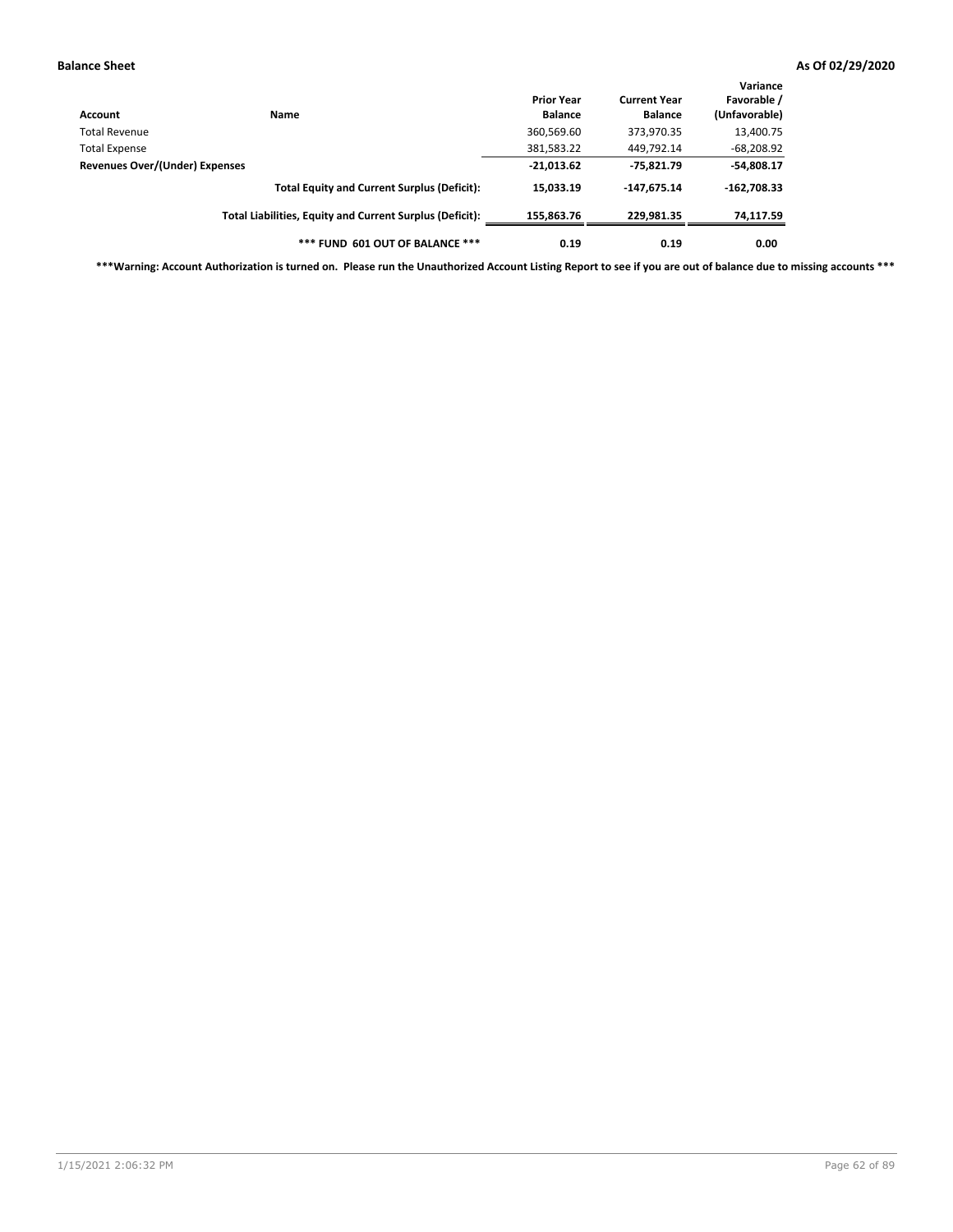**Balance Sheet** **As Of 02/29/2020**

| Account | Name | Prior Year Balance | Current Year Balance | Variance Favorable / (Unfavorable) |
|---|---|---|---|---|
| Total Revenue | | 360,569.60 | 373,970.35 | 13,400.75 |
| Total Expense | | 381,583.22 | 449,792.14 | -68,208.92 |
| **Revenues Over/(Under) Expenses** | | **-21,013.62** | **-75,821.79** | **-54,808.17** |
| | **Total Equity and Current Surplus (Deficit):** | **15,033.19** | **-147,675.14** | **-162,708.33** |
| | **Total Liabilities, Equity and Current Surplus (Deficit):** | **155,863.76** | **229,981.35** | **74,117.59** |
| | **\*\*\* FUND 601 OUT OF BALANCE \*\*\*** | **0.19** | **0.19** | **0.00** |

**\*\*\*Warning: Account Authorization is turned on. Please run the Unauthorized Account Listing Report to see if you are out of balance due to missing accounts \*\*\***

1/15/2021 2:06:32 PM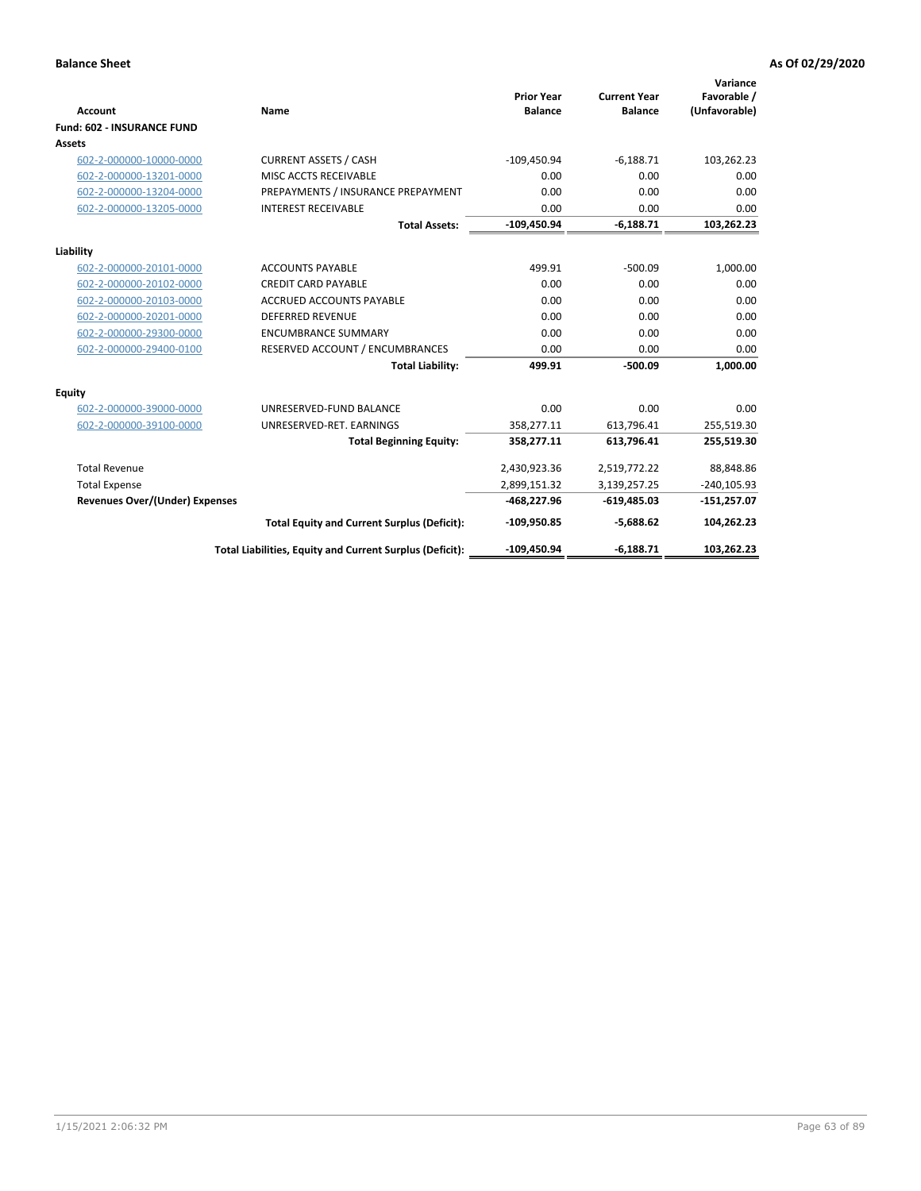**Balance Sheet** **As Of 02/29/2020**

| Account | Name | Prior Year Balance | Current Year Balance | Variance Favorable / (Unfavorable) |
|---|---|---|---|---|
| **Fund: 602 - INSURANCE FUND** | | | | |
| **Assets** | | | | |
| 602-2-000000-10000-0000 | CURRENT ASSETS / CASH | -109,450.94 | -6,188.71 | 103,262.23 |
| 602-2-000000-13201-0000 | MISC ACCTS RECEIVABLE | 0.00 | 0.00 | 0.00 |
| 602-2-000000-13204-0000 | PREPAYMENTS / INSURANCE PREPAYMENT | 0.00 | 0.00 | 0.00 |
| 602-2-000000-13205-0000 | INTEREST RECEIVABLE | 0.00 | 0.00 | 0.00 |
| | **Total Assets:** | **-109,450.94** | **-6,188.71** | **103,262.23** |
| **Liability** | | | | |
| 602-2-000000-20101-0000 | ACCOUNTS PAYABLE | 499.91 | -500.09 | 1,000.00 |
| 602-2-000000-20102-0000 | CREDIT CARD PAYABLE | 0.00 | 0.00 | 0.00 |
| 602-2-000000-20103-0000 | ACCRUED ACCOUNTS PAYABLE | 0.00 | 0.00 | 0.00 |
| 602-2-000000-20201-0000 | DEFERRED REVENUE | 0.00 | 0.00 | 0.00 |
| 602-2-000000-29300-0000 | ENCUMBRANCE SUMMARY | 0.00 | 0.00 | 0.00 |
| 602-2-000000-29400-0100 | RESERVED ACCOUNT / ENCUMBRANCES | 0.00 | 0.00 | 0.00 |
| | **Total Liability:** | **499.91** | **-500.09** | **1,000.00** |
| **Equity** | | | | |
| 602-2-000000-39000-0000 | UNRESERVED-FUND BALANCE | 0.00 | 0.00 | 0.00 |
| 602-2-000000-39100-0000 | UNRESERVED-RET. EARNINGS | 358,277.11 | 613,796.41 | 255,519.30 |
| | **Total Beginning Equity:** | **358,277.11** | **613,796.41** | **255,519.30** |
| Total Revenue | | 2,430,923.36 | 2,519,772.22 | 88,848.86 |
| Total Expense | | 2,899,151.32 | 3,139,257.25 | -240,105.93 |
| **Revenues Over/(Under) Expenses** | | **-468,227.96** | **-619,485.03** | **-151,257.07** |
| | **Total Equity and Current Surplus (Deficit):** | **-109,950.85** | **-5,688.62** | **104,262.23** |
| | **Total Liabilities, Equity and Current Surplus (Deficit):** | **-109,450.94** | **-6,188.71** | **103,262.23** |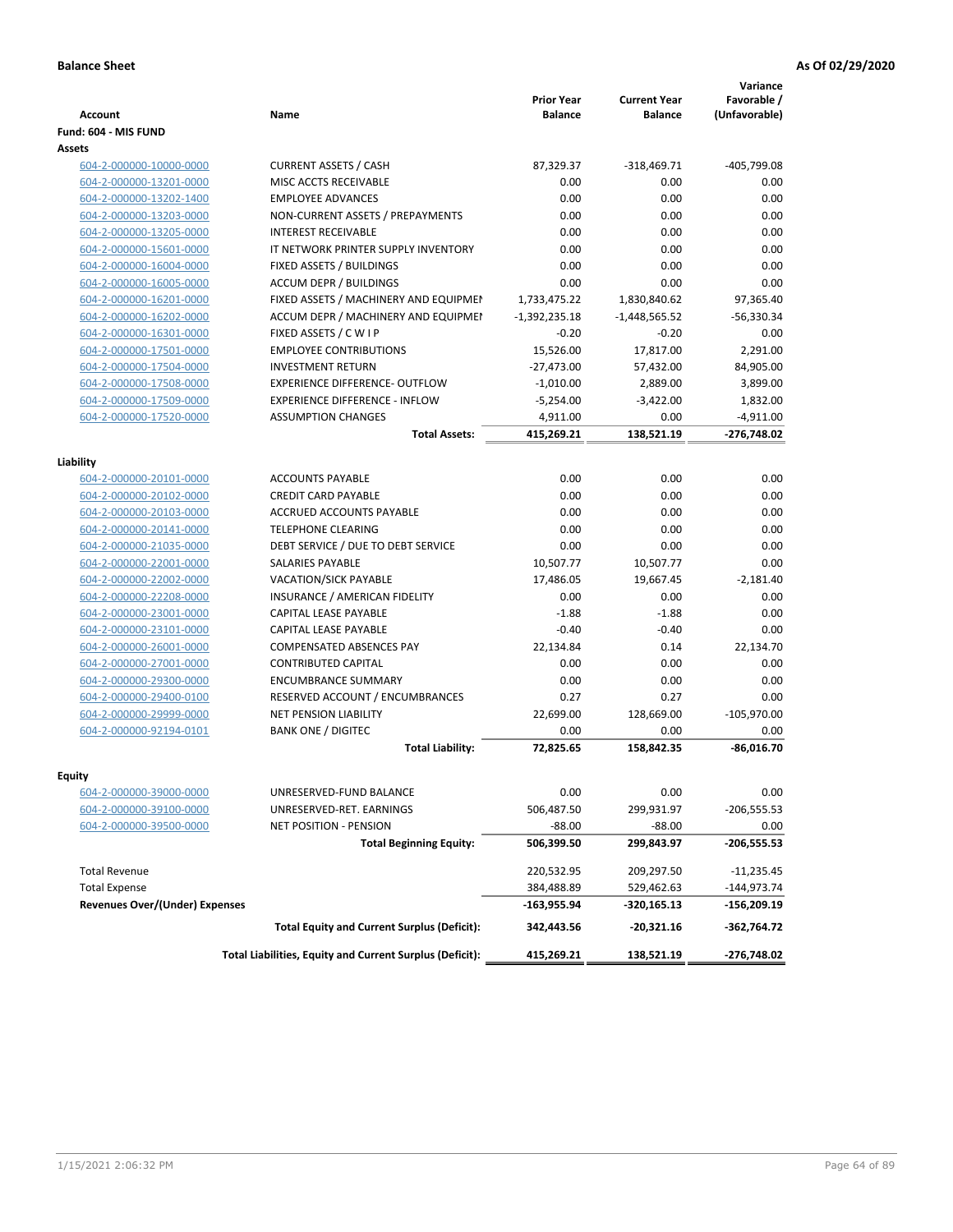**Balance Sheet** | **As Of 02/29/2020**

| Account | Name | Prior Year Balance | Current Year Balance | Variance Favorable / (Unfavorable) |
|---|---|---|---|---|
| **Fund: 604 - MIS FUND** | | | | |
| **Assets** | | | | |
| 604-2-000000-10000-0000 | CURRENT ASSETS / CASH | 87,329.37 | -318,469.71 | -405,799.08 |
| 604-2-000000-13201-0000 | MISC ACCTS RECEIVABLE | 0.00 | 0.00 | 0.00 |
| 604-2-000000-13202-1400 | EMPLOYEE ADVANCES | 0.00 | 0.00 | 0.00 |
| 604-2-000000-13203-0000 | NON-CURRENT ASSETS / PREPAYMENTS | 0.00 | 0.00 | 0.00 |
| 604-2-000000-13205-0000 | INTEREST RECEIVABLE | 0.00 | 0.00 | 0.00 |
| 604-2-000000-15601-0000 | IT NETWORK PRINTER SUPPLY INVENTORY | 0.00 | 0.00 | 0.00 |
| 604-2-000000-16004-0000 | FIXED ASSETS / BUILDINGS | 0.00 | 0.00 | 0.00 |
| 604-2-000000-16005-0000 | ACCUM DEPR / BUILDINGS | 0.00 | 0.00 | 0.00 |
| 604-2-000000-16201-0000 | FIXED ASSETS / MACHINERY AND EQUIPMENT | 1,733,475.22 | 1,830,840.62 | 97,365.40 |
| 604-2-000000-16202-0000 | ACCUM DEPR / MACHINERY AND EQUIPMENT | -1,392,235.18 | -1,448,565.52 | -56,330.34 |
| 604-2-000000-16301-0000 | FIXED ASSETS / C W I P | -0.20 | -0.20 | 0.00 |
| 604-2-000000-17501-0000 | EMPLOYEE CONTRIBUTIONS | 15,526.00 | 17,817.00 | 2,291.00 |
| 604-2-000000-17504-0000 | INVESTMENT RETURN | -27,473.00 | 57,432.00 | 84,905.00 |
| 604-2-000000-17508-0000 | EXPERIENCE DIFFERENCE- OUTFLOW | -1,010.00 | 2,889.00 | 3,899.00 |
| 604-2-000000-17509-0000 | EXPERIENCE DIFFERENCE - INFLOW | -5,254.00 | -3,422.00 | 1,832.00 |
| 604-2-000000-17520-0000 | ASSUMPTION CHANGES | 4,911.00 | 0.00 | -4,911.00 |
| | **Total Assets:** | **415,269.21** | **138,521.19** | **-276,748.02** |
| **Liability** | | | | |
| 604-2-000000-20101-0000 | ACCOUNTS PAYABLE | 0.00 | 0.00 | 0.00 |
| 604-2-000000-20102-0000 | CREDIT CARD PAYABLE | 0.00 | 0.00 | 0.00 |
| 604-2-000000-20103-0000 | ACCRUED ACCOUNTS PAYABLE | 0.00 | 0.00 | 0.00 |
| 604-2-000000-20141-0000 | TELEPHONE CLEARING | 0.00 | 0.00 | 0.00 |
| 604-2-000000-21035-0000 | DEBT SERVICE / DUE TO DEBT SERVICE | 0.00 | 0.00 | 0.00 |
| 604-2-000000-22001-0000 | SALARIES PAYABLE | 10,507.77 | 10,507.77 | 0.00 |
| 604-2-000000-22002-0000 | VACATION/SICK PAYABLE | 17,486.05 | 19,667.45 | -2,181.40 |
| 604-2-000000-22208-0000 | INSURANCE / AMERICAN FIDELITY | 0.00 | 0.00 | 0.00 |
| 604-2-000000-23001-0000 | CAPITAL LEASE PAYABLE | -1.88 | -1.88 | 0.00 |
| 604-2-000000-23101-0000 | CAPITAL LEASE PAYABLE | -0.40 | -0.40 | 0.00 |
| 604-2-000000-26001-0000 | COMPENSATED ABSENCES PAY | 22,134.84 | 0.14 | 22,134.70 |
| 604-2-000000-27001-0000 | CONTRIBUTED CAPITAL | 0.00 | 0.00 | 0.00 |
| 604-2-000000-29300-0000 | ENCUMBRANCE SUMMARY | 0.00 | 0.00 | 0.00 |
| 604-2-000000-29400-0100 | RESERVED ACCOUNT / ENCUMBRANCES | 0.27 | 0.27 | 0.00 |
| 604-2-000000-29999-0000 | NET PENSION LIABILITY | 22,699.00 | 128,669.00 | -105,970.00 |
| 604-2-000000-92194-0101 | BANK ONE / DIGITEC | 0.00 | 0.00 | 0.00 |
| | **Total Liability:** | **72,825.65** | **158,842.35** | **-86,016.70** |
| **Equity** | | | | |
| 604-2-000000-39000-0000 | UNRESERVED-FUND BALANCE | 0.00 | 0.00 | 0.00 |
| 604-2-000000-39100-0000 | UNRESERVED-RET. EARNINGS | 506,487.50 | 299,931.97 | -206,555.53 |
| 604-2-000000-39500-0000 | NET POSITION - PENSION | -88.00 | -88.00 | 0.00 |
| | **Total Beginning Equity:** | **506,399.50** | **299,843.97** | **-206,555.53** |
| Total Revenue | | 220,532.95 | 209,297.50 | -11,235.45 |
| Total Expense | | 384,488.89 | 529,462.63 | -144,973.74 |
| **Revenues Over/(Under) Expenses** | | **-163,955.94** | **-320,165.13** | **-156,209.19** |
| | **Total Equity and Current Surplus (Deficit):** | **342,443.56** | **-20,321.16** | **-362,764.72** |
| | **Total Liabilities, Equity and Current Surplus (Deficit):** | **415,269.21** | **138,521.19** | **-276,748.02** |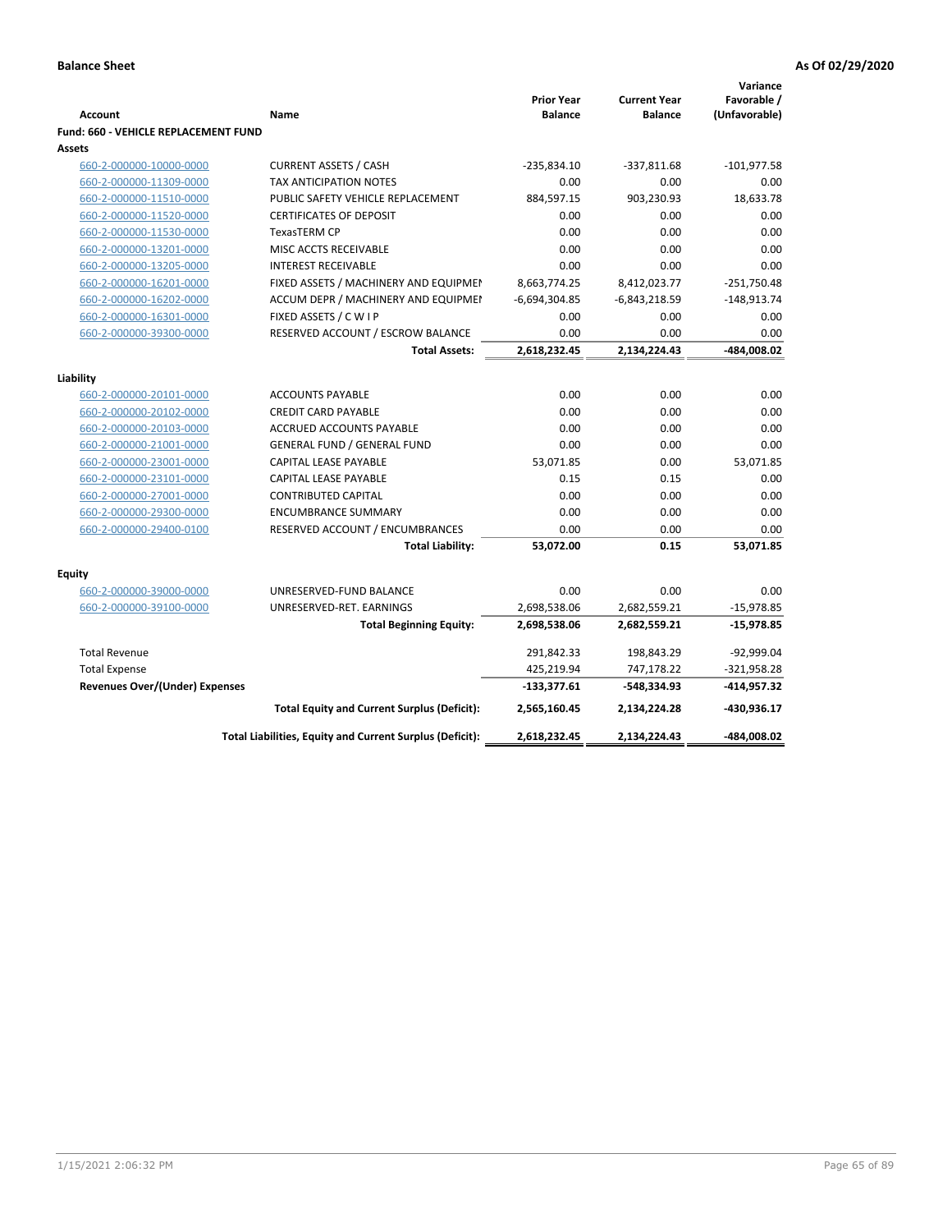**Balance Sheet** **As Of 02/29/2020**

| Account | Name | Prior Year Balance | Current Year Balance | Variance Favorable / (Unfavorable) |
|---|---|---|---|---|
| **Fund: 660 - VEHICLE REPLACEMENT FUND** | | | | |
| **Assets** | | | | |
| 660-2-000000-10000-0000 | CURRENT ASSETS / CASH | -235,834.10 | -337,811.68 | -101,977.58 |
| 660-2-000000-11309-0000 | TAX ANTICIPATION NOTES | 0.00 | 0.00 | 0.00 |
| 660-2-000000-11510-0000 | PUBLIC SAFETY VEHICLE REPLACEMENT | 884,597.15 | 903,230.93 | 18,633.78 |
| 660-2-000000-11520-0000 | CERTIFICATES OF DEPOSIT | 0.00 | 0.00 | 0.00 |
| 660-2-000000-11530-0000 | TexasTERM CP | 0.00 | 0.00 | 0.00 |
| 660-2-000000-13201-0000 | MISC ACCTS RECEIVABLE | 0.00 | 0.00 | 0.00 |
| 660-2-000000-13205-0000 | INTEREST RECEIVABLE | 0.00 | 0.00 | 0.00 |
| 660-2-000000-16201-0000 | FIXED ASSETS / MACHINERY AND EQUIPMEI | 8,663,774.25 | 8,412,023.77 | -251,750.48 |
| 660-2-000000-16202-0000 | ACCUM DEPR / MACHINERY AND EQUIPMEI | -6,694,304.85 | -6,843,218.59 | -148,913.74 |
| 660-2-000000-16301-0000 | FIXED ASSETS / C W I P | 0.00 | 0.00 | 0.00 |
| 660-2-000000-39300-0000 | RESERVED ACCOUNT / ESCROW BALANCE | 0.00 | 0.00 | 0.00 |
| | **Total Assets:** | **2,618,232.45** | **2,134,224.43** | **-484,008.02** |
| **Liability** | | | | |
| 660-2-000000-20101-0000 | ACCOUNTS PAYABLE | 0.00 | 0.00 | 0.00 |
| 660-2-000000-20102-0000 | CREDIT CARD PAYABLE | 0.00 | 0.00 | 0.00 |
| 660-2-000000-20103-0000 | ACCRUED ACCOUNTS PAYABLE | 0.00 | 0.00 | 0.00 |
| 660-2-000000-21001-0000 | GENERAL FUND / GENERAL FUND | 0.00 | 0.00 | 0.00 |
| 660-2-000000-23001-0000 | CAPITAL LEASE PAYABLE | 53,071.85 | 0.00 | 53,071.85 |
| 660-2-000000-23101-0000 | CAPITAL LEASE PAYABLE | 0.15 | 0.15 | 0.00 |
| 660-2-000000-27001-0000 | CONTRIBUTED CAPITAL | 0.00 | 0.00 | 0.00 |
| 660-2-000000-29300-0000 | ENCUMBRANCE SUMMARY | 0.00 | 0.00 | 0.00 |
| 660-2-000000-29400-0100 | RESERVED ACCOUNT / ENCUMBRANCES | 0.00 | 0.00 | 0.00 |
| | **Total Liability:** | **53,072.00** | **0.15** | **53,071.85** |
| **Equity** | | | | |
| 660-2-000000-39000-0000 | UNRESERVED-FUND BALANCE | 0.00 | 0.00 | 0.00 |
| 660-2-000000-39100-0000 | UNRESERVED-RET. EARNINGS | 2,698,538.06 | 2,682,559.21 | -15,978.85 |
| | **Total Beginning Equity:** | **2,698,538.06** | **2,682,559.21** | **-15,978.85** |
| Total Revenue | | 291,842.33 | 198,843.29 | -92,999.04 |
| Total Expense | | 425,219.94 | 747,178.22 | -321,958.28 |
| **Revenues Over/(Under) Expenses** | | **-133,377.61** | **-548,334.93** | **-414,957.32** |
| | **Total Equity and Current Surplus (Deficit):** | **2,565,160.45** | **2,134,224.28** | **-430,936.17** |
| | **Total Liabilities, Equity and Current Surplus (Deficit):** | **2,618,232.45** | **2,134,224.43** | **-484,008.02** |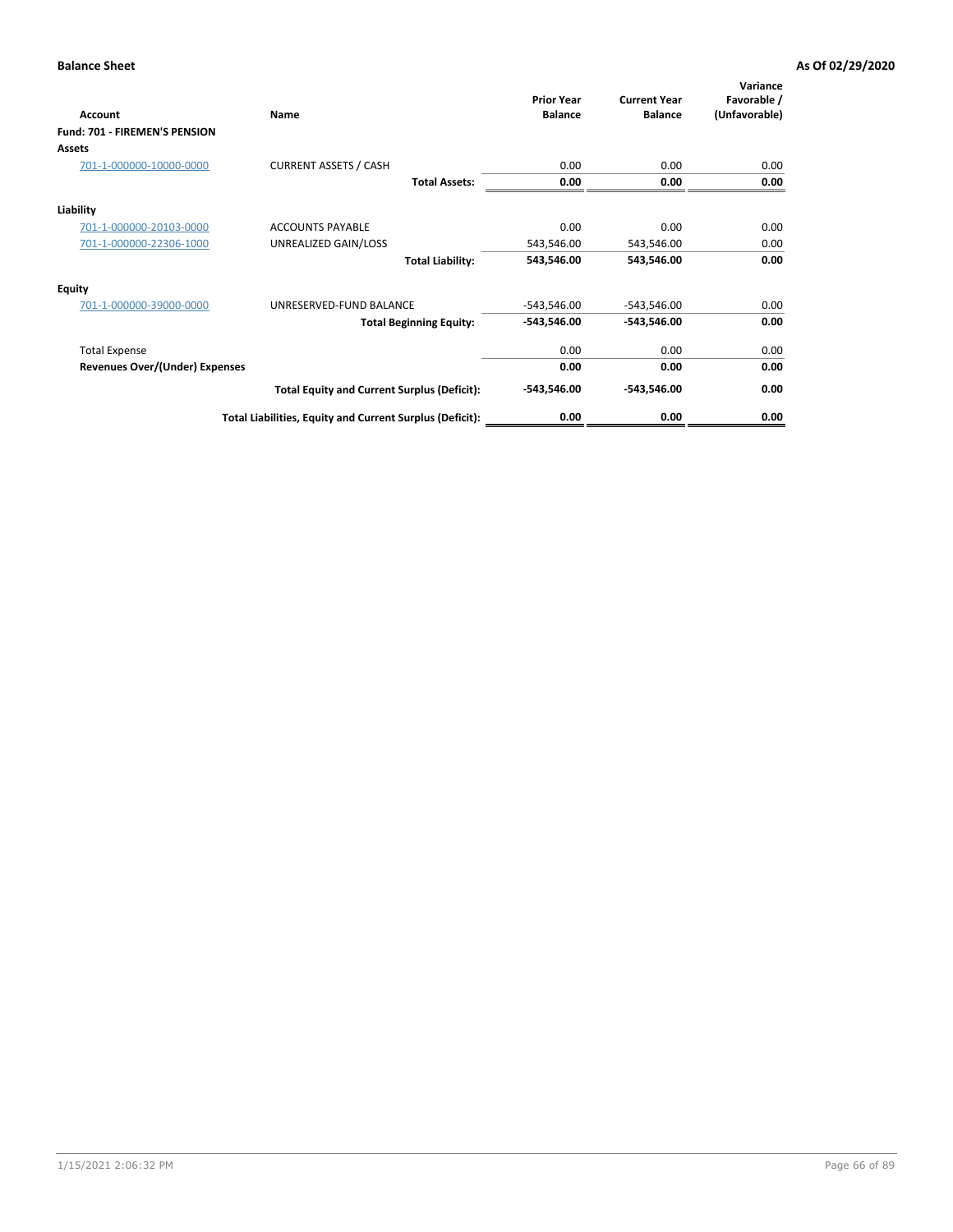**Balance Sheet** | **As Of 02/29/2020**

| Account | Name | Prior Year Balance | Current Year Balance | Variance Favorable / (Unfavorable) |
|---|---|---|---|---|
| **Fund: 701 - FIREMEN'S PENSION** | | | | |
| **Assets** | | | | |
| 701-1-000000-10000-0000 | CURRENT ASSETS / CASH | 0.00 | 0.00 | 0.00 |
| | **Total Assets:** | **0.00** | **0.00** | **0.00** |
| **Liability** | | | | |
| 701-1-000000-20103-0000 | ACCOUNTS PAYABLE | 0.00 | 0.00 | 0.00 |
| 701-1-000000-22306-1000 | UNREALIZED GAIN/LOSS | 543,546.00 | 543,546.00 | 0.00 |
| | **Total Liability:** | **543,546.00** | **543,546.00** | **0.00** |
| **Equity** | | | | |
| 701-1-000000-39000-0000 | UNRESERVED-FUND BALANCE | -543,546.00 | -543,546.00 | 0.00 |
| | **Total Beginning Equity:** | **-543,546.00** | **-543,546.00** | **0.00** |
| Total Expense | | 0.00 | 0.00 | 0.00 |
| **Revenues Over/(Under) Expenses** | | **0.00** | **0.00** | **0.00** |
| | **Total Equity and Current Surplus (Deficit):** | **-543,546.00** | **-543,546.00** | **0.00** |
| | **Total Liabilities, Equity and Current Surplus (Deficit):** | **0.00** | **0.00** | **0.00** |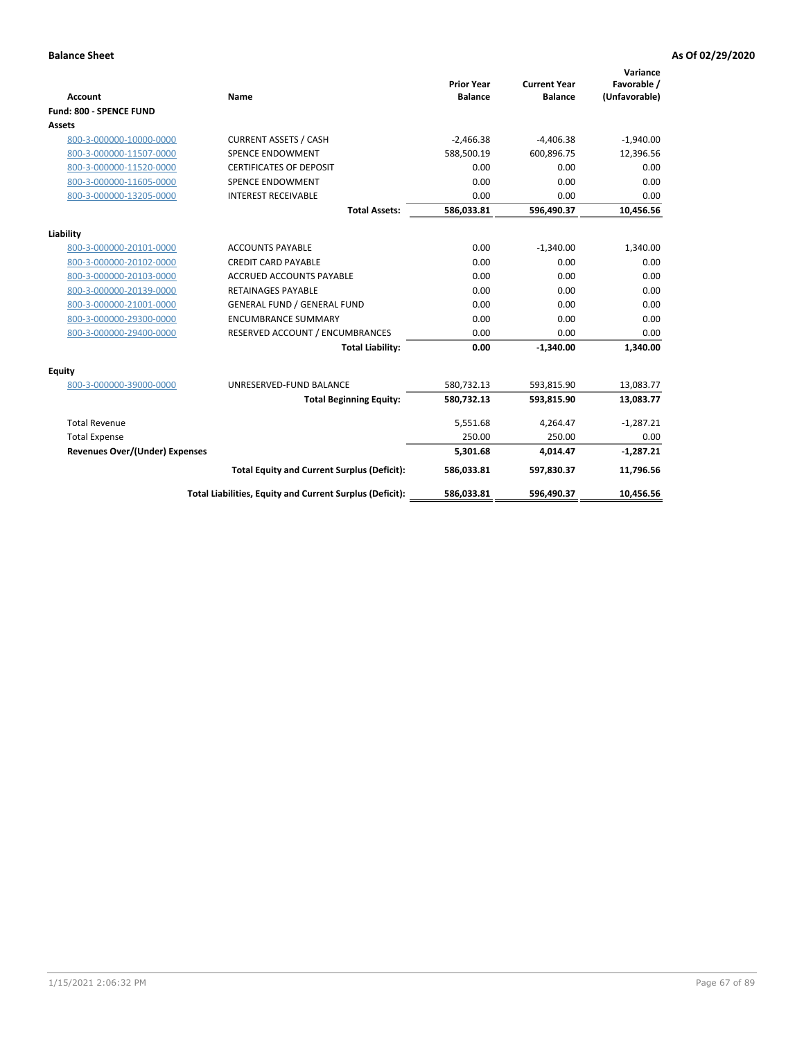**Balance Sheet** **As Of 02/29/2020**

| Account | Name | Prior Year Balance | Current Year Balance | Variance Favorable / (Unfavorable) |
|---|---|---|---|---|
| **Fund: 800 - SPENCE FUND** | | | | |
| **Assets** | | | | |
| 800-3-000000-10000-0000 | CURRENT ASSETS / CASH | -2,466.38 | -4,406.38 | -1,940.00 |
| 800-3-000000-11507-0000 | SPENCE ENDOWMENT | 588,500.19 | 600,896.75 | 12,396.56 |
| 800-3-000000-11520-0000 | CERTIFICATES OF DEPOSIT | 0.00 | 0.00 | 0.00 |
| 800-3-000000-11605-0000 | SPENCE ENDOWMENT | 0.00 | 0.00 | 0.00 |
| 800-3-000000-13205-0000 | INTEREST RECEIVABLE | 0.00 | 0.00 | 0.00 |
| | **Total Assets:** | **586,033.81** | **596,490.37** | **10,456.56** |
| **Liability** | | | | |
| 800-3-000000-20101-0000 | ACCOUNTS PAYABLE | 0.00 | -1,340.00 | 1,340.00 |
| 800-3-000000-20102-0000 | CREDIT CARD PAYABLE | 0.00 | 0.00 | 0.00 |
| 800-3-000000-20103-0000 | ACCRUED ACCOUNTS PAYABLE | 0.00 | 0.00 | 0.00 |
| 800-3-000000-20139-0000 | RETAINAGES PAYABLE | 0.00 | 0.00 | 0.00 |
| 800-3-000000-21001-0000 | GENERAL FUND / GENERAL FUND | 0.00 | 0.00 | 0.00 |
| 800-3-000000-29300-0000 | ENCUMBRANCE SUMMARY | 0.00 | 0.00 | 0.00 |
| 800-3-000000-29400-0000 | RESERVED ACCOUNT / ENCUMBRANCES | 0.00 | 0.00 | 0.00 |
| | **Total Liability:** | **0.00** | **-1,340.00** | **1,340.00** |
| **Equity** | | | | |
| 800-3-000000-39000-0000 | UNRESERVED-FUND BALANCE | 580,732.13 | 593,815.90 | 13,083.77 |
| | **Total Beginning Equity:** | **580,732.13** | **593,815.90** | **13,083.77** |
| Total Revenue | | 5,551.68 | 4,264.47 | -1,287.21 |
| Total Expense | | 250.00 | 250.00 | 0.00 |
| **Revenues Over/(Under) Expenses** | | **5,301.68** | **4,014.47** | **-1,287.21** |
| | **Total Equity and Current Surplus (Deficit):** | **586,033.81** | **597,830.37** | **11,796.56** |
| | **Total Liabilities, Equity and Current Surplus (Deficit):** | **586,033.81** | **596,490.37** | **10,456.56** |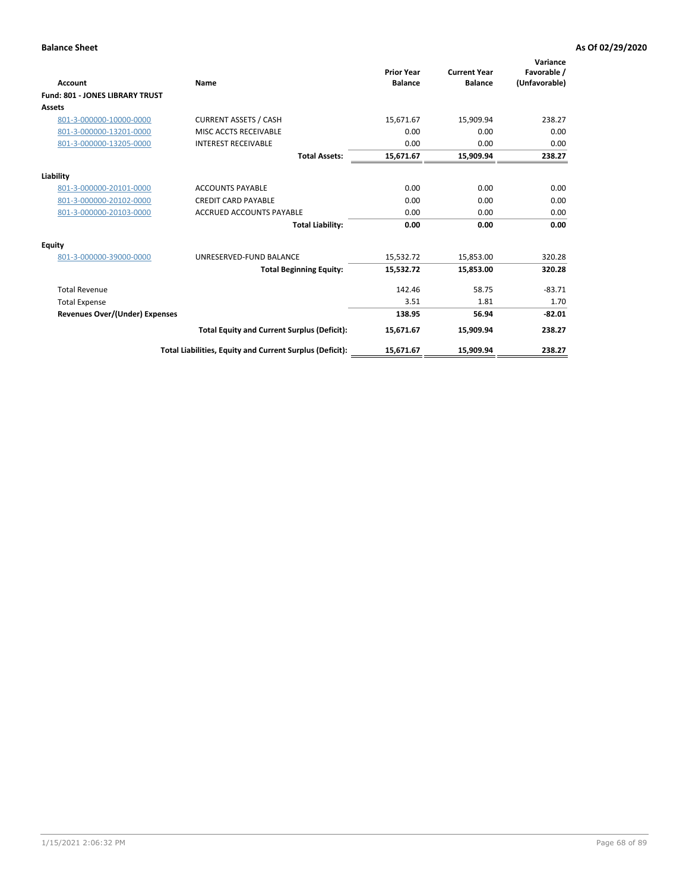**Balance Sheet** **As Of 02/29/2020**

| Account | Name | Prior Year Balance | Current Year Balance | Variance Favorable / (Unfavorable) |
|---|---|---|---|---|
| **Fund: 801 - JONES LIBRARY TRUST** | | | | |
| **Assets** | | | | |
| 801-3-000000-10000-0000 | CURRENT ASSETS / CASH | 15,671.67 | 15,909.94 | 238.27 |
| 801-3-000000-13201-0000 | MISC ACCTS RECEIVABLE | 0.00 | 0.00 | 0.00 |
| 801-3-000000-13205-0000 | INTEREST RECEIVABLE | 0.00 | 0.00 | 0.00 |
| | **Total Assets:** | **15,671.67** | **15,909.94** | **238.27** |
| **Liability** | | | | |
| 801-3-000000-20101-0000 | ACCOUNTS PAYABLE | 0.00 | 0.00 | 0.00 |
| 801-3-000000-20102-0000 | CREDIT CARD PAYABLE | 0.00 | 0.00 | 0.00 |
| 801-3-000000-20103-0000 | ACCRUED ACCOUNTS PAYABLE | 0.00 | 0.00 | 0.00 |
| | **Total Liability:** | **0.00** | **0.00** | **0.00** |
| **Equity** | | | | |
| 801-3-000000-39000-0000 | UNRESERVED-FUND BALANCE | 15,532.72 | 15,853.00 | 320.28 |
| | **Total Beginning Equity:** | **15,532.72** | **15,853.00** | **320.28** |
| Total Revenue | | 142.46 | 58.75 | -83.71 |
| Total Expense | | 3.51 | 1.81 | 1.70 |
| **Revenues Over/(Under) Expenses** | | **138.95** | **56.94** | **-82.01** |
| | **Total Equity and Current Surplus (Deficit):** | **15,671.67** | **15,909.94** | **238.27** |
| | **Total Liabilities, Equity and Current Surplus (Deficit):** | **15,671.67** | **15,909.94** | **238.27** |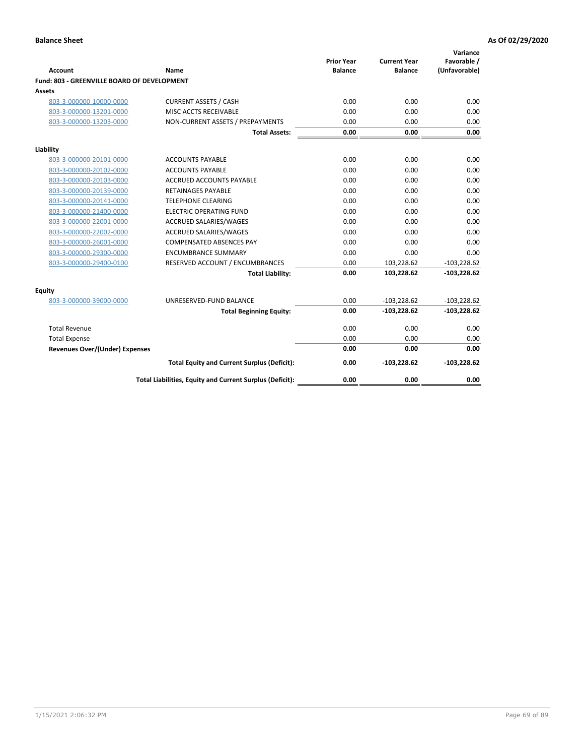**Balance Sheet** **As Of 02/29/2020**

| Account | Name | Prior Year Balance | Current Year Balance | Variance Favorable / (Unfavorable) |
|---|---|---|---|---|
| **Fund: 803 - GREENVILLE BOARD OF DEVELOPMENT** | | | | |
| **Assets** | | | | |
| 803-3-000000-10000-0000 | CURRENT ASSETS / CASH | 0.00 | 0.00 | 0.00 |
| 803-3-000000-13201-0000 | MISC ACCTS RECEIVABLE | 0.00 | 0.00 | 0.00 |
| 803-3-000000-13203-0000 | NON-CURRENT ASSETS / PREPAYMENTS | 0.00 | 0.00 | 0.00 |
| | **Total Assets:** | **0.00** | **0.00** | **0.00** |
| **Liability** | | | | |
| 803-3-000000-20101-0000 | ACCOUNTS PAYABLE | 0.00 | 0.00 | 0.00 |
| 803-3-000000-20102-0000 | ACCOUNTS PAYABLE | 0.00 | 0.00 | 0.00 |
| 803-3-000000-20103-0000 | ACCRUED ACCOUNTS PAYABLE | 0.00 | 0.00 | 0.00 |
| 803-3-000000-20139-0000 | RETAINAGES PAYABLE | 0.00 | 0.00 | 0.00 |
| 803-3-000000-20141-0000 | TELEPHONE CLEARING | 0.00 | 0.00 | 0.00 |
| 803-3-000000-21400-0000 | ELECTRIC OPERATING FUND | 0.00 | 0.00 | 0.00 |
| 803-3-000000-22001-0000 | ACCRUED SALARIES/WAGES | 0.00 | 0.00 | 0.00 |
| 803-3-000000-22002-0000 | ACCRUED SALARIES/WAGES | 0.00 | 0.00 | 0.00 |
| 803-3-000000-26001-0000 | COMPENSATED ABSENCES PAY | 0.00 | 0.00 | 0.00 |
| 803-3-000000-29300-0000 | ENCUMBRANCE SUMMARY | 0.00 | 0.00 | 0.00 |
| 803-3-000000-29400-0100 | RESERVED ACCOUNT / ENCUMBRANCES | 0.00 | 103,228.62 | -103,228.62 |
| | **Total Liability:** | **0.00** | **103,228.62** | **-103,228.62** |
| **Equity** | | | | |
| 803-3-000000-39000-0000 | UNRESERVED-FUND BALANCE | 0.00 | -103,228.62 | -103,228.62 |
| | **Total Beginning Equity:** | **0.00** | **-103,228.62** | **-103,228.62** |
| Total Revenue | | 0.00 | 0.00 | 0.00 |
| Total Expense | | 0.00 | 0.00 | 0.00 |
| **Revenues Over/(Under) Expenses** | | **0.00** | **0.00** | **0.00** |
| | **Total Equity and Current Surplus (Deficit):** | **0.00** | **-103,228.62** | **-103,228.62** |
| | **Total Liabilities, Equity and Current Surplus (Deficit):** | **0.00** | **0.00** | **0.00** |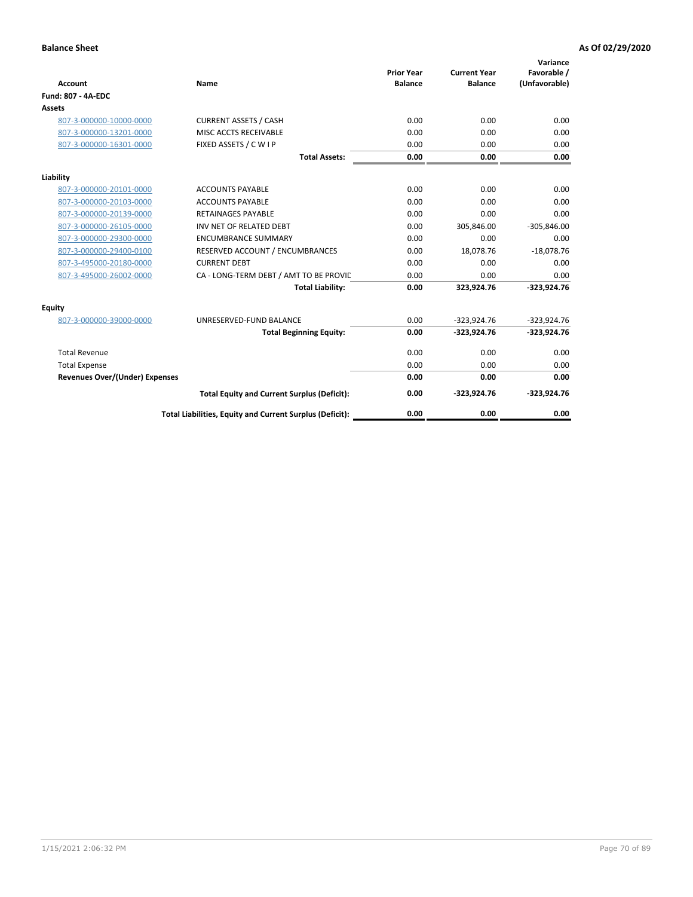**Balance Sheet** **As Of 02/29/2020**

| Account | Name | Prior Year Balance | Current Year Balance | Variance Favorable / (Unfavorable) |
|---|---|---|---|---|
| **Fund: 807 - 4A-EDC** | | | | |
| **Assets** | | | | |
| 807-3-000000-10000-0000 | CURRENT ASSETS / CASH | 0.00 | 0.00 | 0.00 |
| 807-3-000000-13201-0000 | MISC ACCTS RECEIVABLE | 0.00 | 0.00 | 0.00 |
| 807-3-000000-16301-0000 | FIXED ASSETS / C W I P | 0.00 | 0.00 | 0.00 |
| | **Total Assets:** | **0.00** | **0.00** | **0.00** |
| **Liability** | | | | |
| 807-3-000000-20101-0000 | ACCOUNTS PAYABLE | 0.00 | 0.00 | 0.00 |
| 807-3-000000-20103-0000 | ACCOUNTS PAYABLE | 0.00 | 0.00 | 0.00 |
| 807-3-000000-20139-0000 | RETAINAGES PAYABLE | 0.00 | 0.00 | 0.00 |
| 807-3-000000-26105-0000 | INV NET OF RELATED DEBT | 0.00 | 305,846.00 | -305,846.00 |
| 807-3-000000-29300-0000 | ENCUMBRANCE SUMMARY | 0.00 | 0.00 | 0.00 |
| 807-3-000000-29400-0100 | RESERVED ACCOUNT / ENCUMBRANCES | 0.00 | 18,078.76 | -18,078.76 |
| 807-3-495000-20180-0000 | CURRENT DEBT | 0.00 | 0.00 | 0.00 |
| 807-3-495000-26002-0000 | CA - LONG-TERM DEBT / AMT TO BE PROVID | 0.00 | 0.00 | 0.00 |
| | **Total Liability:** | **0.00** | **323,924.76** | **-323,924.76** |
| **Equity** | | | | |
| 807-3-000000-39000-0000 | UNRESERVED-FUND BALANCE | 0.00 | -323,924.76 | -323,924.76 |
| | **Total Beginning Equity:** | **0.00** | **-323,924.76** | **-323,924.76** |
| Total Revenue | | 0.00 | 0.00 | 0.00 |
| Total Expense | | 0.00 | 0.00 | 0.00 |
| **Revenues Over/(Under) Expenses** | | **0.00** | **0.00** | **0.00** |
| | **Total Equity and Current Surplus (Deficit):** | **0.00** | **-323,924.76** | **-323,924.76** |
| | **Total Liabilities, Equity and Current Surplus (Deficit):** | **0.00** | **0.00** | **0.00** |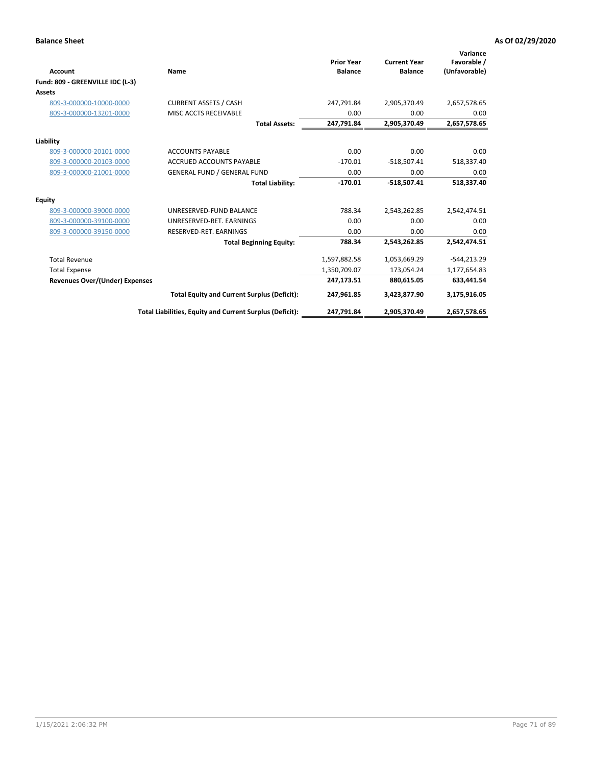**Balance Sheet** **As Of 02/29/2020**

| Account | Name | Prior Year Balance | Current Year Balance | Variance Favorable / (Unfavorable) |
|---|---|---|---|---|
| **Fund: 809 - GREENVILLE IDC (L-3)** | | | | |
| **Assets** | | | | |
| 809-3-000000-10000-0000 | CURRENT ASSETS / CASH | 247,791.84 | 2,905,370.49 | 2,657,578.65 |
| 809-3-000000-13201-0000 | MISC ACCTS RECEIVABLE | 0.00 | 0.00 | 0.00 |
| | **Total Assets:** | **247,791.84** | **2,905,370.49** | **2,657,578.65** |
| **Liability** | | | | |
| 809-3-000000-20101-0000 | ACCOUNTS PAYABLE | 0.00 | 0.00 | 0.00 |
| 809-3-000000-20103-0000 | ACCRUED ACCOUNTS PAYABLE | -170.01 | -518,507.41 | 518,337.40 |
| 809-3-000000-21001-0000 | GENERAL FUND / GENERAL FUND | 0.00 | 0.00 | 0.00 |
| | **Total Liability:** | **-170.01** | **-518,507.41** | **518,337.40** |
| **Equity** | | | | |
| 809-3-000000-39000-0000 | UNRESERVED-FUND BALANCE | 788.34 | 2,543,262.85 | 2,542,474.51 |
| 809-3-000000-39100-0000 | UNRESERVED-RET. EARNINGS | 0.00 | 0.00 | 0.00 |
| 809-3-000000-39150-0000 | RESERVED-RET. EARNINGS | 0.00 | 0.00 | 0.00 |
| | **Total Beginning Equity:** | **788.34** | **2,543,262.85** | **2,542,474.51** |
| Total Revenue | | 1,597,882.58 | 1,053,669.29 | -544,213.29 |
| Total Expense | | 1,350,709.07 | 173,054.24 | 1,177,654.83 |
| **Revenues Over/(Under) Expenses** | | **247,173.51** | **880,615.05** | **633,441.54** |
| | **Total Equity and Current Surplus (Deficit):** | **247,961.85** | **3,423,877.90** | **3,175,916.05** |
| | **Total Liabilities, Equity and Current Surplus (Deficit):** | **247,791.84** | **2,905,370.49** | **2,657,578.65** |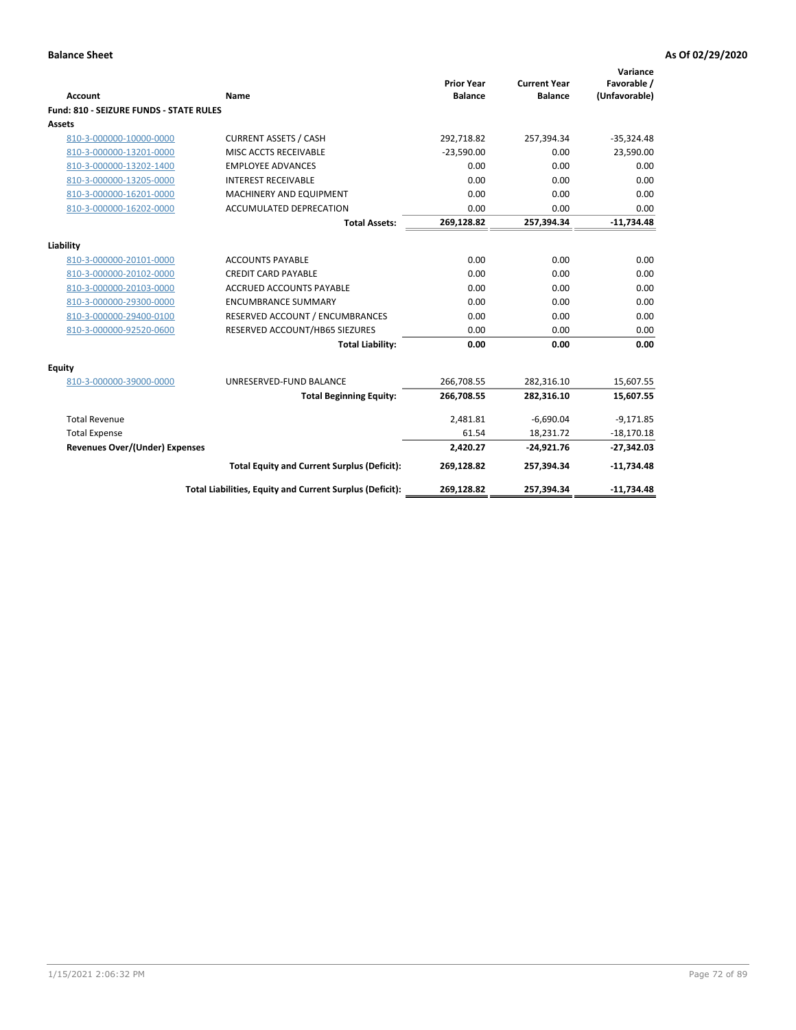**Balance Sheet** **As Of 02/29/2020**

| Account | Name | Prior Year Balance | Current Year Balance | Variance Favorable / (Unfavorable) |
|---|---|---|---|---|
| **Fund: 810 - SEIZURE FUNDS - STATE RULES** | | | | |
| **Assets** | | | | |
| 810-3-000000-10000-0000 | CURRENT ASSETS / CASH | 292,718.82 | 257,394.34 | -35,324.48 |
| 810-3-000000-13201-0000 | MISC ACCTS RECEIVABLE | -23,590.00 | 0.00 | 23,590.00 |
| 810-3-000000-13202-1400 | EMPLOYEE ADVANCES | 0.00 | 0.00 | 0.00 |
| 810-3-000000-13205-0000 | INTEREST RECEIVABLE | 0.00 | 0.00 | 0.00 |
| 810-3-000000-16201-0000 | MACHINERY AND EQUIPMENT | 0.00 | 0.00 | 0.00 |
| 810-3-000000-16202-0000 | ACCUMULATED DEPRECATION | 0.00 | 0.00 | 0.00 |
| | **Total Assets:** | **269,128.82** | **257,394.34** | **-11,734.48** |
| **Liability** | | | | |
| 810-3-000000-20101-0000 | ACCOUNTS PAYABLE | 0.00 | 0.00 | 0.00 |
| 810-3-000000-20102-0000 | CREDIT CARD PAYABLE | 0.00 | 0.00 | 0.00 |
| 810-3-000000-20103-0000 | ACCRUED ACCOUNTS PAYABLE | 0.00 | 0.00 | 0.00 |
| 810-3-000000-29300-0000 | ENCUMBRANCE SUMMARY | 0.00 | 0.00 | 0.00 |
| 810-3-000000-29400-0100 | RESERVED ACCOUNT / ENCUMBRANCES | 0.00 | 0.00 | 0.00 |
| 810-3-000000-92520-0600 | RESERVED ACCOUNT/HB65 SIEZURES | 0.00 | 0.00 | 0.00 |
| | **Total Liability:** | **0.00** | **0.00** | **0.00** |
| **Equity** | | | | |
| 810-3-000000-39000-0000 | UNRESERVED-FUND BALANCE | 266,708.55 | 282,316.10 | 15,607.55 |
| | **Total Beginning Equity:** | **266,708.55** | **282,316.10** | **15,607.55** |
| Total Revenue | | 2,481.81 | -6,690.04 | -9,171.85 |
| Total Expense | | 61.54 | 18,231.72 | -18,170.18 |
| **Revenues Over/(Under) Expenses** | | **2,420.27** | **-24,921.76** | **-27,342.03** |
| | **Total Equity and Current Surplus (Deficit):** | **269,128.82** | **257,394.34** | **-11,734.48** |
| | **Total Liabilities, Equity and Current Surplus (Deficit):** | **269,128.82** | **257,394.34** | **-11,734.48** |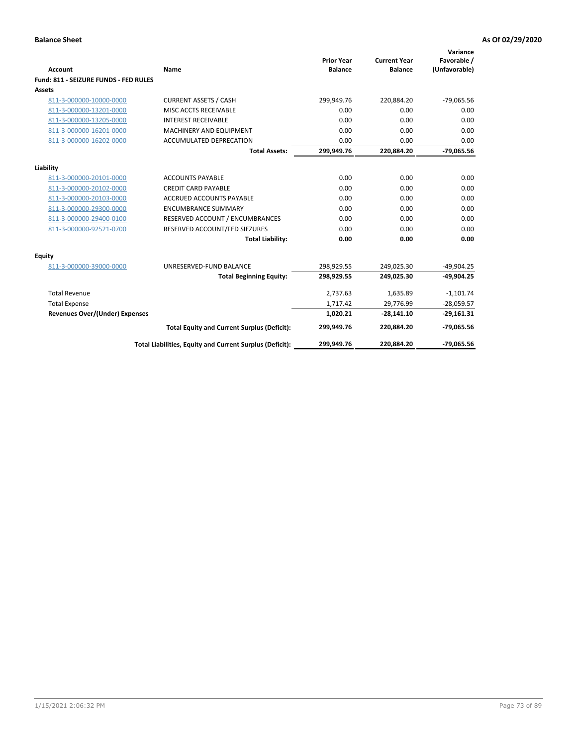**Balance Sheet** **As Of 02/29/2020**

| Account | Name | Prior Year Balance | Current Year Balance | Variance Favorable / (Unfavorable) |
|---|---|---|---|---|
| **Fund: 811 - SEIZURE FUNDS - FED RULES** | | | | |
| **Assets** | | | | |
| 811-3-000000-10000-0000 | CURRENT ASSETS / CASH | 299,949.76 | 220,884.20 | -79,065.56 |
| 811-3-000000-13201-0000 | MISC ACCTS RECEIVABLE | 0.00 | 0.00 | 0.00 |
| 811-3-000000-13205-0000 | INTEREST RECEIVABLE | 0.00 | 0.00 | 0.00 |
| 811-3-000000-16201-0000 | MACHINERY AND EQUIPMENT | 0.00 | 0.00 | 0.00 |
| 811-3-000000-16202-0000 | ACCUMULATED DEPRECATION | 0.00 | 0.00 | 0.00 |
| | **Total Assets:** | **299,949.76** | **220,884.20** | **-79,065.56** |
| **Liability** | | | | |
| 811-3-000000-20101-0000 | ACCOUNTS PAYABLE | 0.00 | 0.00 | 0.00 |
| 811-3-000000-20102-0000 | CREDIT CARD PAYABLE | 0.00 | 0.00 | 0.00 |
| 811-3-000000-20103-0000 | ACCRUED ACCOUNTS PAYABLE | 0.00 | 0.00 | 0.00 |
| 811-3-000000-29300-0000 | ENCUMBRANCE SUMMARY | 0.00 | 0.00 | 0.00 |
| 811-3-000000-29400-0100 | RESERVED ACCOUNT / ENCUMBRANCES | 0.00 | 0.00 | 0.00 |
| 811-3-000000-92521-0700 | RESERVED ACCOUNT/FED SIEZURES | 0.00 | 0.00 | 0.00 |
| | **Total Liability:** | **0.00** | **0.00** | **0.00** |
| **Equity** | | | | |
| 811-3-000000-39000-0000 | UNRESERVED-FUND BALANCE | 298,929.55 | 249,025.30 | -49,904.25 |
| | **Total Beginning Equity:** | **298,929.55** | **249,025.30** | **-49,904.25** |
| Total Revenue | | 2,737.63 | 1,635.89 | -1,101.74 |
| Total Expense | | 1,717.42 | 29,776.99 | -28,059.57 |
| **Revenues Over/(Under) Expenses** | | **1,020.21** | **-28,141.10** | **-29,161.31** |
| | **Total Equity and Current Surplus (Deficit):** | **299,949.76** | **220,884.20** | **-79,065.56** |
| | **Total Liabilities, Equity and Current Surplus (Deficit):** | **299,949.76** | **220,884.20** | **-79,065.56** |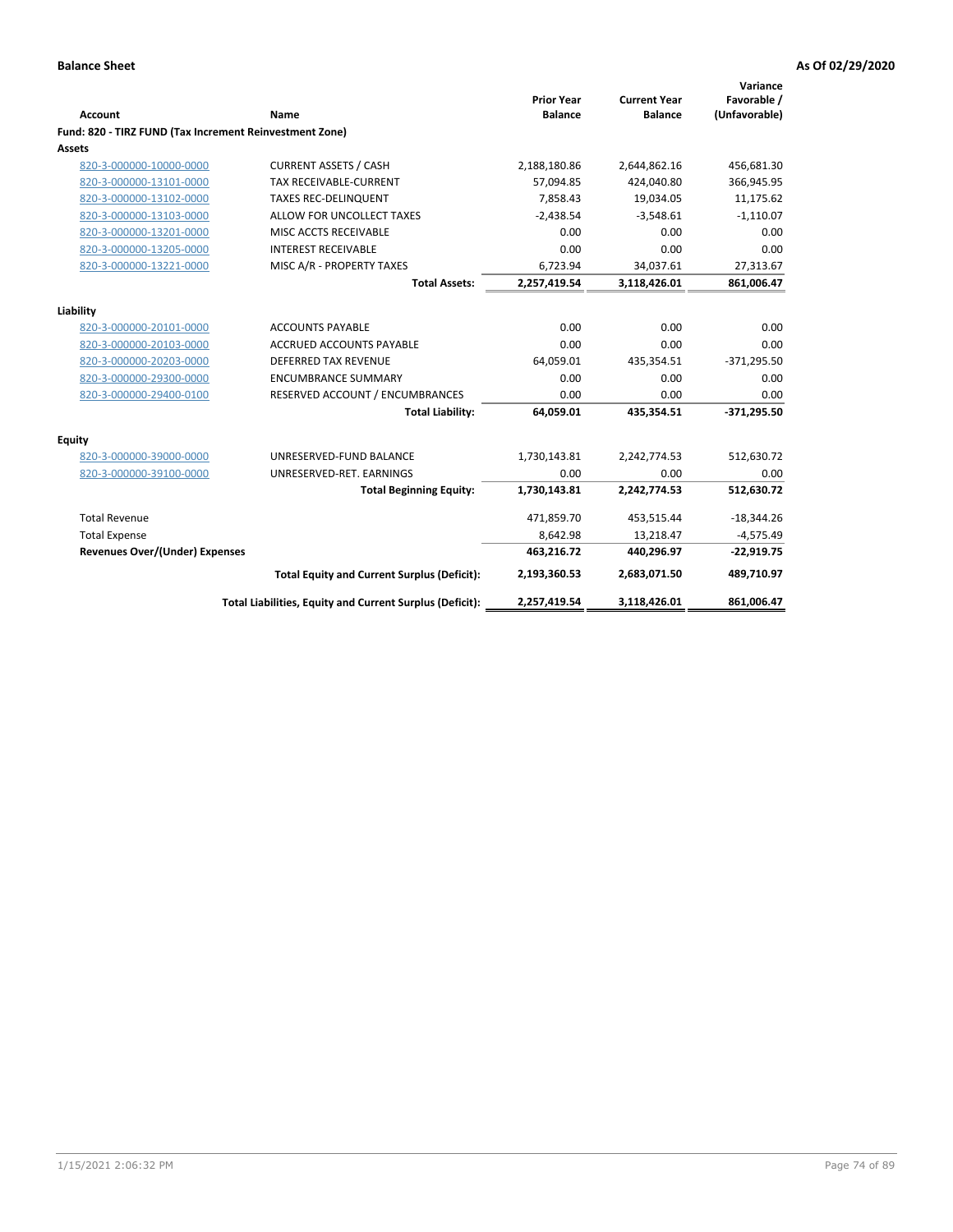**Balance Sheet** **As Of 02/29/2020**

| Account | Name | Prior Year Balance | Current Year Balance | Variance Favorable / (Unfavorable) |
|---|---|---|---|---|
| **Fund: 820 - TIRZ FUND (Tax Increment Reinvestment Zone)** | | | | |
| **Assets** | | | | |
| 820-3-000000-10000-0000 | CURRENT ASSETS / CASH | 2,188,180.86 | 2,644,862.16 | 456,681.30 |
| 820-3-000000-13101-0000 | TAX RECEIVABLE-CURRENT | 57,094.85 | 424,040.80 | 366,945.95 |
| 820-3-000000-13102-0000 | TAXES REC-DELINQUENT | 7,858.43 | 19,034.05 | 11,175.62 |
| 820-3-000000-13103-0000 | ALLOW FOR UNCOLLECT TAXES | -2,438.54 | -3,548.61 | -1,110.07 |
| 820-3-000000-13201-0000 | MISC ACCTS RECEIVABLE | 0.00 | 0.00 | 0.00 |
| 820-3-000000-13205-0000 | INTEREST RECEIVABLE | 0.00 | 0.00 | 0.00 |
| 820-3-000000-13221-0000 | MISC A/R - PROPERTY TAXES | 6,723.94 | 34,037.61 | 27,313.67 |
| | **Total Assets:** | **2,257,419.54** | **3,118,426.01** | **861,006.47** |
| **Liability** | | | | |
| 820-3-000000-20101-0000 | ACCOUNTS PAYABLE | 0.00 | 0.00 | 0.00 |
| 820-3-000000-20103-0000 | ACCRUED ACCOUNTS PAYABLE | 0.00 | 0.00 | 0.00 |
| 820-3-000000-20203-0000 | DEFERRED TAX REVENUE | 64,059.01 | 435,354.51 | -371,295.50 |
| 820-3-000000-29300-0000 | ENCUMBRANCE SUMMARY | 0.00 | 0.00 | 0.00 |
| 820-3-000000-29400-0100 | RESERVED ACCOUNT / ENCUMBRANCES | 0.00 | 0.00 | 0.00 |
| | **Total Liability:** | **64,059.01** | **435,354.51** | **-371,295.50** |
| **Equity** | | | | |
| 820-3-000000-39000-0000 | UNRESERVED-FUND BALANCE | 1,730,143.81 | 2,242,774.53 | 512,630.72 |
| 820-3-000000-39100-0000 | UNRESERVED-RET. EARNINGS | 0.00 | 0.00 | 0.00 |
| | **Total Beginning Equity:** | **1,730,143.81** | **2,242,774.53** | **512,630.72** |
| Total Revenue | | 471,859.70 | 453,515.44 | -18,344.26 |
| Total Expense | | 8,642.98 | 13,218.47 | -4,575.49 |
| **Revenues Over/(Under) Expenses** | | **463,216.72** | **440,296.97** | **-22,919.75** |
| | **Total Equity and Current Surplus (Deficit):** | **2,193,360.53** | **2,683,071.50** | **489,710.97** |
| | **Total Liabilities, Equity and Current Surplus (Deficit):** | **2,257,419.54** | **3,118,426.01** | **861,006.47** |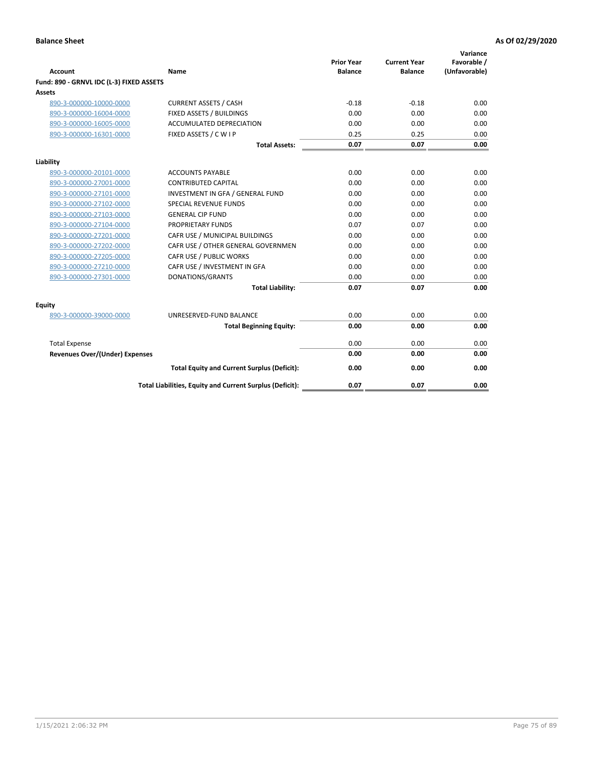**Balance Sheet** **As Of 02/29/2020**

| Account | Name | Prior Year Balance | Current Year Balance | Variance Favorable / (Unfavorable) |
|---|---|---|---|---|
| **Fund: 890 - GRNVL IDC (L-3) FIXED ASSETS** | | | | |
| **Assets** | | | | |
| 890-3-000000-10000-0000 | CURRENT ASSETS / CASH | -0.18 | -0.18 | 0.00 |
| 890-3-000000-16004-0000 | FIXED ASSETS / BUILDINGS | 0.00 | 0.00 | 0.00 |
| 890-3-000000-16005-0000 | ACCUMULATED DEPRECIATION | 0.00 | 0.00 | 0.00 |
| 890-3-000000-16301-0000 | FIXED ASSETS / C W I P | 0.25 | 0.25 | 0.00 |
| | **Total Assets:** | **0.07** | **0.07** | **0.00** |
| **Liability** | | | | |
| 890-3-000000-20101-0000 | ACCOUNTS PAYABLE | 0.00 | 0.00 | 0.00 |
| 890-3-000000-27001-0000 | CONTRIBUTED CAPITAL | 0.00 | 0.00 | 0.00 |
| 890-3-000000-27101-0000 | INVESTMENT IN GFA / GENERAL FUND | 0.00 | 0.00 | 0.00 |
| 890-3-000000-27102-0000 | SPECIAL REVENUE FUNDS | 0.00 | 0.00 | 0.00 |
| 890-3-000000-27103-0000 | GENERAL CIP FUND | 0.00 | 0.00 | 0.00 |
| 890-3-000000-27104-0000 | PROPRIETARY FUNDS | 0.07 | 0.07 | 0.00 |
| 890-3-000000-27201-0000 | CAFR USE / MUNICIPAL BUILDINGS | 0.00 | 0.00 | 0.00 |
| 890-3-000000-27202-0000 | CAFR USE / OTHER GENERAL GOVERNMEN | 0.00 | 0.00 | 0.00 |
| 890-3-000000-27205-0000 | CAFR USE / PUBLIC WORKS | 0.00 | 0.00 | 0.00 |
| 890-3-000000-27210-0000 | CAFR USE / INVESTMENT IN GFA | 0.00 | 0.00 | 0.00 |
| 890-3-000000-27301-0000 | DONATIONS/GRANTS | 0.00 | 0.00 | 0.00 |
| | **Total Liability:** | **0.07** | **0.07** | **0.00** |
| **Equity** | | | | |
| 890-3-000000-39000-0000 | UNRESERVED-FUND BALANCE | 0.00 | 0.00 | 0.00 |
| | **Total Beginning Equity:** | **0.00** | **0.00** | **0.00** |
| Total Expense | | 0.00 | 0.00 | 0.00 |
| **Revenues Over/(Under) Expenses** | | **0.00** | **0.00** | **0.00** |
| | **Total Equity and Current Surplus (Deficit):** | **0.00** | **0.00** | **0.00** |
| | **Total Liabilities, Equity and Current Surplus (Deficit):** | **0.07** | **0.07** | **0.00** |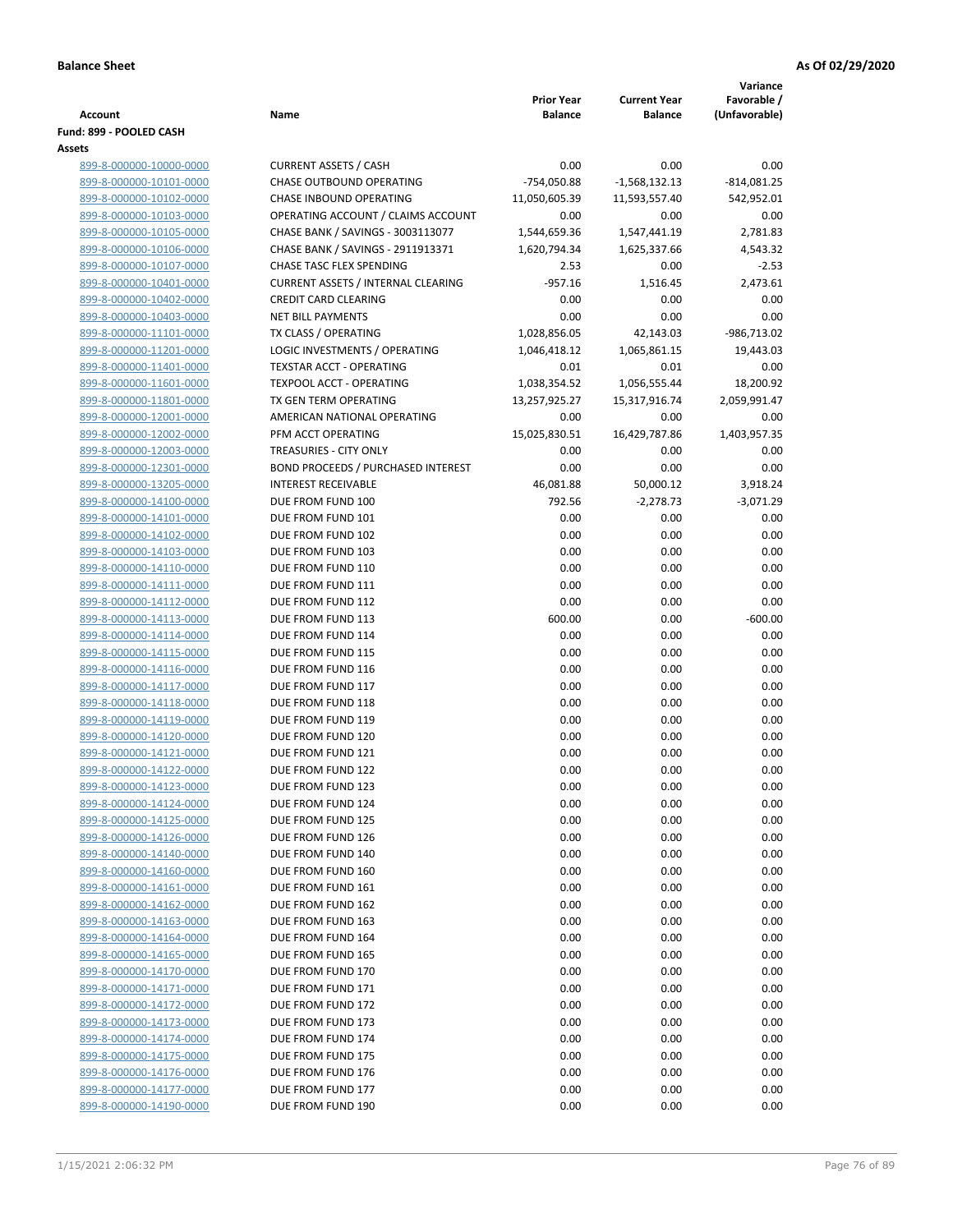**Balance Sheet** **As Of 02/29/2020**

| Account | Name | Prior Year Balance | Current Year Balance | Variance Favorable / (Unfavorable) |
|---|---|---|---|---|
| **Fund: 899 - POOLED CASH** | | | | |
| **Assets** | | | | |
| 899-8-000000-10000-0000 | CURRENT ASSETS / CASH | 0.00 | 0.00 | 0.00 |
| 899-8-000000-10101-0000 | CHASE OUTBOUND OPERATING | -754,050.88 | -1,568,132.13 | -814,081.25 |
| 899-8-000000-10102-0000 | CHASE INBOUND OPERATING | 11,050,605.39 | 11,593,557.40 | 542,952.01 |
| 899-8-000000-10103-0000 | OPERATING ACCOUNT / CLAIMS ACCOUNT | 0.00 | 0.00 | 0.00 |
| 899-8-000000-10105-0000 | CHASE BANK / SAVINGS - 3003113077 | 1,544,659.36 | 1,547,441.19 | 2,781.83 |
| 899-8-000000-10106-0000 | CHASE BANK / SAVINGS - 2911913371 | 1,620,794.34 | 1,625,337.66 | 4,543.32 |
| 899-8-000000-10107-0000 | CHASE TASC FLEX SPENDING | 2.53 | 0.00 | -2.53 |
| 899-8-000000-10401-0000 | CURRENT ASSETS / INTERNAL CLEARING | -957.16 | 1,516.45 | 2,473.61 |
| 899-8-000000-10402-0000 | CREDIT CARD CLEARING | 0.00 | 0.00 | 0.00 |
| 899-8-000000-10403-0000 | NET BILL PAYMENTS | 0.00 | 0.00 | 0.00 |
| 899-8-000000-11101-0000 | TX CLASS / OPERATING | 1,028,856.05 | 42,143.03 | -986,713.02 |
| 899-8-000000-11201-0000 | LOGIC INVESTMENTS / OPERATING | 1,046,418.12 | 1,065,861.15 | 19,443.03 |
| 899-8-000000-11401-0000 | TEXSTAR ACCT - OPERATING | 0.01 | 0.01 | 0.00 |
| 899-8-000000-11601-0000 | TEXPOOL ACCT - OPERATING | 1,038,354.52 | 1,056,555.44 | 18,200.92 |
| 899-8-000000-11801-0000 | TX GEN TERM OPERATING | 13,257,925.27 | 15,317,916.74 | 2,059,991.47 |
| 899-8-000000-12001-0000 | AMERICAN NATIONAL OPERATING | 0.00 | 0.00 | 0.00 |
| 899-8-000000-12002-0000 | PFM ACCT OPERATING | 15,025,830.51 | 16,429,787.86 | 1,403,957.35 |
| 899-8-000000-12003-0000 | TREASURIES - CITY ONLY | 0.00 | 0.00 | 0.00 |
| 899-8-000000-12301-0000 | BOND PROCEEDS / PURCHASED INTEREST | 0.00 | 0.00 | 0.00 |
| 899-8-000000-13205-0000 | INTEREST RECEIVABLE | 46,081.88 | 50,000.12 | 3,918.24 |
| 899-8-000000-14100-0000 | DUE FROM FUND 100 | 792.56 | -2,278.73 | -3,071.29 |
| 899-8-000000-14101-0000 | DUE FROM FUND 101 | 0.00 | 0.00 | 0.00 |
| 899-8-000000-14102-0000 | DUE FROM FUND 102 | 0.00 | 0.00 | 0.00 |
| 899-8-000000-14103-0000 | DUE FROM FUND 103 | 0.00 | 0.00 | 0.00 |
| 899-8-000000-14110-0000 | DUE FROM FUND 110 | 0.00 | 0.00 | 0.00 |
| 899-8-000000-14111-0000 | DUE FROM FUND 111 | 0.00 | 0.00 | 0.00 |
| 899-8-000000-14112-0000 | DUE FROM FUND 112 | 0.00 | 0.00 | 0.00 |
| 899-8-000000-14113-0000 | DUE FROM FUND 113 | 600.00 | 0.00 | -600.00 |
| 899-8-000000-14114-0000 | DUE FROM FUND 114 | 0.00 | 0.00 | 0.00 |
| 899-8-000000-14115-0000 | DUE FROM FUND 115 | 0.00 | 0.00 | 0.00 |
| 899-8-000000-14116-0000 | DUE FROM FUND 116 | 0.00 | 0.00 | 0.00 |
| 899-8-000000-14117-0000 | DUE FROM FUND 117 | 0.00 | 0.00 | 0.00 |
| 899-8-000000-14118-0000 | DUE FROM FUND 118 | 0.00 | 0.00 | 0.00 |
| 899-8-000000-14119-0000 | DUE FROM FUND 119 | 0.00 | 0.00 | 0.00 |
| 899-8-000000-14120-0000 | DUE FROM FUND 120 | 0.00 | 0.00 | 0.00 |
| 899-8-000000-14121-0000 | DUE FROM FUND 121 | 0.00 | 0.00 | 0.00 |
| 899-8-000000-14122-0000 | DUE FROM FUND 122 | 0.00 | 0.00 | 0.00 |
| 899-8-000000-14123-0000 | DUE FROM FUND 123 | 0.00 | 0.00 | 0.00 |
| 899-8-000000-14124-0000 | DUE FROM FUND 124 | 0.00 | 0.00 | 0.00 |
| 899-8-000000-14125-0000 | DUE FROM FUND 125 | 0.00 | 0.00 | 0.00 |
| 899-8-000000-14126-0000 | DUE FROM FUND 126 | 0.00 | 0.00 | 0.00 |
| 899-8-000000-14140-0000 | DUE FROM FUND 140 | 0.00 | 0.00 | 0.00 |
| 899-8-000000-14160-0000 | DUE FROM FUND 160 | 0.00 | 0.00 | 0.00 |
| 899-8-000000-14161-0000 | DUE FROM FUND 161 | 0.00 | 0.00 | 0.00 |
| 899-8-000000-14162-0000 | DUE FROM FUND 162 | 0.00 | 0.00 | 0.00 |
| 899-8-000000-14163-0000 | DUE FROM FUND 163 | 0.00 | 0.00 | 0.00 |
| 899-8-000000-14164-0000 | DUE FROM FUND 164 | 0.00 | 0.00 | 0.00 |
| 899-8-000000-14165-0000 | DUE FROM FUND 165 | 0.00 | 0.00 | 0.00 |
| 899-8-000000-14170-0000 | DUE FROM FUND 170 | 0.00 | 0.00 | 0.00 |
| 899-8-000000-14171-0000 | DUE FROM FUND 171 | 0.00 | 0.00 | 0.00 |
| 899-8-000000-14172-0000 | DUE FROM FUND 172 | 0.00 | 0.00 | 0.00 |
| 899-8-000000-14173-0000 | DUE FROM FUND 173 | 0.00 | 0.00 | 0.00 |
| 899-8-000000-14174-0000 | DUE FROM FUND 174 | 0.00 | 0.00 | 0.00 |
| 899-8-000000-14175-0000 | DUE FROM FUND 175 | 0.00 | 0.00 | 0.00 |
| 899-8-000000-14176-0000 | DUE FROM FUND 176 | 0.00 | 0.00 | 0.00 |
| 899-8-000000-14177-0000 | DUE FROM FUND 177 | 0.00 | 0.00 | 0.00 |
| 899-8-000000-14190-0000 | DUE FROM FUND 190 | 0.00 | 0.00 | 0.00 |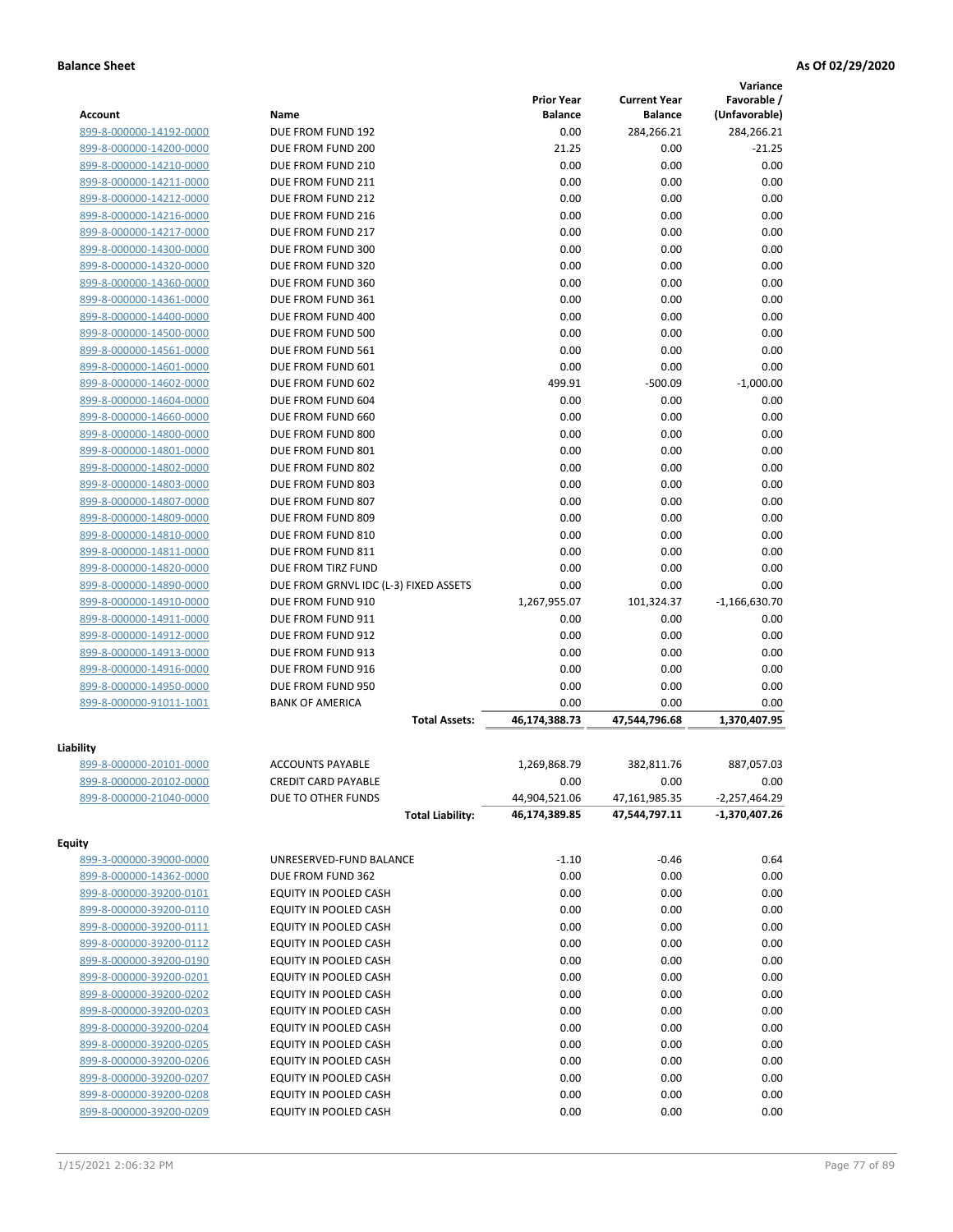**Balance Sheet** | **As Of 02/29/2020**

| Account | Name | Prior Year Balance | Current Year Balance | Variance Favorable / (Unfavorable) |
|---|---|---|---|---|
| 899-8-000000-14192-0000 | DUE FROM FUND 192 | 0.00 | 284,266.21 | 284,266.21 |
| 899-8-000000-14200-0000 | DUE FROM FUND 200 | 21.25 | 0.00 | -21.25 |
| 899-8-000000-14210-0000 | DUE FROM FUND 210 | 0.00 | 0.00 | 0.00 |
| 899-8-000000-14211-0000 | DUE FROM FUND 211 | 0.00 | 0.00 | 0.00 |
| 899-8-000000-14212-0000 | DUE FROM FUND 212 | 0.00 | 0.00 | 0.00 |
| 899-8-000000-14216-0000 | DUE FROM FUND 216 | 0.00 | 0.00 | 0.00 |
| 899-8-000000-14217-0000 | DUE FROM FUND 217 | 0.00 | 0.00 | 0.00 |
| 899-8-000000-14300-0000 | DUE FROM FUND 300 | 0.00 | 0.00 | 0.00 |
| 899-8-000000-14320-0000 | DUE FROM FUND 320 | 0.00 | 0.00 | 0.00 |
| 899-8-000000-14360-0000 | DUE FROM FUND 360 | 0.00 | 0.00 | 0.00 |
| 899-8-000000-14361-0000 | DUE FROM FUND 361 | 0.00 | 0.00 | 0.00 |
| 899-8-000000-14400-0000 | DUE FROM FUND 400 | 0.00 | 0.00 | 0.00 |
| 899-8-000000-14500-0000 | DUE FROM FUND 500 | 0.00 | 0.00 | 0.00 |
| 899-8-000000-14561-0000 | DUE FROM FUND 561 | 0.00 | 0.00 | 0.00 |
| 899-8-000000-14601-0000 | DUE FROM FUND 601 | 0.00 | 0.00 | 0.00 |
| 899-8-000000-14602-0000 | DUE FROM FUND 602 | 499.91 | -500.09 | -1,000.00 |
| 899-8-000000-14604-0000 | DUE FROM FUND 604 | 0.00 | 0.00 | 0.00 |
| 899-8-000000-14660-0000 | DUE FROM FUND 660 | 0.00 | 0.00 | 0.00 |
| 899-8-000000-14800-0000 | DUE FROM FUND 800 | 0.00 | 0.00 | 0.00 |
| 899-8-000000-14801-0000 | DUE FROM FUND 801 | 0.00 | 0.00 | 0.00 |
| 899-8-000000-14802-0000 | DUE FROM FUND 802 | 0.00 | 0.00 | 0.00 |
| 899-8-000000-14803-0000 | DUE FROM FUND 803 | 0.00 | 0.00 | 0.00 |
| 899-8-000000-14807-0000 | DUE FROM FUND 807 | 0.00 | 0.00 | 0.00 |
| 899-8-000000-14809-0000 | DUE FROM FUND 809 | 0.00 | 0.00 | 0.00 |
| 899-8-000000-14810-0000 | DUE FROM FUND 810 | 0.00 | 0.00 | 0.00 |
| 899-8-000000-14811-0000 | DUE FROM FUND 811 | 0.00 | 0.00 | 0.00 |
| 899-8-000000-14820-0000 | DUE FROM TIRZ FUND | 0.00 | 0.00 | 0.00 |
| 899-8-000000-14890-0000 | DUE FROM GRNVL IDC (L-3) FIXED ASSETS | 0.00 | 0.00 | 0.00 |
| 899-8-000000-14910-0000 | DUE FROM FUND 910 | 1,267,955.07 | 101,324.37 | -1,166,630.70 |
| 899-8-000000-14911-0000 | DUE FROM FUND 911 | 0.00 | 0.00 | 0.00 |
| 899-8-000000-14912-0000 | DUE FROM FUND 912 | 0.00 | 0.00 | 0.00 |
| 899-8-000000-14913-0000 | DUE FROM FUND 913 | 0.00 | 0.00 | 0.00 |
| 899-8-000000-14916-0000 | DUE FROM FUND 916 | 0.00 | 0.00 | 0.00 |
| 899-8-000000-14950-0000 | DUE FROM FUND 950 | 0.00 | 0.00 | 0.00 |
| 899-8-000000-91011-1001 | BANK OF AMERICA | 0.00 | 0.00 | 0.00 |
| | **Total Assets:** | **46,174,388.73** | **47,544,796.68** | **1,370,407.95** |

**Liability**

| Account | Name | Prior Year Balance | Current Year Balance | Variance Favorable / (Unfavorable) |
|---|---|---|---|---|
| 899-8-000000-20101-0000 | ACCOUNTS PAYABLE | 1,269,868.79 | 382,811.76 | 887,057.03 |
| 899-8-000000-20102-0000 | CREDIT CARD PAYABLE | 0.00 | 0.00 | 0.00 |
| 899-8-000000-21040-0000 | DUE TO OTHER FUNDS | 44,904,521.06 | 47,161,985.35 | -2,257,464.29 |
| | **Total Liability:** | **46,174,389.85** | **47,544,797.11** | **-1,370,407.26** |

**Equity**

| Account | Name | Prior Year Balance | Current Year Balance | Variance Favorable / (Unfavorable) |
|---|---|---|---|---|
| 899-3-000000-39000-0000 | UNRESERVED-FUND BALANCE | -1.10 | -0.46 | 0.64 |
| 899-8-000000-14362-0000 | DUE FROM FUND 362 | 0.00 | 0.00 | 0.00 |
| 899-8-000000-39200-0101 | EQUITY IN POOLED CASH | 0.00 | 0.00 | 0.00 |
| 899-8-000000-39200-0110 | EQUITY IN POOLED CASH | 0.00 | 0.00 | 0.00 |
| 899-8-000000-39200-0111 | EQUITY IN POOLED CASH | 0.00 | 0.00 | 0.00 |
| 899-8-000000-39200-0112 | EQUITY IN POOLED CASH | 0.00 | 0.00 | 0.00 |
| 899-8-000000-39200-0190 | EQUITY IN POOLED CASH | 0.00 | 0.00 | 0.00 |
| 899-8-000000-39200-0201 | EQUITY IN POOLED CASH | 0.00 | 0.00 | 0.00 |
| 899-8-000000-39200-0202 | EQUITY IN POOLED CASH | 0.00 | 0.00 | 0.00 |
| 899-8-000000-39200-0203 | EQUITY IN POOLED CASH | 0.00 | 0.00 | 0.00 |
| 899-8-000000-39200-0204 | EQUITY IN POOLED CASH | 0.00 | 0.00 | 0.00 |
| 899-8-000000-39200-0205 | EQUITY IN POOLED CASH | 0.00 | 0.00 | 0.00 |
| 899-8-000000-39200-0206 | EQUITY IN POOLED CASH | 0.00 | 0.00 | 0.00 |
| 899-8-000000-39200-0207 | EQUITY IN POOLED CASH | 0.00 | 0.00 | 0.00 |
| 899-8-000000-39200-0208 | EQUITY IN POOLED CASH | 0.00 | 0.00 | 0.00 |
| 899-8-000000-39200-0209 | EQUITY IN POOLED CASH | 0.00 | 0.00 | 0.00 |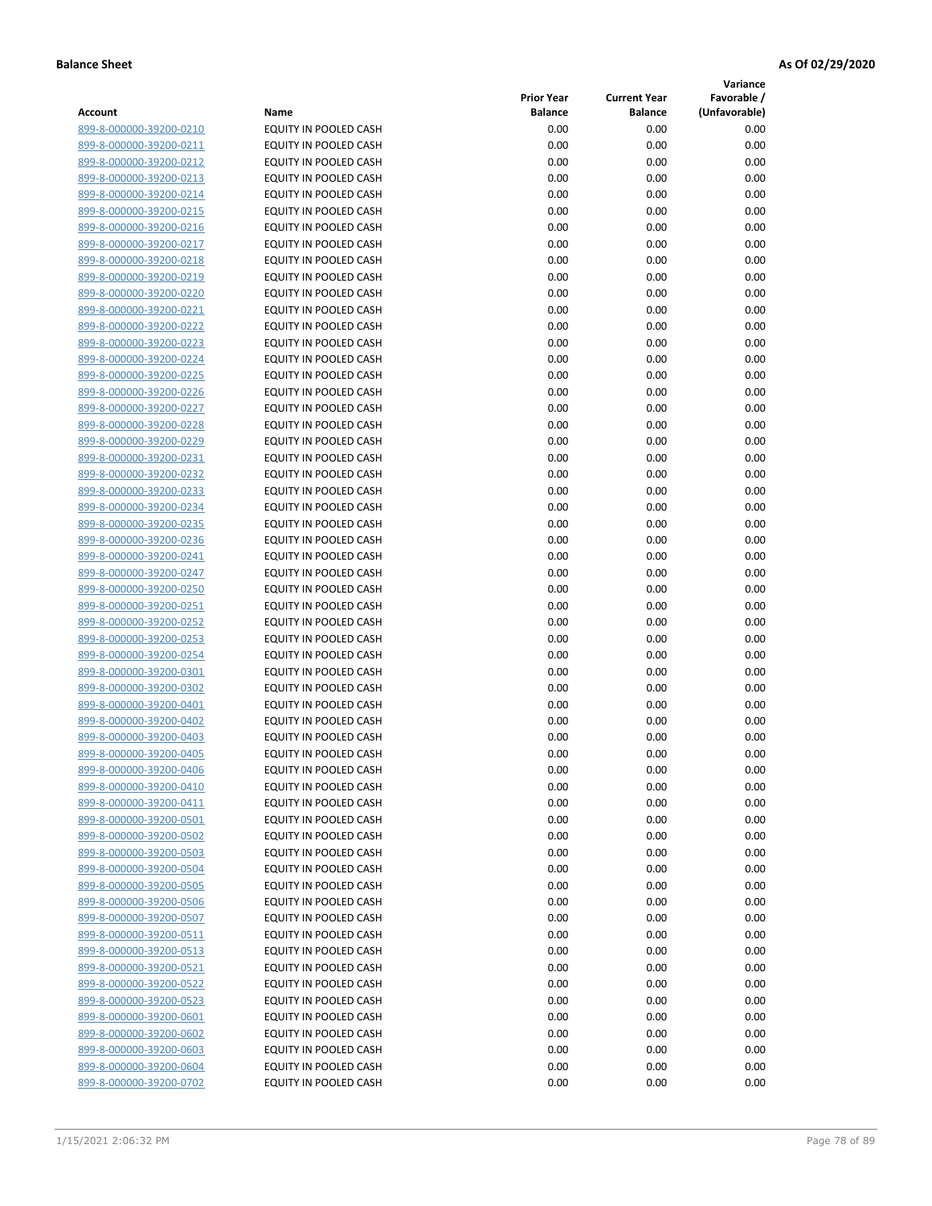**Balance Sheet** **As Of 02/29/2020**

| Account | Name | Prior Year Balance | Current Year Balance | Variance Favorable / (Unfavorable) |
|---|---|---|---|---|
| 899-8-000000-39200-0210 | EQUITY IN POOLED CASH | 0.00 | 0.00 | 0.00 |
| 899-8-000000-39200-0211 | EQUITY IN POOLED CASH | 0.00 | 0.00 | 0.00 |
| 899-8-000000-39200-0212 | EQUITY IN POOLED CASH | 0.00 | 0.00 | 0.00 |
| 899-8-000000-39200-0213 | EQUITY IN POOLED CASH | 0.00 | 0.00 | 0.00 |
| 899-8-000000-39200-0214 | EQUITY IN POOLED CASH | 0.00 | 0.00 | 0.00 |
| 899-8-000000-39200-0215 | EQUITY IN POOLED CASH | 0.00 | 0.00 | 0.00 |
| 899-8-000000-39200-0216 | EQUITY IN POOLED CASH | 0.00 | 0.00 | 0.00 |
| 899-8-000000-39200-0217 | EQUITY IN POOLED CASH | 0.00 | 0.00 | 0.00 |
| 899-8-000000-39200-0218 | EQUITY IN POOLED CASH | 0.00 | 0.00 | 0.00 |
| 899-8-000000-39200-0219 | EQUITY IN POOLED CASH | 0.00 | 0.00 | 0.00 |
| 899-8-000000-39200-0220 | EQUITY IN POOLED CASH | 0.00 | 0.00 | 0.00 |
| 899-8-000000-39200-0221 | EQUITY IN POOLED CASH | 0.00 | 0.00 | 0.00 |
| 899-8-000000-39200-0222 | EQUITY IN POOLED CASH | 0.00 | 0.00 | 0.00 |
| 899-8-000000-39200-0223 | EQUITY IN POOLED CASH | 0.00 | 0.00 | 0.00 |
| 899-8-000000-39200-0224 | EQUITY IN POOLED CASH | 0.00 | 0.00 | 0.00 |
| 899-8-000000-39200-0225 | EQUITY IN POOLED CASH | 0.00 | 0.00 | 0.00 |
| 899-8-000000-39200-0226 | EQUITY IN POOLED CASH | 0.00 | 0.00 | 0.00 |
| 899-8-000000-39200-0227 | EQUITY IN POOLED CASH | 0.00 | 0.00 | 0.00 |
| 899-8-000000-39200-0228 | EQUITY IN POOLED CASH | 0.00 | 0.00 | 0.00 |
| 899-8-000000-39200-0229 | EQUITY IN POOLED CASH | 0.00 | 0.00 | 0.00 |
| 899-8-000000-39200-0231 | EQUITY IN POOLED CASH | 0.00 | 0.00 | 0.00 |
| 899-8-000000-39200-0232 | EQUITY IN POOLED CASH | 0.00 | 0.00 | 0.00 |
| 899-8-000000-39200-0233 | EQUITY IN POOLED CASH | 0.00 | 0.00 | 0.00 |
| 899-8-000000-39200-0234 | EQUITY IN POOLED CASH | 0.00 | 0.00 | 0.00 |
| 899-8-000000-39200-0235 | EQUITY IN POOLED CASH | 0.00 | 0.00 | 0.00 |
| 899-8-000000-39200-0236 | EQUITY IN POOLED CASH | 0.00 | 0.00 | 0.00 |
| 899-8-000000-39200-0241 | EQUITY IN POOLED CASH | 0.00 | 0.00 | 0.00 |
| 899-8-000000-39200-0247 | EQUITY IN POOLED CASH | 0.00 | 0.00 | 0.00 |
| 899-8-000000-39200-0250 | EQUITY IN POOLED CASH | 0.00 | 0.00 | 0.00 |
| 899-8-000000-39200-0251 | EQUITY IN POOLED CASH | 0.00 | 0.00 | 0.00 |
| 899-8-000000-39200-0252 | EQUITY IN POOLED CASH | 0.00 | 0.00 | 0.00 |
| 899-8-000000-39200-0253 | EQUITY IN POOLED CASH | 0.00 | 0.00 | 0.00 |
| 899-8-000000-39200-0254 | EQUITY IN POOLED CASH | 0.00 | 0.00 | 0.00 |
| 899-8-000000-39200-0301 | EQUITY IN POOLED CASH | 0.00 | 0.00 | 0.00 |
| 899-8-000000-39200-0302 | EQUITY IN POOLED CASH | 0.00 | 0.00 | 0.00 |
| 899-8-000000-39200-0401 | EQUITY IN POOLED CASH | 0.00 | 0.00 | 0.00 |
| 899-8-000000-39200-0402 | EQUITY IN POOLED CASH | 0.00 | 0.00 | 0.00 |
| 899-8-000000-39200-0403 | EQUITY IN POOLED CASH | 0.00 | 0.00 | 0.00 |
| 899-8-000000-39200-0405 | EQUITY IN POOLED CASH | 0.00 | 0.00 | 0.00 |
| 899-8-000000-39200-0406 | EQUITY IN POOLED CASH | 0.00 | 0.00 | 0.00 |
| 899-8-000000-39200-0410 | EQUITY IN POOLED CASH | 0.00 | 0.00 | 0.00 |
| 899-8-000000-39200-0411 | EQUITY IN POOLED CASH | 0.00 | 0.00 | 0.00 |
| 899-8-000000-39200-0501 | EQUITY IN POOLED CASH | 0.00 | 0.00 | 0.00 |
| 899-8-000000-39200-0502 | EQUITY IN POOLED CASH | 0.00 | 0.00 | 0.00 |
| 899-8-000000-39200-0503 | EQUITY IN POOLED CASH | 0.00 | 0.00 | 0.00 |
| 899-8-000000-39200-0504 | EQUITY IN POOLED CASH | 0.00 | 0.00 | 0.00 |
| 899-8-000000-39200-0505 | EQUITY IN POOLED CASH | 0.00 | 0.00 | 0.00 |
| 899-8-000000-39200-0506 | EQUITY IN POOLED CASH | 0.00 | 0.00 | 0.00 |
| 899-8-000000-39200-0507 | EQUITY IN POOLED CASH | 0.00 | 0.00 | 0.00 |
| 899-8-000000-39200-0511 | EQUITY IN POOLED CASH | 0.00 | 0.00 | 0.00 |
| 899-8-000000-39200-0513 | EQUITY IN POOLED CASH | 0.00 | 0.00 | 0.00 |
| 899-8-000000-39200-0521 | EQUITY IN POOLED CASH | 0.00 | 0.00 | 0.00 |
| 899-8-000000-39200-0522 | EQUITY IN POOLED CASH | 0.00 | 0.00 | 0.00 |
| 899-8-000000-39200-0523 | EQUITY IN POOLED CASH | 0.00 | 0.00 | 0.00 |
| 899-8-000000-39200-0601 | EQUITY IN POOLED CASH | 0.00 | 0.00 | 0.00 |
| 899-8-000000-39200-0602 | EQUITY IN POOLED CASH | 0.00 | 0.00 | 0.00 |
| 899-8-000000-39200-0603 | EQUITY IN POOLED CASH | 0.00 | 0.00 | 0.00 |
| 899-8-000000-39200-0604 | EQUITY IN POOLED CASH | 0.00 | 0.00 | 0.00 |
| 899-8-000000-39200-0702 | EQUITY IN POOLED CASH | 0.00 | 0.00 | 0.00 |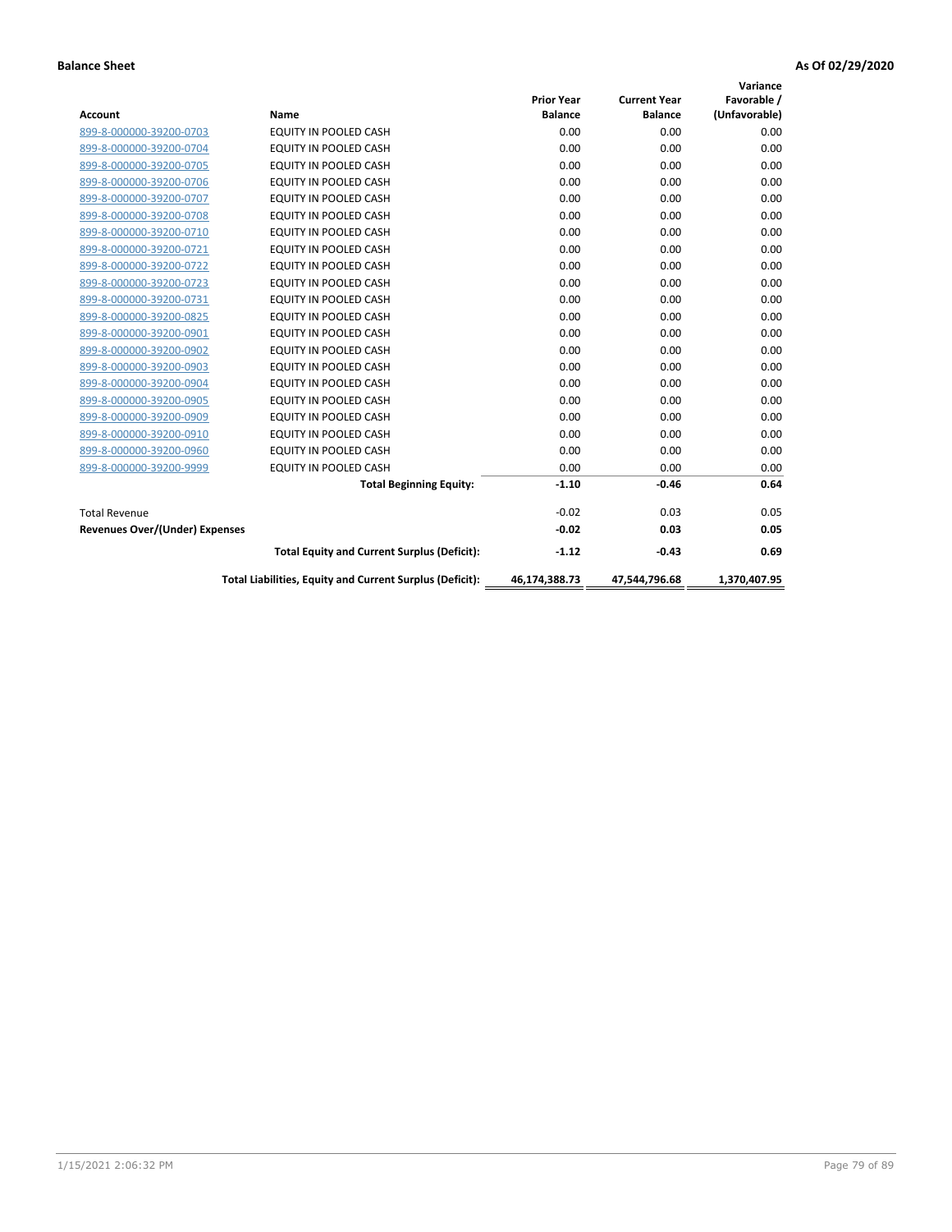**Balance Sheet** **As Of 02/29/2020**

| Account | Name | Prior Year Balance | Current Year Balance | Variance Favorable / (Unfavorable) |
|---|---|---|---|---|
| 899-8-000000-39200-0703 | EQUITY IN POOLED CASH | 0.00 | 0.00 | 0.00 |
| 899-8-000000-39200-0704 | EQUITY IN POOLED CASH | 0.00 | 0.00 | 0.00 |
| 899-8-000000-39200-0705 | EQUITY IN POOLED CASH | 0.00 | 0.00 | 0.00 |
| 899-8-000000-39200-0706 | EQUITY IN POOLED CASH | 0.00 | 0.00 | 0.00 |
| 899-8-000000-39200-0707 | EQUITY IN POOLED CASH | 0.00 | 0.00 | 0.00 |
| 899-8-000000-39200-0708 | EQUITY IN POOLED CASH | 0.00 | 0.00 | 0.00 |
| 899-8-000000-39200-0710 | EQUITY IN POOLED CASH | 0.00 | 0.00 | 0.00 |
| 899-8-000000-39200-0721 | EQUITY IN POOLED CASH | 0.00 | 0.00 | 0.00 |
| 899-8-000000-39200-0722 | EQUITY IN POOLED CASH | 0.00 | 0.00 | 0.00 |
| 899-8-000000-39200-0723 | EQUITY IN POOLED CASH | 0.00 | 0.00 | 0.00 |
| 899-8-000000-39200-0731 | EQUITY IN POOLED CASH | 0.00 | 0.00 | 0.00 |
| 899-8-000000-39200-0825 | EQUITY IN POOLED CASH | 0.00 | 0.00 | 0.00 |
| 899-8-000000-39200-0901 | EQUITY IN POOLED CASH | 0.00 | 0.00 | 0.00 |
| 899-8-000000-39200-0902 | EQUITY IN POOLED CASH | 0.00 | 0.00 | 0.00 |
| 899-8-000000-39200-0903 | EQUITY IN POOLED CASH | 0.00 | 0.00 | 0.00 |
| 899-8-000000-39200-0904 | EQUITY IN POOLED CASH | 0.00 | 0.00 | 0.00 |
| 899-8-000000-39200-0905 | EQUITY IN POOLED CASH | 0.00 | 0.00 | 0.00 |
| 899-8-000000-39200-0909 | EQUITY IN POOLED CASH | 0.00 | 0.00 | 0.00 |
| 899-8-000000-39200-0910 | EQUITY IN POOLED CASH | 0.00 | 0.00 | 0.00 |
| 899-8-000000-39200-0960 | EQUITY IN POOLED CASH | 0.00 | 0.00 | 0.00 |
| 899-8-000000-39200-9999 | EQUITY IN POOLED CASH | 0.00 | 0.00 | 0.00 |
| | **Total Beginning Equity:** | **-1.10** | **-0.46** | **0.64** |
| Total Revenue | | -0.02 | 0.03 | 0.05 |
| **Revenues Over/(Under) Expenses** | | **-0.02** | **0.03** | **0.05** |
| | **Total Equity and Current Surplus (Deficit):** | **-1.12** | **-0.43** | **0.69** |
| | **Total Liabilities, Equity and Current Surplus (Deficit):** | **46,174,388.73** | **47,544,796.68** | **1,370,407.95** |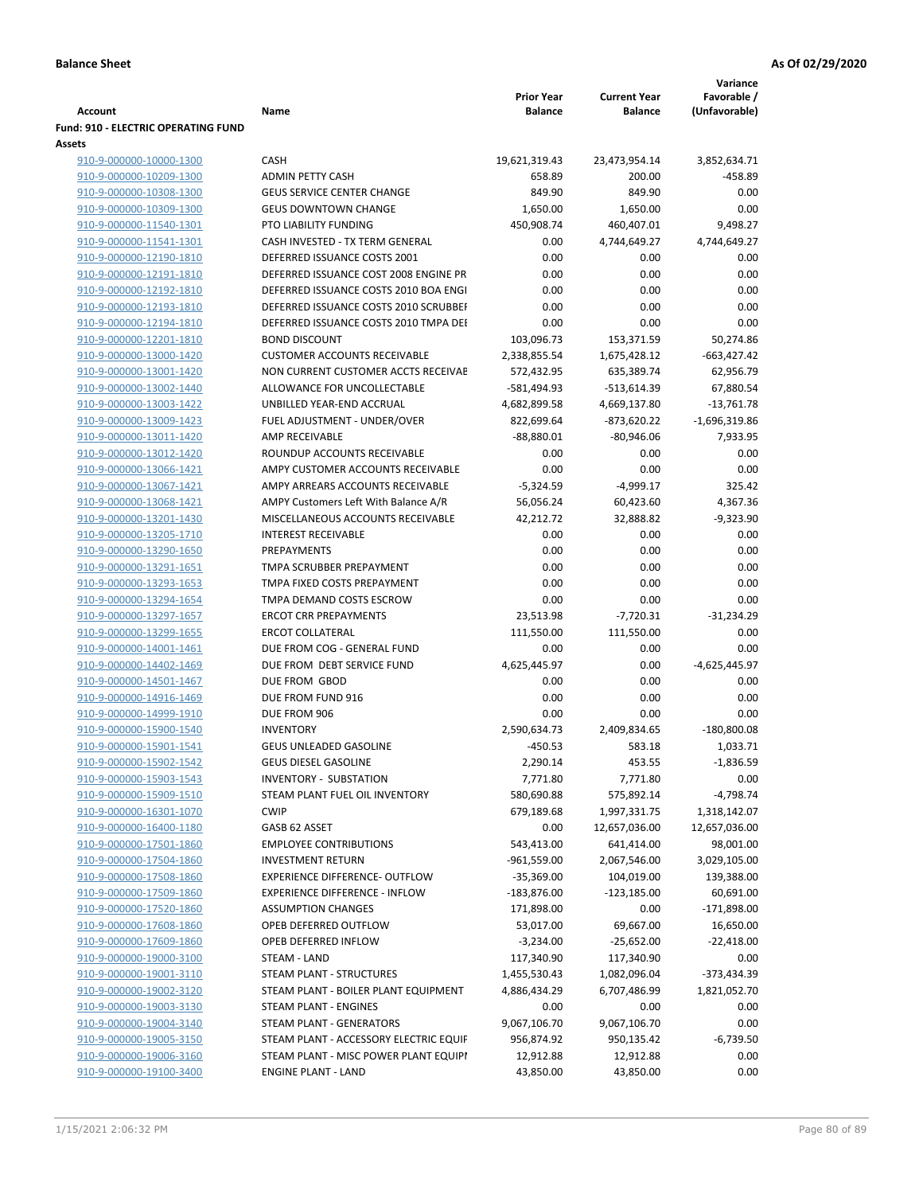**Balance Sheet** **As Of 02/29/2020**

| Account | Name | Prior Year Balance | Current Year Balance | Variance Favorable / (Unfavorable) |
|---|---|---|---|---|
| **Fund: 910 - ELECTRIC OPERATING FUND** | | | | |
| **Assets** | | | | |
| 910-9-000000-10000-1300 | CASH | 19,621,319.43 | 23,473,954.14 | 3,852,634.71 |
| 910-9-000000-10209-1300 | ADMIN PETTY CASH | 658.89 | 200.00 | -458.89 |
| 910-9-000000-10308-1300 | GEUS SERVICE CENTER CHANGE | 849.90 | 849.90 | 0.00 |
| 910-9-000000-10309-1300 | GEUS DOWNTOWN CHANGE | 1,650.00 | 1,650.00 | 0.00 |
| 910-9-000000-11540-1301 | PTO LIABILITY FUNDING | 450,908.74 | 460,407.01 | 9,498.27 |
| 910-9-000000-11541-1301 | CASH INVESTED - TX TERM GENERAL | 0.00 | 4,744,649.27 | 4,744,649.27 |
| 910-9-000000-12190-1810 | DEFERRED ISSUANCE COSTS 2001 | 0.00 | 0.00 | 0.00 |
| 910-9-000000-12191-1810 | DEFERRED ISSUANCE COST 2008 ENGINE PR | 0.00 | 0.00 | 0.00 |
| 910-9-000000-12192-1810 | DEFERRED ISSUANCE COSTS 2010 BOA ENGI | 0.00 | 0.00 | 0.00 |
| 910-9-000000-12193-1810 | DEFERRED ISSUANCE COSTS 2010 SCRUBBEI | 0.00 | 0.00 | 0.00 |
| 910-9-000000-12194-1810 | DEFERRED ISSUANCE COSTS 2010 TMPA DEI | 0.00 | 0.00 | 0.00 |
| 910-9-000000-12201-1810 | BOND DISCOUNT | 103,096.73 | 153,371.59 | 50,274.86 |
| 910-9-000000-13000-1420 | CUSTOMER ACCOUNTS RECEIVABLE | 2,338,855.54 | 1,675,428.12 | -663,427.42 |
| 910-9-000000-13001-1420 | NON CURRENT CUSTOMER ACCTS RECEIVAE | 572,432.95 | 635,389.74 | 62,956.79 |
| 910-9-000000-13002-1440 | ALLOWANCE FOR UNCOLLECTABLE | -581,494.93 | -513,614.39 | 67,880.54 |
| 910-9-000000-13003-1422 | UNBILLED YEAR-END ACCRUAL | 4,682,899.58 | 4,669,137.80 | -13,761.78 |
| 910-9-000000-13009-1423 | FUEL ADJUSTMENT - UNDER/OVER | 822,699.64 | -873,620.22 | -1,696,319.86 |
| 910-9-000000-13011-1420 | AMP RECEIVABLE | -88,880.01 | -80,946.06 | 7,933.95 |
| 910-9-000000-13012-1420 | ROUNDUP ACCOUNTS RECEIVABLE | 0.00 | 0.00 | 0.00 |
| 910-9-000000-13066-1421 | AMPY CUSTOMER ACCOUNTS RECEIVABLE | 0.00 | 0.00 | 0.00 |
| 910-9-000000-13067-1421 | AMPY ARREARS ACCOUNTS RECEIVABLE | -5,324.59 | -4,999.17 | 325.42 |
| 910-9-000000-13068-1421 | AMPY Customers Left With Balance A/R | 56,056.24 | 60,423.60 | 4,367.36 |
| 910-9-000000-13201-1430 | MISCELLANEOUS ACCOUNTS RECEIVABLE | 42,212.72 | 32,888.82 | -9,323.90 |
| 910-9-000000-13205-1710 | INTEREST RECEIVABLE | 0.00 | 0.00 | 0.00 |
| 910-9-000000-13290-1650 | PREPAYMENTS | 0.00 | 0.00 | 0.00 |
| 910-9-000000-13291-1651 | TMPA SCRUBBER PREPAYMENT | 0.00 | 0.00 | 0.00 |
| 910-9-000000-13293-1653 | TMPA FIXED COSTS PREPAYMENT | 0.00 | 0.00 | 0.00 |
| 910-9-000000-13294-1654 | TMPA DEMAND COSTS ESCROW | 0.00 | 0.00 | 0.00 |
| 910-9-000000-13297-1657 | ERCOT CRR PREPAYMENTS | 23,513.98 | -7,720.31 | -31,234.29 |
| 910-9-000000-13299-1655 | ERCOT COLLATERAL | 111,550.00 | 111,550.00 | 0.00 |
| 910-9-000000-14001-1461 | DUE FROM COG - GENERAL FUND | 0.00 | 0.00 | 0.00 |
| 910-9-000000-14402-1469 | DUE FROM DEBT SERVICE FUND | 4,625,445.97 | 0.00 | -4,625,445.97 |
| 910-9-000000-14501-1467 | DUE FROM GBOD | 0.00 | 0.00 | 0.00 |
| 910-9-000000-14916-1469 | DUE FROM FUND 916 | 0.00 | 0.00 | 0.00 |
| 910-9-000000-14999-1910 | DUE FROM 906 | 0.00 | 0.00 | 0.00 |
| 910-9-000000-15900-1540 | INVENTORY | 2,590,634.73 | 2,409,834.65 | -180,800.08 |
| 910-9-000000-15901-1541 | GEUS UNLEADED GASOLINE | -450.53 | 583.18 | 1,033.71 |
| 910-9-000000-15902-1542 | GEUS DIESEL GASOLINE | 2,290.14 | 453.55 | -1,836.59 |
| 910-9-000000-15903-1543 | INVENTORY - SUBSTATION | 7,771.80 | 7,771.80 | 0.00 |
| 910-9-000000-15909-1510 | STEAM PLANT FUEL OIL INVENTORY | 580,690.88 | 575,892.14 | -4,798.74 |
| 910-9-000000-16301-1070 | CWIP | 679,189.68 | 1,997,331.75 | 1,318,142.07 |
| 910-9-000000-16400-1180 | GASB 62 ASSET | 0.00 | 12,657,036.00 | 12,657,036.00 |
| 910-9-000000-17501-1860 | EMPLOYEE CONTRIBUTIONS | 543,413.00 | 641,414.00 | 98,001.00 |
| 910-9-000000-17504-1860 | INVESTMENT RETURN | -961,559.00 | 2,067,546.00 | 3,029,105.00 |
| 910-9-000000-17508-1860 | EXPERIENCE DIFFERENCE- OUTFLOW | -35,369.00 | 104,019.00 | 139,388.00 |
| 910-9-000000-17509-1860 | EXPERIENCE DIFFERENCE - INFLOW | -183,876.00 | -123,185.00 | 60,691.00 |
| 910-9-000000-17520-1860 | ASSUMPTION CHANGES | 171,898.00 | 0.00 | -171,898.00 |
| 910-9-000000-17608-1860 | OPEB DEFERRED OUTFLOW | 53,017.00 | 69,667.00 | 16,650.00 |
| 910-9-000000-17609-1860 | OPEB DEFERRED INFLOW | -3,234.00 | -25,652.00 | -22,418.00 |
| 910-9-000000-19000-3100 | STEAM - LAND | 117,340.90 | 117,340.90 | 0.00 |
| 910-9-000000-19001-3110 | STEAM PLANT - STRUCTURES | 1,455,530.43 | 1,082,096.04 | -373,434.39 |
| 910-9-000000-19002-3120 | STEAM PLANT - BOILER PLANT EQUIPMENT | 4,886,434.29 | 6,707,486.99 | 1,821,052.70 |
| 910-9-000000-19003-3130 | STEAM PLANT - ENGINES | 0.00 | 0.00 | 0.00 |
| 910-9-000000-19004-3140 | STEAM PLANT - GENERATORS | 9,067,106.70 | 9,067,106.70 | 0.00 |
| 910-9-000000-19005-3150 | STEAM PLANT - ACCESSORY ELECTRIC EQUIF | 956,874.92 | 950,135.42 | -6,739.50 |
| 910-9-000000-19006-3160 | STEAM PLANT - MISC POWER PLANT EQUIPI | 12,912.88 | 12,912.88 | 0.00 |
| 910-9-000000-19100-3400 | ENGINE PLANT - LAND | 43,850.00 | 43,850.00 | 0.00 |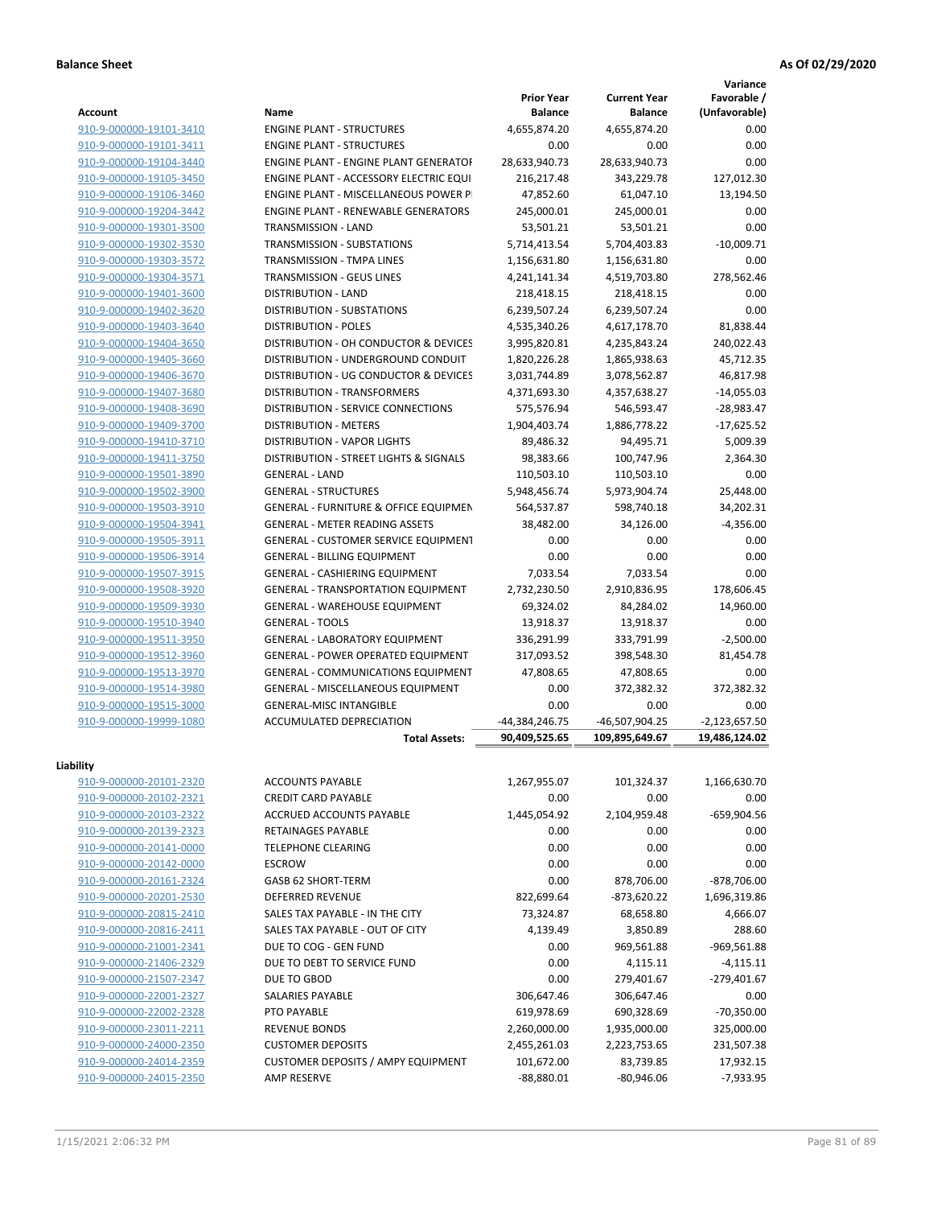**Balance Sheet** **As Of 02/29/2020**

| Account | Name | Prior Year Balance | Current Year Balance | Variance Favorable / (Unfavorable) |
|---|---|---|---|---|
| 910-9-000000-19101-3410 | ENGINE PLANT - STRUCTURES | 4,655,874.20 | 4,655,874.20 | 0.00 |
| 910-9-000000-19101-3411 | ENGINE PLANT - STRUCTURES | 0.00 | 0.00 | 0.00 |
| 910-9-000000-19104-3440 | ENGINE PLANT - ENGINE PLANT GENERATOF | 28,633,940.73 | 28,633,940.73 | 0.00 |
| 910-9-000000-19105-3450 | ENGINE PLANT - ACCESSORY ELECTRIC EQUI | 216,217.48 | 343,229.78 | 127,012.30 |
| 910-9-000000-19106-3460 | ENGINE PLANT - MISCELLANEOUS POWER P | 47,852.60 | 61,047.10 | 13,194.50 |
| 910-9-000000-19204-3442 | ENGINE PLANT - RENEWABLE GENERATORS | 245,000.01 | 245,000.01 | 0.00 |
| 910-9-000000-19301-3500 | TRANSMISSION - LAND | 53,501.21 | 53,501.21 | 0.00 |
| 910-9-000000-19302-3530 | TRANSMISSION - SUBSTATIONS | 5,714,413.54 | 5,704,403.83 | -10,009.71 |
| 910-9-000000-19303-3572 | TRANSMISSION - TMPA LINES | 1,156,631.80 | 1,156,631.80 | 0.00 |
| 910-9-000000-19304-3571 | TRANSMISSION - GEUS LINES | 4,241,141.34 | 4,519,703.80 | 278,562.46 |
| 910-9-000000-19401-3600 | DISTRIBUTION - LAND | 218,418.15 | 218,418.15 | 0.00 |
| 910-9-000000-19402-3620 | DISTRIBUTION - SUBSTATIONS | 6,239,507.24 | 6,239,507.24 | 0.00 |
| 910-9-000000-19403-3640 | DISTRIBUTION - POLES | 4,535,340.26 | 4,617,178.70 | 81,838.44 |
| 910-9-000000-19404-3650 | DISTRIBUTION - OH CONDUCTOR & DEVICES | 3,995,820.81 | 4,235,843.24 | 240,022.43 |
| 910-9-000000-19405-3660 | DISTRIBUTION - UNDERGROUND CONDUIT | 1,820,226.28 | 1,865,938.63 | 45,712.35 |
| 910-9-000000-19406-3670 | DISTRIBUTION - UG CONDUCTOR & DEVICES | 3,031,744.89 | 3,078,562.87 | 46,817.98 |
| 910-9-000000-19407-3680 | DISTRIBUTION - TRANSFORMERS | 4,371,693.30 | 4,357,638.27 | -14,055.03 |
| 910-9-000000-19408-3690 | DISTRIBUTION - SERVICE CONNECTIONS | 575,576.94 | 546,593.47 | -28,983.47 |
| 910-9-000000-19409-3700 | DISTRIBUTION - METERS | 1,904,403.74 | 1,886,778.22 | -17,625.52 |
| 910-9-000000-19410-3710 | DISTRIBUTION - VAPOR LIGHTS | 89,486.32 | 94,495.71 | 5,009.39 |
| 910-9-000000-19411-3750 | DISTRIBUTION - STREET LIGHTS & SIGNALS | 98,383.66 | 100,747.96 | 2,364.30 |
| 910-9-000000-19501-3890 | GENERAL - LAND | 110,503.10 | 110,503.10 | 0.00 |
| 910-9-000000-19502-3900 | GENERAL - STRUCTURES | 5,948,456.74 | 5,973,904.74 | 25,448.00 |
| 910-9-000000-19503-3910 | GENERAL - FURNITURE & OFFICE EQUIPMEN | 564,537.87 | 598,740.18 | 34,202.31 |
| 910-9-000000-19504-3941 | GENERAL - METER READING ASSETS | 38,482.00 | 34,126.00 | -4,356.00 |
| 910-9-000000-19505-3911 | GENERAL - CUSTOMER SERVICE EQUIPMENT | 0.00 | 0.00 | 0.00 |
| 910-9-000000-19506-3914 | GENERAL - BILLING EQUIPMENT | 0.00 | 0.00 | 0.00 |
| 910-9-000000-19507-3915 | GENERAL - CASHIERING EQUIPMENT | 7,033.54 | 7,033.54 | 0.00 |
| 910-9-000000-19508-3920 | GENERAL - TRANSPORTATION EQUIPMENT | 2,732,230.50 | 2,910,836.95 | 178,606.45 |
| 910-9-000000-19509-3930 | GENERAL - WAREHOUSE EQUIPMENT | 69,324.02 | 84,284.02 | 14,960.00 |
| 910-9-000000-19510-3940 | GENERAL - TOOLS | 13,918.37 | 13,918.37 | 0.00 |
| 910-9-000000-19511-3950 | GENERAL - LABORATORY EQUIPMENT | 336,291.99 | 333,791.99 | -2,500.00 |
| 910-9-000000-19512-3960 | GENERAL - POWER OPERATED EQUIPMENT | 317,093.52 | 398,548.30 | 81,454.78 |
| 910-9-000000-19513-3970 | GENERAL - COMMUNICATIONS EQUIPMENT | 47,808.65 | 47,808.65 | 0.00 |
| 910-9-000000-19514-3980 | GENERAL - MISCELLANEOUS EQUIPMENT | 0.00 | 372,382.32 | 372,382.32 |
| 910-9-000000-19515-3000 | GENERAL-MISC INTANGIBLE | 0.00 | 0.00 | 0.00 |
| 910-9-000000-19999-1080 | ACCUMULATED DEPRECIATION | -44,384,246.75 | -46,507,904.25 | -2,123,657.50 |
| | **Total Assets:** | **90,409,525.65** | **109,895,649.67** | **19,486,124.02** |

**Liability**

| Account | Name | Prior Year Balance | Current Year Balance | Variance Favorable / (Unfavorable) |
|---|---|---|---|---|
| 910-9-000000-20101-2320 | ACCOUNTS PAYABLE | 1,267,955.07 | 101,324.37 | 1,166,630.70 |
| 910-9-000000-20102-2321 | CREDIT CARD PAYABLE | 0.00 | 0.00 | 0.00 |
| 910-9-000000-20103-2322 | ACCRUED ACCOUNTS PAYABLE | 1,445,054.92 | 2,104,959.48 | -659,904.56 |
| 910-9-000000-20139-2323 | RETAINAGES PAYABLE | 0.00 | 0.00 | 0.00 |
| 910-9-000000-20141-0000 | TELEPHONE CLEARING | 0.00 | 0.00 | 0.00 |
| 910-9-000000-20142-0000 | ESCROW | 0.00 | 0.00 | 0.00 |
| 910-9-000000-20161-2324 | GASB 62 SHORT-TERM | 0.00 | 878,706.00 | -878,706.00 |
| 910-9-000000-20201-2530 | DEFERRED REVENUE | 822,699.64 | -873,620.22 | 1,696,319.86 |
| 910-9-000000-20815-2410 | SALES TAX PAYABLE - IN THE CITY | 73,324.87 | 68,658.80 | 4,666.07 |
| 910-9-000000-20816-2411 | SALES TAX PAYABLE - OUT OF CITY | 4,139.49 | 3,850.89 | 288.60 |
| 910-9-000000-21001-2341 | DUE TO COG - GEN FUND | 0.00 | 969,561.88 | -969,561.88 |
| 910-9-000000-21406-2329 | DUE TO DEBT TO SERVICE FUND | 0.00 | 4,115.11 | -4,115.11 |
| 910-9-000000-21507-2347 | DUE TO GBOD | 0.00 | 279,401.67 | -279,401.67 |
| 910-9-000000-22001-2327 | SALARIES PAYABLE | 306,647.46 | 306,647.46 | 0.00 |
| 910-9-000000-22002-2328 | PTO PAYABLE | 619,978.69 | 690,328.69 | -70,350.00 |
| 910-9-000000-23011-2211 | REVENUE BONDS | 2,260,000.00 | 1,935,000.00 | 325,000.00 |
| 910-9-000000-24000-2350 | CUSTOMER DEPOSITS | 2,455,261.03 | 2,223,753.65 | 231,507.38 |
| 910-9-000000-24014-2359 | CUSTOMER DEPOSITS / AMPY EQUIPMENT | 101,672.00 | 83,739.85 | 17,932.15 |
| 910-9-000000-24015-2350 | AMP RESERVE | -88,880.01 | -80,946.06 | -7,933.95 |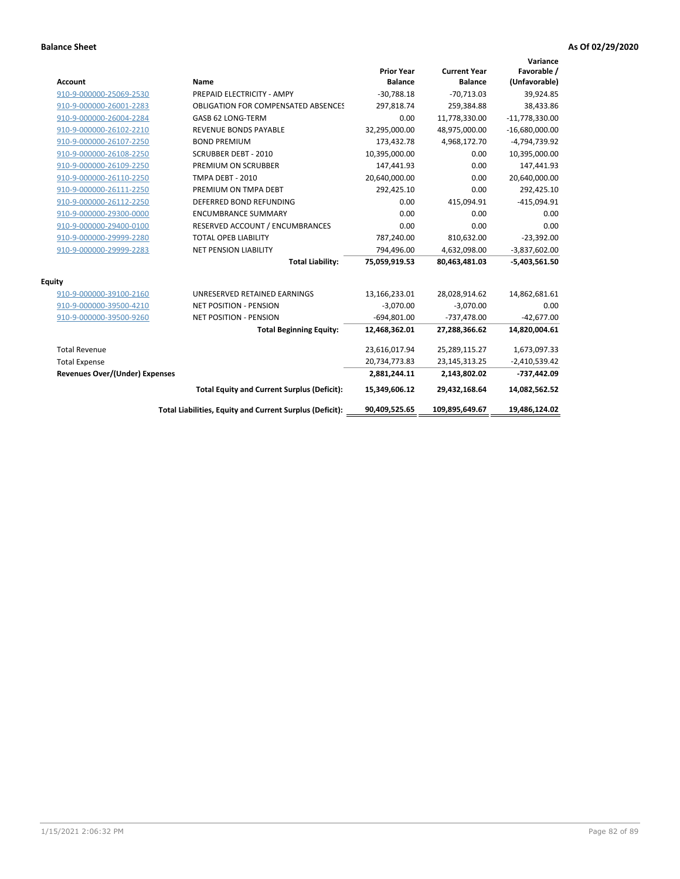**Balance Sheet** **As Of 02/29/2020**

| Account | Name | Prior Year Balance | Current Year Balance | Variance Favorable / (Unfavorable) |
|---|---|---|---|---|
| 910-9-000000-25069-2530 | PREPAID ELECTRICITY - AMPY | -30,788.18 | -70,713.03 | 39,924.85 |
| 910-9-000000-26001-2283 | OBLIGATION FOR COMPENSATED ABSENCES | 297,818.74 | 259,384.88 | 38,433.86 |
| 910-9-000000-26004-2284 | GASB 62 LONG-TERM | 0.00 | 11,778,330.00 | -11,778,330.00 |
| 910-9-000000-26102-2210 | REVENUE BONDS PAYABLE | 32,295,000.00 | 48,975,000.00 | -16,680,000.00 |
| 910-9-000000-26107-2250 | BOND PREMIUM | 173,432.78 | 4,968,172.70 | -4,794,739.92 |
| 910-9-000000-26108-2250 | SCRUBBER DEBT - 2010 | 10,395,000.00 | 0.00 | 10,395,000.00 |
| 910-9-000000-26109-2250 | PREMIUM ON SCRUBBER | 147,441.93 | 0.00 | 147,441.93 |
| 910-9-000000-26110-2250 | TMPA DEBT - 2010 | 20,640,000.00 | 0.00 | 20,640,000.00 |
| 910-9-000000-26111-2250 | PREMIUM ON TMPA DEBT | 292,425.10 | 0.00 | 292,425.10 |
| 910-9-000000-26112-2250 | DEFERRED BOND REFUNDING | 0.00 | 415,094.91 | -415,094.91 |
| 910-9-000000-29300-0000 | ENCUMBRANCE SUMMARY | 0.00 | 0.00 | 0.00 |
| 910-9-000000-29400-0100 | RESERVED ACCOUNT / ENCUMBRANCES | 0.00 | 0.00 | 0.00 |
| 910-9-000000-29999-2280 | TOTAL OPEB LIABILITY | 787,240.00 | 810,632.00 | -23,392.00 |
| 910-9-000000-29999-2283 | NET PENSION LIABILITY | 794,496.00 | 4,632,098.00 | -3,837,602.00 |
| | **Total Liability:** | **75,059,919.53** | **80,463,481.03** | **-5,403,561.50** |
| **Equity** | | | | |
| 910-9-000000-39100-2160 | UNRESERVED RETAINED EARNINGS | 13,166,233.01 | 28,028,914.62 | 14,862,681.61 |
| 910-9-000000-39500-4210 | NET POSITION - PENSION | -3,070.00 | -3,070.00 | 0.00 |
| 910-9-000000-39500-9260 | NET POSITION - PENSION | -694,801.00 | -737,478.00 | -42,677.00 |
| | **Total Beginning Equity:** | **12,468,362.01** | **27,288,366.62** | **14,820,004.61** |
| Total Revenue | | 23,616,017.94 | 25,289,115.27 | 1,673,097.33 |
| Total Expense | | 20,734,773.83 | 23,145,313.25 | -2,410,539.42 |
| **Revenues Over/(Under) Expenses** | | **2,881,244.11** | **2,143,802.02** | **-737,442.09** |
| | **Total Equity and Current Surplus (Deficit):** | **15,349,606.12** | **29,432,168.64** | **14,082,562.52** |
| | **Total Liabilities, Equity and Current Surplus (Deficit):** | **90,409,525.65** | **109,895,649.67** | **19,486,124.02** |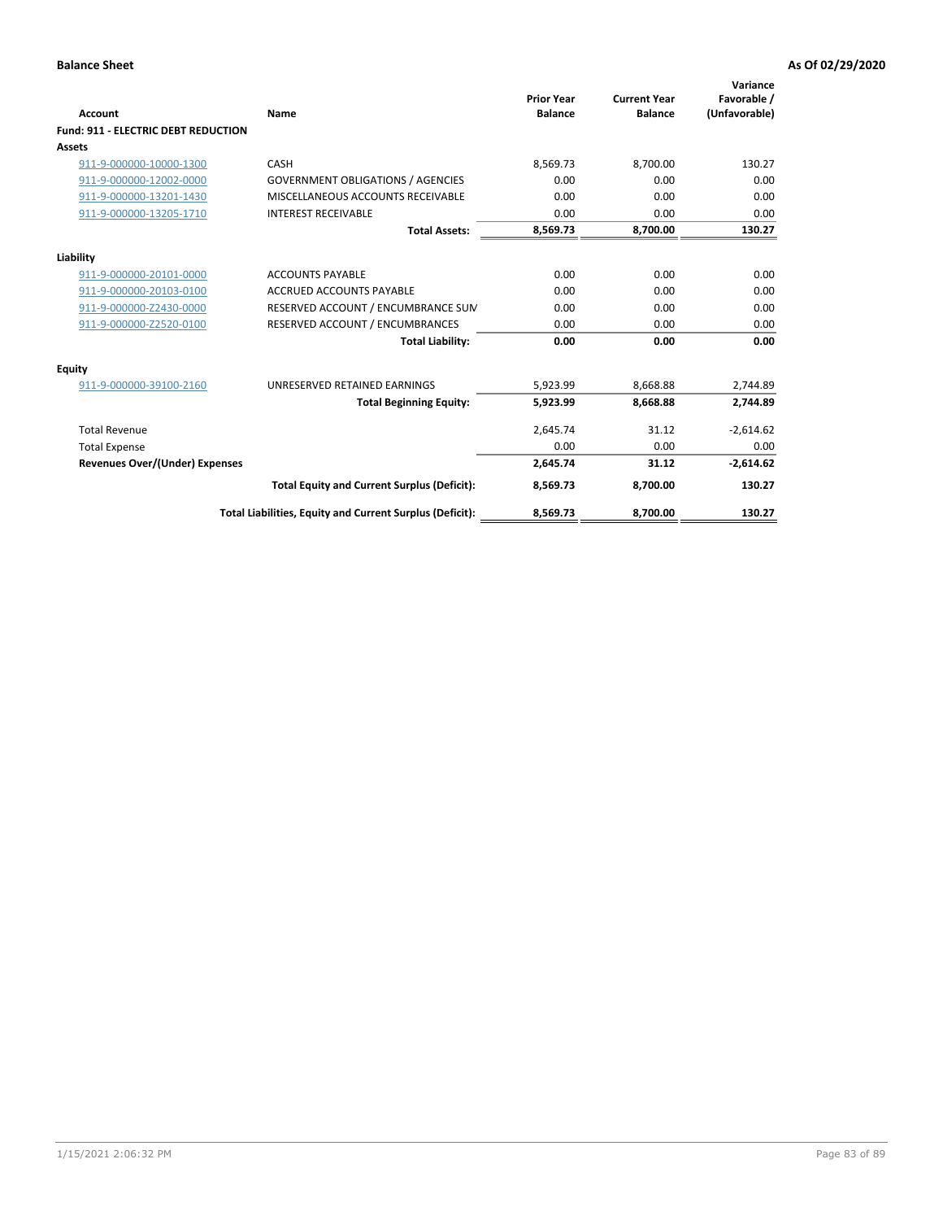**Balance Sheet** **As Of 02/29/2020**

| Account | Name | Prior Year Balance | Current Year Balance | Variance Favorable / (Unfavorable) |
|---|---|---|---|---|
| **Fund: 911 - ELECTRIC DEBT REDUCTION** | | | | |
| **Assets** | | | | |
| 911-9-000000-10000-1300 | CASH | 8,569.73 | 8,700.00 | 130.27 |
| 911-9-000000-12002-0000 | GOVERNMENT OBLIGATIONS / AGENCIES | 0.00 | 0.00 | 0.00 |
| 911-9-000000-13201-1430 | MISCELLANEOUS ACCOUNTS RECEIVABLE | 0.00 | 0.00 | 0.00 |
| 911-9-000000-13205-1710 | INTEREST RECEIVABLE | 0.00 | 0.00 | 0.00 |
| | **Total Assets:** | **8,569.73** | **8,700.00** | **130.27** |
| **Liability** | | | | |
| 911-9-000000-20101-0000 | ACCOUNTS PAYABLE | 0.00 | 0.00 | 0.00 |
| 911-9-000000-20103-0100 | ACCRUED ACCOUNTS PAYABLE | 0.00 | 0.00 | 0.00 |
| 911-9-000000-Z2430-0000 | RESERVED ACCOUNT / ENCUMBRANCE SUM | 0.00 | 0.00 | 0.00 |
| 911-9-000000-Z2520-0100 | RESERVED ACCOUNT / ENCUMBRANCES | 0.00 | 0.00 | 0.00 |
| | **Total Liability:** | **0.00** | **0.00** | **0.00** |
| **Equity** | | | | |
| 911-9-000000-39100-2160 | UNRESERVED RETAINED EARNINGS | 5,923.99 | 8,668.88 | 2,744.89 |
| | **Total Beginning Equity:** | **5,923.99** | **8,668.88** | **2,744.89** |
| Total Revenue | | 2,645.74 | 31.12 | -2,614.62 |
| Total Expense | | 0.00 | 0.00 | 0.00 |
| **Revenues Over/(Under) Expenses** | | **2,645.74** | **31.12** | **-2,614.62** |
| | **Total Equity and Current Surplus (Deficit):** | **8,569.73** | **8,700.00** | **130.27** |
| | **Total Liabilities, Equity and Current Surplus (Deficit):** | **8,569.73** | **8,700.00** | **130.27** |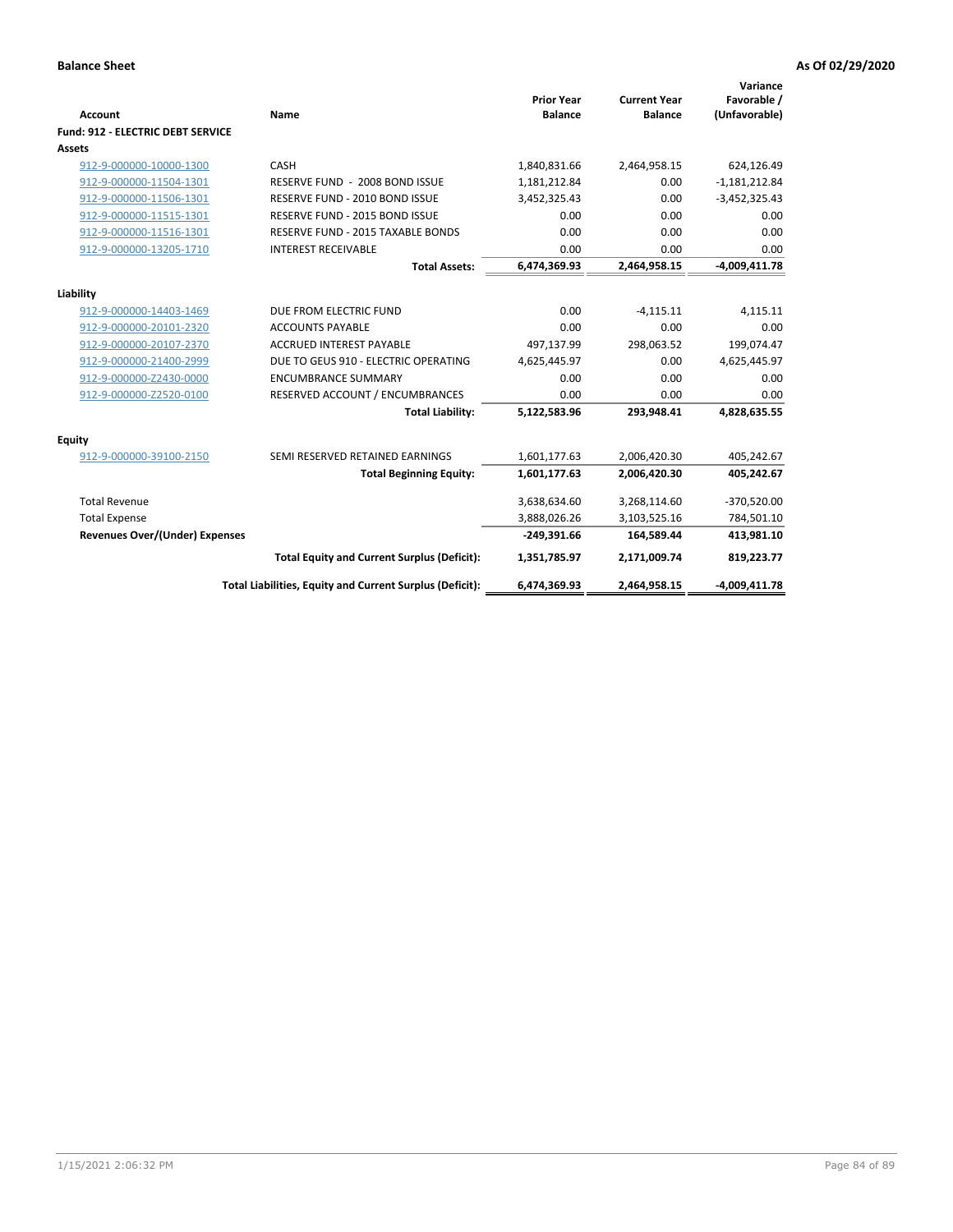**Balance Sheet** | **As Of 02/29/2020**

| Account | Name | Prior Year Balance | Current Year Balance | Variance Favorable / (Unfavorable) |
|---|---|---|---|---|
| **Fund: 912 - ELECTRIC DEBT SERVICE** | | | | |
| **Assets** | | | | |
| 912-9-000000-10000-1300 | CASH | 1,840,831.66 | 2,464,958.15 | 624,126.49 |
| 912-9-000000-11504-1301 | RESERVE FUND - 2008 BOND ISSUE | 1,181,212.84 | 0.00 | -1,181,212.84 |
| 912-9-000000-11506-1301 | RESERVE FUND - 2010 BOND ISSUE | 3,452,325.43 | 0.00 | -3,452,325.43 |
| 912-9-000000-11515-1301 | RESERVE FUND - 2015 BOND ISSUE | 0.00 | 0.00 | 0.00 |
| 912-9-000000-11516-1301 | RESERVE FUND - 2015 TAXABLE BONDS | 0.00 | 0.00 | 0.00 |
| 912-9-000000-13205-1710 | INTEREST RECEIVABLE | 0.00 | 0.00 | 0.00 |
| | **Total Assets:** | **6,474,369.93** | **2,464,958.15** | **-4,009,411.78** |
| **Liability** | | | | |
| 912-9-000000-14403-1469 | DUE FROM ELECTRIC FUND | 0.00 | -4,115.11 | 4,115.11 |
| 912-9-000000-20101-2320 | ACCOUNTS PAYABLE | 0.00 | 0.00 | 0.00 |
| 912-9-000000-20107-2370 | ACCRUED INTEREST PAYABLE | 497,137.99 | 298,063.52 | 199,074.47 |
| 912-9-000000-21400-2999 | DUE TO GEUS 910 - ELECTRIC OPERATING | 4,625,445.97 | 0.00 | 4,625,445.97 |
| 912-9-000000-Z2430-0000 | ENCUMBRANCE SUMMARY | 0.00 | 0.00 | 0.00 |
| 912-9-000000-Z2520-0100 | RESERVED ACCOUNT / ENCUMBRANCES | 0.00 | 0.00 | 0.00 |
| | **Total Liability:** | **5,122,583.96** | **293,948.41** | **4,828,635.55** |
| **Equity** | | | | |
| 912-9-000000-39100-2150 | SEMI RESERVED RETAINED EARNINGS | 1,601,177.63 | 2,006,420.30 | 405,242.67 |
| | **Total Beginning Equity:** | **1,601,177.63** | **2,006,420.30** | **405,242.67** |
| Total Revenue | | 3,638,634.60 | 3,268,114.60 | -370,520.00 |
| Total Expense | | 3,888,026.26 | 3,103,525.16 | 784,501.10 |
| **Revenues Over/(Under) Expenses** | | **-249,391.66** | **164,589.44** | **413,981.10** |
| | **Total Equity and Current Surplus (Deficit):** | **1,351,785.97** | **2,171,009.74** | **819,223.77** |
| | **Total Liabilities, Equity and Current Surplus (Deficit):** | **6,474,369.93** | **2,464,958.15** | **-4,009,411.78** |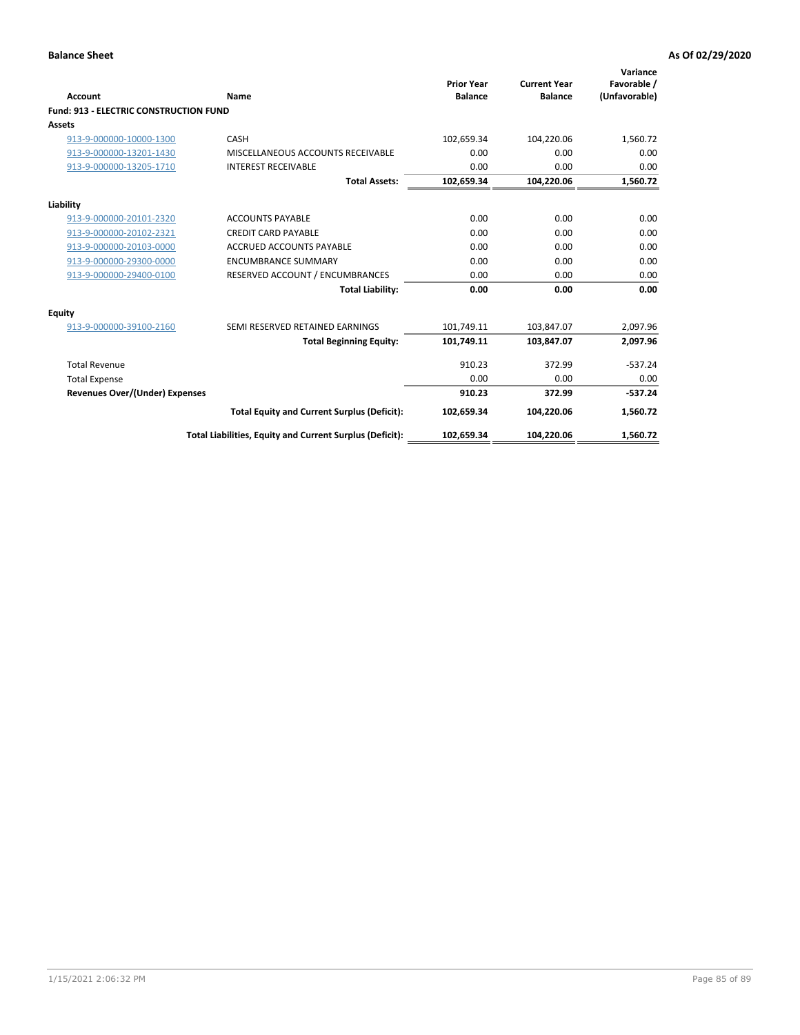**Balance Sheet** **As Of 02/29/2020**

| Account | Name | Prior Year Balance | Current Year Balance | Variance Favorable / (Unfavorable) |
|---|---|---|---|---|
| **Fund: 913 - ELECTRIC CONSTRUCTION FUND** | | | | |
| **Assets** | | | | |
| 913-9-000000-10000-1300 | CASH | 102,659.34 | 104,220.06 | 1,560.72 |
| 913-9-000000-13201-1430 | MISCELLANEOUS ACCOUNTS RECEIVABLE | 0.00 | 0.00 | 0.00 |
| 913-9-000000-13205-1710 | INTEREST RECEIVABLE | 0.00 | 0.00 | 0.00 |
| | **Total Assets:** | **102,659.34** | **104,220.06** | **1,560.72** |
| **Liability** | | | | |
| 913-9-000000-20101-2320 | ACCOUNTS PAYABLE | 0.00 | 0.00 | 0.00 |
| 913-9-000000-20102-2321 | CREDIT CARD PAYABLE | 0.00 | 0.00 | 0.00 |
| 913-9-000000-20103-0000 | ACCRUED ACCOUNTS PAYABLE | 0.00 | 0.00 | 0.00 |
| 913-9-000000-29300-0000 | ENCUMBRANCE SUMMARY | 0.00 | 0.00 | 0.00 |
| 913-9-000000-29400-0100 | RESERVED ACCOUNT / ENCUMBRANCES | 0.00 | 0.00 | 0.00 |
| | **Total Liability:** | **0.00** | **0.00** | **0.00** |
| **Equity** | | | | |
| 913-9-000000-39100-2160 | SEMI RESERVED RETAINED EARNINGS | 101,749.11 | 103,847.07 | 2,097.96 |
| | **Total Beginning Equity:** | **101,749.11** | **103,847.07** | **2,097.96** |
| Total Revenue | | 910.23 | 372.99 | -537.24 |
| Total Expense | | 0.00 | 0.00 | 0.00 |
| **Revenues Over/(Under) Expenses** | | **910.23** | **372.99** | **-537.24** |
| | **Total Equity and Current Surplus (Deficit):** | **102,659.34** | **104,220.06** | **1,560.72** |
| | **Total Liabilities, Equity and Current Surplus (Deficit):** | **102,659.34** | **104,220.06** | **1,560.72** |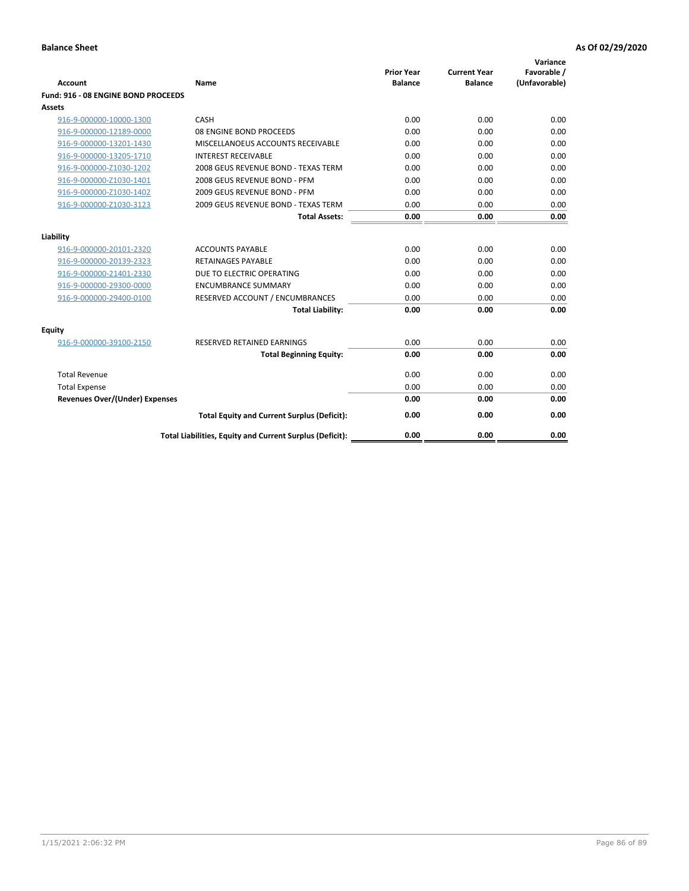**Balance Sheet** **As Of 02/29/2020**

| Account | Name | Prior Year Balance | Current Year Balance | Variance Favorable / (Unfavorable) |
|---|---|---|---|---|
| **Fund: 916 - 08 ENGINE BOND PROCEEDS** | | | | |
| **Assets** | | | | |
| 916-9-000000-10000-1300 | CASH | 0.00 | 0.00 | 0.00 |
| 916-9-000000-12189-0000 | 08 ENGINE BOND PROCEEDS | 0.00 | 0.00 | 0.00 |
| 916-9-000000-13201-1430 | MISCELLANOEUS ACCOUNTS RECEIVABLE | 0.00 | 0.00 | 0.00 |
| 916-9-000000-13205-1710 | INTEREST RECEIVABLE | 0.00 | 0.00 | 0.00 |
| 916-9-000000-Z1030-1202 | 2008 GEUS REVENUE BOND - TEXAS TERM | 0.00 | 0.00 | 0.00 |
| 916-9-000000-Z1030-1401 | 2008 GEUS REVENUE BOND - PFM | 0.00 | 0.00 | 0.00 |
| 916-9-000000-Z1030-1402 | 2009 GEUS REVENUE BOND - PFM | 0.00 | 0.00 | 0.00 |
| 916-9-000000-Z1030-3123 | 2009 GEUS REVENUE BOND - TEXAS TERM | 0.00 | 0.00 | 0.00 |
| | **Total Assets:** | **0.00** | **0.00** | **0.00** |
| **Liability** | | | | |
| 916-9-000000-20101-2320 | ACCOUNTS PAYABLE | 0.00 | 0.00 | 0.00 |
| 916-9-000000-20139-2323 | RETAINAGES PAYABLE | 0.00 | 0.00 | 0.00 |
| 916-9-000000-21401-2330 | DUE TO ELECTRIC OPERATING | 0.00 | 0.00 | 0.00 |
| 916-9-000000-29300-0000 | ENCUMBRANCE SUMMARY | 0.00 | 0.00 | 0.00 |
| 916-9-000000-29400-0100 | RESERVED ACCOUNT / ENCUMBRANCES | 0.00 | 0.00 | 0.00 |
| | **Total Liability:** | **0.00** | **0.00** | **0.00** |
| **Equity** | | | | |
| 916-9-000000-39100-2150 | RESERVED RETAINED EARNINGS | 0.00 | 0.00 | 0.00 |
| | **Total Beginning Equity:** | **0.00** | **0.00** | **0.00** |
| Total Revenue | | 0.00 | 0.00 | 0.00 |
| Total Expense | | 0.00 | 0.00 | 0.00 |
| **Revenues Over/(Under) Expenses** | | **0.00** | **0.00** | **0.00** |
| | **Total Equity and Current Surplus (Deficit):** | **0.00** | **0.00** | **0.00** |
| | **Total Liabilities, Equity and Current Surplus (Deficit):** | **0.00** | **0.00** | **0.00** |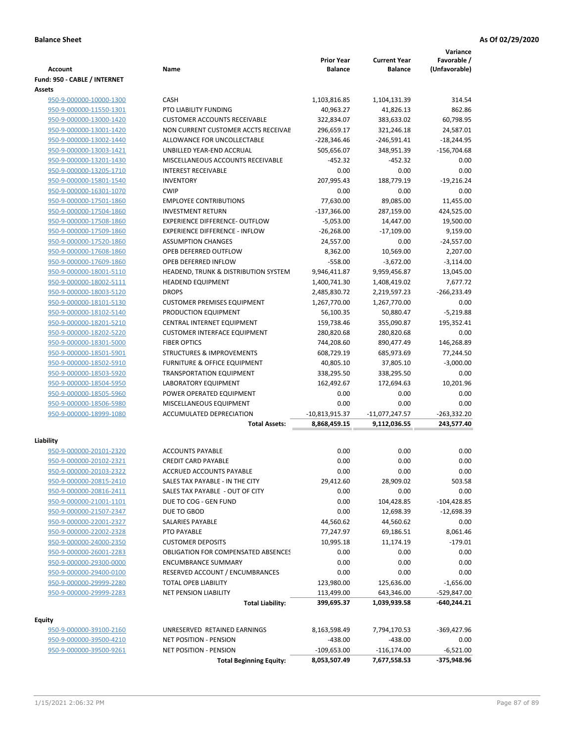**Balance Sheet** **As Of 02/29/2020**

| Account | Name | Prior Year Balance | Current Year Balance | Variance Favorable / (Unfavorable) |
|---|---|---|---|---|
| **Fund: 950 - CABLE / INTERNET** | | | | |
| **Assets** | | | | |
| 950-9-000000-10000-1300 | CASH | 1,103,816.85 | 1,104,131.39 | 314.54 |
| 950-9-000000-11550-1301 | PTO LIABILITY FUNDING | 40,963.27 | 41,826.13 | 862.86 |
| 950-9-000000-13000-1420 | CUSTOMER ACCOUNTS RECEIVABLE | 322,834.07 | 383,633.02 | 60,798.95 |
| 950-9-000000-13001-1420 | NON CURRENT CUSTOMER ACCTS RECEIVAE | 296,659.17 | 321,246.18 | 24,587.01 |
| 950-9-000000-13002-1440 | ALLOWANCE FOR UNCOLLECTABLE | -228,346.46 | -246,591.41 | -18,244.95 |
| 950-9-000000-13003-1421 | UNBILLED YEAR-END ACCRUAL | 505,656.07 | 348,951.39 | -156,704.68 |
| 950-9-000000-13201-1430 | MISCELLANEOUS ACCOUNTS RECEIVABLE | -452.32 | -452.32 | 0.00 |
| 950-9-000000-13205-1710 | INTEREST RECEIVABLE | 0.00 | 0.00 | 0.00 |
| 950-9-000000-15801-1540 | INVENTORY | 207,995.43 | 188,779.19 | -19,216.24 |
| 950-9-000000-16301-1070 | CWIP | 0.00 | 0.00 | 0.00 |
| 950-9-000000-17501-1860 | EMPLOYEE CONTRIBUTIONS | 77,630.00 | 89,085.00 | 11,455.00 |
| 950-9-000000-17504-1860 | INVESTMENT RETURN | -137,366.00 | 287,159.00 | 424,525.00 |
| 950-9-000000-17508-1860 | EXPERIENCE DIFFERENCE- OUTFLOW | -5,053.00 | 14,447.00 | 19,500.00 |
| 950-9-000000-17509-1860 | EXPERIENCE DIFFERENCE - INFLOW | -26,268.00 | -17,109.00 | 9,159.00 |
| 950-9-000000-17520-1860 | ASSUMPTION CHANGES | 24,557.00 | 0.00 | -24,557.00 |
| 950-9-000000-17608-1860 | OPEB DEFERRED OUTFLOW | 8,362.00 | 10,569.00 | 2,207.00 |
| 950-9-000000-17609-1860 | OPEB DEFERRED INFLOW | -558.00 | -3,672.00 | -3,114.00 |
| 950-9-000000-18001-5110 | HEADEND, TRUNK & DISTRIBUTION SYSTEM | 9,946,411.87 | 9,959,456.87 | 13,045.00 |
| 950-9-000000-18002-5111 | HEADEND EQUIPMENT | 1,400,741.30 | 1,408,419.02 | 7,677.72 |
| 950-9-000000-18003-5120 | DROPS | 2,485,830.72 | 2,219,597.23 | -266,233.49 |
| 950-9-000000-18101-5130 | CUSTOMER PREMISES EQUIPMENT | 1,267,770.00 | 1,267,770.00 | 0.00 |
| 950-9-000000-18102-5140 | PRODUCTION EQUIPMENT | 56,100.35 | 50,880.47 | -5,219.88 |
| 950-9-000000-18201-5210 | CENTRAL INTERNET EQUIPMENT | 159,738.46 | 355,090.87 | 195,352.41 |
| 950-9-000000-18202-5220 | CUSTOMER INTERFACE EQUIPMENT | 280,820.68 | 280,820.68 | 0.00 |
| 950-9-000000-18301-5000 | FIBER OPTICS | 744,208.60 | 890,477.49 | 146,268.89 |
| 950-9-000000-18501-5901 | STRUCTURES & IMPROVEMENTS | 608,729.19 | 685,973.69 | 77,244.50 |
| 950-9-000000-18502-5910 | FURNITURE & OFFICE EQUIPMENT | 40,805.10 | 37,805.10 | -3,000.00 |
| 950-9-000000-18503-5920 | TRANSPORTATION EQUIPMENT | 338,295.50 | 338,295.50 | 0.00 |
| 950-9-000000-18504-5950 | LABORATORY EQUIPMENT | 162,492.67 | 172,694.63 | 10,201.96 |
| 950-9-000000-18505-5960 | POWER OPERATED EQUIPMENT | 0.00 | 0.00 | 0.00 |
| 950-9-000000-18506-5980 | MISCELLANEOUS EQUIPMENT | 0.00 | 0.00 | 0.00 |
| 950-9-000000-18999-1080 | ACCUMULATED DEPRECIATION | -10,813,915.37 | -11,077,247.57 | -263,332.20 |
| | **Total Assets:** | **8,868,459.15** | **9,112,036.55** | **243,577.40** |
| **Liability** | | | | |
| 950-9-000000-20101-2320 | ACCOUNTS PAYABLE | 0.00 | 0.00 | 0.00 |
| 950-9-000000-20102-2321 | CREDIT CARD PAYABLE | 0.00 | 0.00 | 0.00 |
| 950-9-000000-20103-2322 | ACCRUED ACCOUNTS PAYABLE | 0.00 | 0.00 | 0.00 |
| 950-9-000000-20815-2410 | SALES TAX PAYABLE - IN THE CITY | 29,412.60 | 28,909.02 | 503.58 |
| 950-9-000000-20816-2411 | SALES TAX PAYABLE - OUT OF CITY | 0.00 | 0.00 | 0.00 |
| 950-9-000000-21001-1101 | DUE TO COG - GEN FUND | 0.00 | 104,428.85 | -104,428.85 |
| 950-9-000000-21507-2347 | DUE TO GBOD | 0.00 | 12,698.39 | -12,698.39 |
| 950-9-000000-22001-2327 | SALARIES PAYABLE | 44,560.62 | 44,560.62 | 0.00 |
| 950-9-000000-22002-2328 | PTO PAYABLE | 77,247.97 | 69,186.51 | 8,061.46 |
| 950-9-000000-24000-2350 | CUSTOMER DEPOSITS | 10,995.18 | 11,174.19 | -179.01 |
| 950-9-000000-26001-2283 | OBLIGATION FOR COMPENSATED ABSENCES | 0.00 | 0.00 | 0.00 |
| 950-9-000000-29300-0000 | ENCUMBRANCE SUMMARY | 0.00 | 0.00 | 0.00 |
| 950-9-000000-29400-0100 | RESERVED ACCOUNT / ENCUMBRANCES | 0.00 | 0.00 | 0.00 |
| 950-9-000000-29999-2280 | TOTAL OPEB LIABILITY | 123,980.00 | 125,636.00 | -1,656.00 |
| 950-9-000000-29999-2283 | NET PENSION LIABILITY | 113,499.00 | 643,346.00 | -529,847.00 |
| | **Total Liability:** | **399,695.37** | **1,039,939.58** | **-640,244.21** |
| **Equity** | | | | |
| 950-9-000000-39100-2160 | UNRESERVED RETAINED EARNINGS | 8,163,598.49 | 7,794,170.53 | -369,427.96 |
| 950-9-000000-39500-4210 | NET POSITION - PENSION | -438.00 | -438.00 | 0.00 |
| 950-9-000000-39500-9261 | NET POSITION - PENSION | -109,653.00 | -116,174.00 | -6,521.00 |
| | **Total Beginning Equity:** | **8,053,507.49** | **7,677,558.53** | **-375,948.96** |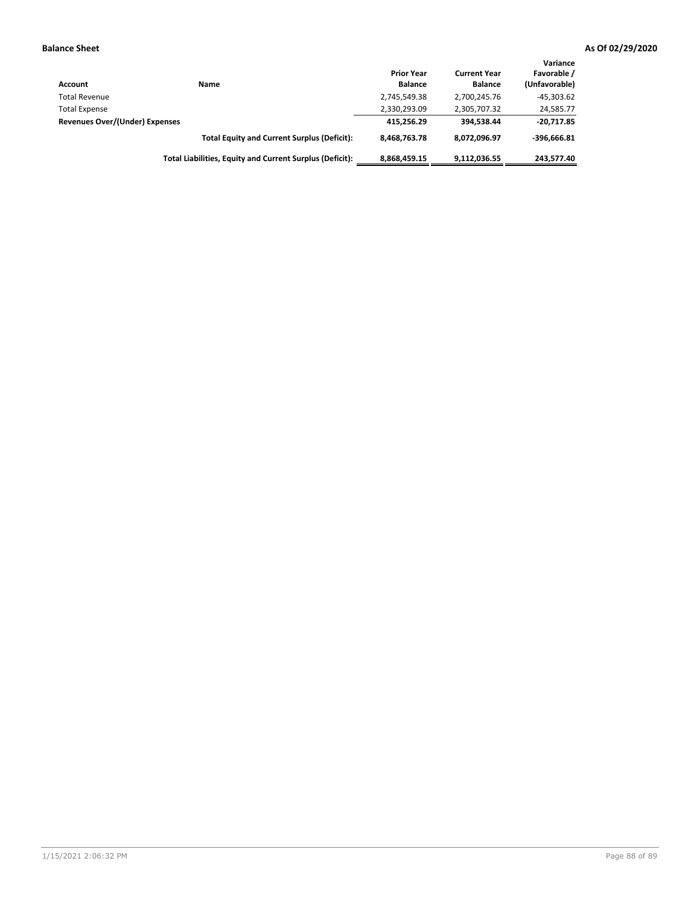**Balance Sheet** **As Of 02/29/2020**

| Account | Name | Prior Year Balance | Current Year Balance | Variance Favorable / (Unfavorable) |
|---|---|---|---|---|
| Total Revenue | | 2,745,549.38 | 2,700,245.76 | -45,303.62 |
| Total Expense | | 2,330,293.09 | 2,305,707.32 | 24,585.77 |
| **Revenues Over/(Under) Expenses** | | **415,256.29** | **394,538.44** | **-20,717.85** |
| | **Total Equity and Current Surplus (Deficit):** | **8,468,763.78** | **8,072,096.97** | **-396,666.81** |
| | **Total Liabilities, Equity and Current Surplus (Deficit):** | **8,868,459.15** | **9,112,036.55** | **243,577.40** |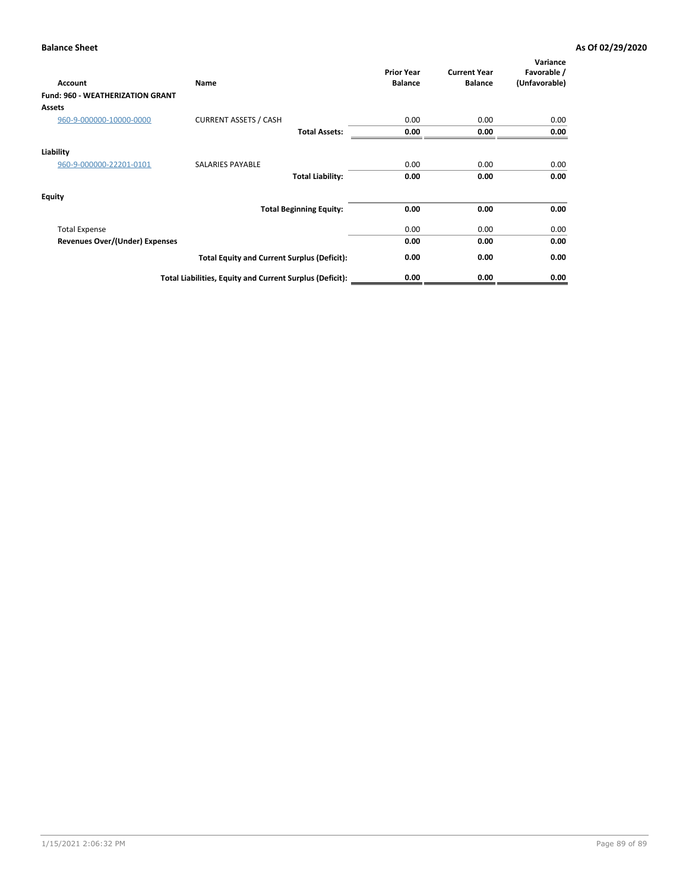**Balance Sheet** **As Of 02/29/2020**

| Account | Name | Prior Year Balance | Current Year Balance | Variance Favorable / (Unfavorable) |
|---|---|---|---|---|
| **Fund: 960 - WEATHERIZATION GRANT** | | | | |
| **Assets** | | | | |
| 960-9-000000-10000-0000 | CURRENT ASSETS / CASH | 0.00 | 0.00 | 0.00 |
| | **Total Assets:** | **0.00** | **0.00** | **0.00** |
| **Liability** | | | | |
| 960-9-000000-22201-0101 | SALARIES PAYABLE | 0.00 | 0.00 | 0.00 |
| | **Total Liability:** | **0.00** | **0.00** | **0.00** |
| **Equity** | | | | |
| | **Total Beginning Equity:** | **0.00** | **0.00** | **0.00** |
| Total Expense | | 0.00 | 0.00 | 0.00 |
| **Revenues Over/(Under) Expenses** | | **0.00** | **0.00** | **0.00** |
| | **Total Equity and Current Surplus (Deficit):** | **0.00** | **0.00** | **0.00** |
| | **Total Liabilities, Equity and Current Surplus (Deficit):** | **0.00** | **0.00** | **0.00** |

1/15/2021 2:06:32 PM